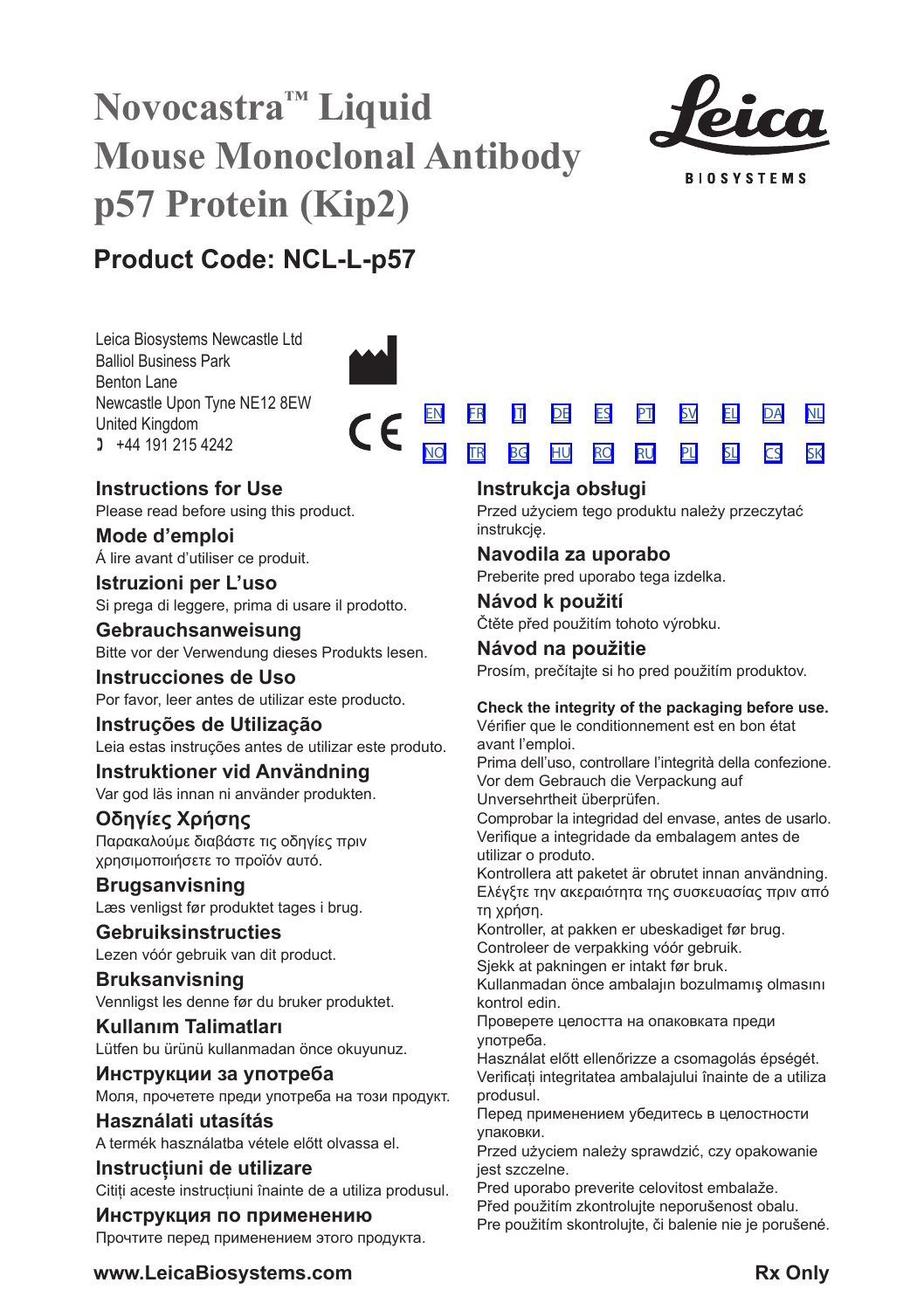# Novocastra™ Liquid Mouse Monoclonal Antibody p57 Protein (Kip2)

## Product Code: NCL-L-p57

Leica Biosystems Newcastle Ltd
Balliol Business Park
Benton Lane
Newcastle Upon Tyne NE12 8EW
United Kingdom
+44 191 215 4242

EN FR IT DE ES PT SV EL DA NL
NO TR BG HU RO RU PL SL CS SK

### Instructions for Use
Please read before using this product.

### Mode d'emploi
À lire avant d'utiliser ce produit.

### Istruzioni per L'uso
Si prega di leggere, prima di usare il prodotto.

### Gebrauchsanweisung
Bitte vor der Verwendung dieses Produkts lesen.

### Instrucciones de Uso
Por favor, leer antes de utilizar este producto.

### Instruções de Utilização
Leia estas instruções antes de utilizar este produto.

### Instruktioner vid Användning
Var god läs innan ni använder produkten.

### Οδηγίες Χρήσης
Παρακαλούμε διαβάστε τις οδηγίες πριν χρησιμοποιήσετε το προϊόν αυτό.

### Brugsanvisning
Læs venligst før produktet tages i brug.

### Gebruiksinstructies
Lezen vóór gebruik van dit product.

### Bruksanvisning
Vennligst les denne før du bruker produktet.

### Kullanım Talimatları
Lütfen bu ürünü kullanmadan önce okuyunuz.

### Инструкции за употреба
Моля, прочетете преди употреба на този продукт.

### Használati utasítás
A termék használatba vétele előtt olvassa el.

### Instrucțiuni de utilizare
Citiți aceste instrucțiuni înainte de a utiliza produsul.

### Инструкция по применению
Прочтите перед применением этого продукта.

### Instrukcja obsługi
Przed użyciem tego produktu należy przeczytać instrukcję.

### Navodila za uporabo
Preberite pred uporabo tega izdelka.

### Návod k použití
Čtěte před použitím tohoto výrobku.

### Návod na použitie
Prosím, prečítajte si ho pred použitím produktov.

**Check the integrity of the packaging before use.**
Vérifier que le conditionnement est en bon état avant l'emploi.
Prima dell'uso, controllare l'integrità della confezione.
Vor dem Gebrauch die Verpackung auf Unversehrtheit überprüfen.
Comprobar la integridad del envase, antes de usarlo.
Verifique a integridade da embalagem antes de utilizar o produto.
Kontrollera att paketet är obrutet innan användning.
Ελέγξτε την ακεραιότητα της συσκευασίας πριν από τη χρήση.
Kontroller, at pakken er ubeskadiget før brug.
Controleer de verpakking vóór gebruik.
Sjekk at pakningen er intakt før bruk.
Kullanmadan önce ambalajın bozulmamış olmasını kontrol edin.
Проверете целостта на опаковката преди употреба.
Használat előtt ellenőrizze a csomagolás épségét.
Verificați integritatea ambalajului înainte de a utiliza produsul.
Перед применением убедитесь в целостности упаковки.
Przed użyciem należy sprawdzić, czy opakowanie jest szczelne.
Pred uporabo preverite celovitost embalaže.
Před použitím zkontrolujte neporušenost obalu.
Pre použitím skontrolujte, či balenie nie je porušené.

**www.LeicaBiosystems.com** **Rx Only**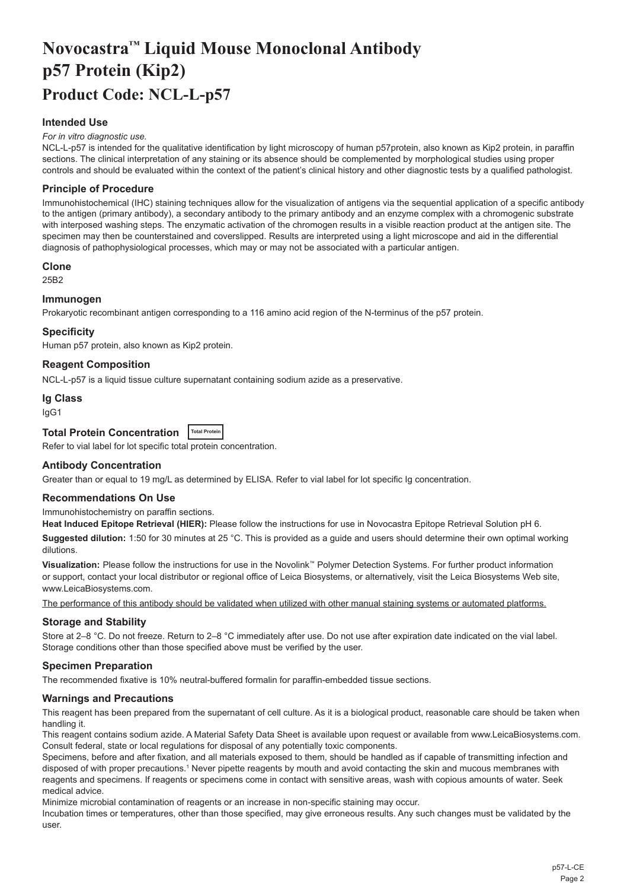# Novocastra™ Liquid Mouse Monoclonal Antibody p57 Protein (Kip2)

## Product Code: NCL-L-p57

### Intended Use

*For in vitro diagnostic use.*

NCL-L-p57 is intended for the qualitative identification by light microscopy of human p57protein, also known as Kip2 protein, in paraffin sections. The clinical interpretation of any staining or its absence should be complemented by morphological studies using proper controls and should be evaluated within the context of the patient's clinical history and other diagnostic tests by a qualified pathologist.

### Principle of Procedure

Immunohistochemical (IHC) staining techniques allow for the visualization of antigens via the sequential application of a specific antibody to the antigen (primary antibody), a secondary antibody to the primary antibody and an enzyme complex with a chromogenic substrate with interposed washing steps. The enzymatic activation of the chromogen results in a visible reaction product at the antigen site. The specimen may then be counterstained and coverslipped. Results are interpreted using a light microscope and aid in the differential diagnosis of pathophysiological processes, which may or may not be associated with a particular antigen.

### Clone

25B2

### Immunogen

Prokaryotic recombinant antigen corresponding to a 116 amino acid region of the N-terminus of the p57 protein.

### Specificity

Human p57 protein, also known as Kip2 protein.

### Reagent Composition

NCL-L-p57 is a liquid tissue culture supernatant containing sodium azide as a preservative.

### Ig Class

IgG1

### Total Protein Concentration Total Protein

Refer to vial label for lot specific total protein concentration.

### Antibody Concentration

Greater than or equal to 19 mg/L as determined by ELISA. Refer to vial label for lot specific Ig concentration.

### Recommendations On Use

Immunohistochemistry on paraffin sections.

**Heat Induced Epitope Retrieval (HIER):** Please follow the instructions for use in Novocastra Epitope Retrieval Solution pH 6.

**Suggested dilution:** 1:50 for 30 minutes at 25 °C. This is provided as a guide and users should determine their own optimal working dilutions.

**Visualization:** Please follow the instructions for use in the Novolink™ Polymer Detection Systems. For further product information or support, contact your local distributor or regional office of Leica Biosystems, or alternatively, visit the Leica Biosystems Web site, www.LeicaBiosystems.com.

The performance of this antibody should be validated when utilized with other manual staining systems or automated platforms.

### Storage and Stability

Store at 2–8 °C. Do not freeze. Return to 2–8 °C immediately after use. Do not use after expiration date indicated on the vial label. Storage conditions other than those specified above must be verified by the user.

### Specimen Preparation

The recommended fixative is 10% neutral-buffered formalin for paraffin-embedded tissue sections.

### Warnings and Precautions

This reagent has been prepared from the supernatant of cell culture. As it is a biological product, reasonable care should be taken when handling it.

This reagent contains sodium azide. A Material Safety Data Sheet is available upon request or available from www.LeicaBiosystems.com. Consult federal, state or local regulations for disposal of any potentially toxic components.

Specimens, before and after fixation, and all materials exposed to them, should be handled as if capable of transmitting infection and disposed of with proper precautions.[1] Never pipette reagents by mouth and avoid contacting the skin and mucous membranes with reagents and specimens. If reagents or specimens come in contact with sensitive areas, wash with copious amounts of water. Seek medical advice.

Minimize microbial contamination of reagents or an increase in non-specific staining may occur.

Incubation times or temperatures, other than those specified, may give erroneous results. Any such changes must be validated by the user.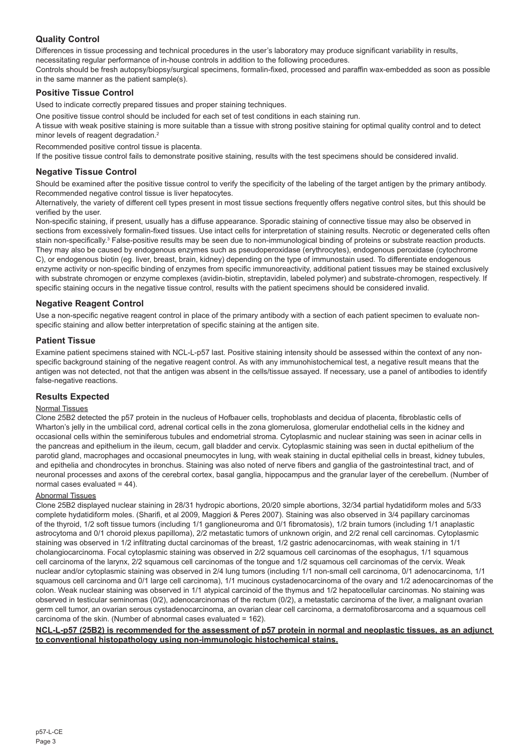## Quality Control

Differences in tissue processing and technical procedures in the user's laboratory may produce significant variability in results, necessitating regular performance of in-house controls in addition to the following procedures.

Controls should be fresh autopsy/biopsy/surgical specimens, formalin-fixed, processed and paraffin wax-embedded as soon as possible in the same manner as the patient sample(s).

## Positive Tissue Control

Used to indicate correctly prepared tissues and proper staining techniques.

One positive tissue control should be included for each set of test conditions in each staining run.

A tissue with weak positive staining is more suitable than a tissue with strong positive staining for optimal quality control and to detect minor levels of reagent degradation.[2]

Recommended positive control tissue is placenta.

If the positive tissue control fails to demonstrate positive staining, results with the test specimens should be considered invalid.

## Negative Tissue Control

Should be examined after the positive tissue control to verify the specificity of the labeling of the target antigen by the primary antibody. Recommended negative control tissue is liver hepatocytes.

Alternatively, the variety of different cell types present in most tissue sections frequently offers negative control sites, but this should be verified by the user.

Non-specific staining, if present, usually has a diffuse appearance. Sporadic staining of connective tissue may also be observed in sections from excessively formalin-fixed tissues. Use intact cells for interpretation of staining results. Necrotic or degenerated cells often stain non-specifically.[3] False-positive results may be seen due to non-immunological binding of proteins or substrate reaction products. They may also be caused by endogenous enzymes such as pseudoperoxidase (erythrocytes), endogenous peroxidase (cytochrome C), or endogenous biotin (eg. liver, breast, brain, kidney) depending on the type of immunostain used. To differentiate endogenous enzyme activity or non-specific binding of enzymes from specific immunoreactivity, additional patient tissues may be stained exclusively with substrate chromogen or enzyme complexes (avidin-biotin, streptavidin, labeled polymer) and substrate-chromogen, respectively. If specific staining occurs in the negative tissue control, results with the patient specimens should be considered invalid.

## Negative Reagent Control

Use a non-specific negative reagent control in place of the primary antibody with a section of each patient specimen to evaluate non-specific staining and allow better interpretation of specific staining at the antigen site.

## Patient Tissue

Examine patient specimens stained with NCL-L-p57 last. Positive staining intensity should be assessed within the context of any non-specific background staining of the negative reagent control. As with any immunohistochemical test, a negative result means that the antigen was not detected, not that the antigen was absent in the cells/tissue assayed. If necessary, use a panel of antibodies to identify false-negative reactions.

## Results Expected

### Normal Tissues

Clone 25B2 detected the p57 protein in the nucleus of Hofbauer cells, trophoblasts and decidua of placenta, fibroblastic cells of Wharton's jelly in the umbilical cord, adrenal cortical cells in the zona glomerulosa, glomerular endothelial cells in the kidney and occasional cells within the seminiferous tubules and endometrial stroma. Cytoplasmic and nuclear staining was seen in acinar cells in the pancreas and epithelium in the ileum, cecum, gall bladder and cervix. Cytoplasmic staining was seen in ductal epithelium of the parotid gland, macrophages and occasional pneumocytes in lung, with weak staining in ductal epithelial cells in breast, kidney tubules, and epithelia and chondrocytes in bronchus. Staining was also noted of nerve fibers and ganglia of the gastrointestinal tract, and of neuronal processes and axons of the cerebral cortex, basal ganglia, hippocampus and the granular layer of the cerebellum. (Number of normal cases evaluated = 44).

### Abnormal Tissues

Clone 25B2 displayed nuclear staining in 28/31 hydropic abortions, 20/20 simple abortions, 32/34 partial hydatidiform moles and 5/33 complete hydatidiform moles. (Sharifi, et al 2009, Maggiori & Peres 2007). Staining was also observed in 3/4 papillary carcinomas of the thyroid, 1/2 soft tissue tumors (including 1/1 ganglioneuroma and 0/1 fibromatosis), 1/2 brain tumors (including 1/1 anaplastic astrocytoma and 0/1 choroid plexus papilloma), 2/2 metastatic tumors of unknown origin, and 2/2 renal cell carcinomas. Cytoplasmic staining was observed in 1/2 infiltrating ductal carcinomas of the breast, 1/2 gastric adenocarcinomas, with weak staining in 1/1 cholangiocarcinoma. Focal cytoplasmic staining was observed in 2/2 squamous cell carcinomas of the esophagus, 1/1 squamous cell carcinoma of the larynx, 2/2 squamous cell carcinomas of the tongue and 1/2 squamous cell carcinomas of the cervix. Weak nuclear and/or cytoplasmic staining was observed in 2/4 lung tumors (including 1/1 non-small cell carcinoma, 0/1 adenocarcinoma, 1/1 squamous cell carcinoma and 0/1 large cell carcinoma), 1/1 mucinous cystadenocarcinoma of the ovary and 1/2 adenocarcinomas of the colon. Weak nuclear staining was observed in 1/1 atypical carcinoid of the thymus and 1/2 hepatocellular carcinomas. No staining was observed in testicular seminomas (0/2), adenocarcinomas of the rectum (0/2), a metastatic carcinoma of the liver, a malignant ovarian germ cell tumor, an ovarian serous cystadenocarcinoma, an ovarian clear cell carcinoma, a dermatofibrosarcoma and a squamous cell carcinoma of the skin. (Number of abnormal cases evaluated = 162).

**NCL-L-p57 (25B2) is recommended for the assessment of p57 protein in normal and neoplastic tissues, as an adjunct to conventional histopathology using non-immunologic histochemical stains.**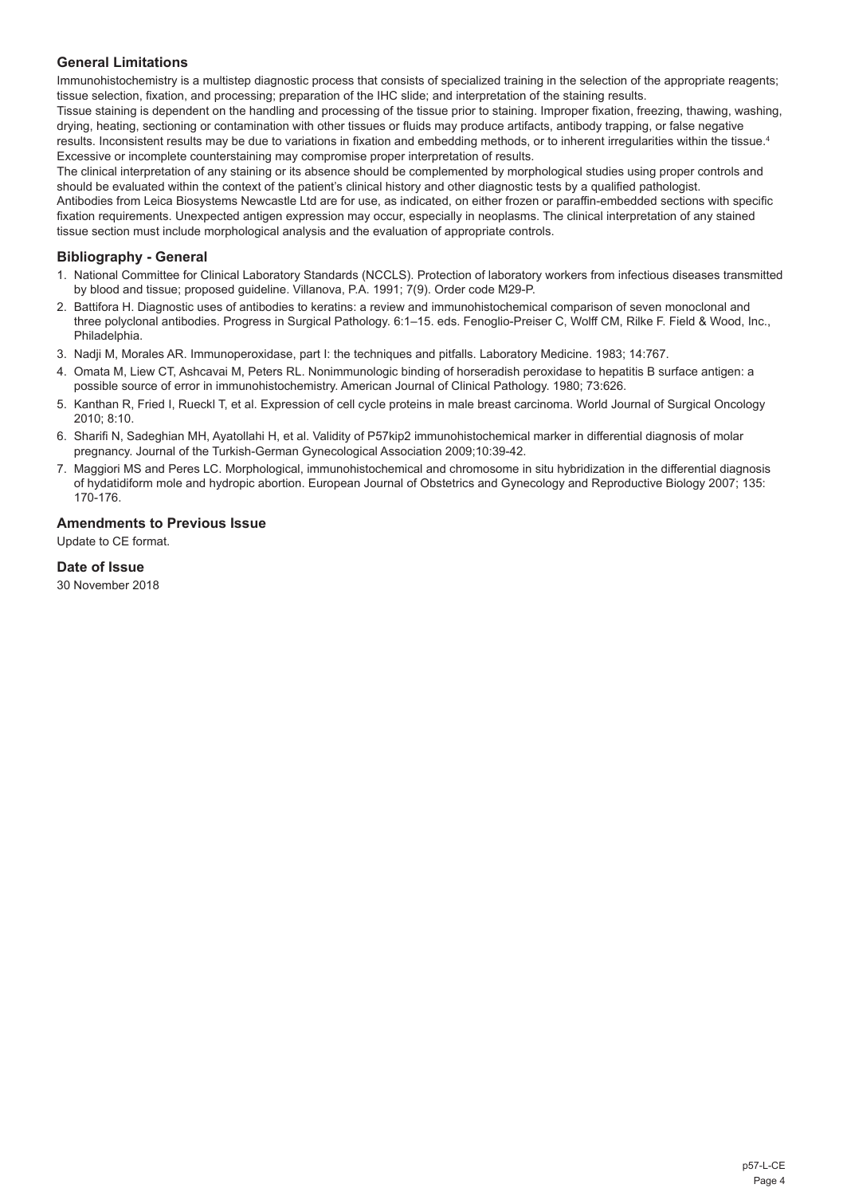## General Limitations

Immunohistochemistry is a multistep diagnostic process that consists of specialized training in the selection of the appropriate reagents; tissue selection, fixation, and processing; preparation of the IHC slide; and interpretation of the staining results.

Tissue staining is dependent on the handling and processing of the tissue prior to staining. Improper fixation, freezing, thawing, washing, drying, heating, sectioning or contamination with other tissues or fluids may produce artifacts, antibody trapping, or false negative results. Inconsistent results may be due to variations in fixation and embedding methods, or to inherent irregularities within the tissue.[4] Excessive or incomplete counterstaining may compromise proper interpretation of results.

The clinical interpretation of any staining or its absence should be complemented by morphological studies using proper controls and should be evaluated within the context of the patient's clinical history and other diagnostic tests by a qualified pathologist.

Antibodies from Leica Biosystems Newcastle Ltd are for use, as indicated, on either frozen or paraffin-embedded sections with specific fixation requirements. Unexpected antigen expression may occur, especially in neoplasms. The clinical interpretation of any stained tissue section must include morphological analysis and the evaluation of appropriate controls.

## Bibliography - General

1. National Committee for Clinical Laboratory Standards (NCCLS). Protection of laboratory workers from infectious diseases transmitted by blood and tissue; proposed guideline. Villanova, P.A. 1991; 7(9). Order code M29-P.
2. Battifora H. Diagnostic uses of antibodies to keratins: a review and immunohistochemical comparison of seven monoclonal and three polyclonal antibodies. Progress in Surgical Pathology. 6:1–15. eds. Fenoglio-Preiser C, Wolff CM, Rilke F. Field & Wood, Inc., Philadelphia.
3. Nadji M, Morales AR. Immunoperoxidase, part I: the techniques and pitfalls. Laboratory Medicine. 1983; 14:767.
4. Omata M, Liew CT, Ashcavai M, Peters RL. Nonimmunologic binding of horseradish peroxidase to hepatitis B surface antigen: a possible source of error in immunohistochemistry. American Journal of Clinical Pathology. 1980; 73:626.
5. Kanthan R, Fried I, Rueckl T, et al. Expression of cell cycle proteins in male breast carcinoma. World Journal of Surgical Oncology 2010; 8:10.
6. Sharifi N, Sadeghian MH, Ayatollahi H, et al. Validity of P57kip2 immunohistochemical marker in differential diagnosis of molar pregnancy. Journal of the Turkish-German Gynecological Association 2009;10:39-42.
7. Maggiori MS and Peres LC. Morphological, immunohistochemical and chromosome in situ hybridization in the differential diagnosis of hydatidiform mole and hydropic abortion. European Journal of Obstetrics and Gynecology and Reproductive Biology 2007; 135: 170-176.

## Amendments to Previous Issue

Update to CE format.

## Date of Issue

30 November 2018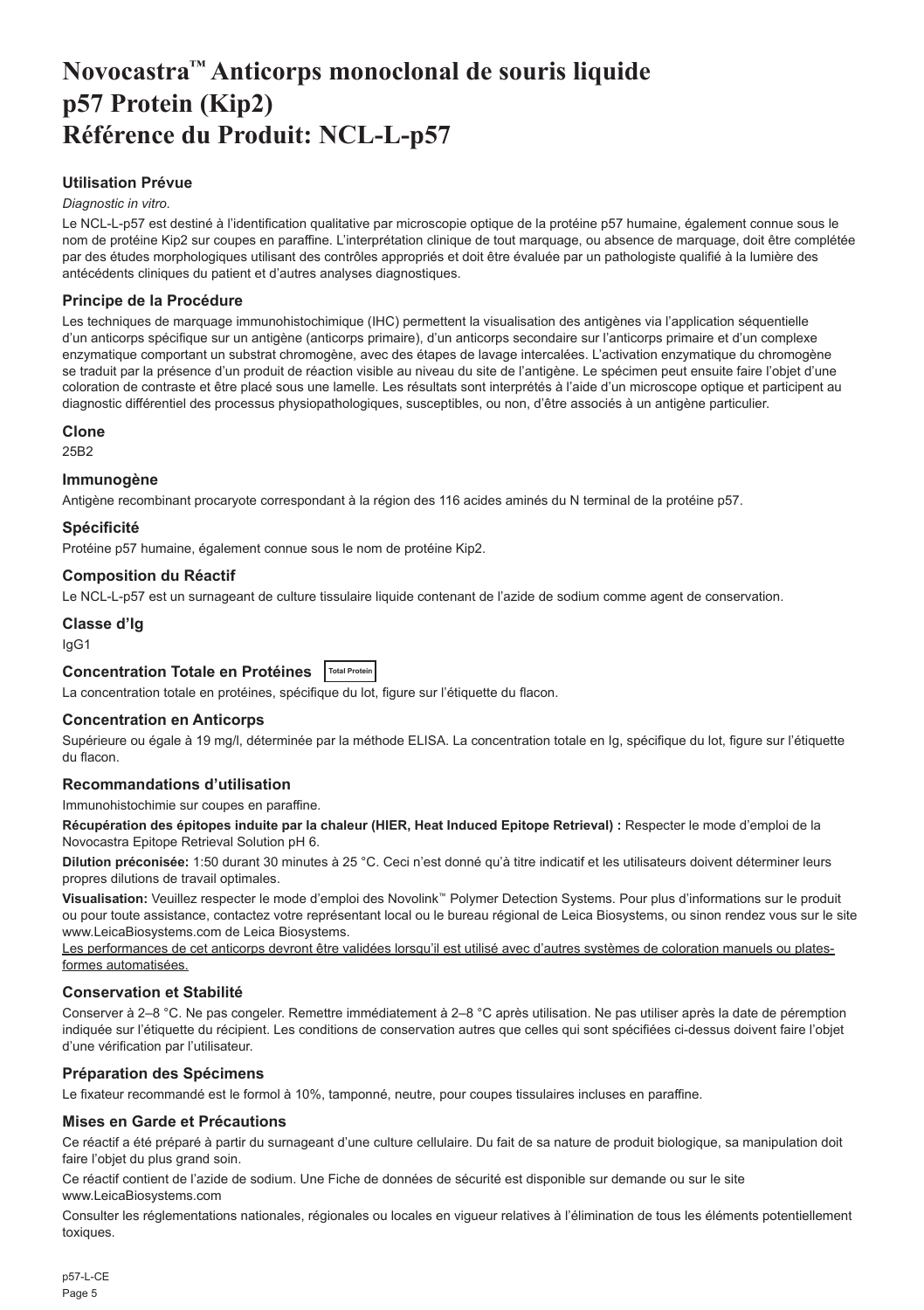# Novocastra™ Anticorps monoclonal de souris liquide p57 Protein (Kip2) Référence du Produit: NCL-L-p57

## Utilisation Prévue

*Diagnostic in vitro*.

Le NCL-L-p57 est destiné à l'identification qualitative par microscopie optique de la protéine p57 humaine, également connue sous le nom de protéine Kip2 sur coupes en paraffine. L'interprétation clinique de tout marquage, ou absence de marquage, doit être complétée par des études morphologiques utilisant des contrôles appropriés et doit être évaluée par un pathologiste qualifié à la lumière des antécédents cliniques du patient et d'autres analyses diagnostiques.

## Principe de la Procédure

Les techniques de marquage immunohistochimique (IHC) permettent la visualisation des antigènes via l'application séquentielle d'un anticorps spécifique sur un antigène (anticorps primaire), d'un anticorps secondaire sur l'anticorps primaire et d'un complexe enzymatique comportant un substrat chromogène, avec des étapes de lavage intercalées. L'activation enzymatique du chromogène se traduit par la présence d'un produit de réaction visible au niveau du site de l'antigène. Le spécimen peut ensuite faire l'objet d'une coloration de contraste et être placé sous une lamelle. Les résultats sont interprétés à l'aide d'un microscope optique et participent au diagnostic différentiel des processus physiopathologiques, susceptibles, ou non, d'être associés à un antigène particulier.

## Clone

25B2

## Immunogène

Antigène recombinant procaryote correspondant à la région des 116 acides aminés du N terminal de la protéine p57.

## Spécificité

Protéine p57 humaine, également connue sous le nom de protéine Kip2.

## Composition du Réactif

Le NCL-L-p57 est un surnageant de culture tissulaire liquide contenant de l'azide de sodium comme agent de conservation.

## Classe d'Ig

IgG1

## Concentration Totale en Protéines Total Protein

La concentration totale en protéines, spécifique du lot, figure sur l'étiquette du flacon.

## Concentration en Anticorps

Supérieure ou égale à 19 mg/l, déterminée par la méthode ELISA. La concentration totale en Ig, spécifique du lot, figure sur l'étiquette du flacon.

## Recommandations d'utilisation

Immunohistochimie sur coupes en paraffine.

**Récupération des épitopes induite par la chaleur (HIER, Heat Induced Epitope Retrieval) :** Respecter le mode d'emploi de la Novocastra Epitope Retrieval Solution pH 6.

**Dilution préconisée:** 1:50 durant 30 minutes à 25 °C. Ceci n'est donné qu'à titre indicatif et les utilisateurs doivent déterminer leurs propres dilutions de travail optimales.

**Visualisation:** Veuillez respecter le mode d'emploi des Novolink™ Polymer Detection Systems. Pour plus d'informations sur le produit ou pour toute assistance, contactez votre représentant local ou le bureau régional de Leica Biosystems, ou sinon rendez vous sur le site www.LeicaBiosystems.com de Leica Biosystems.

Les performances de cet anticorps devront être validées lorsqu'il est utilisé avec d'autres systèmes de coloration manuels ou plates-formes automatisées.

## Conservation et Stabilité

Conserver à 2–8 °C. Ne pas congeler. Remettre immédiatement à 2–8 °C après utilisation. Ne pas utiliser après la date de péremption indiquée sur l'étiquette du récipient. Les conditions de conservation autres que celles qui sont spécifiées ci-dessus doivent faire l'objet d'une vérification par l'utilisateur.

## Préparation des Spécimens

Le fixateur recommandé est le formol à 10%, tamponné, neutre, pour coupes tissulaires incluses en paraffine.

## Mises en Garde et Précautions

Ce réactif a été préparé à partir du surnageant d'une culture cellulaire. Du fait de sa nature de produit biologique, sa manipulation doit faire l'objet du plus grand soin.

Ce réactif contient de l'azide de sodium. Une Fiche de données de sécurité est disponible sur demande ou sur le site www.LeicaBiosystems.com

Consulter les réglementations nationales, régionales ou locales en vigueur relatives à l'élimination de tous les éléments potentiellement toxiques.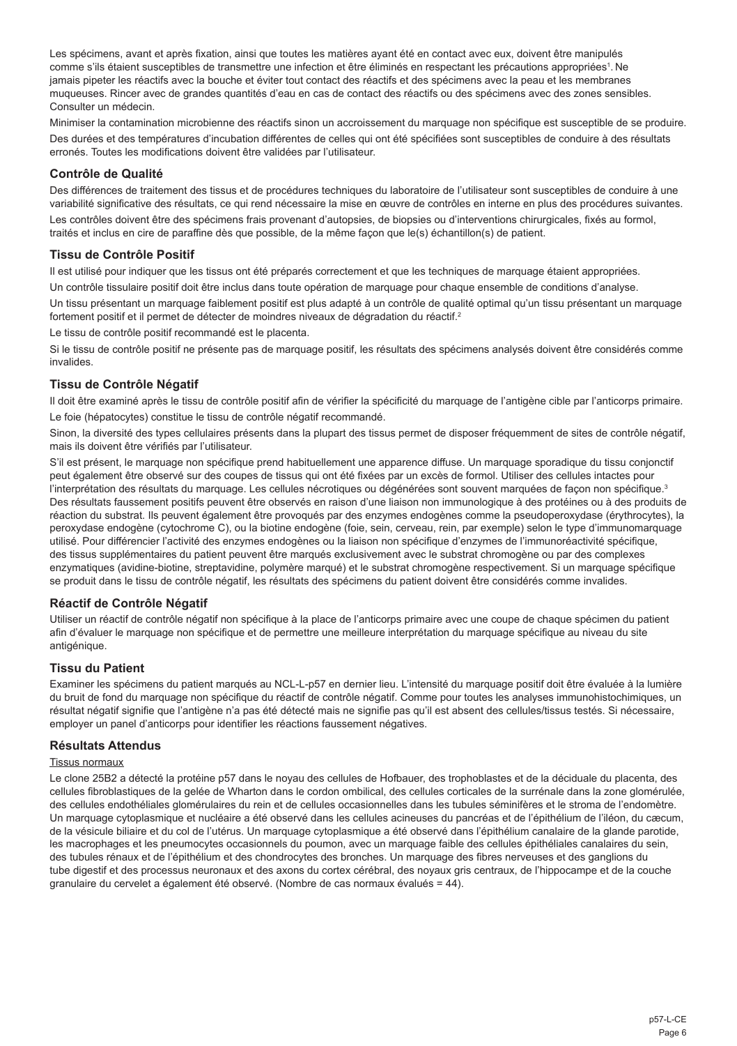Les spécimens, avant et après fixation, ainsi que toutes les matières ayant été en contact avec eux, doivent être manipulés comme s'ils étaient susceptibles de transmettre une infection et être éliminés en respectant les précautions appropriées[1]. Ne jamais pipeter les réactifs avec la bouche et éviter tout contact des réactifs et des spécimens avec la peau et les membranes muqueuses. Rincer avec de grandes quantités d'eau en cas de contact des réactifs ou des spécimens avec des zones sensibles. Consulter un médecin.

Minimiser la contamination microbienne des réactifs sinon un accroissement du marquage non spécifique est susceptible de se produire.

Des durées et des températures d'incubation différentes de celles qui ont été spécifiées sont susceptibles de conduire à des résultats erronés. Toutes les modifications doivent être validées par l'utilisateur.

## Contrôle de Qualité

Des différences de traitement des tissus et de procédures techniques du laboratoire de l'utilisateur sont susceptibles de conduire à une variabilité significative des résultats, ce qui rend nécessaire la mise en œuvre de contrôles en interne en plus des procédures suivantes.

Les contrôles doivent être des spécimens frais provenant d'autopsies, de biopsies ou d'interventions chirurgicales, fixés au formol, traités et inclus en cire de paraffine dès que possible, de la même façon que le(s) échantillon(s) de patient.

## Tissu de Contrôle Positif

Il est utilisé pour indiquer que les tissus ont été préparés correctement et que les techniques de marquage étaient appropriées.

Un contrôle tissulaire positif doit être inclus dans toute opération de marquage pour chaque ensemble de conditions d'analyse.

Un tissu présentant un marquage faiblement positif est plus adapté à un contrôle de qualité optimal qu'un tissu présentant un marquage fortement positif et il permet de détecter de moindres niveaux de dégradation du réactif.[2]

Le tissu de contrôle positif recommandé est le placenta.

Si le tissu de contrôle positif ne présente pas de marquage positif, les résultats des spécimens analysés doivent être considérés comme invalides.

## Tissu de Contrôle Négatif

Il doit être examiné après le tissu de contrôle positif afin de vérifier la spécificité du marquage de l'antigène cible par l'anticorps primaire.

Le foie (hépatocytes) constitue le tissu de contrôle négatif recommandé.

Sinon, la diversité des types cellulaires présents dans la plupart des tissus permet de disposer fréquemment de sites de contrôle négatif, mais ils doivent être vérifiés par l'utilisateur.

S'il est présent, le marquage non spécifique prend habituellement une apparence diffuse. Un marquage sporadique du tissu conjonctif peut également être observé sur des coupes de tissus qui ont été fixées par un excès de formol. Utiliser des cellules intactes pour l'interprétation des résultats du marquage. Les cellules nécrotiques ou dégénérées sont souvent marquées de façon non spécifique.[3] Des résultats faussement positifs peuvent être observés en raison d'une liaison non immunologique à des protéines ou à des produits de réaction du substrat. Ils peuvent également être provoqués par des enzymes endogènes comme la pseudoperoxydase (érythrocytes), la peroxydase endogène (cytochrome C), ou la biotine endogène (foie, sein, cerveau, rein, par exemple) selon le type d'immunomarquage utilisé. Pour différencier l'activité des enzymes endogènes ou la liaison non spécifique d'enzymes de l'immunoréactivité spécifique, des tissus supplémentaires du patient peuvent être marqués exclusivement avec le substrat chromogène ou par des complexes enzymatiques (avidine-biotine, streptavidine, polymère marqué) et le substrat chromogène respectivement. Si un marquage spécifique se produit dans le tissu de contrôle négatif, les résultats des spécimens du patient doivent être considérés comme invalides.

## Réactif de Contrôle Négatif

Utiliser un réactif de contrôle négatif non spécifique à la place de l'anticorps primaire avec une coupe de chaque spécimen du patient afin d'évaluer le marquage non spécifique et de permettre une meilleure interprétation du marquage spécifique au niveau du site antigénique.

## Tissu du Patient

Examiner les spécimens du patient marqués au NCL-L-p57 en dernier lieu. L'intensité du marquage positif doit être évaluée à la lumière du bruit de fond du marquage non spécifique du réactif de contrôle négatif. Comme pour toutes les analyses immunohistochimiques, un résultat négatif signifie que l'antigène n'a pas été détecté mais ne signifie pas qu'il est absent des cellules/tissus testés. Si nécessaire, employer un panel d'anticorps pour identifier les réactions faussement négatives.

## Résultats Attendus

Tissus normaux

Le clone 25B2 a détecté la protéine p57 dans le noyau des cellules de Hofbauer, des trophoblastes et de la déciduale du placenta, des cellules fibroblastiques de la gelée de Wharton dans le cordon ombilical, des cellules corticales de la surrénale dans la zone glomérulée, des cellules endothéliales glomérulaires du rein et de cellules occasionnelles dans les tubules séminifères et le stroma de l'endomètre. Un marquage cytoplasmique et nucléaire a été observé dans les cellules acineuses du pancréas et de l'épithélium de l'iléon, du cæcum, de la vésicule biliaire et du col de l'utérus. Un marquage cytoplasmique a été observé dans l'épithélium canalaire de la glande parotide, les macrophages et les pneumocytes occasionnels du poumon, avec un marquage faible des cellules épithéliales canalaires du sein, des tubules rénaux et de l'épithélium et des chondrocytes des bronches. Un marquage des fibres nerveuses et des ganglions du tube digestif et des processus neuronaux et des axons du cortex cérébral, des noyaux gris centraux, de l'hippocampe et de la couche granulaire du cervelet a également été observé. (Nombre de cas normaux évalués = 44).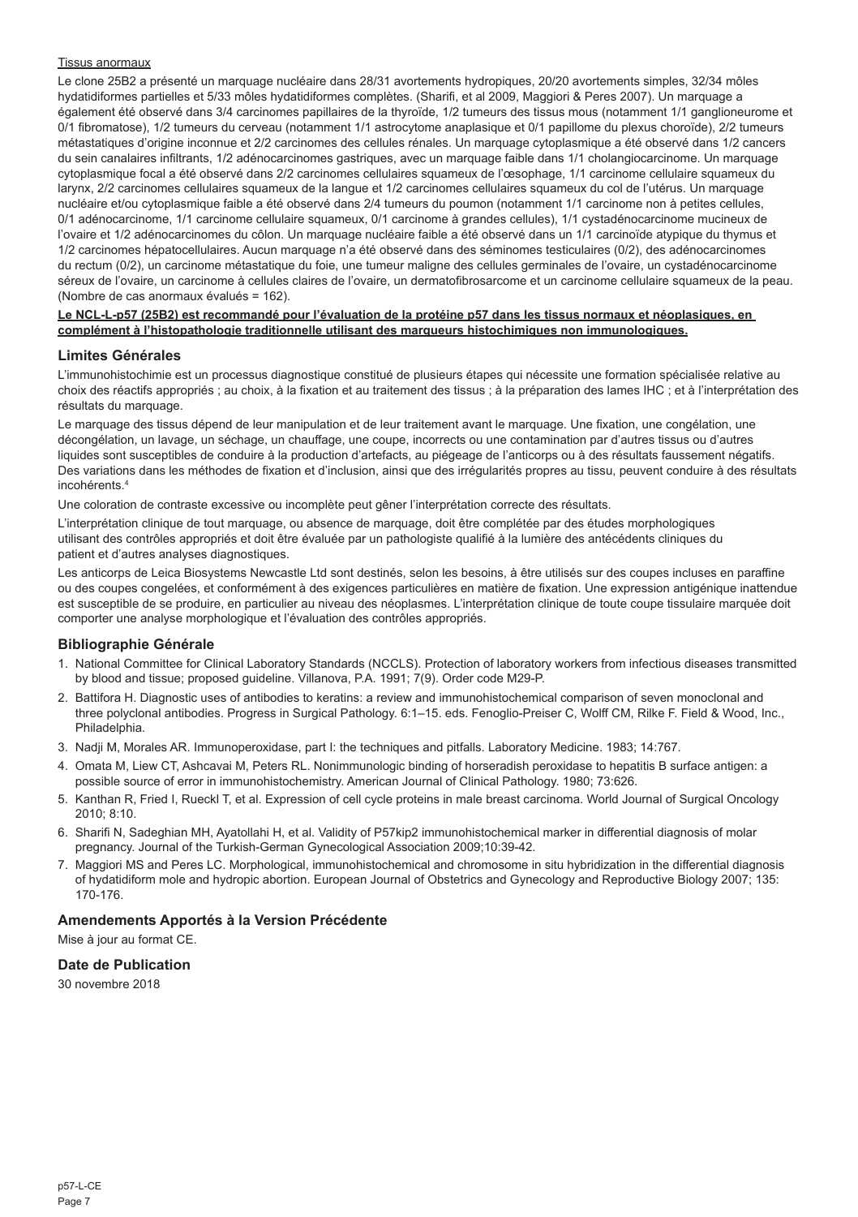Tissus anormaux

Le clone 25B2 a présenté un marquage nucléaire dans 28/31 avortements hydropiques, 20/20 avortements simples, 32/34 môles hydatidiformes partielles et 5/33 môles hydatidiformes complètes. (Sharifi, et al 2009, Maggiori & Peres 2007). Un marquage a également été observé dans 3/4 carcinomes papillaires de la thyroïde, 1/2 tumeurs des tissus mous (notamment 1/1 ganglioneurome et 0/1 fibromatose), 1/2 tumeurs du cerveau (notamment 1/1 astrocytome anaplasique et 0/1 papillome du plexus choroïde), 2/2 tumeurs métastatiques d'origine inconnue et 2/2 carcinomes des cellules rénales. Un marquage cytoplasmique a été observé dans 1/2 cancers du sein canalaires infiltrants, 1/2 adénocarcinomes gastriques, avec un marquage faible dans 1/1 cholangiocarcinome. Un marquage cytoplasmique focal a été observé dans 2/2 carcinomes cellulaires squameux de l'œsophage, 1/1 carcinome cellulaire squameux du larynx, 2/2 carcinomes cellulaires squameux de la langue et 1/2 carcinomes cellulaires squameux du col de l'utérus. Un marquage nucléaire et/ou cytoplasmique faible a été observé dans 2/4 tumeurs du poumon (notamment 1/1 carcinome non à petites cellules, 0/1 adénocarcinome, 1/1 carcinome cellulaire squameux, 0/1 carcinome à grandes cellules), 1/1 cystadénocarcinome mucineux de l'ovaire et 1/2 adénocarcinomes du côlon. Un marquage nucléaire faible a été observé dans un 1/1 carcinoïde atypique du thymus et 1/2 carcinomes hépatocellulaires. Aucun marquage n'a été observé dans des séminomes testiculaires (0/2), des adénocarcinomes du rectum (0/2), un carcinome métastatique du foie, une tumeur maligne des cellules germinales de l'ovaire, un cystadénocarcinome séreux de l'ovaire, un carcinome à cellules claires de l'ovaire, un dermatofibrosarcome et un carcinome cellulaire squameux de la peau. (Nombre de cas anormaux évalués = 162).

**Le NCL-L-p57 (25B2) est recommandé pour l'évaluation de la protéine p57 dans les tissus normaux et néoplasiques, en complément à l'histopathologie traditionnelle utilisant des marqueurs histochimiques non immunologiques.**

## Limites Générales

L'immunohistochimie est un processus diagnostique constitué de plusieurs étapes qui nécessite une formation spécialisée relative au choix des réactifs appropriés ; au choix, à la fixation et au traitement des tissus ; à la préparation des lames IHC ; et à l'interprétation des résultats du marquage.

Le marquage des tissus dépend de leur manipulation et de leur traitement avant le marquage. Une fixation, une congélation, une décongélation, un lavage, un séchage, un chauffage, une coupe, incorrects ou une contamination par d'autres tissus ou d'autres liquides sont susceptibles de conduire à la production d'artefacts, au piégeage de l'anticorps ou à des résultats faussement négatifs. Des variations dans les méthodes de fixation et d'inclusion, ainsi que des irrégularités propres au tissu, peuvent conduire à des résultats incohérents.[4]

Une coloration de contraste excessive ou incomplète peut gêner l'interprétation correcte des résultats.

L'interprétation clinique de tout marquage, ou absence de marquage, doit être complétée par des études morphologiques utilisant des contrôles appropriés et doit être évaluée par un pathologiste qualifié à la lumière des antécédents cliniques du patient et d'autres analyses diagnostiques.

Les anticorps de Leica Biosystems Newcastle Ltd sont destinés, selon les besoins, à être utilisés sur des coupes incluses en paraffine ou des coupes congelées, et conformément à des exigences particulières en matière de fixation. Une expression antigénique inattendue est susceptible de se produire, en particulier au niveau des néoplasmes. L'interprétation clinique de toute coupe tissulaire marquée doit comporter une analyse morphologique et l'évaluation des contrôles appropriés.

## Bibliographie Générale

1. National Committee for Clinical Laboratory Standards (NCCLS). Protection of laboratory workers from infectious diseases transmitted by blood and tissue; proposed guideline. Villanova, P.A. 1991; 7(9). Order code M29-P.
2. Battifora H. Diagnostic uses of antibodies to keratins: a review and immunohistochemical comparison of seven monoclonal and three polyclonal antibodies. Progress in Surgical Pathology. 6:1–15. eds. Fenoglio-Preiser C, Wolff CM, Rilke F. Field & Wood, Inc., Philadelphia.
3. Nadji M, Morales AR. Immunoperoxidase, part I: the techniques and pitfalls. Laboratory Medicine. 1983; 14:767.
4. Omata M, Liew CT, Ashcavai M, Peters RL. Nonimmunologic binding of horseradish peroxidase to hepatitis B surface antigen: a possible source of error in immunohistochemistry. American Journal of Clinical Pathology. 1980; 73:626.
5. Kanthan R, Fried I, Rueckl T, et al. Expression of cell cycle proteins in male breast carcinoma. World Journal of Surgical Oncology 2010; 8:10.
6. Sharifi N, Sadeghian MH, Ayatollahi H, et al. Validity of P57kip2 immunohistochemical marker in differential diagnosis of molar pregnancy. Journal of the Turkish-German Gynecological Association 2009;10:39-42.
7. Maggiori MS and Peres LC. Morphological, immunohistochemical and chromosome in situ hybridization in the differential diagnosis of hydatidiform mole and hydropic abortion. European Journal of Obstetrics and Gynecology and Reproductive Biology 2007; 135: 170-176.

## Amendements Apportés à la Version Précédente

Mise à jour au format CE.

## Date de Publication

30 novembre 2018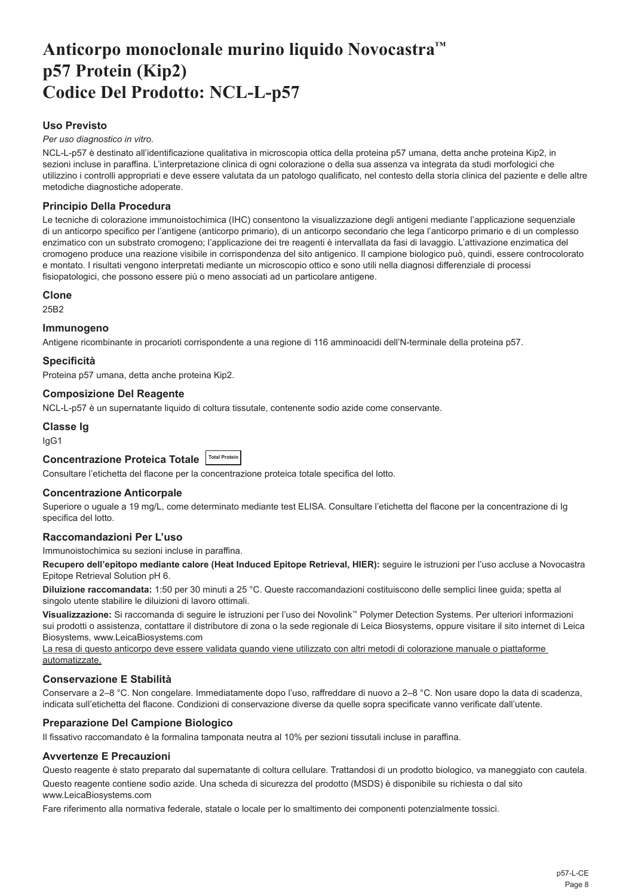# Anticorpo monoclonale murino liquido Novocastra™ p57 Protein (Kip2) Codice Del Prodotto: NCL-L-p57

### Uso Previsto

*Per uso diagnostico in vitro*.

NCL-L-p57 è destinato all'identificazione qualitativa in microscopia ottica della proteina p57 umana, detta anche proteina Kip2, in sezioni incluse in paraffina. L'interpretazione clinica di ogni colorazione o della sua assenza va integrata da studi morfologici che utilizzino i controlli appropriati e deve essere valutata da un patologo qualificato, nel contesto della storia clinica del paziente e delle altre metodiche diagnostiche adoperate.

### Principio Della Procedura

Le tecniche di colorazione immunoistochimica (IHC) consentono la visualizzazione degli antigeni mediante l'applicazione sequenziale di un anticorpo specifico per l'antigene (anticorpo primario), di un anticorpo secondario che lega l'anticorpo primario e di un complesso enzimatico con un substrato cromogeno; l'applicazione dei tre reagenti è intervallata da fasi di lavaggio. L'attivazione enzimatica del cromogeno produce una reazione visibile in corrispondenza del sito antigenico. Il campione biologico può, quindi, essere controcolorato e montato. I risultati vengono interpretati mediante un microscopio ottico e sono utili nella diagnosi differenziale di processi fisiopatologici, che possono essere più o meno associati ad un particolare antigene.

### Clone

25B2

### Immunogeno

Antigene ricombinante in procarioti corrispondente a una regione di 116 amminoacidi dell'N-terminale della proteina p57.

### Specificità

Proteina p57 umana, detta anche proteina Kip2.

### Composizione Del Reagente

NCL-L-p57 è un supernatante liquido di coltura tissutale, contenente sodio azide come conservante.

### Classe Ig

IgG1

### Concentrazione Proteica Totale Total Protein

Consultare l'etichetta del flacone per la concentrazione proteica totale specifica del lotto.

### Concentrazione Anticorpale

Superiore o uguale a 19 mg/L, come determinato mediante test ELISA. Consultare l'etichetta del flacone per la concentrazione di Ig specifica del lotto.

### Raccomandazioni Per L'uso

Immunoistochimica su sezioni incluse in paraffina.

**Recupero dell'epitopo mediante calore (Heat Induced Epitope Retrieval, HIER):** seguire le istruzioni per l'uso accluse a Novocastra Epitope Retrieval Solution pH 6.

**Diluizione raccomandata:** 1:50 per 30 minuti a 25 °C. Queste raccomandazioni costituiscono delle semplici linee guida; spetta al singolo utente stabilire le diluizioni di lavoro ottimali.

**Visualizzazione:** Si raccomanda di seguire le istruzioni per l'uso dei Novolink™ Polymer Detection Systems. Per ulteriori informazioni sui prodotti o assistenza, contattare il distributore di zona o la sede regionale di Leica Biosystems, oppure visitare il sito internet di Leica Biosystems, www.LeicaBiosystems.com

<u>La resa di questo anticorpo deve essere validata quando viene utilizzato con altri metodi di colorazione manuale o piattaforme automatizzate.</u>

### Conservazione E Stabilità

Conservare a 2–8 °C. Non congelare. Immediatamente dopo l'uso, raffreddare di nuovo a 2–8 °C. Non usare dopo la data di scadenza, indicata sull'etichetta del flacone. Condizioni di conservazione diverse da quelle sopra specificate vanno verificate dall'utente.

### Preparazione Del Campione Biologico

Il fissativo raccomandato è la formalina tamponata neutra al 10% per sezioni tissutali incluse in paraffina.

### Avvertenze E Precauzioni

Questo reagente è stato preparato dal supernatante di coltura cellulare. Trattandosi di un prodotto biologico, va maneggiato con cautela.

Questo reagente contiene sodio azide. Una scheda di sicurezza del prodotto (MSDS) è disponibile su richiesta o dal sito www.LeicaBiosystems.com

Fare riferimento alla normativa federale, statale o locale per lo smaltimento dei componenti potenzialmente tossici.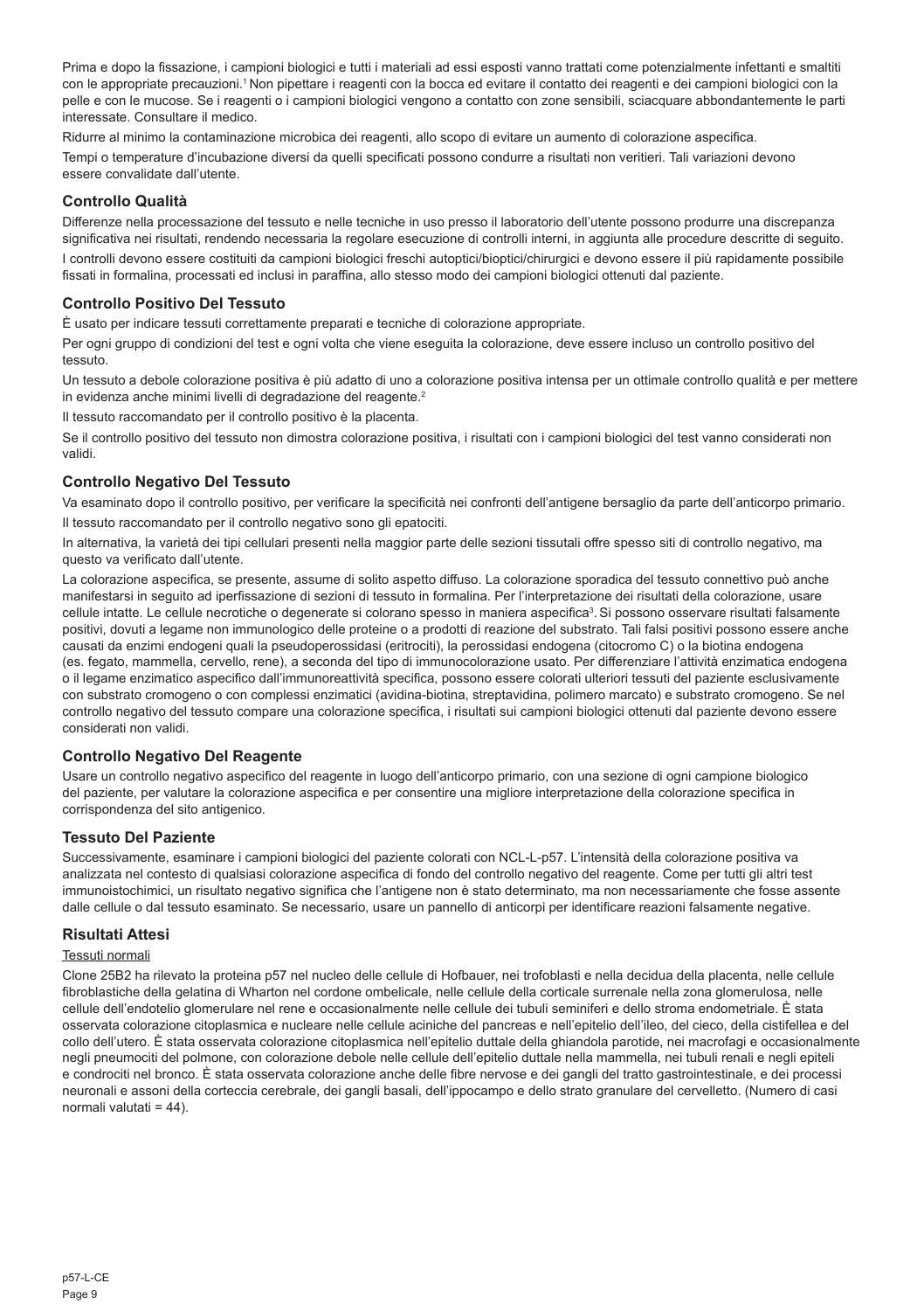Prima e dopo la fissazione, i campioni biologici e tutti i materiali ad essi esposti vanno trattati come potenzialmente infettanti e smaltiti con le appropriate precauzioni.[1] Non pipettare i reagenti con la bocca ed evitare il contatto dei reagenti e dei campioni biologici con la pelle e con le mucose. Se i reagenti o i campioni biologici vengono a contatto con zone sensibili, sciacquare abbondantemente le parti interessate. Consultare il medico.

Ridurre al minimo la contaminazione microbica dei reagenti, allo scopo di evitare un aumento di colorazione aspecifica.

Tempi o temperature d'incubazione diversi da quelli specificati possono condurre a risultati non veritieri. Tali variazioni devono essere convalidate dall'utente.

### Controllo Qualità

Differenze nella processazione del tessuto e nelle tecniche in uso presso il laboratorio dell'utente possono produrre una discrepanza significativa nei risultati, rendendo necessaria la regolare esecuzione di controlli interni, in aggiunta alle procedure descritte di seguito.

I controlli devono essere costituiti da campioni biologici freschi autoptici/bioptici/chirurgici e devono essere il più rapidamente possibile fissati in formalina, processati ed inclusi in paraffina, allo stesso modo dei campioni biologici ottenuti dal paziente.

### Controllo Positivo Del Tessuto

È usato per indicare tessuti correttamente preparati e tecniche di colorazione appropriate.

Per ogni gruppo di condizioni del test e ogni volta che viene eseguita la colorazione, deve essere incluso un controllo positivo del tessuto.

Un tessuto a debole colorazione positiva è più adatto di uno a colorazione positiva intensa per un ottimale controllo qualità e per mettere in evidenza anche minimi livelli di degradazione del reagente.[2]

Il tessuto raccomandato per il controllo positivo è la placenta.

Se il controllo positivo del tessuto non dimostra colorazione positiva, i risultati con i campioni biologici del test vanno considerati non validi.

### Controllo Negativo Del Tessuto

Va esaminato dopo il controllo positivo, per verificare la specificità nei confronti dell'antigene bersaglio da parte dell'anticorpo primario.

Il tessuto raccomandato per il controllo negativo sono gli epatociti.

In alternativa, la varietà dei tipi cellulari presenti nella maggior parte delle sezioni tissutali offre spesso siti di controllo negativo, ma questo va verificato dall'utente.

La colorazione aspecifica, se presente, assume di solito aspetto diffuso. La colorazione sporadica del tessuto connettivo può anche manifestarsi in seguito ad iperfissazione di sezioni di tessuto in formalina. Per l'interpretazione dei risultati della colorazione, usare cellule intatte. Le cellule necrotiche o degenerate si colorano spesso in maniera aspecifica[3]. Si possono osservare risultati falsamente positivi, dovuti a legame non immunologico delle proteine o a prodotti di reazione del substrato. Tali falsi positivi possono essere anche causati da enzimi endogeni quali la pseudoperossidasi (eritrociti), la perossidasi endogena (citocromo C) o la biotina endogena (es. fegato, mammella, cervello, rene), a seconda del tipo di immunocolorazione usato. Per differenziare l'attività enzimatica endogena o il legame enzimatico aspecifico dall'immunoreattività specifica, possono essere colorati ulteriori tessuti del paziente esclusivamente con substrato cromogeno o con complessi enzimatici (avidina-biotina, streptavidina, polimero marcato) e substrato cromogeno. Se nel controllo negativo del tessuto compare una colorazione specifica, i risultati sui campioni biologici ottenuti dal paziente devono essere considerati non validi.

### Controllo Negativo Del Reagente

Usare un controllo negativo aspecifico del reagente in luogo dell'anticorpo primario, con una sezione di ogni campione biologico del paziente, per valutare la colorazione aspecifica e per consentire una migliore interpretazione della colorazione specifica in corrispondenza del sito antigenico.

### Tessuto Del Paziente

Successivamente, esaminare i campioni biologici del paziente colorati con NCL-L-p57. L'intensità della colorazione positiva va analizzata nel contesto di qualsiasi colorazione aspecifica di fondo del controllo negativo del reagente. Come per tutti gli altri test immunoistochimici, un risultato negativo significa che l'antigene non è stato determinato, ma non necessariamente che fosse assente dalle cellule o dal tessuto esaminato. Se necessario, usare un pannello di anticorpi per identificare reazioni falsamente negative.

### Risultati Attesi

Tessuti normali

Clone 25B2 ha rilevato la proteina p57 nel nucleo delle cellule di Hofbauer, nei trofoblasti e nella decidua della placenta, nelle cellule fibroblastiche della gelatina di Wharton nel cordone ombelicale, nelle cellule della corticale surrenale nella zona glomerulosa, nelle cellule dell'endotelio glomerulare nel rene e occasionalmente nelle cellule dei tubuli seminiferi e dello stroma endometriale. È stata osservata colorazione citoplasmica e nucleare nelle cellule aciniche del pancreas e nell'epitelio dell'ileo, del cieco, della cistifellea e del collo dell'utero. È stata osservata colorazione citoplasmica nell'epitelio duttale della ghiandola parotide, nei macrofagi e occasionalmente negli pneumociti del polmone, con colorazione debole nelle cellule dell'epitelio duttale nella mammella, nei tubuli renali e negli epiteli e condrociti nel bronco. È stata osservata colorazione anche delle fibre nervose e dei gangli del tratto gastrointestinale, e dei processi neuronali e assoni della corteccia cerebrale, dei gangli basali, dell'ippocampo e dello strato granulare del cervelletto. (Numero di casi normali valutati = 44).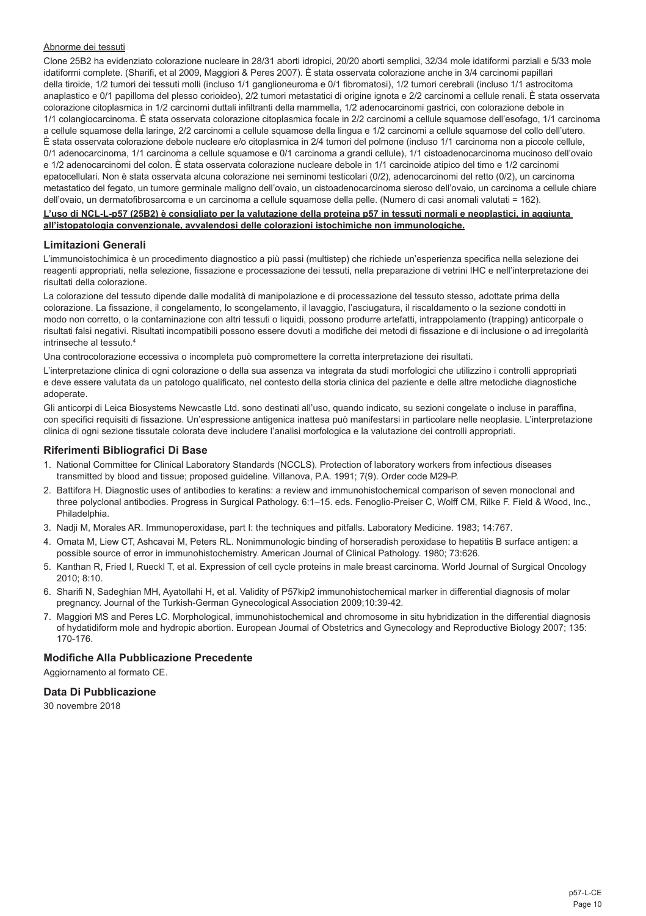Abnorme dei tessuti

Clone 25B2 ha evidenziato colorazione nucleare in 28/31 aborti idropici, 20/20 aborti semplici, 32/34 mole idatiformi parziali e 5/33 mole idatiformi complete. (Sharifi, et al 2009, Maggiori & Peres 2007). È stata osservata colorazione anche in 3/4 carcinomi papillari della tiroide, 1/2 tumori dei tessuti molli (incluso 1/1 ganglioneuroma e 0/1 fibromatosi), 1/2 tumori cerebrali (incluso 1/1 astrocitoma anaplastico e 0/1 papilloma del plesso corioideo), 2/2 tumori metastatici di origine ignota e 2/2 carcinomi a cellule renali. È stata osservata colorazione citoplasmica in 1/2 carcinomi duttali infiltranti della mammella, 1/2 adenocarcinomi gastrici, con colorazione debole in 1/1 colangiocarcinoma. È stata osservata colorazione citoplasmica focale in 2/2 carcinomi a cellule squamose dell'esofago, 1/1 carcinoma a cellule squamose della laringe, 2/2 carcinomi a cellule squamose della lingua e 1/2 carcinomi a cellule squamose del collo dell'utero. È stata osservata colorazione debole nucleare e/o citoplasmica in 2/4 tumori del polmone (incluso 1/1 carcinoma non a piccole cellule, 0/1 adenocarcinoma, 1/1 carcinoma a cellule squamose e 0/1 carcinoma a grandi cellule), 1/1 cistoadenocarcinoma mucinoso dell'ovaio e 1/2 adenocarcinomi del colon. È stata osservata colorazione nucleare debole in 1/1 carcinoide atipico del timo e 1/2 carcinomi epatocellulari. Non è stata osservata alcuna colorazione nei seminomi testicolari (0/2), adenocarcinomi del retto (0/2), un carcinoma metastatico del fegato, un tumore germinale maligno dell'ovaio, un cistoadenocarcinoma sieroso dell'ovaio, un carcinoma a cellule chiare dell'ovaio, un dermatofibrosarcoma e un carcinoma a cellule squamose della pelle. (Numero di casi anomali valutati = 162).

**L'uso di NCL-L-p57 (25B2) è consigliato per la valutazione della proteina p57 in tessuti normali e neoplastici, in aggiunta all'istopatologia convenzionale, avvalendosi delle colorazioni istochimiche non immunologiche.**

## Limitazioni Generali

L'immunoistochimica è un procedimento diagnostico a più passi (multistep) che richiede un'esperienza specifica nella selezione dei reagenti appropriati, nella selezione, fissazione e processazione dei tessuti, nella preparazione di vetrini IHC e nell'interpretazione dei risultati della colorazione.

La colorazione del tessuto dipende dalle modalità di manipolazione e di processazione del tessuto stesso, adottate prima della colorazione. La fissazione, il congelamento, lo scongelamento, il lavaggio, l'asciugatura, il riscaldamento o la sezione condotti in modo non corretto, o la contaminazione con altri tessuti o liquidi, possono produrre artefatti, intrappolamento (trapping) anticorpale o risultati falsi negativi. Risultati incompatibili possono essere dovuti a modifiche dei metodi di fissazione e di inclusione o ad irregolarità intrinseche al tessuto.[4]

Una controcolorazione eccessiva o incompleta può compromettere la corretta interpretazione dei risultati.

L'interpretazione clinica di ogni colorazione o della sua assenza va integrata da studi morfologici che utilizzino i controlli appropriati e deve essere valutata da un patologo qualificato, nel contesto della storia clinica del paziente e delle altre metodiche diagnostiche adoperate.

Gli anticorpi di Leica Biosystems Newcastle Ltd. sono destinati all'uso, quando indicato, su sezioni congelate o incluse in paraffina, con specifici requisiti di fissazione. Un'espressione antigenica inattesa può manifestarsi in particolare nelle neoplasie. L'interpretazione clinica di ogni sezione tissutale colorata deve includere l'analisi morfologica e la valutazione dei controlli appropriati.

## Riferimenti Bibliografici Di Base

1. National Committee for Clinical Laboratory Standards (NCCLS). Protection of laboratory workers from infectious diseases transmitted by blood and tissue; proposed guideline. Villanova, P.A. 1991; 7(9). Order code M29-P.
2. Battifora H. Diagnostic uses of antibodies to keratins: a review and immunohistochemical comparison of seven monoclonal and three polyclonal antibodies. Progress in Surgical Pathology. 6:1–15. eds. Fenoglio-Preiser C, Wolff CM, Rilke F. Field & Wood, Inc., Philadelphia.
3. Nadji M, Morales AR. Immunoperoxidase, part I: the techniques and pitfalls. Laboratory Medicine. 1983; 14:767.
4. Omata M, Liew CT, Ashcavai M, Peters RL. Nonimmunologic binding of horseradish peroxidase to hepatitis B surface antigen: a possible source of error in immunohistochemistry. American Journal of Clinical Pathology. 1980; 73:626.
5. Kanthan R, Fried I, Rueckl T, et al. Expression of cell cycle proteins in male breast carcinoma. World Journal of Surgical Oncology 2010; 8:10.
6. Sharifi N, Sadeghian MH, Ayatollahi H, et al. Validity of P57kip2 immunohistochemical marker in differential diagnosis of molar pregnancy. Journal of the Turkish-German Gynecological Association 2009;10:39-42.
7. Maggiori MS and Peres LC. Morphological, immunohistochemical and chromosome in situ hybridization in the differential diagnosis of hydatidiform mole and hydropic abortion. European Journal of Obstetrics and Gynecology and Reproductive Biology 2007; 135: 170-176.

## Modifiche Alla Pubblicazione Precedente

Aggiornamento al formato CE.

## Data Di Pubblicazione

30 novembre 2018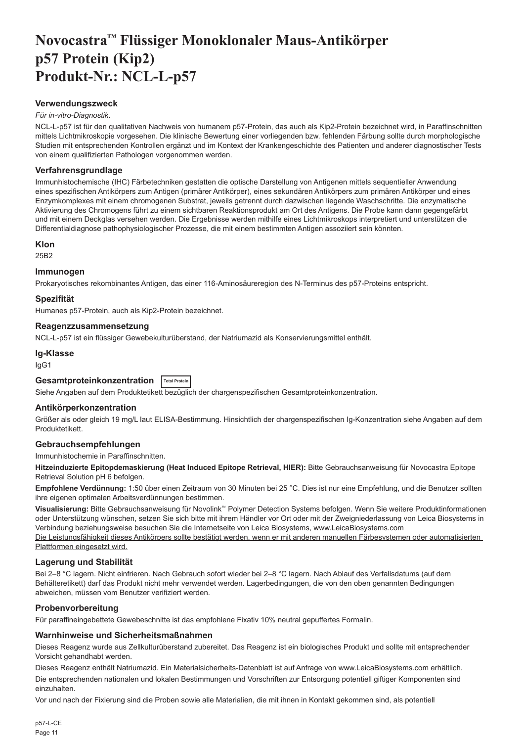# Novocastra™ Flüssiger Monoklonaler Maus-Antikörper p57 Protein (Kip2) Produkt-Nr.: NCL-L-p57

## Verwendungszweck

*Für in-vitro-Diagnostik*.

NCL-L-p57 ist für den qualitativen Nachweis von humanem p57-Protein, das auch als Kip2-Protein bezeichnet wird, in Paraffinschnitten mittels Lichtmikroskopie vorgesehen. Die klinische Bewertung einer vorliegenden bzw. fehlenden Färbung sollte durch morphologische Studien mit entsprechenden Kontrollen ergänzt und im Kontext der Krankengeschichte des Patienten und anderer diagnostischer Tests von einem qualifizierten Pathologen vorgenommen werden.

## Verfahrensgrundlage

Immunhistochemische (IHC) Färbetechniken gestatten die optische Darstellung von Antigenen mittels sequentieller Anwendung eines spezifischen Antikörpers zum Antigen (primärer Antikörper), eines sekundären Antikörpers zum primären Antikörper und eines Enzymkomplexes mit einem chromogenen Substrat, jeweils getrennt durch dazwischen liegende Waschschritte. Die enzymatische Aktivierung des Chromogens führt zu einem sichtbaren Reaktionsprodukt am Ort des Antigens. Die Probe kann dann gegengefärbt und mit einem Deckglas versehen werden. Die Ergebnisse werden mithilfe eines Lichtmikroskops interpretiert und unterstützen die Differentialdiagnose pathophysiologischer Prozesse, die mit einem bestimmten Antigen assoziiert sein könnten.

## Klon

25B2

## Immunogen

Prokaryotisches rekombinantes Antigen, das einer 116-Aminosäureregion des N-Terminus des p57-Proteins entspricht.

## Spezifität

Humanes p57-Protein, auch als Kip2-Protein bezeichnet.

## Reagenzzusammensetzung

NCL-L-p57 ist ein flüssiger Gewebekulturüberstand, der Natriumazid als Konservierungsmittel enthält.

## Ig-Klasse

IgG1

## Gesamtproteinkonzentration Total Protein

Siehe Angaben auf dem Produktetikett bezüglich der chargenspezifischen Gesamtproteinkonzentration.

## Antikörperkonzentration

Größer als oder gleich 19 mg/L laut ELISA-Bestimmung. Hinsichtlich der chargenspezifischen Ig-Konzentration siehe Angaben auf dem Produktetikett.

## Gebrauchsempfehlungen

Immunhistochemie in Paraffinschnitten.

**Hitzeinduzierte Epitopdemaskierung (Heat Induced Epitope Retrieval, HIER):** Bitte Gebrauchsanweisung für Novocastra Epitope Retrieval Solution pH 6 befolgen.

**Empfohlene Verdünnung:** 1:50 über einen Zeitraum von 30 Minuten bei 25 °C. Dies ist nur eine Empfehlung, und die Benutzer sollten ihre eigenen optimalen Arbeitsverdünnungen bestimmen.

**Visualisierung:** Bitte Gebrauchsanweisung für Novolink™ Polymer Detection Systems befolgen. Wenn Sie weitere Produktinformationen oder Unterstützung wünschen, setzen Sie sich bitte mit ihrem Händler vor Ort oder mit der Zweigniederlassung von Leica Biosystems in Verbindung beziehungsweise besuchen Sie die Internetseite von Leica Biosystems, www.LeicaBiosystems.com

Die Leistungsfähigkeit dieses Antikörpers sollte bestätigt werden, wenn er mit anderen manuellen Färbesystemen oder automatisierten Plattformen eingesetzt wird.

## Lagerung und Stabilität

Bei 2–8 °C lagern. Nicht einfrieren. Nach Gebrauch sofort wieder bei 2–8 °C lagern. Nach Ablauf des Verfallsdatums (auf dem Behälteretikett) darf das Produkt nicht mehr verwendet werden. Lagerbedingungen, die von den oben genannten Bedingungen abweichen, müssen vom Benutzer verifiziert werden.

## Probenvorbereitung

Für paraffineingebettete Gewebeschnitte ist das empfohlene Fixativ 10% neutral gepuffertes Formalin.

## Warnhinweise und Sicherheitsmaßnahmen

Dieses Reagenz wurde aus Zellkulturüberstand zubereitet. Das Reagenz ist ein biologisches Produkt und sollte mit entsprechender Vorsicht gehandhabt werden.

Dieses Reagenz enthält Natriumazid. Ein Materialsicherheits-Datenblatt ist auf Anfrage von www.LeicaBiosystems.com erhältlich.

Die entsprechenden nationalen und lokalen Bestimmungen und Vorschriften zur Entsorgung potentiell giftiger Komponenten sind einzuhalten.

Vor und nach der Fixierung sind die Proben sowie alle Materialien, die mit ihnen in Kontakt gekommen sind, als potentiell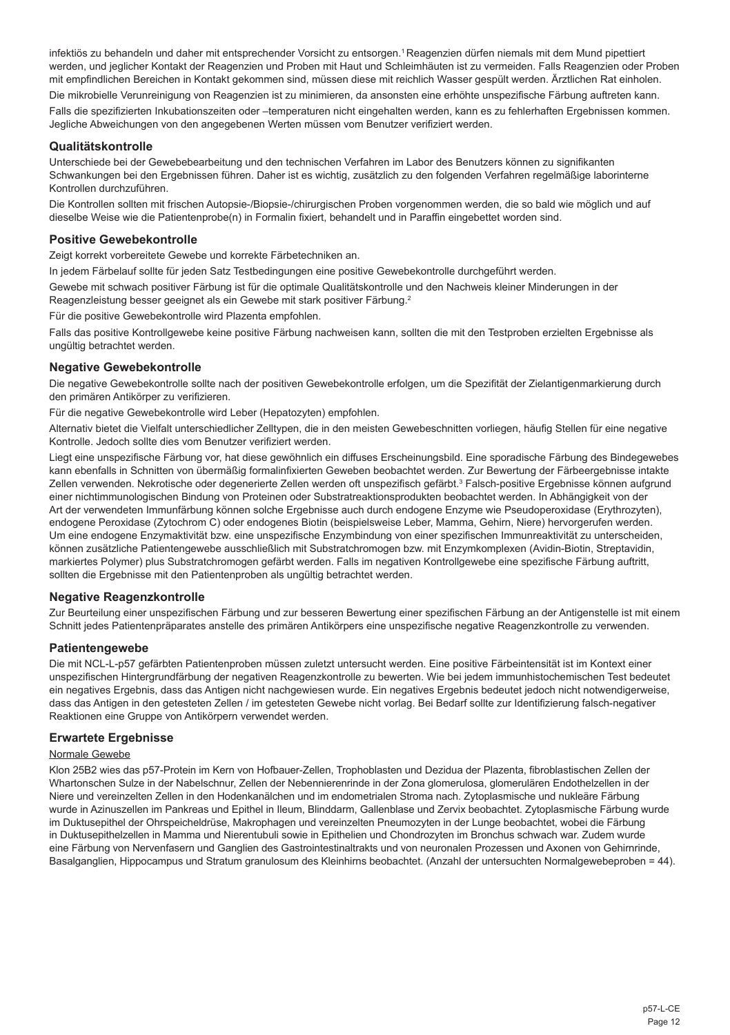infektiös zu behandeln und daher mit entsprechender Vorsicht zu entsorgen.[1] Reagenzien dürfen niemals mit dem Mund pipettiert werden, und jeglicher Kontakt der Reagenzien und Proben mit Haut und Schleimhäuten ist zu vermeiden. Falls Reagenzien oder Proben mit empfindlichen Bereichen in Kontakt gekommen sind, müssen diese mit reichlich Wasser gespült werden. Ärztlichen Rat einholen.

Die mikrobielle Verunreinigung von Reagenzien ist zu minimieren, da ansonsten eine erhöhte unspezifische Färbung auftreten kann.

Falls die spezifizierten Inkubationszeiten oder –temperaturen nicht eingehalten werden, kann es zu fehlerhaften Ergebnissen kommen. Jegliche Abweichungen von den angegebenen Werten müssen vom Benutzer verifiziert werden.

## Qualitätskontrolle

Unterschiede bei der Gewebebearbeitung und den technischen Verfahren im Labor des Benutzers können zu signifikanten Schwankungen bei den Ergebnissen führen. Daher ist es wichtig, zusätzlich zu den folgenden Verfahren regelmäßige laborinterne Kontrollen durchzuführen.

Die Kontrollen sollten mit frischen Autopsie-/Biopsie-/chirurgischen Proben vorgenommen werden, die so bald wie möglich und auf dieselbe Weise wie die Patientenprobe(n) in Formalin fixiert, behandelt und in Paraffin eingebettet worden sind.

## Positive Gewebekontrolle

Zeigt korrekt vorbereitete Gewebe und korrekte Färbetechniken an.

In jedem Färbelauf sollte für jeden Satz Testbedingungen eine positive Gewebekontrolle durchgeführt werden.

Gewebe mit schwach positiver Färbung ist für die optimale Qualitätskontrolle und den Nachweis kleiner Minderungen in der Reagenzleistung besser geeignet als ein Gewebe mit stark positiver Färbung.[2]

Für die positive Gewebekontrolle wird Plazenta empfohlen.

Falls das positive Kontrollgewebe keine positive Färbung nachweisen kann, sollten die mit den Testproben erzielten Ergebnisse als ungültig betrachtet werden.

## Negative Gewebekontrolle

Die negative Gewebekontrolle sollte nach der positiven Gewebekontrolle erfolgen, um die Spezifität der Zielantigenmarkierung durch den primären Antikörper zu verifizieren.

Für die negative Gewebekontrolle wird Leber (Hepatozyten) empfohlen.

Alternativ bietet die Vielfalt unterschiedlicher Zelltypen, die in den meisten Gewebeschnitten vorliegen, häufig Stellen für eine negative Kontrolle. Jedoch sollte dies vom Benutzer verifiziert werden.

Liegt eine unspezifische Färbung vor, hat diese gewöhnlich ein diffuses Erscheinungsbild. Eine sporadische Färbung des Bindegewebes kann ebenfalls in Schnitten von übermäßig formalinfixierten Geweben beobachtet werden. Zur Bewertung der Färbeergebnisse intakte Zellen verwenden. Nekrotische oder degenerierte Zellen werden oft unspezifisch gefärbt.[3] Falsch-positive Ergebnisse können aufgrund einer nichtimmunologischen Bindung von Proteinen oder Substratreaktionsprodukten beobachtet werden. In Abhängigkeit von der Art der verwendeten Immunfärbung können solche Ergebnisse auch durch endogene Enzyme wie Pseudoperoxidase (Erythrozyten), endogene Peroxidase (Zytochrom C) oder endogenes Biotin (beispielsweise Leber, Mamma, Gehirn, Niere) hervorgerufen werden. Um eine endogene Enzymaktivität bzw. eine unspezifische Enzymbindung von einer spezifischen Immunreaktivität zu unterscheiden, können zusätzliche Patientengewebe ausschließlich mit Substratchromogen bzw. mit Enzymkomplexen (Avidin-Biotin, Streptavidin, markiertes Polymer) plus Substratchromogen gefärbt werden. Falls im negativen Kontrollgewebe eine spezifische Färbung auftritt, sollten die Ergebnisse mit den Patientenproben als ungültig betrachtet werden.

## Negative Reagenzkontrolle

Zur Beurteilung einer unspezifischen Färbung und zur besseren Bewertung einer spezifischen Färbung an der Antigenstelle ist mit einem Schnitt jedes Patientenpräparates anstelle des primären Antikörpers eine unspezifische negative Reagenzkontrolle zu verwenden.

## Patientengewebe

Die mit NCL-L-p57 gefärbten Patientenproben müssen zuletzt untersucht werden. Eine positive Färbeintensität ist im Kontext einer unspezifischen Hintergrundfärbung der negativen Reagenzkontrolle zu bewerten. Wie bei jedem immunhistochemischen Test bedeutet ein negatives Ergebnis, dass das Antigen nicht nachgewiesen wurde. Ein negatives Ergebnis bedeutet jedoch nicht notwendigerweise, dass das Antigen in den getesteten Zellen / im getesteten Gewebe nicht vorlag. Bei Bedarf sollte zur Identifizierung falsch-negativer Reaktionen eine Gruppe von Antikörpern verwendet werden.

## Erwartete Ergebnisse

Normale Gewebe

Klon 25B2 wies das p57-Protein im Kern von Hofbauer-Zellen, Trophoblasten und Dezidua der Plazenta, fibroblastischen Zellen der Whartonschen Sulze in der Nabelschnur, Zellen der Nebennierenrinde in der Zona glomerulosa, glomerulären Endothelzellen in der Niere und vereinzelten Zellen in den Hodenkanälchen und im endometrialen Stroma nach. Zytoplasmische und nukleäre Färbung wurde in Azinuszellen im Pankreas und Epithel in Ileum, Blinddarm, Gallenblase und Zervix beobachtet. Zytoplasmische Färbung wurde im Duktusepithel der Ohrspeicheldrüse, Makrophagen und vereinzelten Pneumozyten in der Lunge beobachtet, wobei die Färbung in Duktusepithelzellen in Mamma und Nierentubuli sowie in Epithelien und Chondrozyten im Bronchus schwach war. Zudem wurde eine Färbung von Nervenfasern und Ganglien des Gastrointestinaltrakts und von neuronalen Prozessen und Axonen von Gehirnrinde, Basalganglien, Hippocampus und Stratum granulosum des Kleinhirns beobachtet. (Anzahl der untersuchten Normalgewebeproben = 44).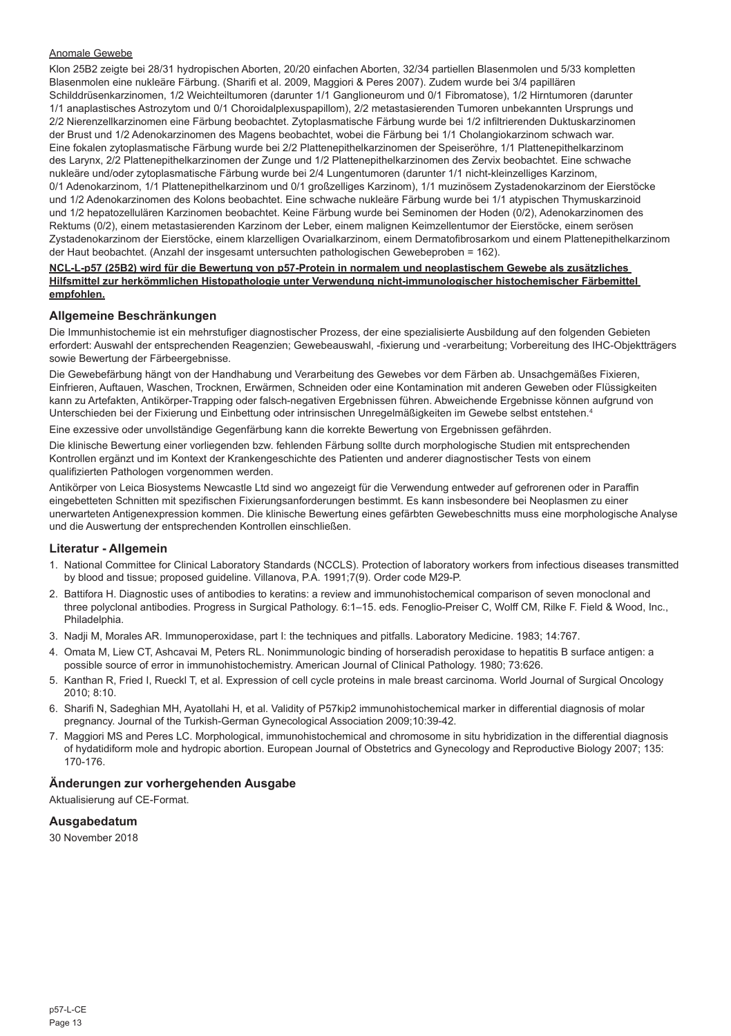Anomale Gewebe

Klon 25B2 zeigte bei 28/31 hydropischen Aborten, 20/20 einfachen Aborten, 32/34 partiellen Blasenmolen und 5/33 kompletten Blasenmolen eine nukleäre Färbung. (Sharifi et al. 2009, Maggiori & Peres 2007). Zudem wurde bei 3/4 papillären Schilddrüsenkarzinomen, 1/2 Weichteiltumoren (darunter 1/1 Ganglioneurom und 0/1 Fibromatose), 1/2 Hirntumoren (darunter 1/1 anaplastisches Astrozytom und 0/1 Choroidalplexuspapillom), 2/2 metastasierenden Tumoren unbekannten Ursprungs und 2/2 Nierenzellkarzinomen eine Färbung beobachtet. Zytoplasmatische Färbung wurde bei 1/2 infiltrierenden Duktuskarzinomen der Brust und 1/2 Adenokarzinomen des Magens beobachtet, wobei die Färbung bei 1/1 Cholangiokarzinom schwach war. Eine fokalen zytoplasmatische Färbung wurde bei 2/2 Plattenepithelkarzinomen der Speiseröhre, 1/1 Plattenepithelkarzinom des Larynx, 2/2 Plattenepithelkarzinomen der Zunge und 1/2 Plattenepithelkarzinomen des Zervix beobachtet. Eine schwache nukleäre und/oder zytoplasmatische Färbung wurde bei 2/4 Lungentumoren (darunter 1/1 nicht-kleinzelliges Karzinom, 0/1 Adenokarzinom, 1/1 Plattenepithelkarzinom und 0/1 großzelliges Karzinom), 1/1 muzinösem Zystadenokarzinom der Eierstöcke und 1/2 Adenokarzinomen des Kolons beobachtet. Eine schwache nukleäre Färbung wurde bei 1/1 atypischen Thymuskarzinoid und 1/2 hepatozellulären Karzinomen beobachtet. Keine Färbung wurde bei Seminomen der Hoden (0/2), Adenokarzinomen des Rektums (0/2), einem metastasierenden Karzinom der Leber, einem malignen Keimzellentumor der Eierstöcke, einem serösen Zystadenokarzinom der Eierstöcke, einem klarzelligen Ovarialkarzinom, einem Dermatofibrosarkom und einem Plattenepithelkarzinom der Haut beobachtet. (Anzahl der insgesamt untersuchten pathologischen Gewebeproben = 162).

**NCL-L-p57 (25B2) wird für die Bewertung von p57-Protein in normalem und neoplastischem Gewebe als zusätzliches Hilfsmittel zur herkömmlichen Histopathologie unter Verwendung nicht-immunologischer histochemischer Färbemittel empfohlen.**

## Allgemeine Beschränkungen

Die Immunhistochemie ist ein mehrstufiger diagnostischer Prozess, der eine spezialisierte Ausbildung auf den folgenden Gebieten erfordert: Auswahl der entsprechenden Reagenzien; Gewebeauswahl, -fixierung und -verarbeitung; Vorbereitung des IHC-Objektträgers sowie Bewertung der Färbeergebnisse.

Die Gewebefärbung hängt von der Handhabung und Verarbeitung des Gewebes vor dem Färben ab. Unsachgemäßes Fixieren, Einfrieren, Auftauen, Waschen, Trocknen, Erwärmen, Schneiden oder eine Kontamination mit anderen Geweben oder Flüssigkeiten kann zu Artefakten, Antikörper-Trapping oder falsch-negativen Ergebnissen führen. Abweichende Ergebnisse können aufgrund von Unterschieden bei der Fixierung und Einbettung oder intrinsischen Unregelmäßigkeiten im Gewebe selbst entstehen.[4]

Eine exzessive oder unvollständige Gegenfärbung kann die korrekte Bewertung von Ergebnissen gefährden.

Die klinische Bewertung einer vorliegenden bzw. fehlenden Färbung sollte durch morphologische Studien mit entsprechenden Kontrollen ergänzt und im Kontext der Krankengeschichte des Patienten und anderer diagnostischer Tests von einem qualifizierten Pathologen vorgenommen werden.

Antikörper von Leica Biosystems Newcastle Ltd sind wo angezeigt für die Verwendung entweder auf gefrorenen oder in Paraffin eingebetteten Schnitten mit spezifischen Fixierungsanforderungen bestimmt. Es kann insbesondere bei Neoplasmen zu einer unerwarteten Antigenexpression kommen. Die klinische Bewertung eines gefärbten Gewebeschnitts muss eine morphologische Analyse und die Auswertung der entsprechenden Kontrollen einschließen.

## Literatur - Allgemein

1. National Committee for Clinical Laboratory Standards (NCCLS). Protection of laboratory workers from infectious diseases transmitted by blood and tissue; proposed guideline. Villanova, P.A. 1991;7(9). Order code M29-P.
2. Battifora H. Diagnostic uses of antibodies to keratins: a review and immunohistochemical comparison of seven monoclonal and three polyclonal antibodies. Progress in Surgical Pathology. 6:1–15. eds. Fenoglio-Preiser C, Wolff CM, Rilke F. Field & Wood, Inc., Philadelphia.
3. Nadji M, Morales AR. Immunoperoxidase, part I: the techniques and pitfalls. Laboratory Medicine. 1983; 14:767.
4. Omata M, Liew CT, Ashcavai M, Peters RL. Nonimmunologic binding of horseradish peroxidase to hepatitis B surface antigen: a possible source of error in immunohistochemistry. American Journal of Clinical Pathology. 1980; 73:626.
5. Kanthan R, Fried I, Rueckl T, et al. Expression of cell cycle proteins in male breast carcinoma. World Journal of Surgical Oncology 2010; 8:10.
6. Sharifi N, Sadeghian MH, Ayatollahi H, et al. Validity of P57kip2 immunohistochemical marker in differential diagnosis of molar pregnancy. Journal of the Turkish-German Gynecological Association 2009;10:39-42.
7. Maggiori MS and Peres LC. Morphological, immunohistochemical and chromosome in situ hybridization in the differential diagnosis of hydatidiform mole and hydropic abortion. European Journal of Obstetrics and Gynecology and Reproductive Biology 2007; 135: 170-176.

## Änderungen zur vorhergehenden Ausgabe

Aktualisierung auf CE-Format.

## Ausgabedatum

30 November 2018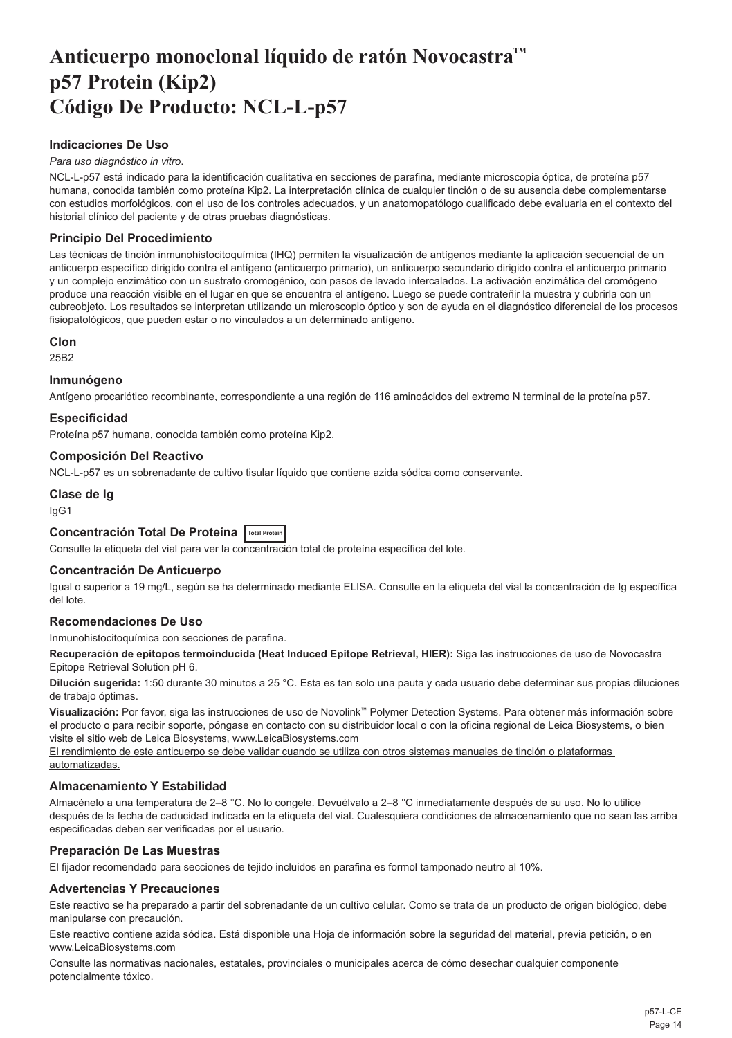# Anticuerpo monoclonal líquido de ratón Novocastra™ p57 Protein (Kip2) Código De Producto: NCL-L-p57

### Indicaciones De Uso

*Para uso diagnóstico in vitro*.

NCL-L-p57 está indicado para la identificación cualitativa en secciones de parafina, mediante microscopia óptica, de proteína p57 humana, conocida también como proteína Kip2. La interpretación clínica de cualquier tinción o de su ausencia debe complementarse con estudios morfológicos, con el uso de los controles adecuados, y un anatomopatólogo cualificado debe evaluarla en el contexto del historial clínico del paciente y de otras pruebas diagnósticas.

### Principio Del Procedimiento

Las técnicas de tinción inmunohistocitoquímica (IHQ) permiten la visualización de antígenos mediante la aplicación secuencial de un anticuerpo específico dirigido contra el antígeno (anticuerpo primario), un anticuerpo secundario dirigido contra el anticuerpo primario y un complejo enzimático con un sustrato cromogénico, con pasos de lavado intercalados. La activación enzimática del cromógeno produce una reacción visible en el lugar en que se encuentra el antígeno. Luego se puede contrateñir la muestra y cubrirla con un cubreobjeto. Los resultados se interpretan utilizando un microscopio óptico y son de ayuda en el diagnóstico diferencial de los procesos fisiopatológicos, que pueden estar o no vinculados a un determinado antígeno.

### Clon

25B2

### Inmunógeno

Antígeno procariótico recombinante, correspondiente a una región de 116 aminoácidos del extremo N terminal de la proteína p57.

### Especificidad

Proteína p57 humana, conocida también como proteína Kip2.

### Composición Del Reactivo

NCL-L-p57 es un sobrenadante de cultivo tisular líquido que contiene azida sódica como conservante.

### Clase de Ig

IgG1

### Concentración Total De Proteína Total Protein

Consulte la etiqueta del vial para ver la concentración total de proteína específica del lote.

### Concentración De Anticuerpo

Igual o superior a 19 mg/L, según se ha determinado mediante ELISA. Consulte en la etiqueta del vial la concentración de Ig específica del lote.

### Recomendaciones De Uso

Inmunohistocitoquímica con secciones de parafina.

**Recuperación de epítopos termoinducida (Heat Induced Epitope Retrieval, HIER):** Siga las instrucciones de uso de Novocastra Epitope Retrieval Solution pH 6.

**Dilución sugerida:** 1:50 durante 30 minutos a 25 °C. Esta es tan solo una pauta y cada usuario debe determinar sus propias diluciones de trabajo óptimas.

**Visualización:** Por favor, siga las instrucciones de uso de Novolink™ Polymer Detection Systems. Para obtener más información sobre el producto o para recibir soporte, póngase en contacto con su distribuidor local o con la oficina regional de Leica Biosystems, o bien visite el sitio web de Leica Biosystems, www.LeicaBiosystems.com

El rendimiento de este anticuerpo se debe validar cuando se utiliza con otros sistemas manuales de tinción o plataformas automatizadas.

### Almacenamiento Y Estabilidad

Almacénelo a una temperatura de 2–8 °C. No lo congele. Devuélvalo a 2–8 °C inmediatamente después de su uso. No lo utilice después de la fecha de caducidad indicada en la etiqueta del vial. Cualesquiera condiciones de almacenamiento que no sean las arriba especificadas deben ser verificadas por el usuario.

### Preparación De Las Muestras

El fijador recomendado para secciones de tejido incluidos en parafina es formol tamponado neutro al 10%.

### Advertencias Y Precauciones

Este reactivo se ha preparado a partir del sobrenadante de un cultivo celular. Como se trata de un producto de origen biológico, debe manipularse con precaución.

Este reactivo contiene azida sódica. Está disponible una Hoja de información sobre la seguridad del material, previa petición, o en www.LeicaBiosystems.com

Consulte las normativas nacionales, estatales, provinciales o municipales acerca de cómo desechar cualquier componente potencialmente tóxico.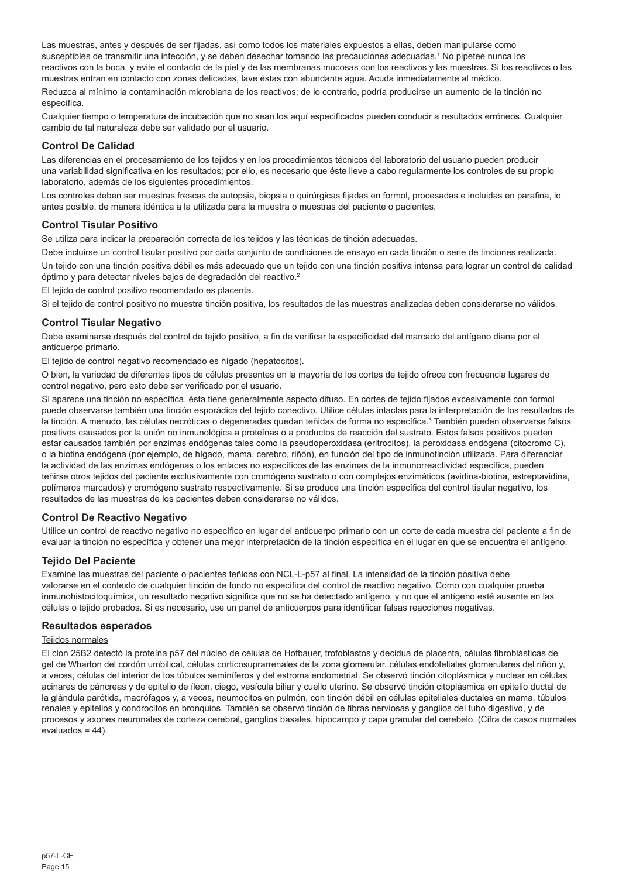Las muestras, antes y después de ser fijadas, así como todos los materiales expuestos a ellas, deben manipularse como susceptibles de transmitir una infección, y se deben desechar tomando las precauciones adecuadas.[1] No pipetee nunca los reactivos con la boca, y evite el contacto de la piel y de las membranas mucosas con los reactivos y las muestras. Si los reactivos o las muestras entran en contacto con zonas delicadas, lave éstas con abundante agua. Acuda inmediatamente al médico.

Reduzca al mínimo la contaminación microbiana de los reactivos; de lo contrario, podría producirse un aumento de la tinción no específica.

Cualquier tiempo o temperatura de incubación que no sean los aquí especificados pueden conducir a resultados erróneos. Cualquier cambio de tal naturaleza debe ser validado por el usuario.

## Control De Calidad

Las diferencias en el procesamiento de los tejidos y en los procedimientos técnicos del laboratorio del usuario pueden producir una variabilidad significativa en los resultados; por ello, es necesario que éste lleve a cabo regularmente los controles de su propio laboratorio, además de los siguientes procedimientos.

Los controles deben ser muestras frescas de autopsia, biopsia o quirúrgicas fijadas en formol, procesadas e incluidas en parafina, lo antes posible, de manera idéntica a la utilizada para la muestra o muestras del paciente o pacientes.

## Control Tisular Positivo

Se utiliza para indicar la preparación correcta de los tejidos y las técnicas de tinción adecuadas.

Debe incluirse un control tisular positivo por cada conjunto de condiciones de ensayo en cada tinción o serie de tinciones realizada.

Un tejido con una tinción positiva débil es más adecuado que un tejido con una tinción positiva intensa para lograr un control de calidad óptimo y para detectar niveles bajos de degradación del reactivo.[2]

El tejido de control positivo recomendado es placenta.

Si el tejido de control positivo no muestra tinción positiva, los resultados de las muestras analizadas deben considerarse no válidos.

## Control Tisular Negativo

Debe examinarse después del control de tejido positivo, a fin de verificar la especificidad del marcado del antígeno diana por el anticuerpo primario.

El tejido de control negativo recomendado es hígado (hepatocitos).

O bien, la variedad de diferentes tipos de células presentes en la mayoría de los cortes de tejido ofrece con frecuencia lugares de control negativo, pero esto debe ser verificado por el usuario.

Si aparece una tinción no específica, ésta tiene generalmente aspecto difuso. En cortes de tejido fijados excesivamente con formol puede observarse también una tinción esporádica del tejido conectivo. Utilice células intactas para la interpretación de los resultados de la tinción. A menudo, las células necróticas o degeneradas quedan teñidas de forma no específica.[3] También pueden observarse falsos positivos causados por la unión no inmunológica a proteínas o a productos de reacción del sustrato. Estos falsos positivos pueden estar causados también por enzimas endógenas tales como la pseudoperoxidasa (eritrocitos), la peroxidasa endógena (citocromo C), o la biotina endógena (por ejemplo, de hígado, mama, cerebro, riñón), en función del tipo de inmunotinción utilizada. Para diferenciar la actividad de las enzimas endógenas o los enlaces no específicos de las enzimas de la inmunorreactividad específica, pueden teñirse otros tejidos del paciente exclusivamente con cromógeno sustrato o con complejos enzimáticos (avidina-biotina, estreptavidina, polímeros marcados) y cromógeno sustrato respectivamente. Si se produce una tinción específica del control tisular negativo, los resultados de las muestras de los pacientes deben considerarse no válidos.

## Control De Reactivo Negativo

Utilice un control de reactivo negativo no específico en lugar del anticuerpo primario con un corte de cada muestra del paciente a fin de evaluar la tinción no específica y obtener una mejor interpretación de la tinción específica en el lugar en que se encuentra el antígeno.

## Tejido Del Paciente

Examine las muestras del paciente o pacientes teñidas con NCL-L-p57 al final. La intensidad de la tinción positiva debe valorarse en el contexto de cualquier tinción de fondo no específica del control de reactivo negativo. Como con cualquier prueba inmunohistocitoquímica, un resultado negativo significa que no se ha detectado antígeno, y no que el antígeno esté ausente en las células o tejido probados. Si es necesario, use un panel de anticuerpos para identificar falsas reacciones negativas.

## Resultados esperados

Tejidos normales

El clon 25B2 detectó la proteína p57 del núcleo de células de Hofbauer, trofoblastos y decidua de placenta, células fibroblásticas de gel de Wharton del cordón umbilical, células corticosuprarrenales de la zona glomerular, células endoteliales glomerulares del riñón y, a veces, células del interior de los túbulos seminíferos y del estroma endometrial. Se observó tinción citoplásmica y nuclear en células acinares de páncreas y de epitelio de íleon, ciego, vesícula biliar y cuello uterino. Se observó tinción citoplásmica en epitelio ductal de la glándula parótida, macrófagos y, a veces, neumocitos en pulmón, con tinción débil en células epiteliales ductales en mama, túbulos renales y epitelios y condrocitos en bronquios. También se observó tinción de fibras nerviosas y ganglios del tubo digestivo, y de procesos y axones neuronales de corteza cerebral, ganglios basales, hipocampo y capa granular del cerebelo. (Cifra de casos normales evaluados = 44).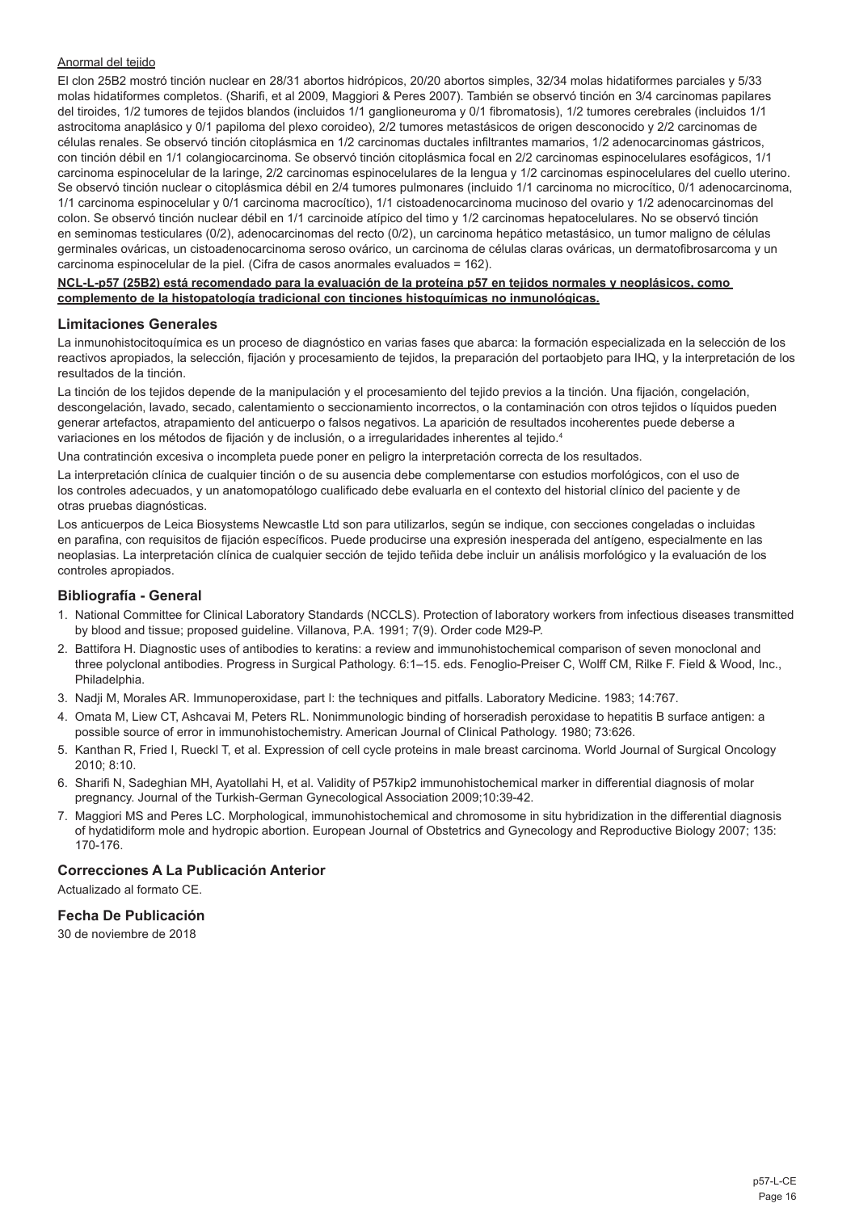Anormal del tejido

El clon 25B2 mostró tinción nuclear en 28/31 abortos hidrópicos, 20/20 abortos simples, 32/34 molas hidatiformes parciales y 5/33 molas hidatiformes completos. (Sharifi, et al 2009, Maggiori & Peres 2007). También se observó tinción en 3/4 carcinomas papilares del tiroides, 1/2 tumores de tejidos blandos (incluidos 1/1 ganglioneuroma y 0/1 fibromatosis), 1/2 tumores cerebrales (incluidos 1/1 astrocitoma anaplásico y 0/1 papiloma del plexo coroideo), 2/2 tumores metastásicos de origen desconocido y 2/2 carcinomas de células renales. Se observó tinción citoplásmica en 1/2 carcinomas ductales infiltrantes mamarios, 1/2 adenocarcinomas gástricos, con tinción débil en 1/1 colangiocarcinoma. Se observó tinción citoplásmica focal en 2/2 carcinomas espinocelulares esofágicos, 1/1 carcinoma espinocelular de la laringe, 2/2 carcinomas espinocelulares de la lengua y 1/2 carcinomas espinocelulares del cuello uterino. Se observó tinción nuclear o citoplásmica débil en 2/4 tumores pulmonares (incluido 1/1 carcinoma no microcítico, 0/1 adenocarcinoma, 1/1 carcinoma espinocelular y 0/1 carcinoma macrocítico), 1/1 cistoadenocarcinoma mucinoso del ovario y 1/2 adenocarcinomas del colon. Se observó tinción nuclear débil en 1/1 carcinoide atípico del timo y 1/2 carcinomas hepatocelulares. No se observó tinción en seminomas testiculares (0/2), adenocarcinomas del recto (0/2), un carcinoma hepático metastásico, un tumor maligno de células germinales ováricas, un cistoadenocarcinoma seroso ovárico, un carcinoma de células claras ováricas, un dermatofibrosarcoma y un carcinoma espinocelular de la piel. (Cifra de casos anormales evaluados = 162).

**NCL-L-p57 (25B2) está recomendado para la evaluación de la proteína p57 en tejidos normales y neoplásicos, como complemento de la histopatología tradicional con tinciones histoquímicas no inmunológicas.**

## Limitaciones Generales

La inmunohistocitoquímica es un proceso de diagnóstico en varias fases que abarca: la formación especializada en la selección de los reactivos apropiados, la selección, fijación y procesamiento de tejidos, la preparación del portaobjeto para IHQ, y la interpretación de los resultados de la tinción.

La tinción de los tejidos depende de la manipulación y el procesamiento del tejido previos a la tinción. Una fijación, congelación, descongelación, lavado, secado, calentamiento o seccionamiento incorrectos, o la contaminación con otros tejidos o líquidos pueden generar artefactos, atrapamiento del anticuerpo o falsos negativos. La aparición de resultados incoherentes puede deberse a variaciones en los métodos de fijación y de inclusión, o a irregularidades inherentes al tejido.[4]

Una contratinción excesiva o incompleta puede poner en peligro la interpretación correcta de los resultados.

La interpretación clínica de cualquier tinción o de su ausencia debe complementarse con estudios morfológicos, con el uso de los controles adecuados, y un anatomopatólogo cualificado debe evaluarla en el contexto del historial clínico del paciente y de otras pruebas diagnósticas.

Los anticuerpos de Leica Biosystems Newcastle Ltd son para utilizarlos, según se indique, con secciones congeladas o incluidas en parafina, con requisitos de fijación específicos. Puede producirse una expresión inesperada del antígeno, especialmente en las neoplasias. La interpretación clínica de cualquier sección de tejido teñida debe incluir un análisis morfológico y la evaluación de los controles apropiados.

## Bibliografía - General

1. National Committee for Clinical Laboratory Standards (NCCLS). Protection of laboratory workers from infectious diseases transmitted by blood and tissue; proposed guideline. Villanova, P.A. 1991; 7(9). Order code M29-P.
2. Battifora H. Diagnostic uses of antibodies to keratins: a review and immunohistochemical comparison of seven monoclonal and three polyclonal antibodies. Progress in Surgical Pathology. 6:1–15. eds. Fenoglio-Preiser C, Wolff CM, Rilke F. Field & Wood, Inc., Philadelphia.
3. Nadji M, Morales AR. Immunoperoxidase, part I: the techniques and pitfalls. Laboratory Medicine. 1983; 14:767.
4. Omata M, Liew CT, Ashcavai M, Peters RL. Nonimmunologic binding of horseradish peroxidase to hepatitis B surface antigen: a possible source of error in immunohistochemistry. American Journal of Clinical Pathology. 1980; 73:626.
5. Kanthan R, Fried I, Rueckl T, et al. Expression of cell cycle proteins in male breast carcinoma. World Journal of Surgical Oncology 2010; 8:10.
6. Sharifi N, Sadeghian MH, Ayatollahi H, et al. Validity of P57kip2 immunohistochemical marker in differential diagnosis of molar pregnancy. Journal of the Turkish-German Gynecological Association 2009;10:39-42.
7. Maggiori MS and Peres LC. Morphological, immunohistochemical and chromosome in situ hybridization in the differential diagnosis of hydatidiform mole and hydropic abortion. European Journal of Obstetrics and Gynecology and Reproductive Biology 2007; 135: 170-176.

## Correcciones A La Publicación Anterior

Actualizado al formato CE.

## Fecha De Publicación

30 de noviembre de 2018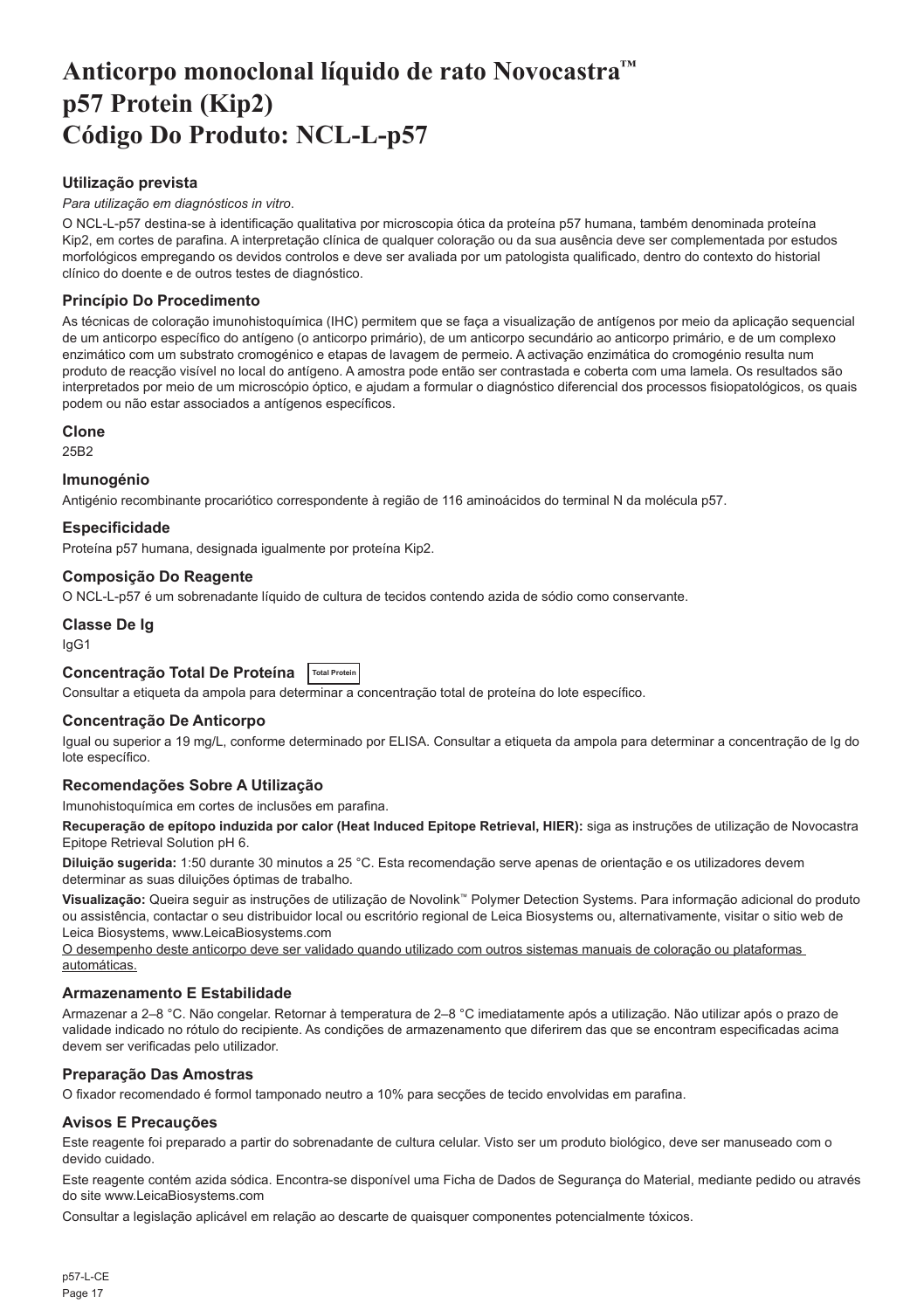# Anticorpo monoclonal líquido de rato Novocastra™ p57 Protein (Kip2) Código Do Produto: NCL-L-p57

## Utilização prevista

*Para utilização em diagnósticos in vitro.*

O NCL-L-p57 destina-se à identificação qualitativa por microscopia ótica da proteína p57 humana, também denominada proteína Kip2, em cortes de parafina. A interpretação clínica de qualquer coloração ou da sua ausência deve ser complementada por estudos morfológicos empregando os devidos controlos e deve ser avaliada por um patologista qualificado, dentro do contexto do historial clínico do doente e de outros testes de diagnóstico.

## Princípio Do Procedimento

As técnicas de coloração imunohistoquímica (IHC) permitem que se faça a visualização de antígenos por meio da aplicação sequencial de um anticorpo específico do antígeno (o anticorpo primário), de um anticorpo secundário ao anticorpo primário, e de um complexo enzimático com um substrato cromogénico e etapas de lavagem de permeio. A activação enzimática do cromogénio resulta num produto de reacção visível no local do antígeno. A amostra pode então ser contrastada e coberta com uma lamela. Os resultados são interpretados por meio de um microscópio óptico, e ajudam a formular o diagnóstico diferencial dos processos fisiopatológicos, os quais podem ou não estar associados a antígenos específicos.

## Clone

25B2

## Imunogénio

Antigénio recombinante procariótico correspondente à região de 116 aminoácidos do terminal N da molécula p57.

## Especificidade

Proteína p57 humana, designada igualmente por proteína Kip2.

## Composição Do Reagente

O NCL-L-p57 é um sobrenadante líquido de cultura de tecidos contendo azida de sódio como conservante.

## Classe De Ig

IgG1

## Concentração Total De Proteína Total Protein

Consultar a etiqueta da ampola para determinar a concentração total de proteína do lote específico.

## Concentração De Anticorpo

Igual ou superior a 19 mg/L, conforme determinado por ELISA. Consultar a etiqueta da ampola para determinar a concentração de Ig do lote específico.

## Recomendações Sobre A Utilização

Imunohistoquímica em cortes de inclusões em parafina.

**Recuperação de epítopo induzida por calor (Heat Induced Epitope Retrieval, HIER):** siga as instruções de utilização de Novocastra Epitope Retrieval Solution pH 6.

**Diluição sugerida:** 1:50 durante 30 minutos a 25 °C. Esta recomendação serve apenas de orientação e os utilizadores devem determinar as suas diluições óptimas de trabalho.

**Visualização:** Queira seguir as instruções de utilização de Novolink™ Polymer Detection Systems. Para informação adicional do produto ou assistência, contactar o seu distribuidor local ou escritório regional de Leica Biosystems ou, alternativamente, visitar o sitio web de Leica Biosystems, www.LeicaBiosystems.com

<u>O desempenho deste anticorpo deve ser validado quando utilizado com outros sistemas manuais de coloração ou plataformas automáticas.</u>

## Armazenamento E Estabilidade

Armazenar a 2–8 °C. Não congelar. Retornar à temperatura de 2–8 °C imediatamente após a utilização. Não utilizar após o prazo de validade indicado no rótulo do recipiente. As condições de armazenamento que diferirem das que se encontram especificadas acima devem ser verificadas pelo utilizador.

## Preparação Das Amostras

O fixador recomendado é formol tamponado neutro a 10% para secções de tecido envolvidas em parafina.

## Avisos E Precauções

Este reagente foi preparado a partir do sobrenadante de cultura celular. Visto ser um produto biológico, deve ser manuseado com o devido cuidado.

Este reagente contém azida sódica. Encontra-se disponível uma Ficha de Dados de Segurança do Material, mediante pedido ou através do site www.LeicaBiosystems.com

Consultar a legislação aplicável em relação ao descarte de quaisquer componentes potencialmente tóxicos.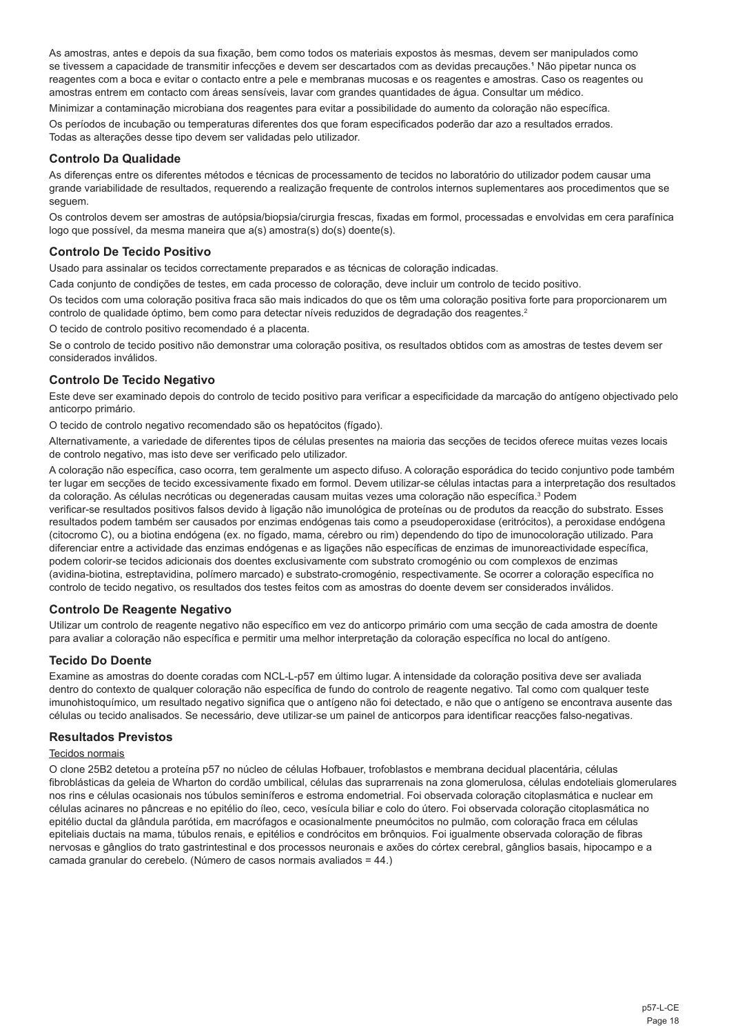As amostras, antes e depois da sua fixação, bem como todos os materiais expostos às mesmas, devem ser manipulados como se tivessem a capacidade de transmitir infecções e devem ser descartados com as devidas precauções.[1] Não pipetar nunca os reagentes com a boca e evitar o contacto entre a pele e membranas mucosas e os reagentes e amostras. Caso os reagentes ou amostras entrem em contacto com áreas sensíveis, lavar com grandes quantidades de água. Consultar um médico.

Minimizar a contaminação microbiana dos reagentes para evitar a possibilidade do aumento da coloração não específica.

Os períodos de incubação ou temperaturas diferentes dos que foram especificados poderão dar azo a resultados errados. Todas as alterações desse tipo devem ser validadas pelo utilizador.

## Controlo Da Qualidade

As diferenças entre os diferentes métodos e técnicas de processamento de tecidos no laboratório do utilizador podem causar uma grande variabilidade de resultados, requerendo a realização frequente de controlos internos suplementares aos procedimentos que se seguem.

Os controlos devem ser amostras de autópsia/biopsia/cirurgia frescas, fixadas em formol, processadas e envolvidas em cera parafínica logo que possível, da mesma maneira que a(s) amostra(s) do(s) doente(s).

## Controlo De Tecido Positivo

Usado para assinalar os tecidos correctamente preparados e as técnicas de coloração indicadas.

Cada conjunto de condições de testes, em cada processo de coloração, deve incluir um controlo de tecido positivo.

Os tecidos com uma coloração positiva fraca são mais indicados do que os têm uma coloração positiva forte para proporcionarem um controlo de qualidade óptimo, bem como para detectar níveis reduzidos de degradação dos reagentes.[2]

O tecido de controlo positivo recomendado é a placenta.

Se o controlo de tecido positivo não demonstrar uma coloração positiva, os resultados obtidos com as amostras de testes devem ser considerados inválidos.

## Controlo De Tecido Negativo

Este deve ser examinado depois do controlo de tecido positivo para verificar a especificidade da marcação do antígeno objectivado pelo anticorpo primário.

O tecido de controlo negativo recomendado são os hepatócitos (fígado).

Alternativamente, a variedade de diferentes tipos de células presentes na maioria das secções de tecidos oferece muitas vezes locais de controlo negativo, mas isto deve ser verificado pelo utilizador.

A coloração não específica, caso ocorra, tem geralmente um aspecto difuso. A coloração esporádica do tecido conjuntivo pode também ter lugar em secções de tecido excessivamente fixado em formol. Devem utilizar-se células intactas para a interpretação dos resultados da coloração. As células necróticas ou degeneradas causam muitas vezes uma coloração não específica.[3] Podem verificar-se resultados positivos falsos devido à ligação não imunológica de proteínas ou de produtos da reacção do substrato. Esses resultados podem também ser causados por enzimas endógenas tais como a pseudoperoxidase (eritrócitos), a peroxidase endógena (citocromo C), ou a biotina endógena (ex. no fígado, mama, cérebro ou rim) dependendo do tipo de imunocoloração utilizado. Para diferenciar entre a actividade das enzimas endógenas e as ligações não específicas de enzimas de imunoreactividade específica, podem colorir-se tecidos adicionais dos doentes exclusivamente com substrato cromogénio ou com complexos de enzimas (avidina-biotina, estreptavidina, polímero marcado) e substrato-cromogénio, respectivamente. Se ocorrer a coloração específica no controlo de tecido negativo, os resultados dos testes feitos com as amostras do doente devem ser considerados inválidos.

## Controlo De Reagente Negativo

Utilizar um controlo de reagente negativo não específico em vez do anticorpo primário com uma secção de cada amostra de doente para avaliar a coloração não específica e permitir uma melhor interpretação da coloração específica no local do antígeno.

## Tecido Do Doente

Examine as amostras do doente coradas com NCL-L-p57 em último lugar. A intensidade da coloração positiva deve ser avaliada dentro do contexto de qualquer coloração não específica de fundo do controlo de reagente negativo. Tal como com qualquer teste imunohistoquímico, um resultado negativo significa que o antígeno não foi detectado, e não que o antígeno se encontrava ausente das células ou tecido analisados. Se necessário, deve utilizar-se um painel de anticorpos para identificar reacções falso-negativas.

## Resultados Previstos

Tecidos normais

O clone 25B2 detetou a proteína p57 no núcleo de células Hofbauer, trofoblastos e membrana decidual placentária, células fibroblásticas da geleia de Wharton do cordão umbilical, células das suprarrenais na zona glomerulosa, células endoteliais glomerulares nos rins e células ocasionais nos túbulos seminíferos e estroma endometrial. Foi observada coloração citoplasmática e nuclear em células acinares no pâncreas e no epitélio do íleo, ceco, vesícula biliar e colo do útero. Foi observada coloração citoplasmática no epitélio ductal da glândula parótida, em macrófagos e ocasionalmente pneumócitos no pulmão, com coloração fraca em células epiteliais ductais na mama, túbulos renais, e epitélios e condrócitos em brônquios. Foi igualmente observada coloração de fibras nervosas e gânglios do trato gastrintestinal e dos processos neuronais e axões do córtex cerebral, gânglios basais, hipocampo e a camada granular do cerebelo. (Número de casos normais avaliados = 44.)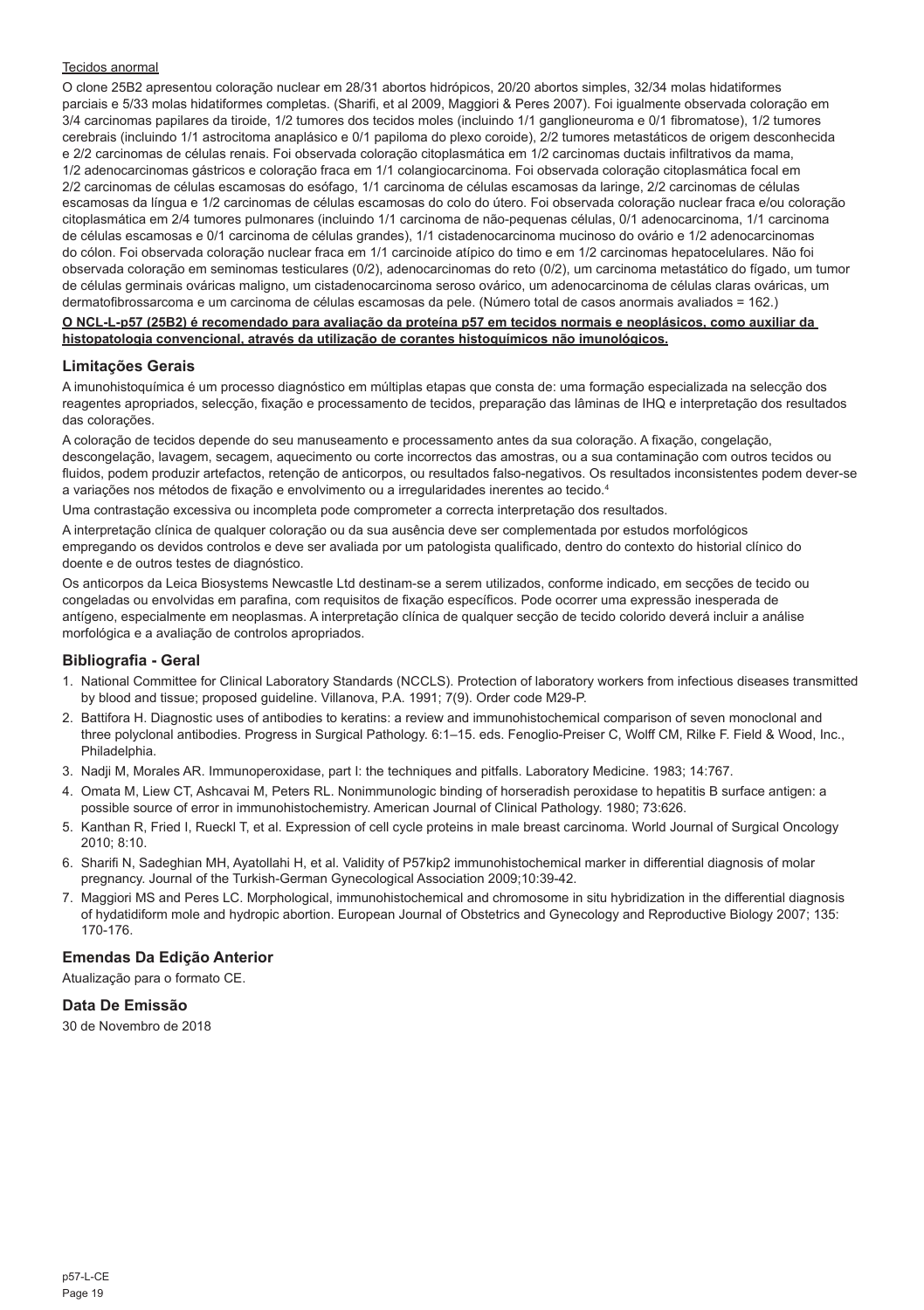Tecidos anormal

O clone 25B2 apresentou coloração nuclear em 28/31 abortos hidrópicos, 20/20 abortos simples, 32/34 molas hidatiformes parciais e 5/33 molas hidatiformes completas. (Sharifi, et al 2009, Maggiori & Peres 2007). Foi igualmente observada coloração em 3/4 carcinomas papilares da tiroide, 1/2 tumores dos tecidos moles (incluindo 1/1 ganglioneuroma e 0/1 fibromatose), 1/2 tumores cerebrais (incluindo 1/1 astrocitoma anaplásico e 0/1 papiloma do plexo coroide), 2/2 tumores metastáticos de origem desconhecida e 2/2 carcinomas de células renais. Foi observada coloração citoplasmática em 1/2 carcinomas ductais infiltrativos da mama, 1/2 adenocarcinomas gástricos e coloração fraca em 1/1 colangiocarcinoma. Foi observada coloração citoplasmática focal em 2/2 carcinomas de células escamosas do esófago, 1/1 carcinoma de células escamosas da laringe, 2/2 carcinomas de células escamosas da língua e 1/2 carcinomas de células escamosas do colo do útero. Foi observada coloração nuclear fraca e/ou coloração citoplasmática em 2/4 tumores pulmonares (incluindo 1/1 carcinoma de não-pequenas células, 0/1 adenocarcinoma, 1/1 carcinoma de células escamosas e 0/1 carcinoma de células grandes), 1/1 cistadenocarcinoma mucinoso do ovário e 1/2 adenocarcinomas do cólon. Foi observada coloração nuclear fraca em 1/1 carcinoide atípico do timo e em 1/2 carcinomas hepatocelulares. Não foi observada coloração em seminomas testiculares (0/2), adenocarcinomas do reto (0/2), um carcinoma metastático do fígado, um tumor de células germinais ováricas maligno, um cistadenocarcinoma seroso ovárico, um adenocarcinoma de células claras ováricas, um dermatofibrossarcoma e um carcinoma de células escamosas da pele. (Número total de casos anormais avaliados = 162.)

**O NCL-L-p57 (25B2) é recomendado para avaliação da proteína p57 em tecidos normais e neoplásicos, como auxiliar da histopatologia convencional, através da utilização de corantes histoquímicos não imunológicos.**

## Limitações Gerais

A imunohistoquímica é um processo diagnóstico em múltiplas etapas que consta de: uma formação especializada na selecção dos reagentes apropriados, selecção, fixação e processamento de tecidos, preparação das lâminas de IHQ e interpretação dos resultados das colorações.

A coloração de tecidos depende do seu manuseamento e processamento antes da sua coloração. A fixação, congelação, descongelação, lavagem, secagem, aquecimento ou corte incorrectos das amostras, ou a sua contaminação com outros tecidos ou fluidos, podem produzir artefactos, retenção de anticorpos, ou resultados falso-negativos. Os resultados inconsistentes podem dever-se a variações nos métodos de fixação e envolvimento ou a irregularidades inerentes ao tecido.[4]

Uma contrastação excessiva ou incompleta pode comprometer a correcta interpretação dos resultados.

A interpretação clínica de qualquer coloração ou da sua ausência deve ser complementada por estudos morfológicos empregando os devidos controlos e deve ser avaliada por um patologista qualificado, dentro do contexto do historial clínico do doente e de outros testes de diagnóstico.

Os anticorpos da Leica Biosystems Newcastle Ltd destinam-se a serem utilizados, conforme indicado, em secções de tecido ou congeladas ou envolvidas em parafina, com requisitos de fixação específicos. Pode ocorrer uma expressão inesperada de antígeno, especialmente em neoplasmas. A interpretação clínica de qualquer secção de tecido colorido deverá incluir a análise morfológica e a avaliação de controlos apropriados.

## Bibliografia - Geral

1. National Committee for Clinical Laboratory Standards (NCCLS). Protection of laboratory workers from infectious diseases transmitted by blood and tissue; proposed guideline. Villanova, P.A. 1991; 7(9). Order code M29-P.
2. Battifora H. Diagnostic uses of antibodies to keratins: a review and immunohistochemical comparison of seven monoclonal and three polyclonal antibodies. Progress in Surgical Pathology. 6:1–15. eds. Fenoglio-Preiser C, Wolff CM, Rilke F. Field & Wood, Inc., Philadelphia.
3. Nadji M, Morales AR. Immunoperoxidase, part I: the techniques and pitfalls. Laboratory Medicine. 1983; 14:767.
4. Omata M, Liew CT, Ashcavai M, Peters RL. Nonimmunologic binding of horseradish peroxidase to hepatitis B surface antigen: a possible source of error in immunohistochemistry. American Journal of Clinical Pathology. 1980; 73:626.
5. Kanthan R, Fried I, Rueckl T, et al. Expression of cell cycle proteins in male breast carcinoma. World Journal of Surgical Oncology 2010; 8:10.
6. Sharifi N, Sadeghian MH, Ayatollahi H, et al. Validity of P57kip2 immunohistochemical marker in differential diagnosis of molar pregnancy. Journal of the Turkish-German Gynecological Association 2009;10:39-42.
7. Maggiori MS and Peres LC. Morphological, immunohistochemical and chromosome in situ hybridization in the differential diagnosis of hydatidiform mole and hydropic abortion. European Journal of Obstetrics and Gynecology and Reproductive Biology 2007; 135: 170-176.

## Emendas Da Edição Anterior

Atualização para o formato CE.

## Data De Emissão

30 de Novembro de 2018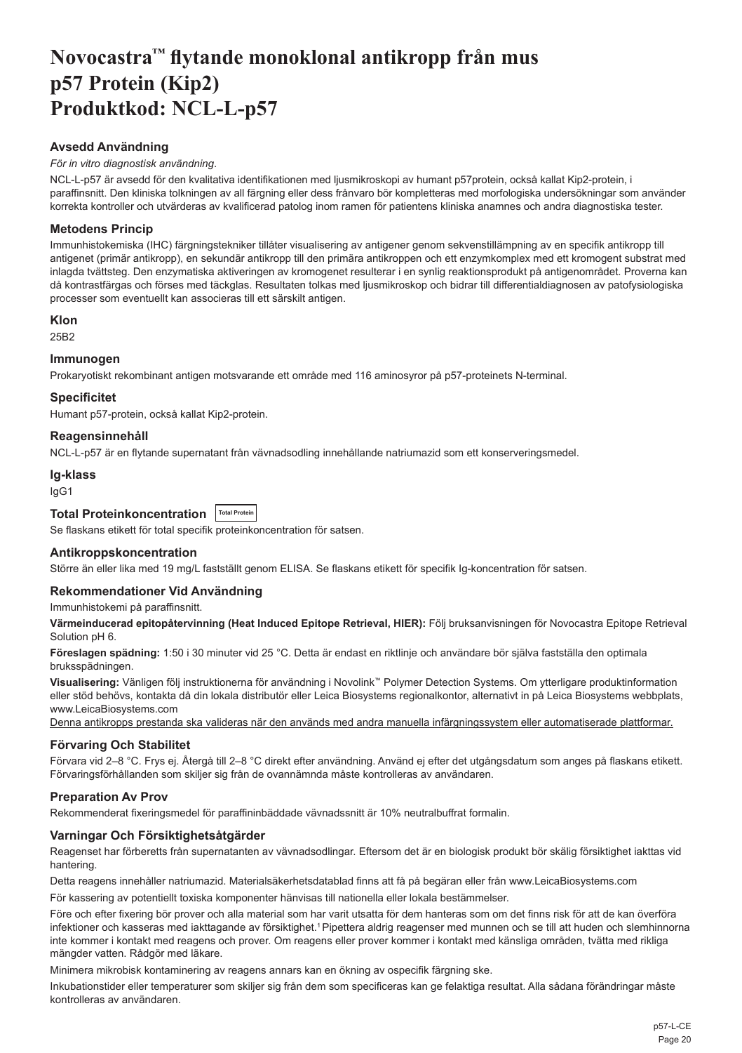# Novocastra™ flytande monoklonal antikropp från mus p57 Protein (Kip2) Produktkod: NCL-L-p57

## Avsedd Användning

*För in vitro diagnostisk användning*.

NCL-L-p57 är avsedd för den kvalitativa identifikationen med ljusmikroskopi av humant p57protein, också kallat Kip2-protein, i paraffinsnitt. Den kliniska tolkningen av all färgning eller dess frånvaro bör kompletteras med morfologiska undersökningar som använder korrekta kontroller och utvärderas av kvalificerad patolog inom ramen för patientens kliniska anamnes och andra diagnostiska tester.

## Metodens Princip

Immunhistokemiska (IHC) färgningstekniker tillåter visualisering av antigener genom sekvenstillämpning av en specifik antikropp till antigenet (primär antikropp), en sekundär antikropp till den primära antikroppen och ett enzymkomplex med ett kromogent substrat med inlagda tvättsteg. Den enzymatiska aktiveringen av kromogenet resulterar i en synlig reaktionsprodukt på antigenområdet. Proverna kan då kontrastfärgas och förses med täckglas. Resultaten tolkas med ljusmikroskop och bidrar till differentialdiagnosen av patofysiologiska processer som eventuellt kan associeras till ett särskilt antigen.

## Klon

25B2

## Immunogen

Prokaryotiskt rekombinant antigen motsvarande ett område med 116 aminosyror på p57-proteinets N-terminal.

## Specificitet

Humant p57-protein, också kallat Kip2-protein.

## Reagensinnehåll

NCL-L-p57 är en flytande supernatant från vävnadsodling innehållande natriumazid som ett konserveringsmedel.

## Ig-klass

IgG1

## Total Proteinkoncentration Total Protein

Se flaskans etikett för total specifik proteinkoncentration för satsen.

## Antikroppskoncentration

Större än eller lika med 19 mg/L fastställt genom ELISA. Se flaskans etikett för specifik Ig-koncentration för satsen.

## Rekommendationer Vid Användning

Immunhistokemi på paraffinsnitt.

**Värmeinducerad epitopåtervinning (Heat Induced Epitope Retrieval, HIER):** Följ bruksanvisningen för Novocastra Epitope Retrieval Solution pH 6.

**Föreslagen spädning:** 1:50 i 30 minuter vid 25 °C. Detta är endast en riktlinje och användare bör själva fastställa den optimala bruksspädningen.

**Visualisering:** Vänligen följ instruktionerna för användning i Novolink™ Polymer Detection Systems. Om ytterligare produktinformation eller stöd behövs, kontakta då din lokala distributör eller Leica Biosystems regionalkontor, alternativt in på Leica Biosystems webbplats, www.LeicaBiosystems.com

Denna antikropps prestanda ska valideras när den används med andra manuella infärgningssystem eller automatiserade plattformar.

## Förvaring Och Stabilitet

Förvara vid 2–8 °C. Frys ej. Återgå till 2–8 °C direkt efter användning. Använd ej efter det utgångsdatum som anges på flaskans etikett. Förvaringsförhållanden som skiljer sig från de ovannämnda måste kontrolleras av användaren.

## Preparation Av Prov

Rekommenderat fixeringsmedel för paraffininbäddade vävnadssnitt är 10% neutralbuffrat formalin.

## Varningar Och Försiktighetsåtgärder

Reagenset har förberetts från supernatanten av vävnadsodlingar. Eftersom det är en biologisk produkt bör skälig försiktighet iakttas vid hantering.

Detta reagens innehåller natriumazid. Materialsäkerhetsdatablad finns att få på begäran eller från www.LeicaBiosystems.com

För kassering av potentiellt toxiska komponenter hänvisas till nationella eller lokala bestämmelser.

Före och efter fixering bör prover och alla material som har varit utsatta för dem hanteras som om det finns risk för att de kan överföra infektioner och kasseras med iakttagande av försiktighet.[1] Pipettera aldrig reagenser med munnen och se till att huden och slemhinnorna inte kommer i kontakt med reagens och prover. Om reagens eller prover kommer i kontakt med känsliga områden, tvätta med rikliga mängder vatten. Rådgör med läkare.

Minimera mikrobisk kontaminering av reagens annars kan en ökning av ospecifik färgning ske.

Inkubationstider eller temperaturer som skiljer sig från dem som specificeras kan ge felaktiga resultat. Alla sådana förändringar måste kontrolleras av användaren.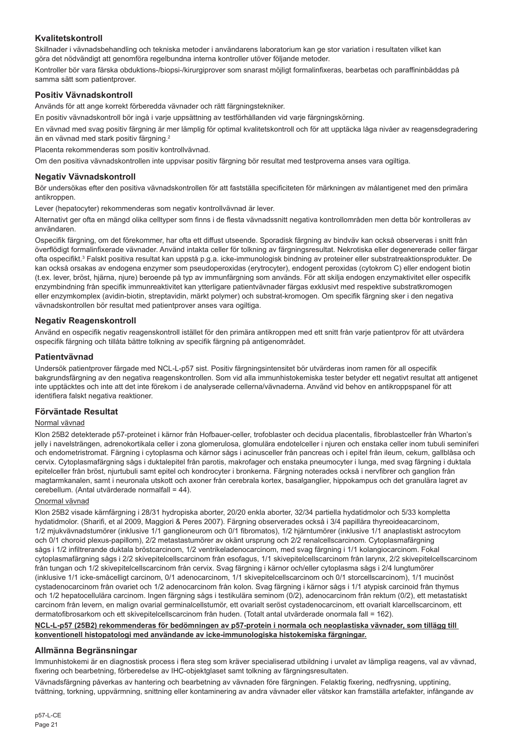## Kvalitetskontroll

Skillnader i vävnadsbehandling och tekniska metoder i användarens laboratorium kan ge stor variation i resultaten vilket kan göra det nödvändigt att genomföra regelbundna interna kontroller utöver följande metoder.

Kontroller bör vara färska obduktions-/biopsi-/kirurgiprover som snarast möjligt formalinfixeras, bearbetas och paraffininbäddas på samma sätt som patientprover.

## Positiv Vävnadskontroll

Används för att ange korrekt förberedda vävnader och rätt färgningstekniker.

En positiv vävnadskontroll bör ingå i varje uppsättning av testförhållanden vid varje färgningskörning.

En vävnad med svag positiv färgning är mer lämplig för optimal kvalitetskontroll och för att upptäcka låga nivåer av reagensdegradering än en vävnad med stark positiv färgning.[2]

Placenta rekommenderas som positiv kontrollvävnad.

Om den positiva vävnadskontrollen inte uppvisar positiv färgning bör resultat med testproverna anses vara ogiltiga.

## Negativ Vävnadskontroll

Bör undersökas efter den positiva vävnadskontrollen för att fastställa specificiteten för märkningen av målantigenet med den primära antikroppen.

Lever (hepatocyter) rekommenderas som negativ kontrollvävnad är lever.

Alternativt ger ofta en mängd olika celltyper som finns i de flesta vävnadssnitt negativa kontrollområden men detta bör kontrolleras av användaren.

Ospecifik färgning, om det förekommer, har ofta ett diffust utseende. Sporadisk färgning av bindväv kan också observeras i snitt från överflödigt formalinfixerade vävnader. Använd intakta celler för tolkning av färgningsresultat. Nekrotiska eller degenererade celler färgar ofta ospecifikt.[3] Falskt positiva resultat kan uppstå p.g.a. icke-immunologisk bindning av proteiner eller substratreaktionsprodukter. De kan också orsakas av endogena enzymer som pseudoperoxidas (erytrocyter), endogent peroxidas (cytokrom C) eller endogent biotin (t.ex. lever, bröst, hjärna, njure) beroende på typ av immunfärgning som används. För att skilja endogen enzymaktivitet eller ospecifik enzymbindning från specifik immunreaktivitet kan ytterligare patientvävnader färgas exklusivt med respektive substratkromogen eller enzymkomplex (avidin-biotin, streptavidin, märkt polymer) och substrat-kromogen. Om specifik färgning sker i den negativa vävnadskontrollen bör resultat med patientprover anses vara ogiltiga.

## Negativ Reagenskontroll

Använd en ospecifik negativ reagenskontroll istället för den primära antikroppen med ett snitt från varje patientprov för att utvärdera ospecifik färgning och tillåta bättre tolkning av specifik färgning på antigenområdet.

## Patientvävnad

Undersök patientprover färgade med NCL-L-p57 sist. Positiv färgningsintensitet bör utvärderas inom ramen för all ospecifik bakgrundsfärgning av den negativa reagenskontrollen. Som vid alla immunhistokemiska tester betyder ett negativt resultat att antigenet inte upptäcktes och inte att det inte förekom i de analyserade cellerna/vävnaderna. Använd vid behov en antikroppspanel för att identifiera falskt negativa reaktioner.

## Förväntade Resultat

Normal vävnad

Klon 25B2 detekterade p57-proteinet i kärnor från Hofbauer-celler, trofoblaster och decidua placentalis, fibroblastceller från Wharton's jelly i navelsträngen, adrenokortikala celler i zona glomerulosa, glomulära endotelceller i njuren och enstaka celler inom tubuli seminiferi och endometristromat. Färgning i cytoplasma och kärnor sågs i acinusceller från pancreas och i epitel från ileum, cekum, gallblåsa och cervix. Cytoplasmafärgning sågs i duktalepitel från parotis, makrofager och enstaka pneumocyter i lunga, med svag färgning i duktala epitelceller från bröst, njurtubuli samt epitel och kondrocyter i bronkerna. Färgning noterades också i nervfibrer och ganglion från magtarmkanalen, samt i neuronala utskott och axoner från cerebrala kortex, basalganglier, hippokampus och det granulära lagret av cerebellum. (Antal utvärderade normalfall = 44).

Onormal vävnad

Klon 25B2 visade kärnfärgning i 28/31 hydropiska aborter, 20/20 enkla aborter, 32/34 partiella hydatidmolor och 5/33 kompletta hydatidmolor. (Sharifi, et al 2009, Maggiori & Peres 2007). Färgning observerades också i 3/4 papillära thyreoideacarcinom, 1/2 mjukvävnadstumörer (inklusive 1/1 ganglioneurom och 0/1 fibromatos), 1/2 hjärntumörer (inklusive 1/1 anaplastiskt astrocytom och 0/1 choroid plexus-papillom), 2/2 metastastumörer av okänt ursprung och 2/2 renalcellscarcinom. Cytoplasmafärgning sågs i 1/2 infiltrerande duktala bröstcarcinom, 1/2 ventrikeladenocarcinom, med svag färgning i 1/1 kolangiocarcinom. Fokal cytoplasmafärgning sågs i 2/2 skivepitelcellscarcinom från esofagus, 1/1 skivepitelcellscarcinom från larynx, 2/2 skivepitelcellscarcinom från tungan och 1/2 skivepitelcellscarcinom från cervix. Svag färgning i kärnor och/eller cytoplasma sågs i 2/4 lungtumörer (inklusive 1/1 icke-småcelligt carcinom, 0/1 adenocarcinom, 1/1 skivepitelcellscarcinom och 0/1 storcellscarcinom), 1/1 mucinöst cystadenocarcinom från ovariet och 1/2 adenocarcinom från kolon. Svag färgning i kärnor sågs i 1/1 atypisk carcinoid från thymus och 1/2 hepatocellulära carcinom. Ingen färgning sågs i testikulära seminom (0/2), adenocarcinom från rektum (0/2), ett metastatiskt carcinom från levern, en malign ovarial germinalcellstumör, ett ovarialt seröst cystadenocarcinom, ett ovarialt klarcellscarcinom, ett dermatofibrosarkom och ett skivepitelcellscarcinom från huden. (Totalt antal utvärderade onormala fall = 162).

**NCL-L-p57 (25B2) rekommenderas för bedömningen av p57-protein i normala och neoplastiska vävnader, som tillägg till konventionell histopatologi med användande av icke-immunologiska histokemiska färgningar.**

## Allmänna Begränsningar

Immunhistokemi är en diagnostisk process i flera steg som kräver specialiserad utbildning i urvalet av lämpliga reagens, val av vävnad, fixering och bearbetning, förberedelse av IHC-objektglaset samt tolkning av färgningsresultaten.

Vävnadsfärgning påverkas av hantering och bearbetning av vävnaden före färgningen. Felaktig fixering, nedfrysning, upptining, tvättning, torkning, uppvärmning, snittning eller kontaminering av andra vävnader eller vätskor kan framställa artefakter, infångande av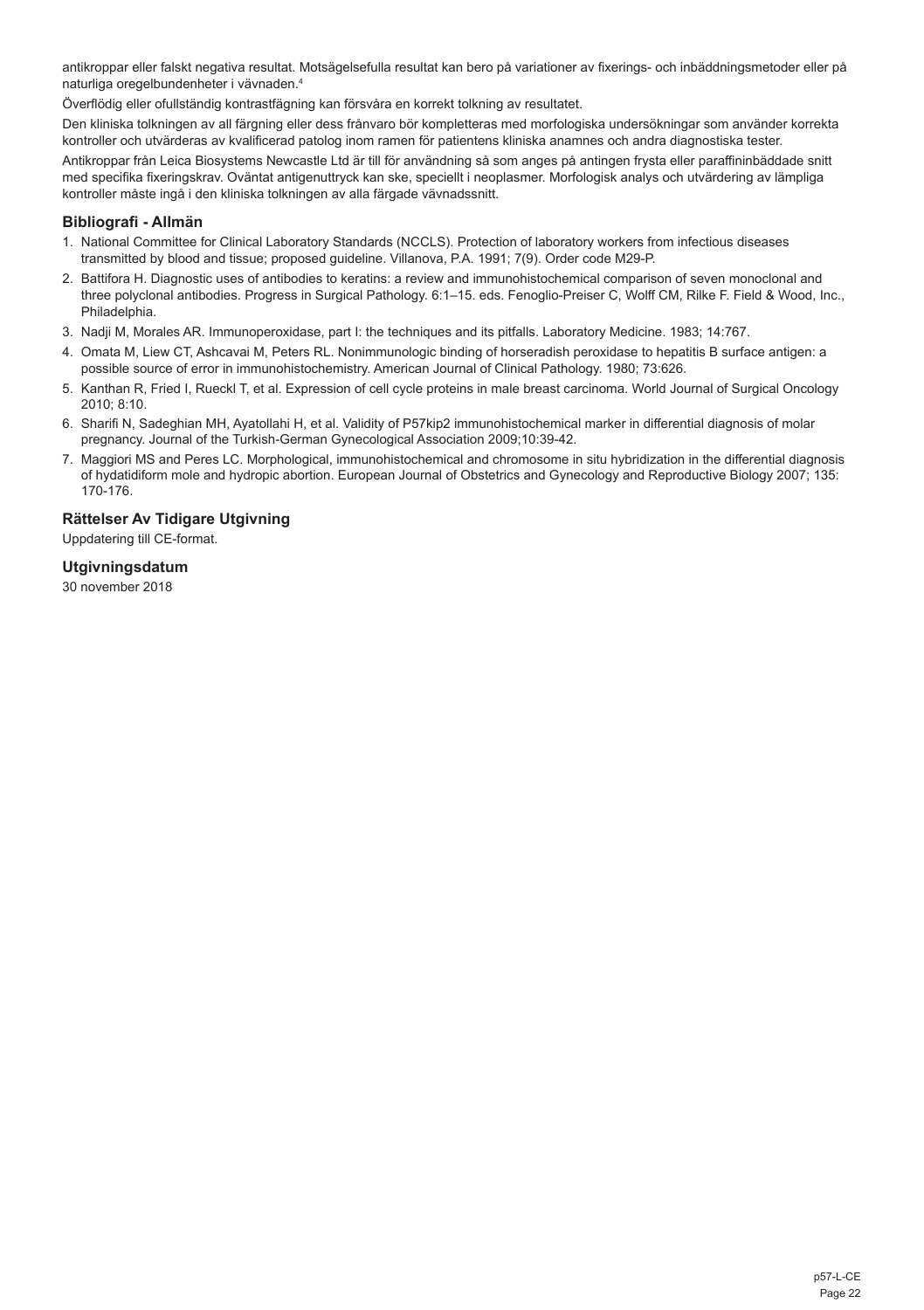antikroppar eller falskt negativa resultat. Motsägelsefulla resultat kan bero på variationer av fixerings- och inbäddningsmetoder eller på naturliga oregelbundenheter i vävnaden.[4]

Överflödig eller ofullständig kontrastfägning kan försvåra en korrekt tolkning av resultatet.

Den kliniska tolkningen av all färgning eller dess frånvaro bör kompletteras med morfologiska undersökningar som använder korrekta kontroller och utvärderas av kvalificerad patolog inom ramen för patientens kliniska anamnes och andra diagnostiska tester.

Antikroppar från Leica Biosystems Newcastle Ltd är till för användning så som anges på antingen frysta eller paraffininbäddade snitt med specifika fixeringskrav. Oväntat antigenuttryck kan ske, speciellt i neoplasmer. Morfologisk analys och utvärdering av lämpliga kontroller måste ingå i den kliniska tolkningen av alla färgade vävnadssnitt.

## Bibliografi - Allmän

1. National Committee for Clinical Laboratory Standards (NCCLS). Protection of laboratory workers from infectious diseases transmitted by blood and tissue; proposed guideline. Villanova, P.A. 1991; 7(9). Order code M29-P.
2. Battifora H. Diagnostic uses of antibodies to keratins: a review and immunohistochemical comparison of seven monoclonal and three polyclonal antibodies. Progress in Surgical Pathology. 6:1–15. eds. Fenoglio-Preiser C, Wolff CM, Rilke F. Field & Wood, Inc., Philadelphia.
3. Nadji M, Morales AR. Immunoperoxidase, part I: the techniques and its pitfalls. Laboratory Medicine. 1983; 14:767.
4. Omata M, Liew CT, Ashcavai M, Peters RL. Nonimmunologic binding of horseradish peroxidase to hepatitis B surface antigen: a possible source of error in immunohistochemistry. American Journal of Clinical Pathology. 1980; 73:626.
5. Kanthan R, Fried I, Rueckl T, et al. Expression of cell cycle proteins in male breast carcinoma. World Journal of Surgical Oncology 2010; 8:10.
6. Sharifi N, Sadeghian MH, Ayatollahi H, et al. Validity of P57kip2 immunohistochemical marker in differential diagnosis of molar pregnancy. Journal of the Turkish-German Gynecological Association 2009;10:39-42.
7. Maggiori MS and Peres LC. Morphological, immunohistochemical and chromosome in situ hybridization in the differential diagnosis of hydatidiform mole and hydropic abortion. European Journal of Obstetrics and Gynecology and Reproductive Biology 2007; 135: 170-176.

## Rättelser Av Tidigare Utgivning

Uppdatering till CE-format.

## Utgivningsdatum

30 november 2018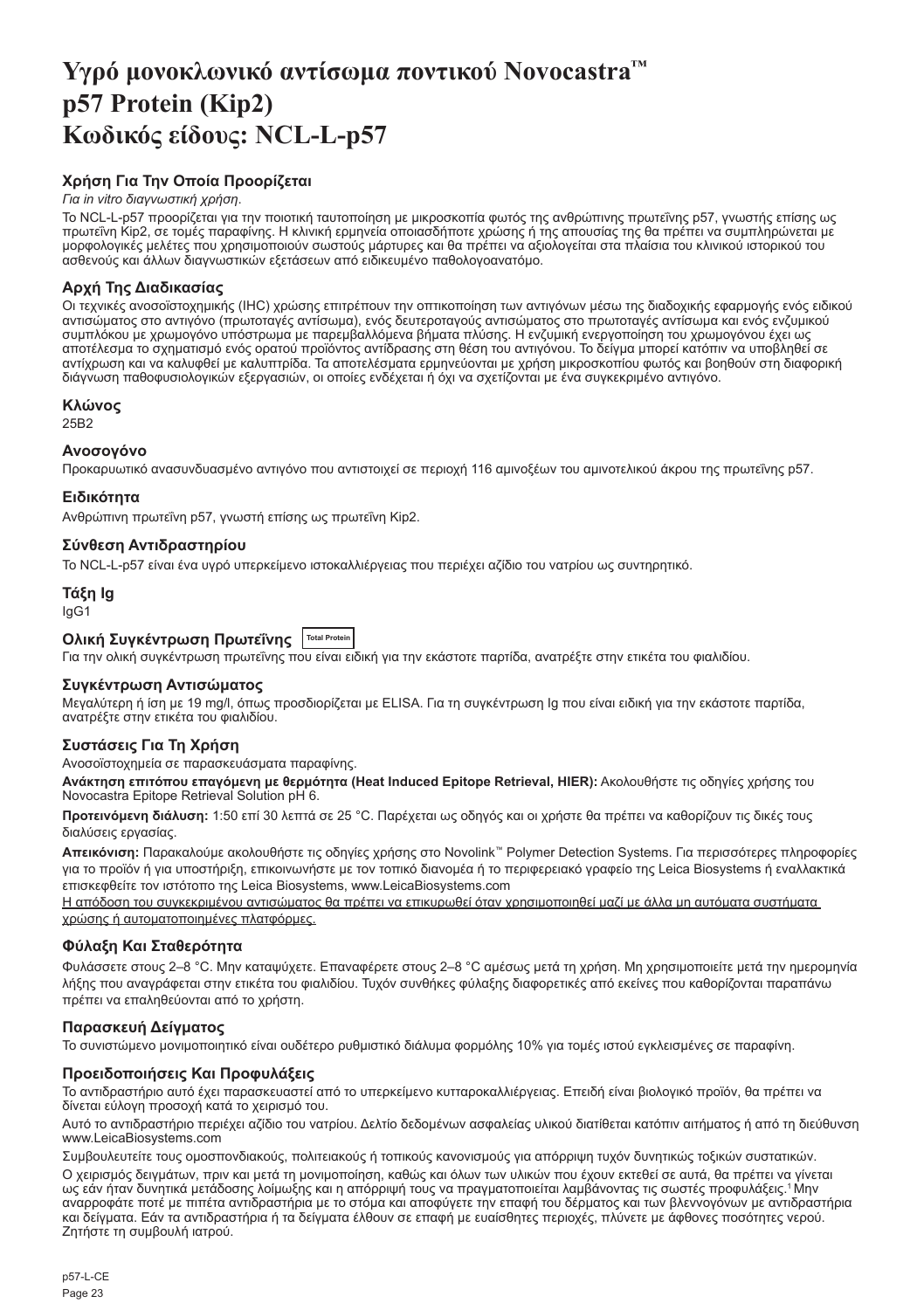# Υγρό μονοκλωνικό αντίσωμα ποντικού Novocastra™ p57 Protein (Kip2) Κωδικός είδους: NCL-L-p57

## Χρήση Για Την Οποία Προορίζεται

*Για in vitro διαγνωστική χρήση.*

Το NCL-L-p57 προορίζεται για την ποιοτική ταυτοποίηση με μικροσκοπία φωτός της ανθρώπινης πρωτεΐνης p57, γνωστής επίσης ως πρωτεΐνη Kip2, σε τομές παραφίνης. Η κλινική ερμηνεία οποιασδήποτε χρώσης ή της απουσίας της θα πρέπει να συμπληρώνεται με μορφολογικές μελέτες που χρησιμοποιούν σωστούς μάρτυρες και θα πρέπει να αξιολογείται στα πλαίσια του κλινικού ιστορικού του ασθενούς και άλλων διαγνωστικών εξετάσεων από ειδικευμένο παθολογοανατόμο.

## Αρχή Της Διαδικασίας

Οι τεχνικές ανοσοϊστοχημικής (IHC) χρώσης επιτρέπουν την οπτικοποίηση των αντιγόνων μέσω της διαδοχικής εφαρμογής ενός ειδικού αντισώματος στο αντιγόνο (πρωτοταγές αντίσωμα), ενός δευτεροταγούς αντισώματος στο πρωτοταγές αντίσωμα και ενός ενζυμικού συμπλόκου με χρωμογόνο υπόστρωμα με παρεμβαλλόμενα βήματα πλύσης. Η ενζυμική ενεργοποίηση του χρωμογόνου έχει ως αποτέλεσμα το σχηματισμό ενός ορατού προϊόντος αντίδρασης στη θέση του αντιγόνου. Το δείγμα μπορεί κατόπιν να υποβληθεί σε αντίχρωση και να καλυφθεί με καλυπτρίδα. Τα αποτελέσματα ερμηνεύονται με χρήση μικροσκοπίου φωτός και βοηθούν στη διαφορική διάγνωση παθοφυσιολογικών εξεργασιών, οι οποίες ενδέχεται ή όχι να σχετίζονται με ένα συγκεκριμένο αντιγόνο.

## Κλώνος

25B2

## Ανοσογόνο

Προκαρυωτικό ανασυνδυασμένο αντιγόνο που αντιστοιχεί σε περιοχή 116 αμινοξέων του αμινοτελικού άκρου της πρωτεΐνης p57.

## Ειδικότητα

Ανθρώπινη πρωτεΐνη p57, γνωστή επίσης ως πρωτεΐνη Kip2.

## Σύνθεση Αντιδραστηρίου

Το NCL-L-p57 είναι ένα υγρό υπερκείμενο ιστοκαλλιέργειας που περιέχει αζίδιο του νατρίου ως συντηρητικό.

## Τάξη Ig

IgG1

## Ολική Συγκέντρωση Πρωτεΐνης Total Protein

Για την ολική συγκέντρωση πρωτεΐνης που είναι ειδική για την εκάστοτε παρτίδα, ανατρέξτε στην ετικέτα του φιαλιδίου.

## Συγκέντρωση Αντισώματος

Μεγαλύτερη ή ίση με 19 mg/l, όπως προσδιορίζεται με ELISA. Για τη συγκέντρωση Ig που είναι ειδική για την εκάστοτε παρτίδα, ανατρέξτε στην ετικέτα του φιαλιδίου.

## Συστάσεις Για Τη Χρήση

Ανοσοϊστοχημεία σε παρασκευάσματα παραφίνης.

**Ανάκτηση επιτόπου επαγόμενη με θερμότητα (Heat Induced Epitope Retrieval, HIER):** Ακολουθήστε τις οδηγίες χρήσης του Novocastra Epitope Retrieval Solution pH 6.

**Προτεινόμενη διάλυση:** 1:50 επί 30 λεπτά σε 25 °C. Παρέχεται ως οδηγός και οι χρήστε θα πρέπει να καθορίζουν τις δικές τους διαλύσεις εργασίας.

**Απεικόνιση:** Παρακαλούμε ακολουθήστε τις οδηγίες χρήσης στο Novolink™ Polymer Detection Systems. Για περισσότερες πληροφορίες για το προϊόν ή για υποστήριξη, επικοινωνήστε με τον τοπικό διανομέα ή το περιφερειακό γραφείο της Leica Biosystems ή εναλλακτικά επισκεφθείτε τον ιστότοπο της Leica Biosystems, www.LeicaBiosystems.com

Η απόδοση του συγκεκριμένου αντισώματος θα πρέπει να επικυρωθεί όταν χρησιμοποιηθεί μαζί με άλλα μη αυτόματα συστήματα χρώσης ή αυτοματοποιημένες πλατφόρμες.

## Φύλαξη Και Σταθερότητα

Φυλάσσετε στους 2–8 °C. Μην καταψύχετε. Επαναφέρετε στους 2–8 °C αμέσως μετά τη χρήση. Μη χρησιμοποιείτε μετά την ημερομηνία λήξης που αναγράφεται στην ετικέτα του φιαλιδίου. Τυχόν συνθήκες φύλαξης διαφορετικές από εκείνες που καθορίζονται παραπάνω πρέπει να επαληθεύονται από το χρήστη.

## Παρασκευή Δείγματος

Το συνιστώμενο μονιμοποιητικό είναι ουδέτερο ρυθμιστικό διάλυμα φορμόλης 10% για τομές ιστού εγκλεισμένες σε παραφίνη.

## Προειδοποιήσεις Και Προφυλάξεις

Το αντιδραστήριο αυτό έχει παρασκευαστεί από το υπερκείμενο κυτταροκαλλιέργειας. Επειδή είναι βιολογικό προϊόν, θα πρέπει να δίνεται εύλογη προσοχή κατά το χειρισμό του.

Αυτό το αντιδραστήριο περιέχει αζίδιο του νατρίου. Δελτίο δεδομένων ασφαλείας υλικού διατίθεται κατόπιν αιτήματος ή από τη διεύθυνση www.LeicaBiosystems.com

Συμβουλευτείτε τους ομοσπονδιακούς, πολιτειακούς ή τοπικούς κανονισμούς για απόρριψη τυχόν δυνητικώς τοξικών συστατικών.

Ο χειρισμός δειγμάτων, πριν και μετά τη μονιμοποίηση, καθώς και όλων των υλικών που έχουν εκτεθεί σε αυτά, θα πρέπει να γίνεται ως εάν ήταν δυνητικά μετάδοσης λοίμωξης και η απόρριψή τους να πραγματοποιείται λαμβάνοντας τις σωστές προφυλάξεις.[1] Μην αναρροφάτε ποτέ με πιπέτα αντιδραστήρια με το στόμα και αποφύγετε την επαφή του δέρματος και των βλεννογόνων με αντιδραστήρια και δείγματα. Εάν τα αντιδραστήρια ή τα δείγματα έλθουν σε επαφή με ευαίσθητες περιοχές, πλύνετε με άφθονες ποσότητες νερού. Ζητήστε τη συμβουλή ιατρού.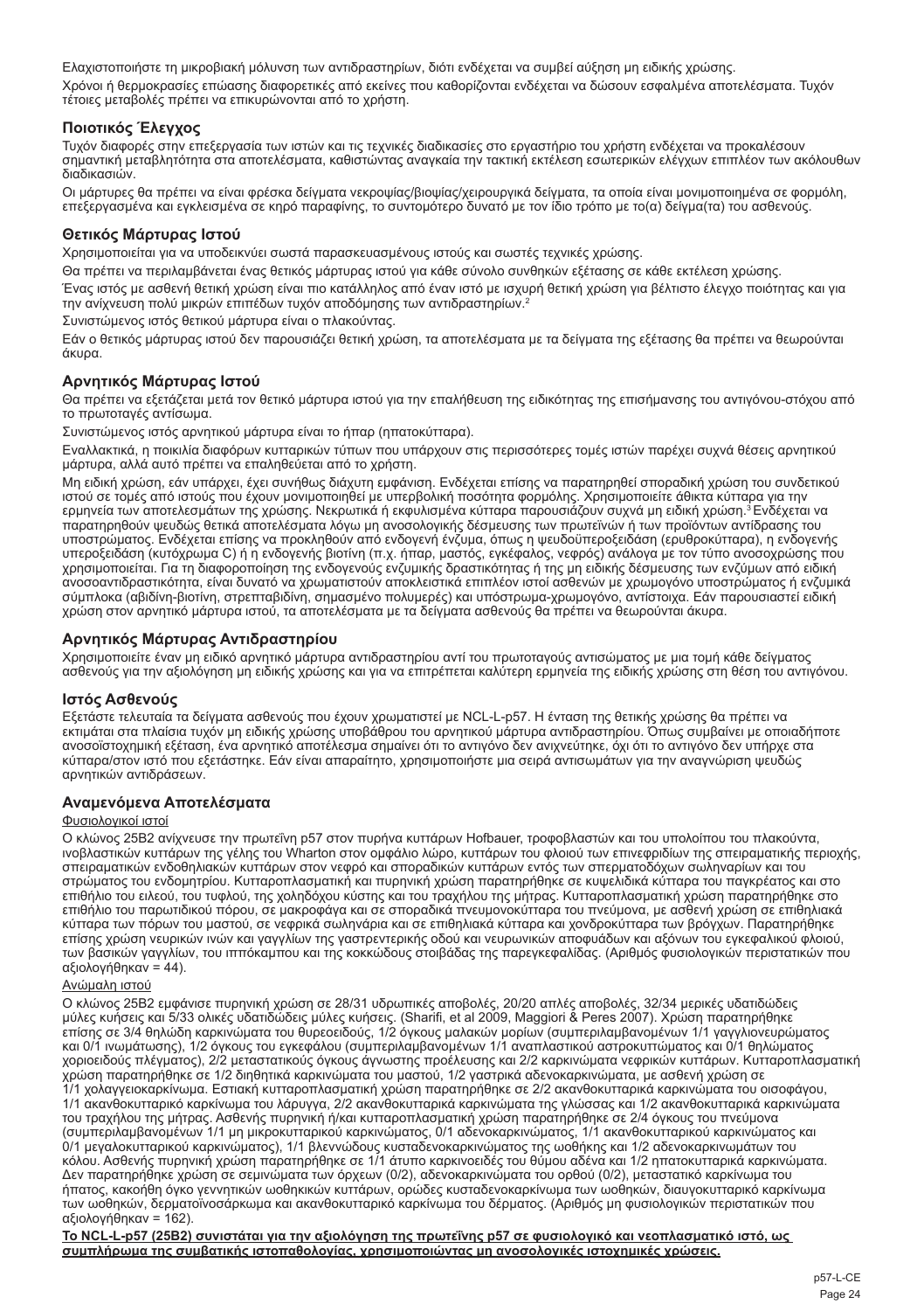Ελαχιστοποιήστε τη μικροβιακή μόλυνση των αντιδραστηρίων, διότι ενδέχεται να συμβεί αύξηση μη ειδικής χρώσης.

Χρόνοι ή θερμοκρασίες επώασης διαφορετικές από εκείνες που καθορίζονται ενδέχεται να δώσουν εσφαλμένα αποτελέσματα. Τυχόν τέτοιες μεταβολές πρέπει να επικυρώνονται από το χρήστη.

### Ποιοτικός Έλεγχος

Τυχόν διαφορές στην επεξεργασία των ιστών και τις τεχνικές διαδικασίες στο εργαστήριο του χρήστη ενδέχεται να προκαλέσουν σημαντική μεταβλητότητα στα αποτελέσματα, καθιστώντας αναγκαία την τακτική εκτέλεση εσωτερικών ελέγχων επιπλέον των ακόλουθων διαδικασιών.

Οι μάρτυρες θα πρέπει να είναι φρέσκα δείγματα νεκροψίας/βιοψίας/χειρουργικά δείγματα, τα οποία είναι μονιμοποιημένα σε φορμόλη, επεξεργασμένα και εγκλεισμένα σε κηρό παραφίνης, το συντομότερο δυνατό με τον ίδιο τρόπο με το(α) δείγμα(τα) του ασθενούς.

### Θετικός Μάρτυρας Ιστού

Χρησιμοποιείται για να υποδεικνύει σωστά παρασκευασμένους ιστούς και σωστές τεχνικές χρώσης.

Θα πρέπει να περιλαμβάνεται ένας θετικός μάρτυρας ιστού για κάθε σύνολο συνθηκών εξέτασης σε κάθε εκτέλεση χρώσης.

Ένας ιστός με ασθενή θετική χρώση είναι πιο κατάλληλος από έναν ιστό με ισχυρή θετική χρώση για βέλτιστο έλεγχο ποιότητας και για την ανίχνευση πολύ μικρών επιπέδων τυχόν αποδόμησης των αντιδραστηρίων.[2]

Συνιστώμενος ιστός θετικού μάρτυρα είναι ο πλακούντας.

Εάν ο θετικός μάρτυρας ιστού δεν παρουσιάζει θετική χρώση, τα αποτελέσματα με τα δείγματα της εξέτασης θα πρέπει να θεωρούνται άκυρα.

### Αρνητικός Μάρτυρας Ιστού

Θα πρέπει να εξετάζεται μετά τον θετικό μάρτυρα ιστού για την επαλήθευση της ειδικότητας της επισήμανσης του αντιγόνου-στόχου από το πρωτοταγές αντίσωμα.

Συνιστώμενος ιστός αρνητικού μάρτυρα είναι το ήπαρ (ηπατοκύτταρα).

Εναλλακτικά, η ποικιλία διαφόρων κυτταρικών τύπων που υπάρχουν στις περισσότερες τομές ιστών παρέχει συχνά θέσεις αρνητικού μάρτυρα, αλλά αυτό πρέπει να επαληθεύεται από το χρήστη.

Μη ειδική χρώση, εάν υπάρχει, έχει συνήθως διάχυτη εμφάνιση. Ενδέχεται επίσης να παρατηρηθεί σποραδική χρώση του συνδετικού ιστού σε τομές από ιστούς που έχουν μονιμοποιηθεί με υπερβολική ποσότητα φορμόλης. Χρησιμοποιείτε άθικτα κύτταρα για την ερμηνεία των αποτελεσμάτων της χρώσης. Νεκρωτικά ή εκφυλισμένα κύτταρα παρουσιάζουν συχνά μη ειδική χρώση.[3] Ενδέχεται να παρατηρηθούν ψευδώς θετικά αποτελέσματα λόγω μη ανοσολογικής δέσμευσης των πρωτεϊνών ή των προϊόντων αντίδρασης του υποστρώματος. Ενδέχεται επίσης να προκληθούν από ενδογενή ένζυμα, όπως η ψευδοϋπεροξειδάση (ερυθροκύτταρα), η ενδογενής υπεροξειδάση (κυτόχρωμα C) ή η ενδογενής βιοτίνη (π.χ. ήπαρ, μαστός, εγκέφαλος, νεφρός) ανάλογα με τον τύπο ανοσοχρώσης που χρησιμοποιείται. Για τη διαφοροποίηση της ενδογενούς ενζυμικής δραστικότητας ή της μη ειδικής δέσμευσης των ενζύμων από ειδική ανοσοαντιδραστικότητα, είναι δυνατό να χρωματιστούν αποκλειστικά επιπλέον ιστοί ασθενών με χρωμογόνο υποστρώματος ή ενζυμικά σύμπλοκα (αβιδίνη-βιοτίνη, στρεπταβιδίνη, σημασμένο πολυμερές) και υπόστρωμα-χρωμογόνο, αντίστοιχα. Εάν παρουσιαστεί ειδική χρώση στον αρνητικό μάρτυρα ιστού, τα αποτελέσματα με τα δείγματα ασθενούς θα πρέπει να θεωρούνται άκυρα.

### Αρνητικός Μάρτυρας Αντιδραστηρίου

Χρησιμοποιείτε έναν μη ειδικό αρνητικό μάρτυρα αντιδραστηρίου αντί του πρωτοταγούς αντισώματος με μια τομή κάθε δείγματος ασθενούς για την αξιολόγηση μη ειδικής χρώσης και για να επιτρέπεται καλύτερη ερμηνεία της ειδικής χρώσης στη θέση του αντιγόνου.

### Ιστός Ασθενούς

Εξετάστε τελευταία τα δείγματα ασθενούς που έχουν χρωματιστεί με NCL-L-p57. Η ένταση της θετικής χρώσης θα πρέπει να εκτιμάται στα πλαίσια τυχόν μη ειδικής χρώσης υποβάθρου του αρνητικού μάρτυρα αντιδραστηρίου. Όπως συμβαίνει με οποιαδήποτε ανοσοϊστοχημική εξέταση, ένα αρνητικό αποτέλεσμα σημαίνει ότι το αντιγόνο δεν ανιχνεύτηκε, όχι ότι το αντιγόνο δεν υπήρχε στα κύτταρα/στον ιστό που εξετάστηκε. Εάν είναι απαραίτητο, χρησιμοποιήστε μια σειρά αντισωμάτων για την αναγνώριση ψευδώς αρνητικών αντιδράσεων.

### Αναμενόμενα Αποτελέσματα

Φυσιολογικοί ιστοί

Ο κλώνος 25B2 ανίχνευσε την πρωτεΐνη p57 στον πυρήνα κυττάρων Hofbauer, τροφοβλαστών και του υπολοίπου του πλακούντα, ινοβλαστικών κυττάρων της γέλης του Wharton στον ομφάλιο λώρο, κυττάρων του φλοιού των επινεφριδίων της σπειραματικής περιοχής, σπειραματικών ενδοθηλιακών κυττάρων στον νεφρό και σποραδικών κυττάρων εντός των σπερματοδόχων σωληναρίων και του στρώματος του ενδομητρίου. Κυτταροπλασματική και πυρηνική χρώση παρατηρήθηκε σε κυψελιδικά κύτταρα του παγκρέατος και στο επιθήλιο του ειλεού, του τυφλού, της χοληδόχου κύστης και του τραχήλου της μήτρας. Κυτταροπλασματική χρώση παρατηρήθηκε στο επιθήλιο του παρωτιδικού πόρου, σε μακροφάγα και σε σποραδικά πνευμονοκύτταρα του πνεύμονα, με ασθενή χρώση σε επιθηλιακά κύτταρα των πόρων του μαστού, σε νεφρικά σωληνάρια και σε επιθηλιακά κύτταρα και χονδροκύτταρα των βρόγχων. Παρατηρήθηκε επίσης χρώση νευρικών ινών και γαγγλίων της γαστρεντερικής οδού και νευρωνικών αποφυάδων και αξόνων του εγκεφαλικού φλοιού, των βασικών γαγγλίων, του ιππόκαμπου και της κοκκώδους στοιβάδας της παρεγκεφαλίδας. (Αριθμός φυσιολογικών περιστατικών που αξιολογήθηκαν = 44).

Ανώμαλη ιστού

Ο κλώνος 25B2 εμφάνισε πυρηνική χρώση σε 28/31 υδρωπικές αποβολές, 20/20 απλές αποβολές, 32/34 μερικές υδατιδώδεις μύλες κυήσεις και 5/33 ολικές υδατιδώδεις μύλες κυήσεις. (Sharifi, et al 2009, Maggiori & Peres 2007). Χρώση παρατηρήθηκε επίσης σε 3/4 θηλώδη καρκινώματα του θυρεοειδούς, 1/2 όγκους μαλακών μορίων (συμπεριλαμβανομένων 1/1 γαγγλιονευρώματος και 0/1 ινωμάτωσης), 1/2 όγκου του εγκεφάλου (συμπεριλαμβανομένων 1/1 αναπλαστικού αστροκυττώματος και 0/1 θηλώματος χοριοειδούς πλέγματος), 2/2 μεταστατικούς όγκους άγνωστης προέλευσης και 2/2 καρκινώματα νεφρικών κυττάρων. Κυτταροπλασματική χρώση παρατηρήθηκε σε 1/2 διηθητικά καρκινώματα του μαστού, 1/2 γαστρικά αδενοκαρκινώματα, με ασθενή χρώση σε 1/1 χολαγγειοκαρκίνωμα. Εστιακή κυτταροπλασματική χρώση παρατηρήθηκε σε 2/2 ακανθοκυτταρικά καρκινώματα του οισοφάγου, 1/1 ακανθοκυτταρικό καρκίνωμα του λάρυγγα, 2/2 ακανθοκυτταρικά καρκινώματα της γλώσσας και 1/2 ακανθοκυτταρικά καρκινώματα του τραχήλου της μήτρας. Ασθενής πυρηνική ή/και κυτταροπλασματική χρώση παρατηρήθηκε σε 2/4 όγκους του πνεύμονα (συμπεριλαμβανομένων 1/1 μη μικροκυτταρικού καρκινώματος, 0/1 αδενοκαρκινώματος, 1/1 ακανθοκυτταρικού καρκινώματος και 0/1 μεγαλοκυτταρικού καρκινώματος), 1/1 βλεννώδους κυσταδενοκαρκινώματος της ωοθήκης και 1/2 αδενοκαρκινωμάτων του κόλου. Ασθενής πυρηνική χρώση παρατηρήθηκε σε 1/1 άτυπο καρκινοειδές του θύμου αδένα και 1/2 ηπατοκυτταρικά καρκινώματα. Δεν παρατηρήθηκε χρώση σε σεμινώματα των όρχεων (0/2), αδενοκαρκινώματα του ορθού (0/2), μεταστατικό καρκίνωμα του ήπατος, κακοήθη όγκο γεννητικών ωοθηκικών κυττάρων, ορώδες κυσταδενοκαρκίνωμα των ωοθηκών, διαυγοκυτταρικό καρκίνωμα των ωοθηκών, δερματοϊνοσάρκωμα και ακανθοκυτταρικό καρκίνωμα του δέρματος. (Αριθμός μη φυσιολογικών περιστατικών που αξιολογήθηκαν = 162).

**Το NCL-L-p57 (25B2) συνιστάται για την αξιολόγηση της πρωτεΐνης p57 σε φυσιολογικό και νεοπλασματικό ιστό, ως συμπλήρωμα της συμβατικής ιστοπαθολογίας, χρησιμοποιώντας μη ανοσολογικές ιστοχημικές χρώσεις.**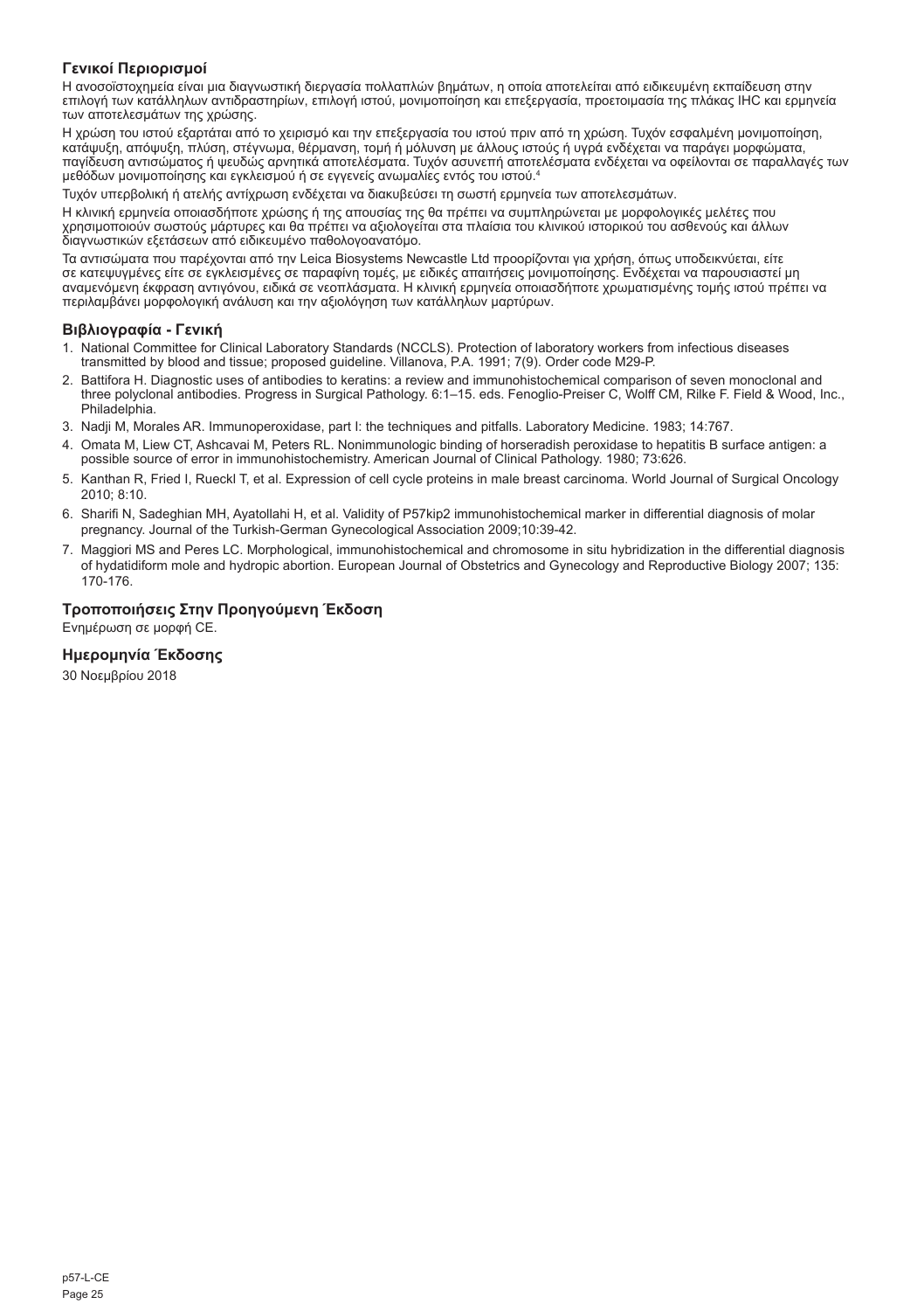### Γενικοί Περιορισμοί

Η ανοσοϊστοχημεία είναι μια διαγνωστική διεργασία πολλαπλών βημάτων, η οποία αποτελείται από ειδικευμένη εκπαίδευση στην επιλογή των κατάλληλων αντιδραστηρίων, επιλογή ιστού, μονιμοποίηση και επεξεργασία, προετοιμασία της πλάκας IHC και ερμηνεία των αποτελεσμάτων της χρώσης.

Η χρώση του ιστού εξαρτάται από το χειρισμό και την επεξεργασία του ιστού πριν από τη χρώση. Τυχόν εσφαλμένη μονιμοποίηση, κατάψυξη, απόψυξη, πλύση, στέγνωμα, θέρμανση, τομή ή μόλυνση με άλλους ιστούς ή υγρά ενδέχεται να παράγει μορφώματα, παγίδευση αντισώματος ή ψευδώς αρνητικά αποτελέσματα. Τυχόν ασυνεπή αποτελέσματα ενδέχεται να οφείλονται σε παραλλαγές των μεθόδων μονιμοποίησης και εγκλεισμού ή σε εγγενείς ανωμαλίες εντός του ιστού.[4]

Τυχόν υπερβολική ή ατελής αντίχρωση ενδέχεται να διακυβεύσει τη σωστή ερμηνεία των αποτελεσμάτων.

Η κλινική ερμηνεία οποιασδήποτε χρώσης ή της απουσίας της θα πρέπει να συμπληρώνεται με μορφολογικές μελέτες που χρησιμοποιούν σωστούς μάρτυρες και θα πρέπει να αξιολογείται στα πλαίσια του κλινικού ιστορικού του ασθενούς και άλλων διαγνωστικών εξετάσεων από ειδικευμένο παθολογοανατόμο.

Τα αντισώματα που παρέχονται από την Leica Biosystems Newcastle Ltd προορίζονται για χρήση, όπως υποδεικνύεται, είτε σε κατεψυγμένες είτε σε εγκλεισμένες σε παραφίνη τομές, με ειδικές απαιτήσεις μονιμοποίησης. Ενδέχεται να παρουσιαστεί μη αναμενόμενη έκφραση αντιγόνου, ειδικά σε νεοπλάσματα. Η κλινική ερμηνεία οποιασδήποτε χρωματισμένης τομής ιστού πρέπει να περιλαμβάνει μορφολογική ανάλυση και την αξιολόγηση των κατάλληλων μαρτύρων.

### Βιβλιογραφία - Γενική

1. National Committee for Clinical Laboratory Standards (NCCLS). Protection of laboratory workers from infectious diseases transmitted by blood and tissue; proposed guideline. Villanova, P.A. 1991; 7(9). Order code M29-P.
2. Battifora H. Diagnostic uses of antibodies to keratins: a review and immunohistochemical comparison of seven monoclonal and three polyclonal antibodies. Progress in Surgical Pathology. 6:1–15. eds. Fenoglio-Preiser C, Wolff CM, Rilke F. Field & Wood, Inc., Philadelphia.
3. Nadji M, Morales AR. Immunoperoxidase, part I: the techniques and pitfalls. Laboratory Medicine. 1983; 14:767.
4. Omata M, Liew CT, Ashcavai M, Peters RL. Nonimmunologic binding of horseradish peroxidase to hepatitis B surface antigen: a possible source of error in immunohistochemistry. American Journal of Clinical Pathology. 1980; 73:626.
5. Kanthan R, Fried I, Rueckl T, et al. Expression of cell cycle proteins in male breast carcinoma. World Journal of Surgical Oncology 2010; 8:10.
6. Sharifi N, Sadeghian MH, Ayatollahi H, et al. Validity of P57kip2 immunohistochemical marker in differential diagnosis of molar pregnancy. Journal of the Turkish-German Gynecological Association 2009;10:39-42.
7. Maggiori MS and Peres LC. Morphological, immunohistochemical and chromosome in situ hybridization in the differential diagnosis of hydatidiform mole and hydropic abortion. European Journal of Obstetrics and Gynecology and Reproductive Biology 2007; 135: 170-176.

### Τροποποιήσεις Στην Προηγούμενη Έκδοση

Ενημέρωση σε μορφή CE.

### Ημερομηνία Έκδοσης

30 Νοεμβρίου 2018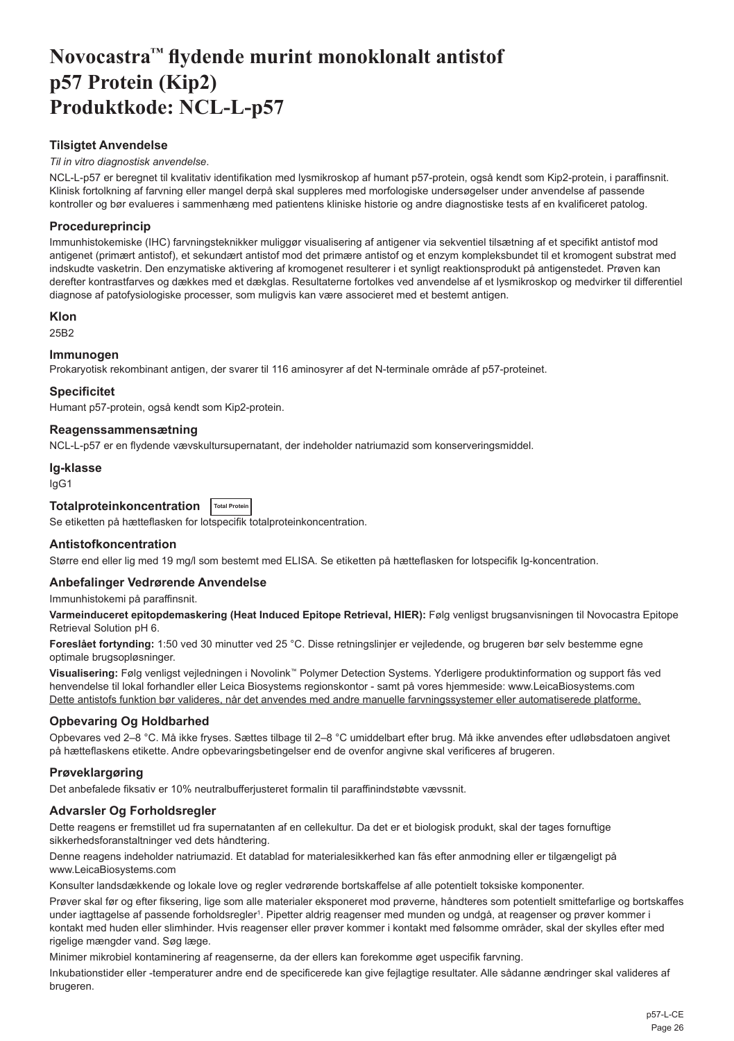# Novocastra™ flydende murint monoklonalt antistof p57 Protein (Kip2) Produktkode: NCL-L-p57

## Tilsigtet Anvendelse

*Til in vitro diagnostisk anvendelse*.

NCL-L-p57 er beregnet til kvalitativ identifikation med lysmikroskop af humant p57-protein, også kendt som Kip2-protein, i paraffinsnit. Klinisk fortolkning af farvning eller mangel derpå skal suppleres med morfologiske undersøgelser under anvendelse af passende kontroller og bør evalueres i sammenhæng med patientens kliniske historie og andre diagnostiske tests af en kvalificeret patolog.

## Procedureprincip

Immunhistokemiske (IHC) farvningsteknikker muliggør visualisering af antigener via sekventiel tilsætning af et specifikt antistof mod antigenet (primært antistof), et sekundært antistof mod det primære antistof og et enzym kompleksbundet til et kromogent substrat med indskudte vasketrin. Den enzymatiske aktivering af kromogenet resulterer i et synligt reaktionsprodukt på antigenstedet. Prøven kan derefter kontrastfarves og dækkes med et dækglas. Resultaterne fortolkes ved anvendelse af et lysmikroskop og medvirker til differentiel diagnose af patofysiologiske processer, som muligvis kan være associeret med et bestemt antigen.

## Klon

25B2

## Immunogen

Prokaryotisk rekombinant antigen, der svarer til 116 aminosyrer af det N-terminale område af p57-proteinet.

## Specificitet

Humant p57-protein, også kendt som Kip2-protein.

## Reagenssammensætning

NCL-L-p57 er en flydende vævskultursupernatant, der indeholder natriumazid som konserveringsmiddel.

## Ig-klasse

IgG1

## Totalproteinkoncentration Total Protein

Se etiketten på hætteflasken for lotspecifik totalproteinkoncentration.

## Antistofkoncentration

Større end eller lig med 19 mg/l som bestemt med ELISA. Se etiketten på hætteflasken for lotspecifik Ig-koncentration.

## Anbefalinger Vedrørende Anvendelse

Immunhistokemi på paraffinsnit.

**Varmeinduceret epitopdemaskering (Heat Induced Epitope Retrieval, HIER):** Følg venligst brugsanvisningen til Novocastra Epitope Retrieval Solution pH 6.

**Foreslået fortynding:** 1:50 ved 30 minutter ved 25 °C. Disse retningslinjer er vejledende, og brugeren bør selv bestemme egne optimale brugsopløsninger.

**Visualisering:** Følg venligst vejledningen i Novolink™ Polymer Detection Systems. Yderligere produktinformation og support fås ved henvendelse til lokal forhandler eller Leica Biosystems regionskontor - samt på vores hjemmeside: www.LeicaBiosystems.com

Dette antistofs funktion bør valideres, når det anvendes med andre manuelle farvningssystemer eller automatiserede platforme.

## Opbevaring Og Holdbarhed

Opbevares ved 2–8 °C. Må ikke fryses. Sættes tilbage til 2–8 °C umiddelbart efter brug. Må ikke anvendes efter udløbsdatoen angivet på hætteflaskens etikette. Andre opbevaringsbetingelser end de ovenfor angivne skal verificeres af brugeren.

## Prøveklargøring

Det anbefalede fiksativ er 10% neutralbufferjusteret formalin til paraffinindstøbte vævssnit.

## Advarsler Og Forholdsregler

Dette reagens er fremstillet ud fra supernatanten af en cellekultur. Da det er et biologisk produkt, skal der tages fornuftige sikkerhedsforanstaltninger ved dets håndtering.

Denne reagens indeholder natriumazid. Et datablad for materialesikkerhed kan fås efter anmodning eller er tilgængeligt på www.LeicaBiosystems.com

Konsulter landsdækkende og lokale love og regler vedrørende bortskaffelse af alle potentielt toksiske komponenter.

Prøver skal før og efter fiksering, lige som alle materialer eksponeret med prøverne, håndteres som potentielt smittefarlige og bortskaffes under iagttagelse af passende forholdsregler[1]. Pipetter aldrig reagenser med munden og undgå, at reagenser og prøver kommer i kontakt med huden eller slimhinder. Hvis reagenser eller prøver kommer i kontakt med følsomme områder, skal der skylles efter med rigelige mængder vand. Søg læge.

Minimer mikrobiel kontaminering af reagenserne, da der ellers kan forekomme øget uspecifik farvning.

Inkubationstider eller -temperaturer andre end de specificerede kan give fejlagtige resultater. Alle sådanne ændringer skal valideres af brugeren.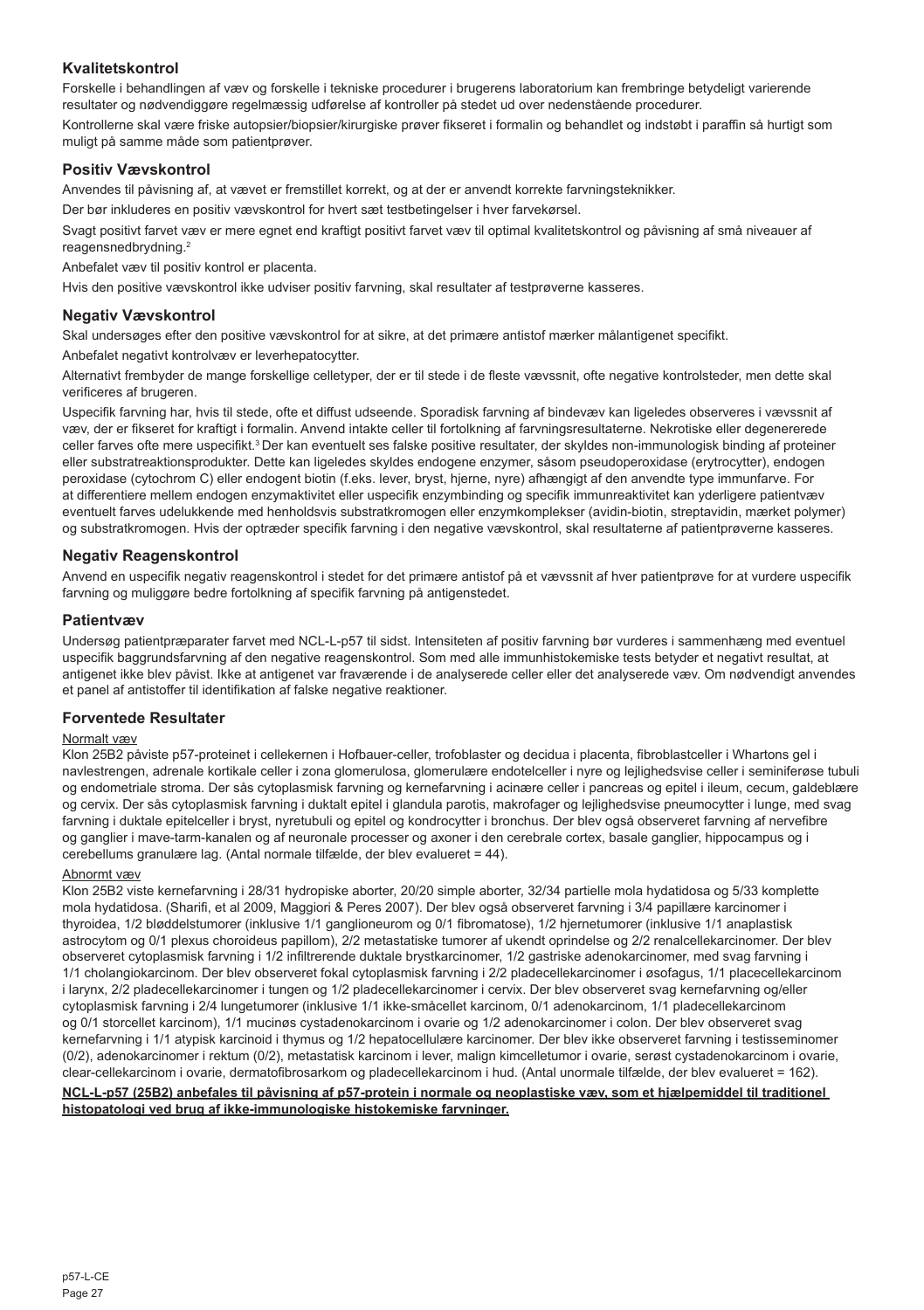## Kvalitetskontrol

Forskelle i behandlingen af væv og forskelle i tekniske procedurer i brugerens laboratorium kan frembringe betydeligt varierende resultater og nødvendiggøre regelmæssig udførelse af kontroller på stedet ud over nedenstående procedurer.

Kontrollerne skal være friske autopsier/biopsier/kirurgiske prøver fikseret i formalin og behandlet og indstøbt i paraffin så hurtigt som muligt på samme måde som patientprøver.

## Positiv Vævskontrol

Anvendes til påvisning af, at vævet er fremstillet korrekt, og at der er anvendt korrekte farvningsteknikker.

Der bør inkluderes en positiv vævskontrol for hvert sæt testbetingelser i hver farvekørsel.

Svagt positivt farvet væv er mere egnet end kraftigt positivt farvet væv til optimal kvalitetskontrol og påvisning af små niveauer af reagensnedbrydning.[2]

Anbefalet væv til positiv kontrol er placenta.

Hvis den positive vævskontrol ikke udviser positiv farvning, skal resultater af testprøverne kasseres.

## Negativ Vævskontrol

Skal undersøges efter den positive vævskontrol for at sikre, at det primære antistof mærker målantigenet specifikt.

Anbefalet negativt kontrolvæv er leverhepatocytter.

Alternativt frembyder de mange forskellige celletyper, der er til stede i de fleste vævssnit, ofte negative kontrolsteder, men dette skal verificeres af brugeren.

Uspecifik farvning har, hvis til stede, ofte et diffust udseende. Sporadisk farvning af bindevæv kan ligeledes observeres i vævssnit af væv, der er fikseret for kraftigt i formalin. Anvend intakte celler til fortolkning af farvningsresultaterne. Nekrotiske eller degenererede celler farves ofte mere uspecifikt.[3] Der kan eventuelt ses falske positive resultater, der skyldes non-immunologisk binding af proteiner eller substratreaktionsprodukter. Dette kan ligeledes skyldes endogene enzymer, såsom pseudoperoxidase (erytrocytter), endogen peroxidase (cytochrom C) eller endogent biotin (f.eks. lever, bryst, hjerne, nyre) afhængigt af den anvendte type immunfarve. For at differentiere mellem endogen enzymaktivitet eller uspecifik enzymbinding og specifik immunreaktivitet kan yderligere patientvæv eventuelt farves udelukkende med henholdsvis substratkromogen eller enzymkomplekser (avidin-biotin, streptavidin, mærket polymer) og substratkromogen. Hvis der optræder specifik farvning i den negative vævskontrol, skal resultaterne af patientprøverne kasseres.

## Negativ Reagenskontrol

Anvend en uspecifik negativ reagenskontrol i stedet for det primære antistof på et vævssnit af hver patientprøve for at vurdere uspecifik farvning og muliggøre bedre fortolkning af specifik farvning på antigenstedet.

## Patientvæv

Undersøg patientpræparater farvet med NCL-L-p57 til sidst. Intensiteten af positiv farvning bør vurderes i sammenhæng med eventuel uspecifik baggrundsfarvning af den negative reagenskontrol. Som med alle immunhistokemiske tests betyder et negativt resultat, at antigenet ikke blev påvist. Ikke at antigenet var fraværende i de analyserede celler eller det analyserede væv. Om nødvendigt anvendes et panel af antistoffer til identifikation af falske negative reaktioner.

## Forventede Resultater

Normalt væv

Klon 25B2 påviste p57-proteinet i cellekernen i Hofbauer-celler, trofoblaster og decidua i placenta, fibroblastceller i Whartons gel i navlestrengen, adrenale kortikale celler i zona glomerulosa, glomerulære endotelceller i nyre og lejlighedsvise celler i seminiferøse tubuli og endometriale stroma. Der sås cytoplasmisk farvning og kernefarvning i acinære celler i pancreas og epitel i ileum, cecum, galdeblære og cervix. Der sås cytoplasmisk farvning i duktalt epitel i glandula parotis, makrofager og lejlighedsvise pneumocytter i lunge, med svag farvning i duktale epitelceller i bryst, nyretubuli og epitel og kondrocytter i bronchus. Der blev også observeret farvning af nervefibre og ganglier i mave-tarm-kanalen og af neuronale processer og axoner i den cerebrale cortex, basale ganglier, hippocampus og i cerebellums granulære lag. (Antal normale tilfælde, der blev evalueret = 44).

Abnormt væv

Klon 25B2 viste kernefarvning i 28/31 hydropiske aborter, 20/20 simple aborter, 32/34 partielle mola hydatidosa og 5/33 komplette mola hydatidosa. (Sharifi, et al 2009, Maggiori & Peres 2007). Der blev også observeret farvning i 3/4 papillære karcinomer i thyroidea, 1/2 bløddelstumorer (inklusive 1/1 ganglioneurom og 0/1 fibromatose), 1/2 hjernetumorer (inklusive 1/1 anaplastisk astrocytom og 0/1 plexus choroideus papillom), 2/2 metastatiske tumorer af ukendt oprindelse og 2/2 renalcellekarcinomer. Der blev observeret cytoplasmisk farvning i 1/2 infiltrerende duktale brystkarcinomer, 1/2 gastriske adenokarcinomer, med svag farvning i 1/1 cholangiokarcinom. Der blev observeret fokal cytoplasmisk farvning i 2/2 pladecellekarcinomer i øsofagus, 1/1 placecellekarcinom i larynx, 2/2 pladecellekarcinomer i tungen og 1/2 pladecellekarcinomer i cervix. Der blev observeret svag kernefarvning og/eller cytoplasmisk farvning i 2/4 lungetumorer (inklusive 1/1 ikke-småcellet karcinom, 0/1 adenokarcinom, 1/1 pladecellekarcinom og 0/1 storcellet karcinom), 1/1 mucinøs cystadenokarcinom i ovarie og 1/2 adenokarcinomer i colon. Der blev observeret svag kernefarvning i 1/1 atypisk karcinoid i thymus og 1/2 hepatocellulære karcinomer. Der blev ikke observeret farvning i testisseminomer (0/2), adenokarcinomer i rektum (0/2), metastatisk karcinom i lever, malign kimcelletumor i ovarie, serøst cystadenokarcinom i ovarie, clear-cellekarcinom i ovarie, dermatofibrosarkom og pladecellekarcinom i hud. (Antal unormale tilfælde, der blev evalueret = 162).

**NCL-L-p57 (25B2) anbefales til påvisning af p57-protein i normale og neoplastiske væv, som et hjælpemiddel til traditionel histopatologi ved brug af ikke-immunologiske histokemiske farvninger.**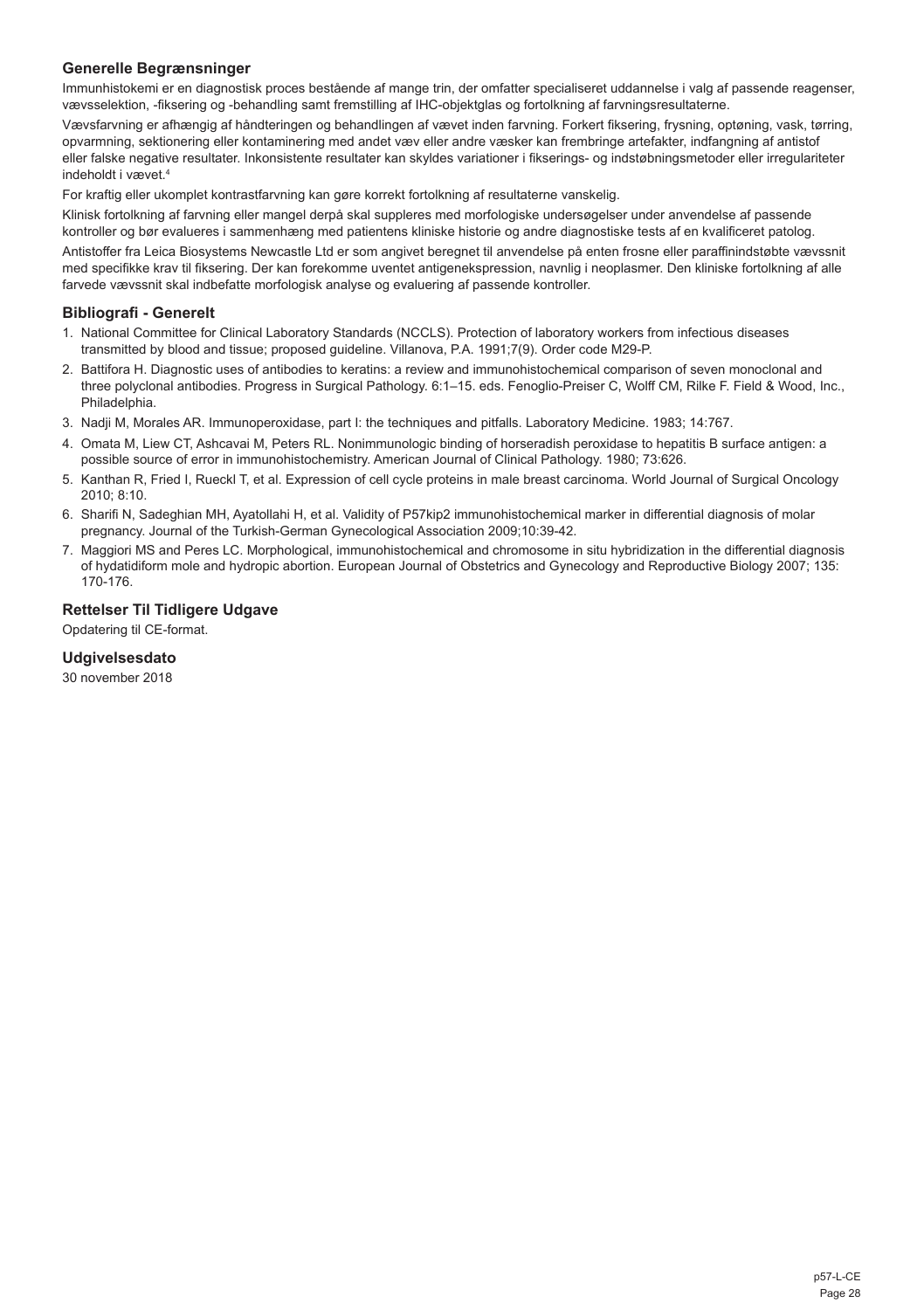### Generelle Begrænsninger

Immunhistokemi er en diagnostisk proces bestående af mange trin, der omfatter specialiseret uddannelse i valg af passende reagenser, vævsselektion, -fiksering og -behandling samt fremstilling af IHC-objektglas og fortolkning af farvningsresultaterne.

Vævsfarvning er afhængig af håndteringen og behandlingen af vævet inden farvning. Forkert fiksering, frysning, optøning, vask, tørring, opvarmning, sektionering eller kontaminering med andet væv eller andre væsker kan frembringe artefakter, indfangning af antistof eller falske negative resultater. Inkonsistente resultater kan skyldes variationer i fikserings- og indstøbningsmetoder eller irregulariteter indeholdt i vævet.[4]

For kraftig eller ukomplet kontrastfarvning kan gøre korrekt fortolkning af resultaterne vanskelig.

Klinisk fortolkning af farvning eller mangel derpå skal suppleres med morfologiske undersøgelser under anvendelse af passende kontroller og bør evalueres i sammenhæng med patientens kliniske historie og andre diagnostiske tests af en kvalificeret patolog.

Antistoffer fra Leica Biosystems Newcastle Ltd er som angivet beregnet til anvendelse på enten frosne eller paraffinindstøbte vævssnit med specifikke krav til fiksering. Der kan forekomme uventet antigenekspression, navnlig i neoplasmer. Den kliniske fortolkning af alle farvede vævssnit skal indbefatte morfologisk analyse og evaluering af passende kontroller.

### Bibliografi - Generelt

1. National Committee for Clinical Laboratory Standards (NCCLS). Protection of laboratory workers from infectious diseases transmitted by blood and tissue; proposed guideline. Villanova, P.A. 1991;7(9). Order code M29-P.
2. Battifora H. Diagnostic uses of antibodies to keratins: a review and immunohistochemical comparison of seven monoclonal and three polyclonal antibodies. Progress in Surgical Pathology. 6:1–15. eds. Fenoglio-Preiser C, Wolff CM, Rilke F. Field & Wood, Inc., Philadelphia.
3. Nadji M, Morales AR. Immunoperoxidase, part I: the techniques and pitfalls. Laboratory Medicine. 1983; 14:767.
4. Omata M, Liew CT, Ashcavai M, Peters RL. Nonimmunologic binding of horseradish peroxidase to hepatitis B surface antigen: a possible source of error in immunohistochemistry. American Journal of Clinical Pathology. 1980; 73:626.
5. Kanthan R, Fried I, Rueckl T, et al. Expression of cell cycle proteins in male breast carcinoma. World Journal of Surgical Oncology 2010; 8:10.
6. Sharifi N, Sadeghian MH, Ayatollahi H, et al. Validity of P57kip2 immunohistochemical marker in differential diagnosis of molar pregnancy. Journal of the Turkish-German Gynecological Association 2009;10:39-42.
7. Maggiori MS and Peres LC. Morphological, immunohistochemical and chromosome in situ hybridization in the differential diagnosis of hydatidiform mole and hydropic abortion. European Journal of Obstetrics and Gynecology and Reproductive Biology 2007; 135: 170-176.

### Rettelser Til Tidligere Udgave

Opdatering til CE-format.

### Udgivelsesdato

30 november 2018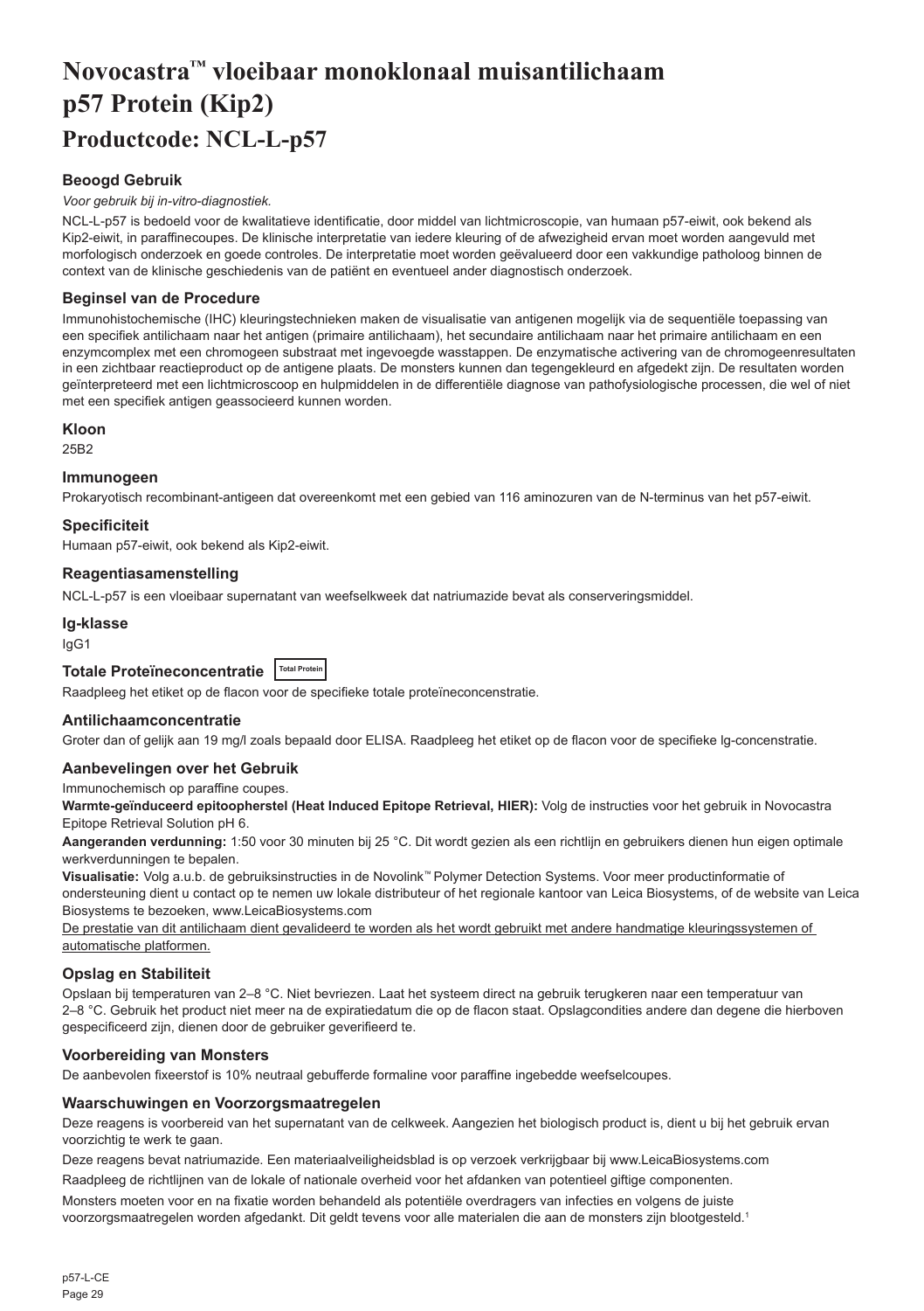# Novocastra™ vloeibaar monoklonaal muisantilichaam p57 Protein (Kip2)

## Productcode: NCL-L-p57

### Beoogd Gebruik

*Voor gebruik bij in-vitro-diagnostiek.*

NCL-L-p57 is bedoeld voor de kwalitatieve identificatie, door middel van lichtmicroscopie, van humaan p57-eiwit, ook bekend als Kip2-eiwit, in paraffinecoupes. De klinische interpretatie van iedere kleuring of de afwezigheid ervan moet worden aangevuld met morfologisch onderzoek en goede controles. De interpretatie moet worden geëvalueerd door een vakkundige patholoog binnen de context van de klinische geschiedenis van de patiënt en eventueel ander diagnostisch onderzoek.

### Beginsel van de Procedure

Immunohistochemische (IHC) kleuringstechnieken maken de visualisatie van antigenen mogelijk via de sequentiële toepassing van een specifiek antilichaam naar het antigen (primaire antilichaam), het secundaire antilichaam naar het primaire antilichaam en een enzymcomplex met een chromogeen substraat met ingevoegde wasstappen. De enzymatische activering van de chromogeenresultaten in een zichtbaar reactieproduct op de antigene plaats. De monsters kunnen dan tegengekleurd en afgedekt zijn. De resultaten worden geïnterpreteerd met een lichtmicroscoop en hulpmiddelen in de differentiële diagnose van pathofysiologische processen, die wel of niet met een specifiek antigen geassocieerd kunnen worden.

### Kloon

25B2

### Immunogeen

Prokaryotisch recombinant-antigeen dat overeenkomt met een gebied van 116 aminozuren van de N-terminus van het p57-eiwit.

### Specificiteit

Humaan p57-eiwit, ook bekend als Kip2-eiwit.

### Reagentiasamenstelling

NCL-L-p57 is een vloeibaar supernatant van weefselkweek dat natriumazide bevat als conserveringsmiddel.

### Ig-klasse

IgG1

### Totale Proteïneconcentratie Total Protein

Raadpleeg het etiket op de flacon voor de specifieke totale proteïneconcentratie.

### Antilichaamconcentratie

Groter dan of gelijk aan 19 mg/l zoals bepaald door ELISA. Raadpleeg het etiket op de flacon voor de specifieke Ig-concentratie.

### Aanbevelingen over het Gebruik

Immunochemisch op paraffine coupes.

**Warmte-geïnduceerd epitoopherstel (Heat Induced Epitope Retrieval, HIER):** Volg de instructies voor het gebruik in Novocastra Epitope Retrieval Solution pH 6.

**Aangeranden verdunning:** 1:50 voor 30 minuten bij 25 °C. Dit wordt gezien als een richtlijn en gebruikers dienen hun eigen optimale werkverdunningen te bepalen.

**Visualisatie:** Volg a.u.b. de gebruiksinstructies in de Novolink™ Polymer Detection Systems. Voor meer productinformatie of ondersteuning dient u contact op te nemen uw lokale distributeur of het regionale kantoor van Leica Biosystems, of de website van Leica Biosystems te bezoeken, www.LeicaBiosystems.com

De prestatie van dit antilichaam dient gevalideerd te worden als het wordt gebruikt met andere handmatige kleuringssystemen of automatische platformen.

### Opslag en Stabiliteit

Opslaan bij temperaturen van 2–8 °C. Niet bevriezen. Laat het systeem direct na gebruik terugkeren naar een temperatuur van 2–8 °C. Gebruik het product niet meer na de expiratiedatum die op de flacon staat. Opslagcondities andere dan degene die hierboven gespecificeerd zijn, dienen door de gebruiker geverifieerd te.

### Voorbereiding van Monsters

De aanbevolen fixeerstof is 10% neutraal gebufferde formaline voor paraffine ingebedde weefselcoupes.

### Waarschuwingen en Voorzorgsmaatregelen

Deze reagens is voorbereid van het supernatant van de celkweek. Aangezien het biologisch product is, dient u bij het gebruik ervan voorzichtig te werk te gaan.

Deze reagens bevat natriumazide. Een materiaalveiligheidsblad is op verzoek verkrijgbaar bij www.LeicaBiosystems.com

Raadpleeg de richtlijnen van de lokale of nationale overheid voor het afdanken van potentieel giftige componenten.

Monsters moeten voor en na fixatie worden behandeld als potentiële overdragers van infecties en volgens de juiste voorzorgsmaatregelen worden afgedankt. Dit geldt tevens voor alle materialen die aan de monsters zijn blootgesteld.[1]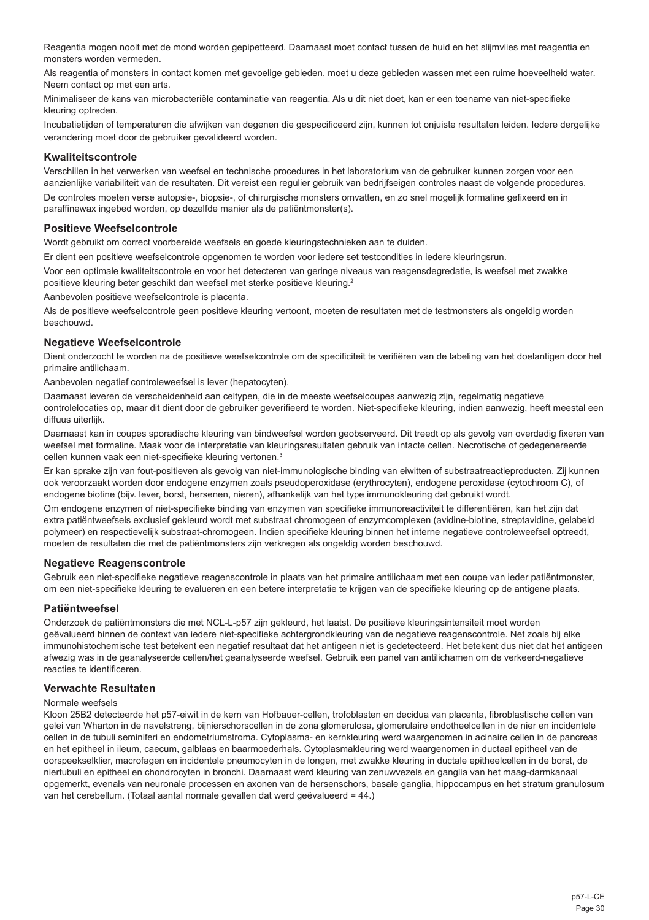Reagentia mogen nooit met de mond worden gepipetteerd. Daarnaast moet contact tussen de huid en het slijmvlies met reagentia en monsters worden vermeden.

Als reagentia of monsters in contact komen met gevoelige gebieden, moet u deze gebieden wassen met een ruime hoeveelheid water. Neem contact op met een arts.

Minimaliseer de kans van microbacteriële contaminatie van reagentia. Als u dit niet doet, kan er een toename van niet-specifieke kleuring optreden.

Incubatietijden of temperaturen die afwijken van degenen die gespecificeerd zijn, kunnen tot onjuiste resultaten leiden. Iedere dergelijke verandering moet door de gebruiker gevalideerd worden.

### Kwaliteitscontrole

Verschillen in het verwerken van weefsel en technische procedures in het laboratorium van de gebruiker kunnen zorgen voor een aanzienlijke variabiliteit van de resultaten. Dit vereist een regulier gebruik van bedrijfseigen controles naast de volgende procedures.

De controles moeten verse autopsie-, biopsie-, of chirurgische monsters omvatten, en zo snel mogelijk formaline gefixeerd en in paraffinewax ingebed worden, op dezelfde manier als de patiëntmonster(s).

### Positieve Weefselcontrole

Wordt gebruikt om correct voorbereide weefsels en goede kleuringstechnieken aan te duiden.

Er dient een positieve weefselcontrole opgenomen te worden voor iedere set testcondities in iedere kleuringsrun.

Voor een optimale kwaliteitscontrole en voor het detecteren van geringe niveaus van reagensdegradatie, is weefsel met zwakke positieve kleuring beter geschikt dan weefsel met sterke positieve kleuring.[2]

Aanbevolen positieve weefselcontrole is placenta.

Als de positieve weefselcontrole geen positieve kleuring vertoont, moeten de resultaten met de testmonsters als ongeldig worden beschouwd.

### Negatieve Weefselcontrole

Dient onderzocht te worden na de positieve weefselcontrole om de specificiteit te verifiëren van de labeling van het doelantigen door het primaire antilichaam.

Aanbevolen negatief controleweefsel is lever (hepatocyten).

Daarnaast leveren de verscheidenheid aan celtypen, die in de meeste weefselcoupes aanwezig zijn, regelmatig negatieve controlelocaties op, maar dit dient door de gebruiker geverifieerd te worden. Niet-specifieke kleuring, indien aanwezig, heeft meestal een diffuus uiterlijk.

Daarnaast kan in coupes sporadische kleuring van bindweefsel worden geobserveerd. Dit treedt op als gevolg van overdadig fixeren van weefsel met formaline. Maak voor de interpretatie van kleuringsresultaten gebruik van intacte cellen. Necrotische of gedegenereerde cellen kunnen vaak een niet-specifieke kleuring vertonen.[3]

Er kan sprake zijn van fout-positieven als gevolg van niet-immunologische binding van eiwitten of substraatreactieproducten. Zij kunnen ook veroorzaakt worden door endogene enzymen zoals pseudoperoxidase (erythrocyten), endogene peroxidase (cytochroom C), of endogene biotine (bijv. lever, borst, hersenen, nieren), afhankelijk van het type immunokleuring dat gebruikt wordt.

Om endogene enzymen of niet-specifieke binding van enzymen van specifieke immunoreactiviteit te differentiëren, kan het zijn dat extra patiëntweefsels exclusief gekleurd wordt met substraat chromogeen of enzymcomplexen (avidine-biotine, streptavidine, gelabeld polymeer) en respectievelijk substraat-chromogeen. Indien specifieke kleuring binnen het interne negatieve controleweefsel optreedt, moeten de resultaten die met de patiëntmonsters zijn verkregen als ongeldig worden beschouwd.

### Negatieve Reagenscontrole

Gebruik een niet-specifieke negatieve reagenscontrole in plaats van het primaire antilichaam met een coupe van ieder patiëntmonster, om een niet-specifieke kleuring te evalueren en een betere interpretatie te krijgen van de specifieke kleuring op de antigene plaats.

### Patiëntweefsel

Onderzoek de patiëntmonsters die met NCL-L-p57 zijn gekleurd, het laatst. De positieve kleuringsintensiteit moet worden geëvalueerd binnen de context van iedere niet-specifieke achtergrondkleuring van de negatieve reagenscontrole. Net zoals bij elke immunohistochemische test betekent een negatief resultaat dat het antigeen niet is gedetecteerd. Het betekent dus niet dat het antigeen afwezig was in de geanalyseerde cellen/het geanalyseerde weefsel. Gebruik een panel van antilichamen om de verkeerd-negatieve reacties te identificeren.

### Verwachte Resultaten

Normale weefsels

Kloon 25B2 detecteerde het p57-eiwit in de kern van Hofbauer-cellen, trofoblasten en decidua van placenta, fibroblastische cellen van gelei van Wharton in de navelstreng, bijnierschorscellen in de zona glomerulosa, glomerulaire endotheelcellen in de nier en incidentele cellen in de tubuli seminiferi en endometriumstroma. Cytoplasma- en kernkleuring werd waargenomen in acinaire cellen in de pancreas en het epitheel in ileum, caecum, galblaas en baarmoederhals. Cytoplasmakleuring werd waargenomen in ductaal epitheel van de oorspeekselklier, macrofagen en incidentele pneumocyten in de longen, met zwakke kleuring in ductale epitheelcellen in de borst, de niertubuli en epitheel en chondrocyten in bronchi. Daarnaast werd kleuring van zenuwvezels en ganglia van het maag-darmkanaal opgemerkt, evenals van neuronale processen en axonen van de hersenschors, basale ganglia, hippocampus en het stratum granulosum van het cerebellum. (Totaal aantal normale gevallen dat werd geëvalueerd = 44.)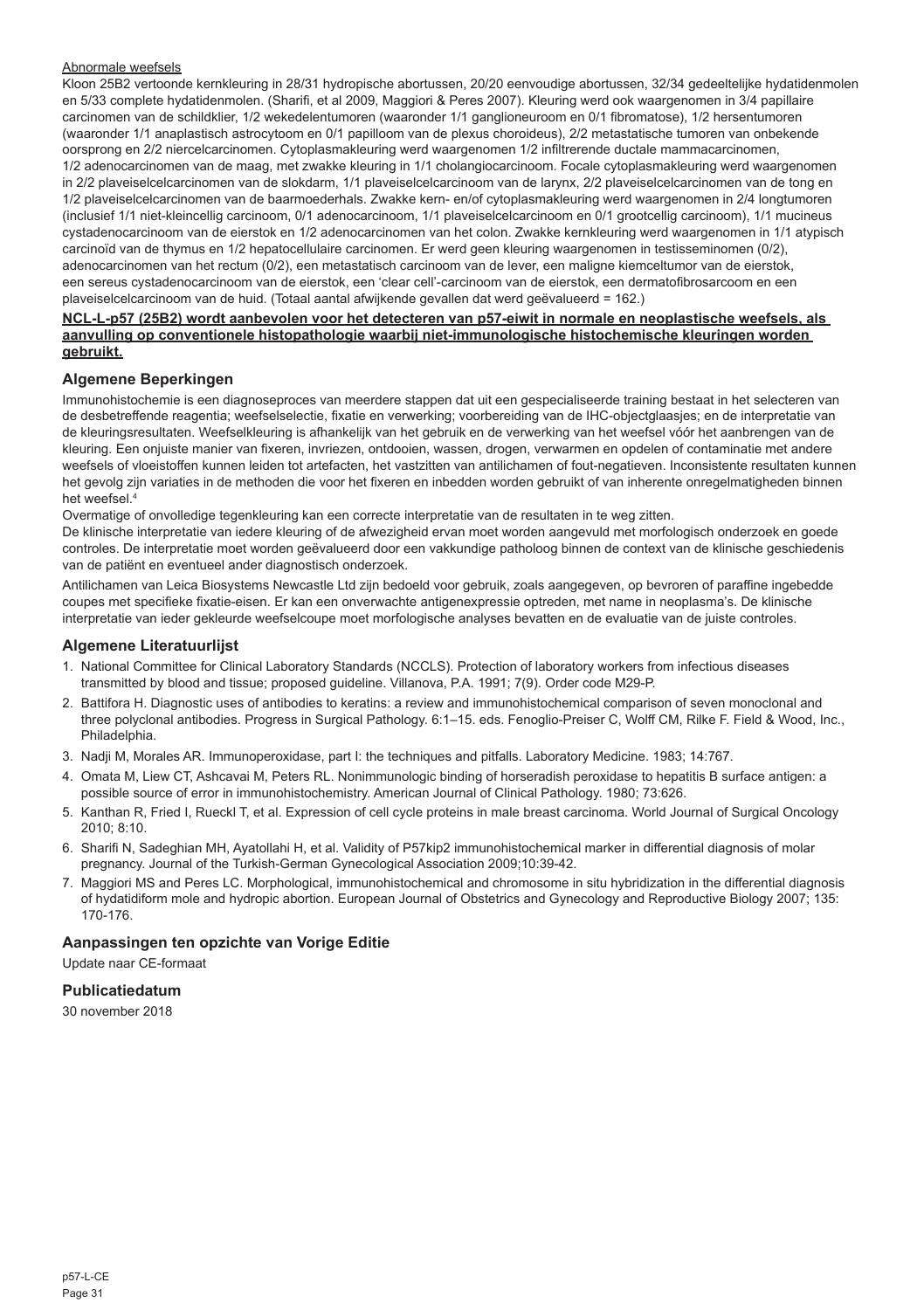Abnormale weefsels

Kloon 25B2 vertoonde kernkleuring in 28/31 hydropische abortussen, 20/20 eenvoudige abortussen, 32/34 gedeeltelijke hydatidenmolen en 5/33 complete hydatidenmolen. (Sharifi, et al 2009, Maggiori & Peres 2007). Kleuring werd ook waargenomen in 3/4 papillaire carcinomen van de schildklier, 1/2 wekedelentumoren (waaronder 1/1 ganglioneuroom en 0/1 fibromatose), 1/2 hersentumoren (waaronder 1/1 anaplastisch astrocytoom en 0/1 papilloom van de plexus choroideus), 2/2 metastatische tumoren van onbekende oorsprong en 2/2 niercelcarcinomen. Cytoplasmakleuring werd waargenomen 1/2 infiltrerende ductale mammacarcinomen, 1/2 adenocarcinomen van de maag, met zwakke kleuring in 1/1 cholangiocarcinoom. Focale cytoplasmakleuring werd waargenomen in 2/2 plaveiselcelcarcinomen van de slokdarm, 1/1 plaveiselcelcarcinoom van de larynx, 2/2 plaveiselcelcarcinomen van de tong en 1/2 plaveiselcelcarcinomen van de baarmoederhals. Zwakke kern- en/of cytoplasmakleuring werd waargenomen in 2/4 longtumoren (inclusief 1/1 niet-kleincellig carcinoom, 0/1 adenocarcinoom, 1/1 plaveiselcelcarcinoom en 0/1 grootcellig carcinoom), 1/1 mucineus cystadenocarcinoom van de eierstok en 1/2 adenocarcinomen van het colon. Zwakke kernkleuring werd waargenomen in 1/1 atypisch carcinoïd van de thymus en 1/2 hepatocellulaire carcinomen. Er werd geen kleuring waargenomen in testisseminomen (0/2), adenocarcinomen van het rectum (0/2), een metastatisch carcinoom van de lever, een maligne kiemceltumor van de eierstok, een sereus cystadenocarcinoom van de eierstok, een 'clear cell'-carcinoom van de eierstok, een dermatofibrosarcoom en een plaveiselcelcarcinoom van de huid. (Totaal aantal afwijkende gevallen dat werd geëvalueerd = 162.)

**NCL-L-p57 (25B2) wordt aanbevolen voor het detecteren van p57-eiwit in normale en neoplastische weefsels, als aanvulling op conventionele histopathologie waarbij niet-immunologische histochemische kleuringen worden gebruikt.**

## Algemene Beperkingen

Immunohistochemie is een diagnoseproces van meerdere stappen dat uit een gespecialiseerde training bestaat in het selecteren van de desbetreffende reagentia; weefselselectie, fixatie en verwerking; voorbereiding van de IHC-objectglaasjes; en de interpretatie van de kleuringsresultaten. Weefselkleuring is afhankelijk van het gebruik en de verwerking van het weefsel vóór het aanbrengen van de kleuring. Een onjuiste manier van fixeren, invriezen, ontdooien, wassen, drogen, verwarmen en opdelen of contaminatie met andere weefsels of vloeistoffen kunnen leiden tot artefacten, het vastzitten van antilichamen of fout-negatieven. Inconsistente resultaten kunnen het gevolg zijn variaties in de methoden die voor het fixeren en inbedden worden gebruikt of van inherente onregelmatigheden binnen het weefsel.[4]

Overmatige of onvolledige tegenkleuring kan een correcte interpretatie van de resultaten in te weg zitten.

De klinische interpretatie van iedere kleuring of de afwezigheid ervan moet worden aangevuld met morfologisch onderzoek en goede controles. De interpretatie moet worden geëvalueerd door een vakkundige patholoog binnen de context van de klinische geschiedenis van de patiënt en eventueel ander diagnostisch onderzoek.

Antilichamen van Leica Biosystems Newcastle Ltd zijn bedoeld voor gebruik, zoals aangegeven, op bevroren of paraffine ingebedde coupes met specifieke fixatie-eisen. Er kan een onverwachte antigenexpressie optreden, met name in neoplasma's. De klinische interpretatie van ieder gekleurde weefselcoupe moet morfologische analyses bevatten en de evaluatie van de juiste controles.

## Algemene Literatuurlijst

1. National Committee for Clinical Laboratory Standards (NCCLS). Protection of laboratory workers from infectious diseases transmitted by blood and tissue; proposed guideline. Villanova, P.A. 1991; 7(9). Order code M29-P.
2. Battifora H. Diagnostic uses of antibodies to keratins: a review and immunohistochemical comparison of seven monoclonal and three polyclonal antibodies. Progress in Surgical Pathology. 6:1–15. eds. Fenoglio-Preiser C, Wolff CM, Rilke F. Field & Wood, Inc., Philadelphia.
3. Nadji M, Morales AR. Immunoperoxidase, part I: the techniques and pitfalls. Laboratory Medicine. 1983; 14:767.
4. Omata M, Liew CT, Ashcavai M, Peters RL. Nonimmunologic binding of horseradish peroxidase to hepatitis B surface antigen: a possible source of error in immunohistochemistry. American Journal of Clinical Pathology. 1980; 73:626.
5. Kanthan R, Fried I, Rueckl T, et al. Expression of cell cycle proteins in male breast carcinoma. World Journal of Surgical Oncology 2010; 8:10.
6. Sharifi N, Sadeghian MH, Ayatollahi H, et al. Validity of P57kip2 immunohistochemical marker in differential diagnosis of molar pregnancy. Journal of the Turkish-German Gynecological Association 2009;10:39-42.
7. Maggiori MS and Peres LC. Morphological, immunohistochemical and chromosome in situ hybridization in the differential diagnosis of hydatidiform mole and hydropic abortion. European Journal of Obstetrics and Gynecology and Reproductive Biology 2007; 135: 170-176.

## Aanpassingen ten opzichte van Vorige Editie

Update naar CE-formaat

## Publicatiedatum

30 november 2018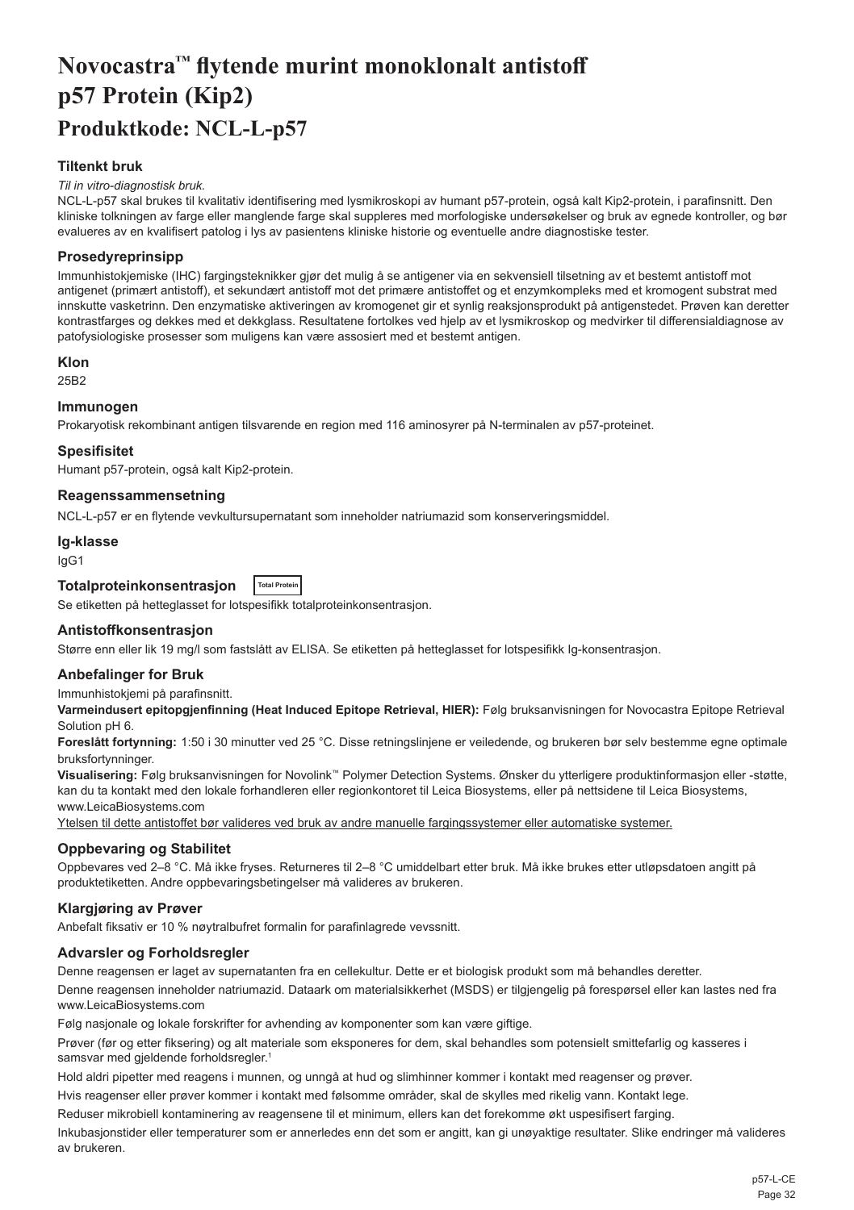# Novocastra™ flytende murint monoklonalt antistoff p57 Protein (Kip2)

# Produktkode: NCL-L-p57

### Tiltenkt bruk

*Til in vitro-diagnostisk bruk.*

NCL-L-p57 skal brukes til kvalitativ identifisering med lysmikroskopi av humant p57-protein, også kalt Kip2-protein, i parafinsnitt. Den kliniske tolkningen av farge eller manglende farge skal suppleres med morfologiske undersøkelser og bruk av egnede kontroller, og bør evalueres av en kvalifisert patolog i lys av pasientens kliniske historie og eventuelle andre diagnostiske tester.

### Prosedyreprinsipp

Immunhistokjemiske (IHC) fargingsteknikker gjør det mulig å se antigener via en sekvensiell tilsetning av et bestemt antistoff mot antigenet (primært antistoff), et sekundært antistoff mot det primære antistoffet og et enzymkompleks med et kromogent substrat med innskutte vasketrinn. Den enzymatiske aktiveringen av kromogenet gir et synlig reaksjonsprodukt på antigenstedet. Prøven kan deretter kontrastfarges og dekkes med et dekkglass. Resultatene fortolkes ved hjelp av et lysmikroskop og medvirker til differensialdiagnose av patofysiologiske prosesser som muligens kan være assosiert med et bestemt antigen.

### Klon

25B2

### Immunogen

Prokaryotisk rekombinant antigen tilsvarende en region med 116 aminosyrer på N-terminalen av p57-proteinet.

### Spesifisitet

Humant p57-protein, også kalt Kip2-protein.

### Reagenssammensetning

NCL-L-p57 er en flytende vevkultursupernatant som inneholder natriumazid som konserveringsmiddel.

### Ig-klasse

IgG1

### Totalproteinkonsentrasjon Total Protein

Se etiketten på hetteglasset for lotspesifikk totalproteinkonsentrasjon.

### Antistoffkonsentrasjon

Større enn eller lik 19 mg/l som fastslått av ELISA. Se etiketten på hetteglasset for lotspesifikk Ig-konsentrasjon.

### Anbefalinger for Bruk

Immunhistokjemi på parafinsnitt.

**Varmeindusert epitopgjenfinning (Heat Induced Epitope Retrieval, HIER):** Følg bruksanvisningen for Novocastra Epitope Retrieval Solution pH 6.

**Foreslått fortynning:** 1:50 i 30 minutter ved 25 °C. Disse retningslinjene er veiledende, og brukeren bør selv bestemme egne optimale bruksfortynninger.

**Visualisering:** Følg bruksanvisningen for Novolink™ Polymer Detection Systems. Ønsker du ytterligere produktinformasjon eller -støtte, kan du ta kontakt med den lokale forhandleren eller regionkontoret til Leica Biosystems, eller på nettsidene til Leica Biosystems, www.LeicaBiosystems.com

<u>Ytelsen til dette antistoffet bør valideres ved bruk av andre manuelle fargingssystemer eller automatiske systemer.</u>

### Oppbevaring og Stabilitet

Oppbevares ved 2–8 °C. Må ikke fryses. Returneres til 2–8 °C umiddelbart etter bruk. Må ikke brukes etter utløpsdatoen angitt på produktetiketten. Andre oppbevaringsbetingelser må valideres av brukeren.

### Klargjøring av Prøver

Anbefalt fiksativ er 10 % nøytralbufret formalin for parafinlagrede vevssnitt.

### Advarsler og Forholdsregler

Denne reagensen er laget av supernatanten fra en cellekultur. Dette er et biologisk produkt som må behandles deretter.

Denne reagensen inneholder natriumazid. Dataark om materialsikkerhet (MSDS) er tilgjengelig på forespørsel eller kan lastes ned fra www.LeicaBiosystems.com

Følg nasjonale og lokale forskrifter for avhending av komponenter som kan være giftige.

Prøver (før og etter fiksering) og alt materiale som eksponeres for dem, skal behandles som potensielt smittefarlig og kasseres i samsvar med gjeldende forholdsregler.[1]

Hold aldri pipetter med reagens i munnen, og unngå at hud og slimhinner kommer i kontakt med reagenser og prøver.

Hvis reagenser eller prøver kommer i kontakt med følsomme områder, skal de skylles med rikelig vann. Kontakt lege.

Reduser mikrobiell kontaminering av reagensene til et minimum, ellers kan det forekomme økt uspesifisert farging.

Inkubasjonstider eller temperaturer som er annerledes enn det som er angitt, kan gi unøyaktige resultater. Slike endringer må valideres av brukeren.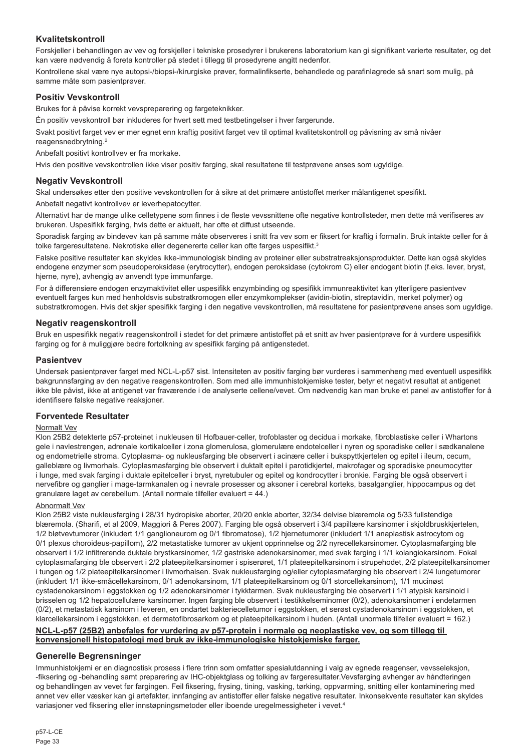## Kvalitetskontroll

Forskjeller i behandlingen av vev og forskjeller i tekniske prosedyrer i brukerens laboratorium kan gi signifikant varierte resultater, og det kan være nødvendig å foreta kontroller på stedet i tillegg til prosedyrene angitt nedenfor.

Kontrollene skal være nye autopsi-/biopsi-/kirurgiske prøver, formalinfikserte, behandlede og parafinlagrede så snart som mulig, på samme måte som pasientprøver.

## Positiv Vevskontroll

Brukes for å påvise korrekt vevspreparering og fargeteknikker.

Én positiv vevskontroll bør inkluderes for hvert sett med testbetingelser i hver fargerunde.

Svakt positivt farget vev er mer egnet enn kraftig positivt farget vev til optimal kvalitetskontroll og påvisning av små nivåer reagensnedbrytning.[2]

Anbefalt positivt kontrollvev er fra morkake.

Hvis den positive vevskontrollen ikke viser positiv farging, skal resultatene til testprøvene anses som ugyldige.

## Negativ Vevskontroll

Skal undersøkes etter den positive vevskontrollen for å sikre at det primære antistoffet merker målantigenet spesifikt.

Anbefalt negativt kontrollvev er leverhepatocytter.

Alternativt har de mange ulike celletypene som finnes i de fleste vevssnittene ofte negative kontrollsteder, men dette må verifiseres av brukeren. Uspesifikk farging, hvis dette er aktuelt, har ofte et diffust utseende.

Sporadisk farging av bindevev kan på samme måte observeres i snitt fra vev som er fiksert for kraftig i formalin. Bruk intakte celler for å tolke fargeresultatene. Nekrotiske eller degenererte celler kan ofte farges uspesifikt.[3]

Falske positive resultater kan skyldes ikke-immunologisk binding av proteiner eller substratreaksjonsprodukter. Dette kan også skyldes endogene enzymer som pseudoperoksidase (erytrocytter), endogen peroksidase (cytokrom C) eller endogent biotin (f.eks. lever, bryst, hjerne, nyre), avhengig av anvendt type immunfarge.

For å differensiere endogen enzymaktivitet eller uspesifikk enzymbinding og spesifikk immunreaktivitet kan ytterligere pasientvev eventuelt farges kun med henholdsvis substratkromogen eller enzymkomplekser (avidin-biotin, streptavidin, merket polymer) og substratkromogen. Hvis det skjer spesifikk farging i den negative vevskontrollen, må resultatene for pasientprøvene anses som ugyldige.

## Negativ reagenskontroll

Bruk en uspesifikk negativ reagenskontroll i stedet for det primære antistoffet på et snitt av hver pasientprøve for å vurdere uspesifikk farging og for å muliggjøre bedre fortolkning av spesifikk farging på antigenstedet.

## Pasientvev

Undersøk pasientprøver farget med NCL-L-p57 sist. Intensiteten av positiv farging bør vurderes i sammenheng med eventuell uspesifikk bakgrunnsfarging av den negative reagenskontrollen. Som med alle immunhistokjemiske tester, betyr et negativt resultat at antigenet ikke ble påvist, ikke at antigenet var fraværende i de analyserte cellene/vevet. Om nødvendig kan man bruke et panel av antistoffer for å identifisere falske negative reaksjoner.

## Forventede Resultater

Normalt Vev

Klon 25B2 detekterte p57-proteinet i nukleusen til Hofbauer-celler, trofoblaster og decidua i morkake, fibroblastiske celler i Whartons gele i navlestrengen, adrenale kortikalceller i zona glomerulosa, glomerulære endotelceller i nyren og sporadiske celler i sædkanalene og endometrielle stroma. Cytoplasma- og nukleusfarging ble observert i acinære celler i bukspyttkjertelen og epitel i ileum, cecum, galleblære og livmorhals. Cytoplasmafarging ble observert i duktalt epitel i parotidkjertel, makrofager og sporadiske pneumocytter i lunge, med svak farging i duktale epitelceller i bryst, nyretubuler og epitel og kondrocytter i bronkie. Farging ble også observert i nervefibre og ganglier i mage-tarmkanalen og i nevrale prosesser og aksoner i cerebral korteks, basalganglier, hippocampus og det granulære laget av cerebellum. (Antall normale tilfeller evaluert = 44.)

Abnormalt Vev

Klon 25B2 viste nukleusfarging i 28/31 hydropiske aborter, 20/20 enkle aborter, 32/34 delvise blæremola og 5/33 fullstendige blæremola. (Sharifi, et al 2009, Maggiori & Peres 2007). Farging ble også observert i 3/4 papillære karsinomer i skjoldbruskkjertelen, 1/2 bløtvevtumorer (inkludert 1/1 ganglioneurom og 0/1 fibromatose), 1/2 hjernetumorer (inkludert 1/1 anaplastisk astrocytom og 0/1 plexus choroideus-papillom), 2/2 metastatiske tumorer av ukjent opprinnelse og 2/2 nyrecellekarsinomer. Cytoplasmafarging ble observert i 1/2 infiltrerende duktale brystkarsinomer, 1/2 gastriske adenokarsinomer, med svak farging i 1/1 kolangiokarsinom. Fokal cytoplasmafarging ble observert i 2/2 plateepitelkarsinomer i spiserøret, 1/1 plateepitelkarsinom i strupehodet, 2/2 plateepitelkarsinomer i tungen og 1/2 plateepitelkarsinomer i livmorhalsen. Svak nukleusfarging og/eller cytoplasmafarging ble observert i 2/4 lungetumorer (inkludert 1/1 ikke-småcellekarsinom, 0/1 adenokarsinom, 1/1 plateepitelkarsinom og 0/1 storcellekarsinom), 1/1 mucinøst cystadenokarsinom i eggstokken og 1/2 adenokarsinomer i tykktarmen. Svak nukleusfarging ble observert i 1/1 atypisk karsinoid i brisselen og 1/2 hepatocellulære karsinomer. Ingen farging ble observert i testikkelseminomer (0/2), adenokarsinomer i endetarmen (0/2), et metastatisk karsinom i leveren, en ondartet bakteriecelletumor i eggstokken, et serøst cystadenokarsinom i eggstokken, et klarcellekarsinom i eggstokken, et dermatofibrosarkom og et plateepitelkarsinom i huden. (Antall unormale tilfeller evaluert = 162.)

**NCL-L-p57 (25B2) anbefales for vurdering av p57-protein i normale og neoplastiske vev, og som tillegg til konvensjonell histopatologi med bruk av ikke-immunologiske histokjemiske farger.**

## Generelle Begrensninger

Immunhistokjemi er en diagnostisk prosess i flere trinn som omfatter spesialutdanning i valg av egnede reagenser, vevsseleksjon, -fiksering og -behandling samt preparering av IHC-objektglass og tolking av fargeresultater.Vevsfarging avhenger av håndteringen og behandlingen av vevet før fargingen. Feil fiksering, frysing, tining, vasking, tørking, oppvarming, snitting eller kontaminering med annet vev eller væsker kan gi artefakter, innfanging av antistoffer eller falske negative resultater. Inkonsekvente resultater kan skyldes variasjoner ved fiksering eller innstøpningsmetoder eller iboende uregelmessigheter i vevet.[4]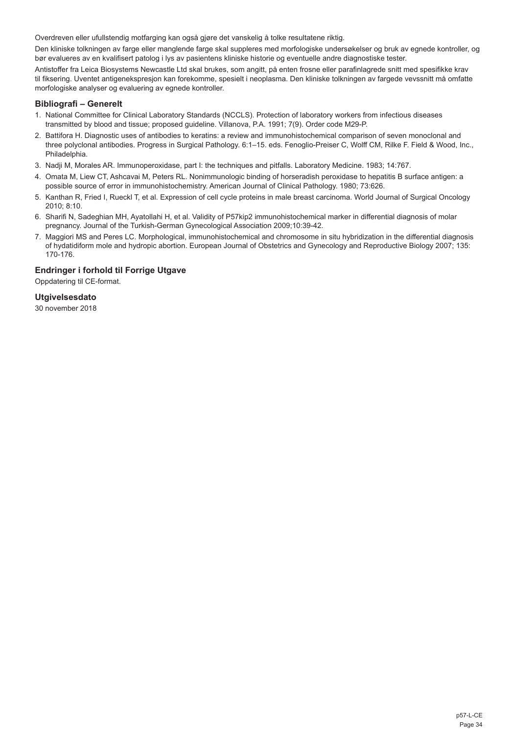Overdreven eller ufullstendig motfarging kan også gjøre det vanskelig å tolke resultatene riktig.

Den kliniske tolkningen av farge eller manglende farge skal suppleres med morfologiske undersøkelser og bruk av egnede kontroller, og bør evalueres av en kvalifisert patolog i lys av pasientens kliniske historie og eventuelle andre diagnostiske tester.

Antistoffer fra Leica Biosystems Newcastle Ltd skal brukes, som angitt, på enten frosne eller parafinlagrede snitt med spesifikke krav til fiksering. Uventet antigenekspresjon kan forekomme, spesielt i neoplasma. Den kliniske tolkningen av fargede vevssnitt må omfatte morfologiske analyser og evaluering av egnede kontroller.

### Bibliografi – Generelt

1. National Committee for Clinical Laboratory Standards (NCCLS). Protection of laboratory workers from infectious diseases transmitted by blood and tissue; proposed guideline. Villanova, P.A. 1991; 7(9). Order code M29-P.
2. Battifora H. Diagnostic uses of antibodies to keratins: a review and immunohistochemical comparison of seven monoclonal and three polyclonal antibodies. Progress in Surgical Pathology. 6:1–15. eds. Fenoglio-Preiser C, Wolff CM, Rilke F. Field & Wood, Inc., Philadelphia.
3. Nadji M, Morales AR. Immunoperoxidase, part I: the techniques and pitfalls. Laboratory Medicine. 1983; 14:767.
4. Omata M, Liew CT, Ashcavai M, Peters RL. Nonimmunologic binding of horseradish peroxidase to hepatitis B surface antigen: a possible source of error in immunohistochemistry. American Journal of Clinical Pathology. 1980; 73:626.
5. Kanthan R, Fried I, Rueckl T, et al. Expression of cell cycle proteins in male breast carcinoma. World Journal of Surgical Oncology 2010; 8:10.
6. Sharifi N, Sadeghian MH, Ayatollahi H, et al. Validity of P57kip2 immunohistochemical marker in differential diagnosis of molar pregnancy. Journal of the Turkish-German Gynecological Association 2009;10:39-42.
7. Maggiori MS and Peres LC. Morphological, immunohistochemical and chromosome in situ hybridization in the differential diagnosis of hydatidiform mole and hydropic abortion. European Journal of Obstetrics and Gynecology and Reproductive Biology 2007; 135: 170-176.

### Endringer i forhold til Forrige Utgave

Oppdatering til CE-format.

### Utgivelsesdato

30 november 2018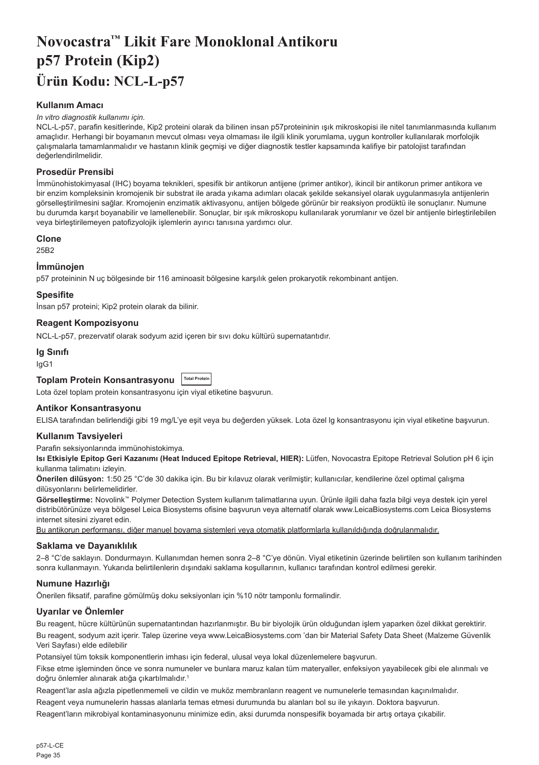// Not clear how many images; none detected.
# Novocastra™ Likit Fare Monoklonal Antikoru p57 Protein (Kip2)

# Ürün Kodu: NCL-L-p57

### Kullanım Amacı

*In vitro diagnostik kullanımı için.*

NCL-L-p57, parafin kesitlerinde, Kip2 proteini olarak da bilinen insan p57proteininin ışık mikroskopisi ile nitel tanımlanmasında kullanım amaçlıdır. Herhangi bir boyamanın mevcut olması veya olmaması ile ilgili klinik yorumlama, uygun kontroller kullanılarak morfolojik çalışmalarla tamamlanmalıdır ve hastanın klinik geçmişi ve diğer diagnostik testler kapsamında kalifiye bir patolojist tarafından değerlendirilmelidir.

### Prosedür Prensibi

İmmünohistokimyasal (IHC) boyama teknikleri, spesifik bir antikorun antijene (primer antikor), ikincil bir antikorun primer antikora ve bir enzim kompleksinin kromojenik bir substrat ile arada yıkama adımları olacak şekilde sekansiyel olarak uygulanmasıyla antijenlerin görselleştirilmesini sağlar. Kromojenin enzimatik aktivasyonu, antijen bölgede görünür bir reaksiyon prodüktü ile sonuçlanır. Numune bu durumda karşıt boyanabilir ve lamellenebilir. Sonuçlar, bir ışık mikroskopu kullanılarak yorumlanır ve özel bir antijenle birleştirilebilen veya birleştirilemeyen patofizyolojik işlemlerin ayırıcı tanısına yardımcı olur.

### Clone

25B2

### İmmünojen

p57 proteininin N uç bölgesinde bir 116 aminoasit bölgesine karşılık gelen prokaryotik rekombinant antijen.

### Spesifite

İnsan p57 proteini; Kip2 protein olarak da bilinir.

### Reagent Kompozisyonu

NCL-L-p57, prezervatif olarak sodyum azid içeren bir sıvı doku kültürü supernatantıdır.

### Ig Sınıfı

IgG1

### Toplam Protein Konsantrasyonu Total Protein

Lota özel toplam protein konsantrasyonu için viyal etiketine başvurun.

### Antikor Konsantrasyonu

ELISA tarafından belirlendiği gibi 19 mg/L'ye eşit veya bu değerden yüksek. Lota özel Ig konsantrasyonu için viyal etiketine başvurun.

### Kullanım Tavsiyeleri

Parafin seksiyonlarında immünohistokimya.

**Isı Etkisiyle Epitop Geri Kazanımı (Heat Induced Epitope Retrieval, HIER):** Lütfen, Novocastra Epitope Retrieval Solution pH 6 için kullanma talimatını izleyin.

**Önerilen dilüsyon:** 1:50 25 °C'de 30 dakika için. Bu bir kılavuz olarak verilmiştir; kullanıcılar, kendilerine özel optimal çalışma dilüsyonlarını belirlemelidirler.

**Görselleştirme:** Novolink™ Polymer Detection System kullanım talimatlarına uyun. Ürünle ilgili daha fazla bilgi veya destek için yerel distribütörünüze veya bölgesel Leica Biosystems ofisine başvurun veya alternatif olarak www.LeicaBiosystems.com Leica Biosystems internet sitesini ziyaret edin.

<u>Bu antikorun performansı, diğer manuel boyama sistemleri veya otomatik platformlarla kullanıldığında doğrulanmalıdır.</u>

### Saklama ve Dayanıklılık

2–8 °C'de saklayın. Dondurmayın. Kullanımdan hemen sonra 2–8 °C'ye dönün. Viyal etiketinin üzerinde belirtilen son kullanım tarihinden sonra kullanmayın. Yukarıda belirtilenlerin dışındaki saklama koşullarının, kullanıcı tarafından kontrol edilmesi gerekir.

### Numune Hazırlığı

Önerilen fiksatif, parafine gömülmüş doku seksiyonları için %10 nötr tamponlu formalindir.

### Uyarılar ve Önlemler

Bu reagent, hücre kültürünün supernatantından hazırlanmıştır. Bu bir biyolojik ürün olduğundan işlem yaparken özel dikkat gerektirir.

Bu reagent, sodyum azit içerir. Talep üzerine veya www.LeicaBiosystems.com 'dan bir Material Safety Data Sheet (Malzeme Güvenlik Veri Sayfası) elde edilebilir

Potansiyel tüm toksik komponentlerin imhası için federal, ulusal veya lokal düzenlemelere başvurun.

Fikse etme işleminden önce ve sonra numuneler ve bunlara maruz kalan tüm materyaller, enfeksiyon yayabilecek gibi ele alınmalı ve doğru önlemler alınarak atığa çıkartılmalıdır.[1]

Reagent'lar asla ağızla pipetlenmemeli ve cildin ve muköz membranların reagent ve numunelerle temasından kaçınılmalıdır.

Reagent veya numunelerin hassas alanlarla temas etmesi durumunda bu alanları bol su ile yıkayın. Doktora başvurun.

Reagent'ların mikrobiyal kontaminasyonunu minimize edin, aksi durumda nonspesifik boyamada bir artış ortaya çıkabilir.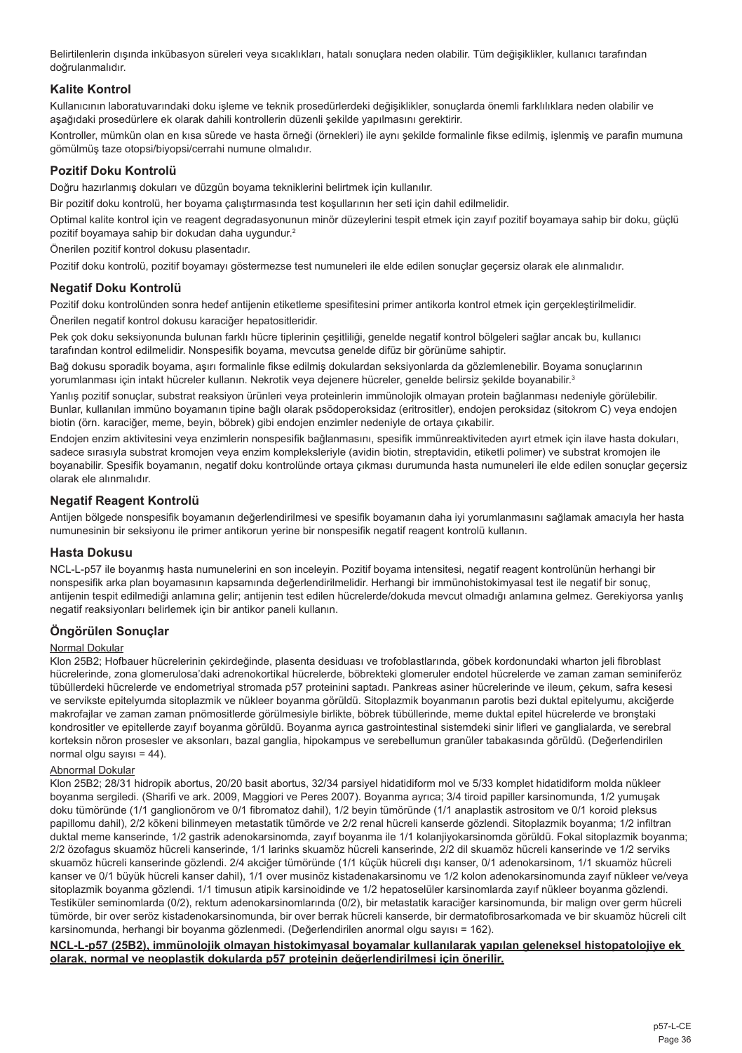Belirtilenlerin dışında inkübasyon süreleri veya sıcaklıkları, hatalı sonuçlara neden olabilir. Tüm değişiklikler, kullanıcı tarafından doğrulanmalıdır.

## Kalite Kontrol

Kullanıcının laboratuvarındaki doku işleme ve teknik prosedürlerdeki değişiklikler, sonuçlarda önemli farklılıklara neden olabilir ve aşağıdaki prosedürlere ek olarak dahili kontrollerin düzenli şekilde yapılmasını gerektirir.

Kontroller, mümkün olan en kısa sürede ve hasta örneği (örnekleri) ile aynı şekilde formalinle fikse edilmiş, işlenmiş ve parafin mumuna gömülmüş taze otopsi/biyopsi/cerrahi numune olmalıdır.

## Pozitif Doku Kontrolü

Doğru hazırlanmış dokuları ve düzgün boyama tekniklerini belirtmek için kullanılır.

Bir pozitif doku kontrolü, her boyama çalıştırmasında test koşullarının her seti için dahil edilmelidir.

Optimal kalite kontrol için ve reagent degradasyonunun minör düzeylerini tespit etmek için zayıf pozitif boyamaya sahip bir doku, güçlü pozitif boyamaya sahip bir dokudan daha uygundur.[2]

Önerilen pozitif kontrol dokusu plasentadır.

Pozitif doku kontrolü, pozitif boyamayı göstermezse test numuneleri ile elde edilen sonuçlar geçersiz olarak ele alınmalıdır.

## Negatif Doku Kontrolü

Pozitif doku kontrolünden sonra hedef antijenin etiketleme spesifitesini primer antikorla kontrol etmek için gerçekleştirilmelidir.

Önerilen negatif kontrol dokusu karaciğer hepatositleridir.

Pek çok doku seksiyonunda bulunan farklı hücre tiplerinin çeşitliliği, genelde negatif kontrol bölgeleri sağlar ancak bu, kullanıcı tarafından kontrol edilmelidir. Nonspesifik boyama, mevcutsa genelde difüz bir görünüme sahiptir.

Bağ dokusu sporadik boyama, aşırı formalinle fikse edilmiş dokulardan seksiyonlarda da gözlemlenebilir. Boyama sonuçlarının yorumlanması için intakt hücreler kullanın. Nekrotik veya dejenere hücreler, genelde belirsiz şekilde boyanabilir.[3]

Yanlış pozitif sonuçlar, substrat reaksiyon ürünleri veya proteinlerin immünolojik olmayan protein bağlanması nedeniyle görülebilir. Bunlar, kullanılan immüno boyamanın tipine bağlı olarak psödoperoksidaz (eritrositler), endojen peroksidaz (sitokrom C) veya endojen biotin (örn. karaciğer, meme, beyin, böbrek) gibi endojen enzimler nedeniyle de ortaya çıkabilir.

Endojen enzim aktivitesini veya enzimlerin nonspesifik bağlanmasını, spesifik immünreaktiviteden ayırt etmek için ilave hasta dokuları, sadece sırasıyla substrat kromojen veya enzim kompleksleriyle (avidin biotin, streptavidin, etiketli polimer) ve substrat kromojen ile boyanabilir. Spesifik boyamanın, negatif doku kontrolünde ortaya çıkması durumunda hasta numuneleri ile elde edilen sonuçlar geçersiz olarak ele alınmalıdır.

## Negatif Reagent Kontrolü

Antijen bölgede nonspesifik boyamanın değerlendirilmesi ve spesifik boyamanın daha iyi yorumlanmasını sağlamak amacıyla her hasta numunesinin bir seksiyonu ile primer antikorun yerine bir nonspesifik negatif reagent kontrolü kullanın.

## Hasta Dokusu

NCL-L-p57 ile boyanmış hasta numunelerini en son inceleyin. Pozitif boyama intensitesi, negatif reagent kontrolünün herhangi bir nonspesifik arka plan boyamasının kapsamında değerlendirilmelidir. Herhangi bir immünohistokimyasal test ile negatif bir sonuç, antijenin tespit edilmediği anlamına gelir; antijenin test edilen hücrelerde/dokuda mevcut olmadığı anlamına gelmez. Gerekiyorsa yanlış negatif reaksiyonları belirlemek için bir antikor paneli kullanın.

## Öngörülen Sonuçlar

### Normal Dokular

Klon 25B2; Hofbauer hücrelerinin çekirdeğinde, plasenta desiduası ve trofoblastlarında, göbek kordonundaki wharton jeli fibroblast hücrelerinde, zona glomerulosa'daki adrenokortikal hücrelerde, böbrekteki glomeruler endotel hücrelerde ve zaman zaman seminiferöz tübüllerdeki hücrelerde ve endometriyal stromada p57 proteinini saptadı. Pankreas asiner hücrelerinde ve ileum, çekum, safra kesesi ve servikste epitelyumda sitoplazmik ve nükleer boyanma görüldü. Sitoplazmik boyanmanın parotis bezi duktal epitelyumu, akciğerde makrofajlar ve zaman zaman pnömositlerde görülmesiyle birlikte, böbrek tübüllerinde, meme duktal epitel hücrelerde ve bronştaki kondrositler ve epitellerde zayıf boyanma görüldü. Boyanma ayrıca gastrointestinal sistemdeki sinir lifleri ve ganglialarda, ve serebral korteksin nöron prosesler ve aksonları, bazal ganglia, hipokampus ve serebellumun granüler tabakasında görüldü. (Değerlendirilen normal olgu sayısı = 44).

### Abnormal Dokular

Klon 25B2; 28/31 hidropik abortus, 20/20 basit abortus, 32/34 parsiyel hidatidiform mol ve 5/33 komplet hidatidiform molda nükleer boyanma sergiledi. (Sharifi ve ark. 2009, Maggiori ve Peres 2007). Boyanma ayrıca; 3/4 tiroid papiller karsinomunda, 1/2 yumuşak doku tümöründe (1/1 ganglionörom ve 0/1 fibromatoz dahil), 1/2 beyin tümöründe (1/1 anaplastik astrositom ve 0/1 koroid pleksus papillomu dahil), 2/2 kökeni bilinmeyen metastatik tümörde ve 2/2 renal hücreli kanserde gözlendi. Sitoplazmik boyanma; 1/2 infiltran duktal meme kanserinde, 1/2 gastrik adenokarsinomda, zayıf boyanma ile 1/1 kolanjiyokarsinomda görüldü. Fokal sitoplazmik boyanma; 2/2 özofagus skuamöz hücreli kanserinde, 1/1 larinks skuamöz hücreli kanserinde, 2/2 dil skuamöz hücreli kanserinde ve 1/2 serviks skuamöz hücreli kanserinde gözlendi. 2/4 akciğer tümöründe (1/1 küçük hücreli dışı kanser, 0/1 adenokarsinom, 1/1 skuamöz hücreli kanser ve 0/1 büyük hücreli kanser dahil), 1/1 over musinöz kistadenakarsinomu ve 1/2 kolon adenokarsinomunda zayıf nükleer ve/veya sitoplazmik boyanma gözlendi. 1/1 timusun atipik karsinoidinde ve 1/2 hepatoselüler karsinomlarda zayıf nükleer boyanma gözlendi. Testiküler seminomlarda (0/2), rektum adenokarsinomlarında (0/2), bir metastatik karaciğer karsinomunda, bir malign over germ hücreli tümörde, bir over seröz kistadenokarsinomunda, bir over berrak hücreli kanserde, bir dermatofibrosarkomada ve bir skuamöz hücreli cilt karsinomunda, herhangi bir boyanma gözlenmedi. (Değerlendirilen anormal olgu sayısı = 162).

**NCL-L-p57 (25B2), immünolojik olmayan histokimyasal boyamalar kullanılarak yapılan geleneksel histopatolojiye ek olarak, normal ve neoplastik dokularda p57 proteinin değerlendirilmesi için önerilir.**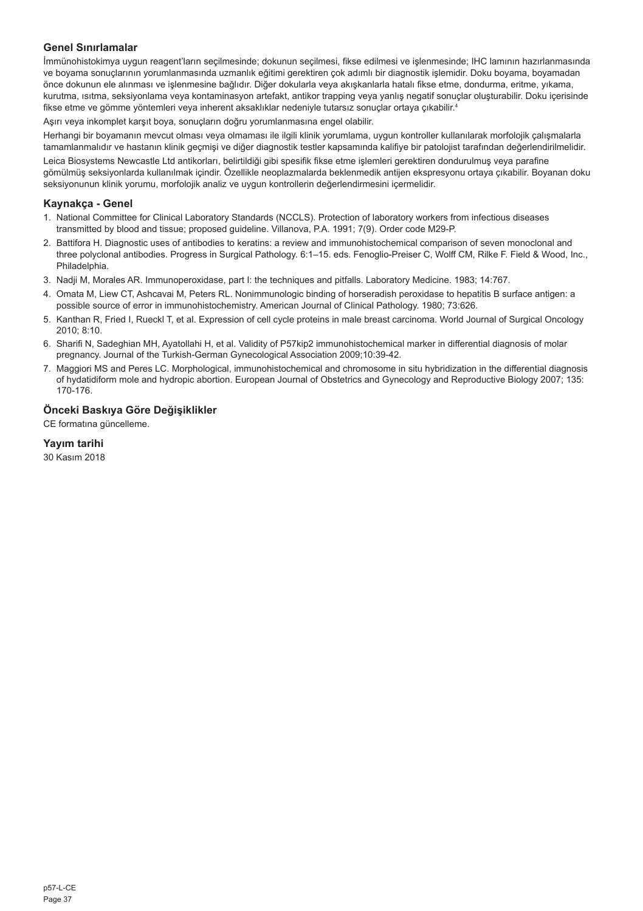## Genel Sınırlamalar

İmmünohistokimya uygun reagent'ların seçilmesinde; dokunun seçilmesi, fikse edilmesi ve işlenmesinde; IHC lamının hazırlanmasında ve boyama sonuçlarının yorumlanmasında uzmanlık eğitimi gerektiren çok adımlı bir diagnostik işlemidir. Doku boyama, boyamadan önce dokunun ele alınması ve işlenmesine bağlıdır. Diğer dokularla veya akışkanlarla hatalı fikse etme, dondurma, eritme, yıkama, kurutma, ısıtma, seksiyonlama veya kontaminasyon artefakt, antikor trapping veya yanlış negatif sonuçlar oluşturabilir. Doku içerisinde fikse etme ve gömme yöntemleri veya inherent aksaklıklar nedeniyle tutarsız sonuçlar ortaya çıkabilir.[4]

Aşırı veya inkomplet karşıt boya, sonuçların doğru yorumlanmasına engel olabilir.

Herhangi bir boyamanın mevcut olması veya olmaması ile ilgili klinik yorumlama, uygun kontroller kullanılarak morfolojik çalışmalarla tamamlanmalıdır ve hastanın klinik geçmişi ve diğer diagnostik testler kapsamında kalifiye bir patolojist tarafından değerlendirilmelidir.

Leica Biosystems Newcastle Ltd antikorları, belirtildiği gibi spesifik fikse etme işlemleri gerektiren dondurulmuş veya parafine gömülmüş seksiyonlarda kullanılmak içindir. Özellikle neoplazmalarda beklenmedik antijen ekspresyonu ortaya çıkabilir. Boyanan doku seksiyonunun klinik yorumu, morfolojik analiz ve uygun kontrollerin değerlendirmesini içermelidir.

## Kaynakça - Genel

1. National Committee for Clinical Laboratory Standards (NCCLS). Protection of laboratory workers from infectious diseases transmitted by blood and tissue; proposed guideline. Villanova, P.A. 1991; 7(9). Order code M29-P.
2. Battifora H. Diagnostic uses of antibodies to keratins: a review and immunohistochemical comparison of seven monoclonal and three polyclonal antibodies. Progress in Surgical Pathology. 6:1–15. eds. Fenoglio-Preiser C, Wolff CM, Rilke F. Field & Wood, Inc., Philadelphia.
3. Nadji M, Morales AR. Immunoperoxidase, part I: the techniques and pitfalls. Laboratory Medicine. 1983; 14:767.
4. Omata M, Liew CT, Ashcavai M, Peters RL. Nonimmunologic binding of horseradish peroxidase to hepatitis B surface antigen: a possible source of error in immunohistochemistry. American Journal of Clinical Pathology. 1980; 73:626.
5. Kanthan R, Fried I, Rueckl T, et al. Expression of cell cycle proteins in male breast carcinoma. World Journal of Surgical Oncology 2010; 8:10.
6. Sharifi N, Sadeghian MH, Ayatollahi H, et al. Validity of P57kip2 immunohistochemical marker in differential diagnosis of molar pregnancy. Journal of the Turkish-German Gynecological Association 2009;10:39-42.
7. Maggiori MS and Peres LC. Morphological, immunohistochemical and chromosome in situ hybridization in the differential diagnosis of hydatidiform mole and hydropic abortion. European Journal of Obstetrics and Gynecology and Reproductive Biology 2007; 135: 170-176.

## Önceki Baskıya Göre Değişiklikler

CE formatına güncelleme.

## Yayım tarihi

30 Kasım 2018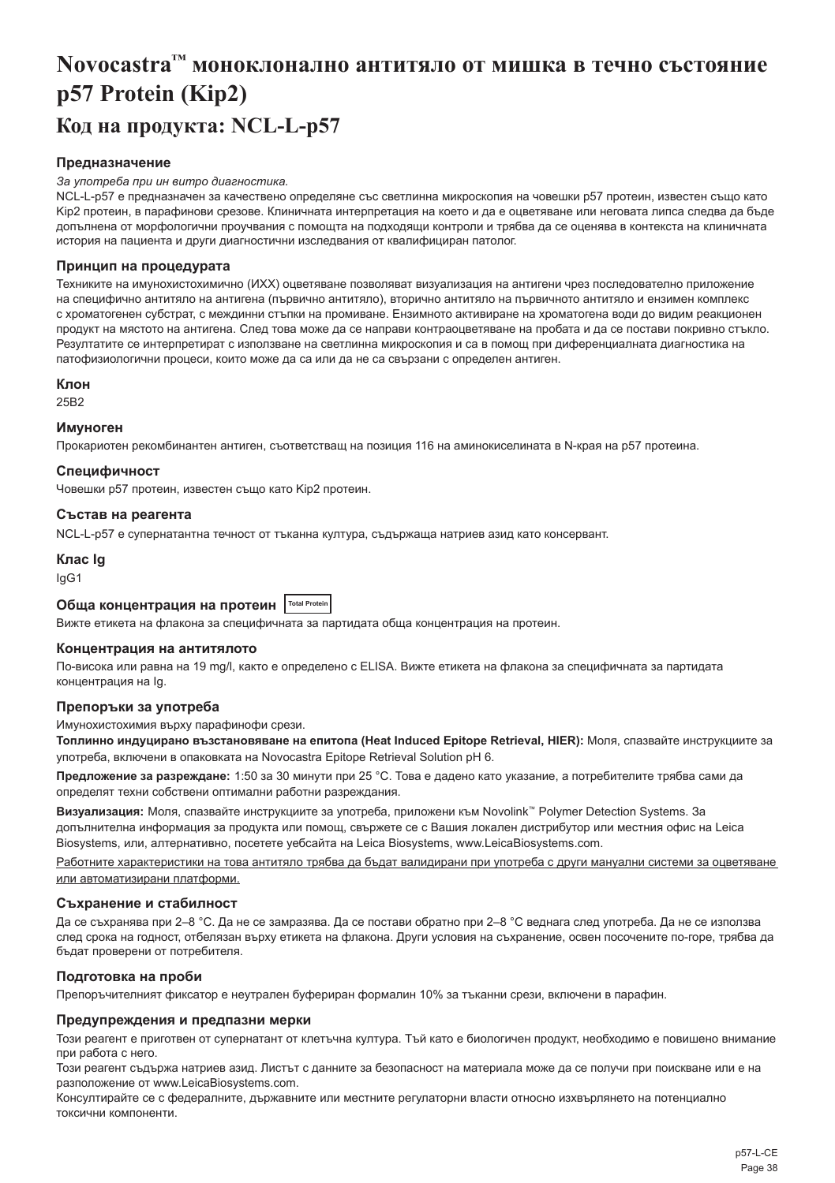# Novocastra™ моноклонално антитяло от мишка в течно състояние p57 Protein (Kip2)

## Код на продукта: NCL-L-p57

### Предназначение

*За употреба при ин витро диагностика.*

NCL-L-p57 е предназначен за качествено определяне със светлинна микроскопия на човешки p57 протеин, известен също като Kip2 протеин, в парафинови срезове. Клиничната интерпретация на което и да е оцветяване или неговата липса следва да бъде допълнена от морфологични проучвания с помощта на подходящи контроли и трябва да се оценява в контекста на клиничната история на пациента и други диагностични изследвания от квалифициран патолог.

### Принцип на процедурата

Техниките на имунохистохимично (ИХХ) оцветяване позволяват визуализация на антигени чрез последователно приложение на специфично антитяло на антигена (първично антитяло), вторично антитяло на първичното антитяло и ензимен комплекс с хромогенен субстрат, с междинни стъпки на промиване. Ензимното активиране на хромогена води до видим реакционен продукт на мястото на антигена. След това може да се направи контраоцветяване на пробата и да се постави покривно стъкло. Резултатите се интерпретират с използване на светлинна микроскопия и са в помощ при диференциалната диагностика на патофизиологични процеси, които може да са или да не са свързани с определен антиген.

### Клон

25B2

### Имуноген

Прокариотен рекомбинантен антиген, съответстващ на позиция 116 на аминокиселината в N-края на p57 протеина.

### Специфичност

Човешки p57 протеин, известен също като Kip2 протеин.

### Състав на реагента

NCL-L-p57 е супернатантна течност от тъканна култура, съдържаща натриев азид като консервант.

### Клас Ig

IgG1

### Обща концентрация на протеин Total Protein

Вижте етикета на флакона за специфичната за партидата обща концентрация на протеин.

### Концентрация на антитялото

По-висока или равна на 19 mg/l, както е определено с ELISA. Вижте етикета на флакона за специфичната за партидата концентрация на Ig.

### Препоръки за употреба

Имунохистохимия върху парафинофи срези.

**Топлинно индуцирано възстановяване на епитопа (Heat Induced Epitope Retrieval, HIER):** Моля, спазвайте инструкциите за употреба, включени в опаковката на Novocastra Epitope Retrieval Solution pH 6.

**Предложение за разреждане:** 1:50 за 30 минути при 25 °C. Това е дадено като указание, а потребителите трябва сами да определят техни собствени оптимални работни разреждания.

**Визуализация:** Моля, спазвайте инструкциите за употреба, приложени към Novolink™ Polymer Detection Systems. За допълнителна информация за продукта или помощ, свържете се с Вашия локален дистрибутор или местния офис на Leica Biosystems, или, алтернативно, посетете уебсайта на Leica Biosystems, www.LeicaBiosystems.com.

Работните характеристики на това антитяло трябва да бъдат валидирани при употреба с други мануални системи за оцветяване или автоматизирани платформи.

### Съхранение и стабилност

Да се съхранява при 2–8 °C. Да не се замразява. Да се постави обратно при 2–8 °C веднага след употреба. Да не се използва след срока на годност, отбелязан върху етикета на флакона. Други условия на съхранение, освен посочените по-горе, трябва да бъдат проверени от потребителя.

### Подготовка на проби

Препоръчителният фиксатор е неутрален буфериран формалин 10% за тъканни срези, включени в парафин.

### Предупреждения и предпазни мерки

Този реагент е приготвен от супернатант от клетъчна култура. Тъй като е биологичен продукт, необходимо е повишено внимание при работа с него.

Този реагент съдържа натриев азид. Листът с данните за безопасност на материала може да се получи при поискване или е на разположение от www.LeicaBiosystems.com.

Консултирайте се с федералните, държавните или местните регулаторни власти относно изхвърлянето на потенциално токсични компоненти.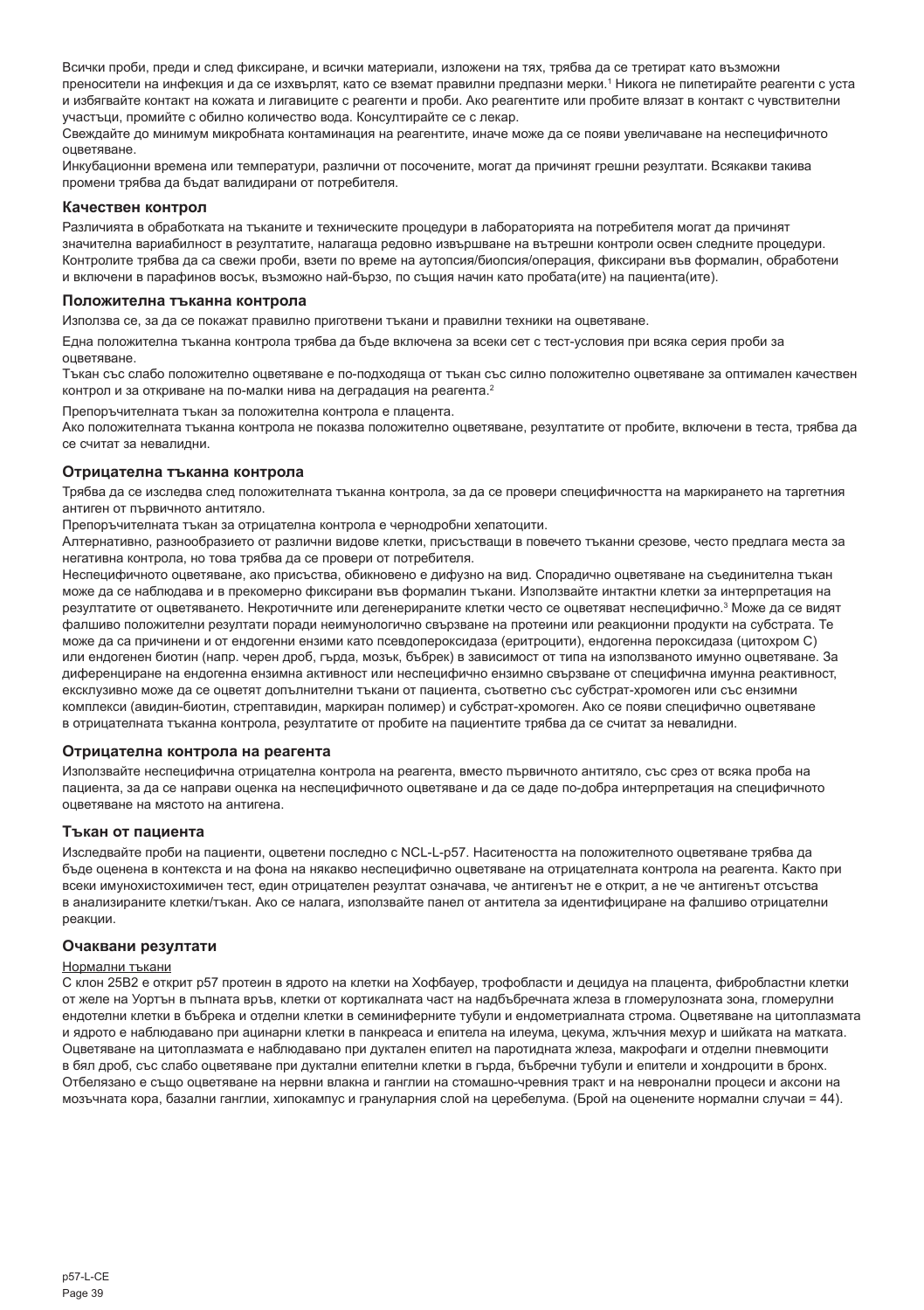Всички проби, преди и след фиксиране, и всички материали, изложени на тях, трябва да се третират като възможни преносители на инфекция и да се изхвърлят, като се вземат правилни предпазни мерки.[1] Никога не пипетирайте реагенти с уста и избягвайте контакт на кожата и лигавиците с реагенти и проби. Ако реагентите или пробите влязат в контакт с чувствителни участъци, промийте с обилно количество вода. Консултирайте се с лекар.

Свеждайте до минимум микробната контаминация на реагентите, иначе може да се появи увеличаване на неспецифичното оцветяване.

Инкубационни времена или температури, различни от посочените, могат да причинят грешни резултати. Всякакви такива промени трябва да бъдат валидирани от потребителя.

### Качествен контрол

Различията в обработката на тъканите и техническите процедури в лабораторията на потребителя могат да причинят значителна вариабилност в резултатите, налагаща редовно извършване на вътрешни контроли освен следните процедури. Контролите трябва да са свежи проби, взети по време на аутопсия/биопсия/операция, фиксирани във формалин, обработени и включени в парафинов восък, възможно най-бързо, по същия начин като пробата(ите) на пациента(ите).

### Положителна тъканна контрола

Използва се, за да се покажат правилно приготвени тъкани и правилни техники на оцветяване.

Една положителна тъканна контрола трябва да бъде включена за всеки сет с тест-условия при всяка серия проби за оцветяване.

Тъкан със слабо положително оцветяване е по-подходяща от тъкан със силно положително оцветяване за оптимален качествен контрол и за откриване на по-малки нива на деградация на реагента.[2]

Препоръчителната тъкан за положителна контрола е плацента.

Ако положителната тъканна контрола не показва положително оцветяване, резултатите от пробите, включени в теста, трябва да се считат за невалидни.

### Отрицателна тъканна контрола

Трябва да се изследва след положителната тъканна контрола, за да се провери специфичността на маркирането на таргетния антиген от първичното антитяло.

Препоръчителната тъкан за отрицателна контрола е чернодробни хепатоцити.

Алтернативно, разнообразието от различни видове клетки, присъстващи в повечето тъканни срезове, често предлага места за негативна контрола, но това трябва да се провери от потребителя.

Неспецифичното оцветяване, ако присъства, обикновено е дифузно на вид. Спорадично оцветяване на съединителна тъкан може да се наблюдава и в прекомерно фиксирани във формалин тъкани. Използвайте интактни клетки за интерпретация на резултатите от оцветяването. Некротичните или дегенериралите клетки често се оцветяват неспецифично.[3] Може да се видят фалшиво положителни резултати поради неимунологично свързване на протеини или реакционни продукти на субстрата. Те може да са причинени и от ендогенни ензими като псевдопероксидаза (еритроцити), ендогенна пероксидаза (цитохром C) или ендогенен биотин (напр. черен дроб, гърда, мозък, бъбрек) в зависимост от типа на използваното имунно оцветяване. За диференциране на ендогенна ензимна активност или неспецифично ензимно свързване от специфична имунна реактивност, ексклузивно може да се оцветят допълнителни тъкани от пациента, съответно със субстрат-хромоген или със ензимни комплекси (авидин-биотин, стрептавидин, маркиран полимер) и субстрат-хромоген. Ако се появи специфично оцветяване в отрицателната тъканна контрола, резултатите от пробите на пациентите трябва да се считат за невалидни.

### Отрицателна контрола на реагента

Използвайте неспецифична отрицателна контрола на реагента, вместо първичното антитяло, със срез от всяка проба на пациента, за да се направи оценка на неспецифичното оцветяване и да се даде по-добра интерпретация на специфичното оцветяване на мястото на антигена.

### Тъкан от пациента

Изследвайте проби на пациенти, оцветени последно с NCL-L-p57. Наситеността на положителното оцветяване трябва да бъде оценена в контекста и на фона на някакво неспецифично оцветяване на отрицателната контрола на реагента. Както при всеки имунохистохимичен тест, един отрицателен резултат означава, че антигенът не е открит, а не че антигенът отсъства в анализираните клетки/тъкан. Ако се налага, използвайте панел от антитела за идентифициране на фалшиво отрицателни реакции.

### Очаквани резултати

Нормални тъкани

С клон 25B2 е открит p57 протеин в ядрото на клетки на Хофбауер, трофобласти и децидуа на плацента, фибробластни клетки от желе на Уортън в пъпната връв, клетки от кортикалната част на надбъбречната жлеза в гломерулозната зона, гломерулни ендотелни клетки в бъбрека и отделни клетки в семинифeрните тубули и ендометриалната строма. Оцветяване на цитоплазмата и ядрото е наблюдавано при ацинарни клетки в панкреаса и епитела на илеума, цекума, жлъчния мехур и шийката на матката. Оцветяване на цитоплазмата е наблюдавано при дуктален епител на паротидната жлеза, макрофаги и отделни пневмоцити в бял дроб, със слабо оцветяване при дуктални епителни клетки в гърда, бъбречни тубули и епители и хондроцити в бронх. Отбелязано е също оцветяване на нервни влакна и ганглии на стомашно-чревния тракт и на невронални процеси и аксони на мозъчната кора, базални ганглии, хипокампус и грануларния слой на церебелума. (Брой на оценените нормални случаи = 44).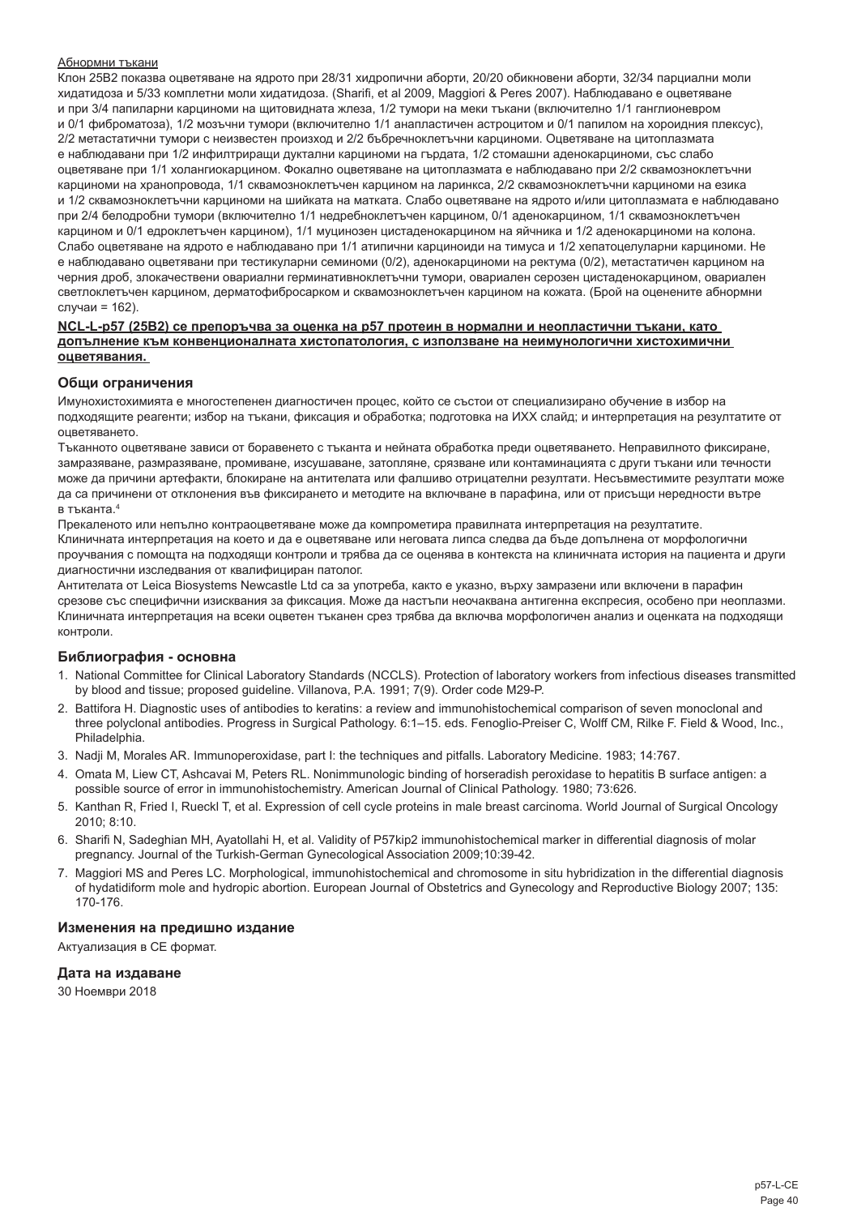Абнормни тъкани

Клон 25B2 показва оцветяване на ядрото при 28/31 хидропични аборти, 20/20 обикновени аборти, 32/34 парциални моли хидатидоза и 5/33 комплетни моли хидатидоза. (Sharifi, et al 2009, Maggiori & Peres 2007). Наблюдавано е оцветяване и при 3/4 папиларни карциноми на щитовидната жлеза, 1/2 тумори на меки тъкани (включително 1/1 ганглионевром и 0/1 фиброматоза), 1/2 мозъчни тумори (включително 1/1 анапластичен астроцитом и 0/1 папилом на хороидния плексус), 2/2 метастатични тумори с неизвестен произход и 2/2 бъбречноклетъчни карциноми. Оцветяване на цитоплазмата е наблюдавани при 1/2 инфилтриращи дуктални карциноми на гърдата, 1/2 стомашни аденокарциноми, със слабо оцветяване при 1/1 холангиокарцином. Фокално оцветяване на цитоплазмата е наблюдавано при 2/2 сквамозноклетъчни карциноми на хранопровода, 1/1 сквамозноклетъчен карцином на ларинкса, 2/2 сквамозноклетъчни карциноми на езика и 1/2 сквамозноклетъчни карциноми на шийката на матката. Слабо оцветяване на ядрото и/или цитоплазмата е наблюдавано при 2/4 белодробни тумори (включително 1/1 недребноклетъчен карцином, 0/1 аденокарцином, 1/1 сквамозноклетъчен карцином и 0/1 едроклетъчен карцином), 1/1 муцинозен цистаденокарцином на яйчника и 1/2 аденокарциноми на колона. Слабо оцветяване на ядрото е наблюдавано при 1/1 атипични карциноиди на тимуса и 1/2 хепатоцелуларни карциноми. Не е наблюдавано оцветявани при тестикуларни семиноми (0/2), аденокарциноми на ректума (0/2), метастатичен карцином на черния дроб, злокачествени овариални герминативноклетъчни тумори, овариален серозен цистаденокарцином, овариален светлоклетъчен карцином, дерматофибросарком и сквамозноклетъчен карцином на кожата. (Брой на оценените абнормни случаи = 162).

**NCL-L-p57 (25B2) се препоръчва за оценка на p57 протеин в нормални и неопластични тъкани, като допълнение към конвенционалната хистопатология, с използване на неимунологични хистохимични оцветявания.**

## Общи ограничения

Имунохистохимията е многостепенен диагностичен процес, който се състои от специализирано обучение в избор на подходящите реагенти; избор на тъкани, фиксация и обработка; подготовка на ИХХ слайд; и интерпретация на резултатите от оцветяването.

Тъканното оцветяване зависи от боравенето с тъканта и нейната обработка преди оцветяването. Неправилното фиксиране, замразяване, размразяване, промиване, изсушаване, затопляне, срязване или контаминацията с други тъкани или течности може да причини артефакти, блокиране на антитялата или фалшиво отрицателни резултати. Несъвместимите резултати може да са причинени от отклонения във фиксирането и методите на включване в парафина, или от присъщи нередности вътре в тъканта.[4]

Прекаленото или непълно контраоцветяване може да компрометира правилната интерпретация на резултатите.

Клиничната интерпретация на което и да е оцветяване или неговата липса следва да бъде допълнена от морфологични проучвания с помощта на подходящи контроли и трябва да се оценява в контекста на клиничната история на пациента и други диагностични изследвания от квалифициран патолог.

Антителата от Leica Biosystems Newcastle Ltd са за употреба, както е указно, върху замразени или включени в парафин срезове със специфични изисквания за фиксация. Може да настъпи неочаквана антигенна експресия, особено при неоплазми. Клиничната интерпретация на всеки оцветен тъканен срез трябва да включва морфологичен анализ и оценката на подходящи контроли.

## Библиография - основна

1. National Committee for Clinical Laboratory Standards (NCCLS). Protection of laboratory workers from infectious diseases transmitted by blood and tissue; proposed guideline. Villanova, P.A. 1991; 7(9). Order code M29-P.
2. Battifora H. Diagnostic uses of antibodies to keratins: a review and immunohistochemical comparison of seven monoclonal and three polyclonal antibodies. Progress in Surgical Pathology. 6:1–15. eds. Fenoglio-Preiser C, Wolff CM, Rilke F. Field & Wood, Inc., Philadelphia.
3. Nadji M, Morales AR. Immunoperoxidase, part I: the techniques and pitfalls. Laboratory Medicine. 1983; 14:767.
4. Omata M, Liew CT, Ashcavai M, Peters RL. Nonimmunologic binding of horseradish peroxidase to hepatitis B surface antigen: a possible source of error in immunohistochemistry. American Journal of Clinical Pathology. 1980; 73:626.
5. Kanthan R, Fried I, Rueckl T, et al. Expression of cell cycle proteins in male breast carcinoma. World Journal of Surgical Oncology 2010; 8:10.
6. Sharifi N, Sadeghian MH, Ayatollahi H, et al. Validity of P57kip2 immunohistochemical marker in differential diagnosis of molar pregnancy. Journal of the Turkish-German Gynecological Association 2009;10:39-42.
7. Maggiori MS and Peres LC. Morphological, immunohistochemical and chromosome in situ hybridization in the differential diagnosis of hydatidiform mole and hydropic abortion. European Journal of Obstetrics and Gynecology and Reproductive Biology 2007; 135: 170-176.

## Изменения на предишно издание

Актуализация в CE формат.

## Дата на издаване

30 Ноември 2018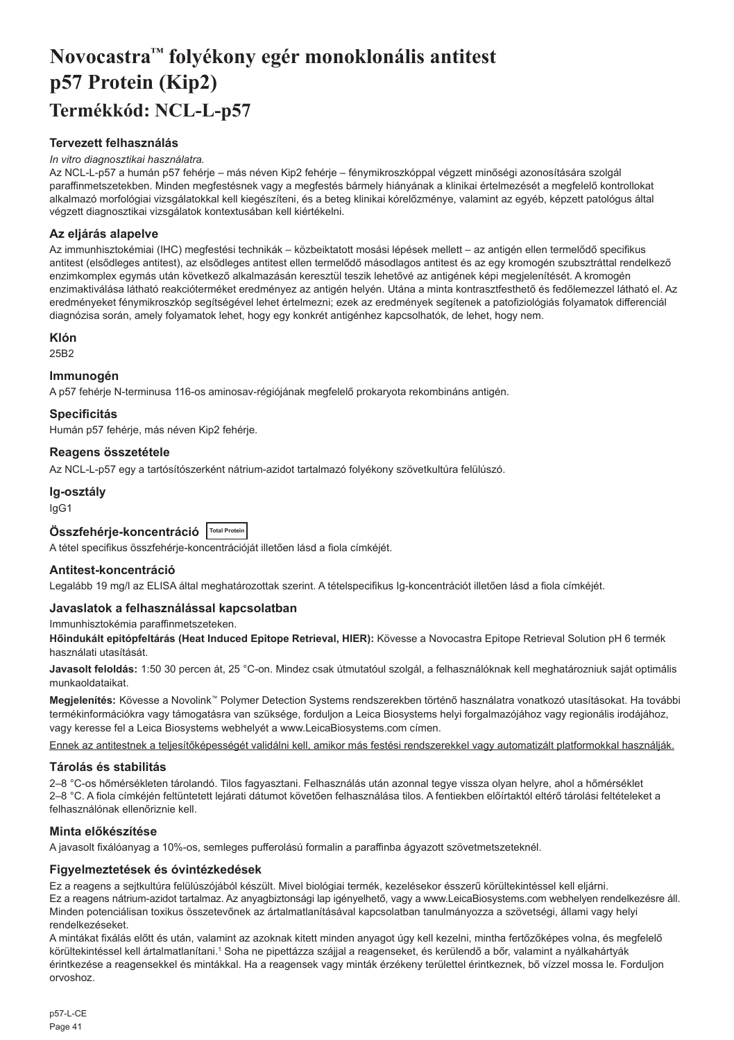# Novocastra™ folyékony egér monoklonális antitest p57 Protein (Kip2)

## Termékkód: NCL-L-p57

### Tervezett felhasználás

*In vitro diagnosztikai használatra.*

Az NCL-L-p57 a humán p57 fehérje – más néven Kip2 fehérje – fénymikroszkóppal végzett minőségi azonosítására szolgál paraffinmetszetekben. Minden megfestésnek vagy a megfestés bármely hiányának a klinikai értelmezését a megfelelő kontrollokat alkalmazó morfológiai vizsgálatokkal kell kiegészíteni, és a beteg klinikai kórelőzménye, valamint az egyéb, képzett patológus által végzett diagnosztikai vizsgálatok kontextusában kell kiértékelni.

### Az eljárás alapelve

Az immunhisztokémiai (IHC) megfestési technikák – közbeiktatott mosási lépések mellett – az antigén ellen termelődő specifikus antitest (elsődleges antitest), az elsődleges antitest ellen termelődő másodlagos antitest és az egy kromogén szubsztráttal rendelkező enzimkomplex egymás után következő alkalmazásán keresztül teszik lehetővé az antigének képi megjelenítését. A kromogén enzimaktiválása látható reakcióterméket eredményez az antigén helyén. Utána a minta kontrasztfesthető és fedőlemezzel látható el. Az eredményeket fénymikroszkóp segítségével lehet értelmezni; ezek az eredmények segítenek a patofiziológiás folyamatok differenciál diagnózisa során, amely folyamatok lehet, hogy egy konkrét antigénhez kapcsolhatók, de lehet, hogy nem.

### Klón

25B2

### Immunogén

A p57 fehérje N-terminusa 116-os aminosav-régiójának megfelelő prokaryota rekombináns antigén.

### Specificitás

Humán p57 fehérje, más néven Kip2 fehérje.

### Reagens összetétele

Az NCL-L-p57 egy a tartósítószerként nátrium-azidot tartalmazó folyékony szövetkultúra felülúszó.

### Ig-osztály

IgG1

### Összfehérje-koncentráció Total Protein

A tétel specifikus összfehérje-koncentrációját illetően lásd a fiola címkéjét.

### Antitest-koncentráció

Legalább 19 mg/l az ELISA által meghatározottak szerint. A tételspecifikus Ig-koncentrációt illetően lásd a fiola címkéjét.

### Javaslatok a felhasználással kapcsolatban

Immunhisztokémia paraffinmetszeteken.

**Hőindukált epitópfeltárás (Heat Induced Epitope Retrieval, HIER):** Kövesse a Novocastra Epitope Retrieval Solution pH 6 termék használati utasítását.

**Javasolt feloldás:** 1:50 30 percen át, 25 °C-on. Mindez csak útmutatóul szolgál, a felhasználóknak kell meghatározniuk saját optimális munkaoldataikat.

**Megjelenítés:** Kövesse a Novolink™ Polymer Detection Systems rendszerekben történő használatra vonatkozó utasításokat. Ha további termékinformációkra vagy támogatásra van szüksége, forduljon a Leica Biosystems helyi forgalmazójához vagy regionális irodájához, vagy keresse fel a Leica Biosystems webhelyét a www.LeicaBiosystems.com címen.

Ennek az antitestnek a teljesítőképességét validálni kell, amikor más festési rendszerekkel vagy automatizált platformokkal használják.

### Tárolás és stabilitás

2–8 °C-os hőmérsékleten tárolandó. Tilos fagyasztani. Felhasználás után azonnal tegye vissza olyan helyre, ahol a hőmérséklet 2–8 °C. A fiola címkéjén feltüntetett lejárati dátumot követően felhasználása tilos. A fentiekben előírtaktól eltérő tárolási feltételeket a felhasználónak ellenőriznie kell.

### Minta előkészítése

A javasolt fixálóanyag a 10%-os, semleges pufferolású formalin a paraffinba ágyazott szövetmetszeteknél.

### Figyelmeztetések és óvintézkedések

Ez a reagens a sejtkultúra felülúszójából készült. Mivel biológiai termék, kezelésekor ésszerű körültekintéssel kell eljárni.

Ez a reagens nátrium-azidot tartalmaz. Az anyagbiztonsági lap igényelhető, vagy a www.LeicaBiosystems.com webhelyen rendelkezésre áll.

Minden potenciálisan toxikus összetevőnek az ártalmatlanításával kapcsolatban tanulmányozza a szövetségi, állami vagy helyi rendelkezéseket.

A mintákat fixálás előtt és után, valamint az azoknak kitett minden anyagot úgy kell kezelni, mintha fertőzőképes volna, és megfelelő körültekintéssel kell ártalmatlanítani.[1] Soha ne pipettázza szájjal a reagenseket, és kerülendő a bőr, valamint a nyálkahártyák érintkezése a reagensekkel és mintákkal. Ha a reagensek vagy minták érzékeny területtel érintkeznek, bő vízzel mossa le. Forduljon orvoshoz.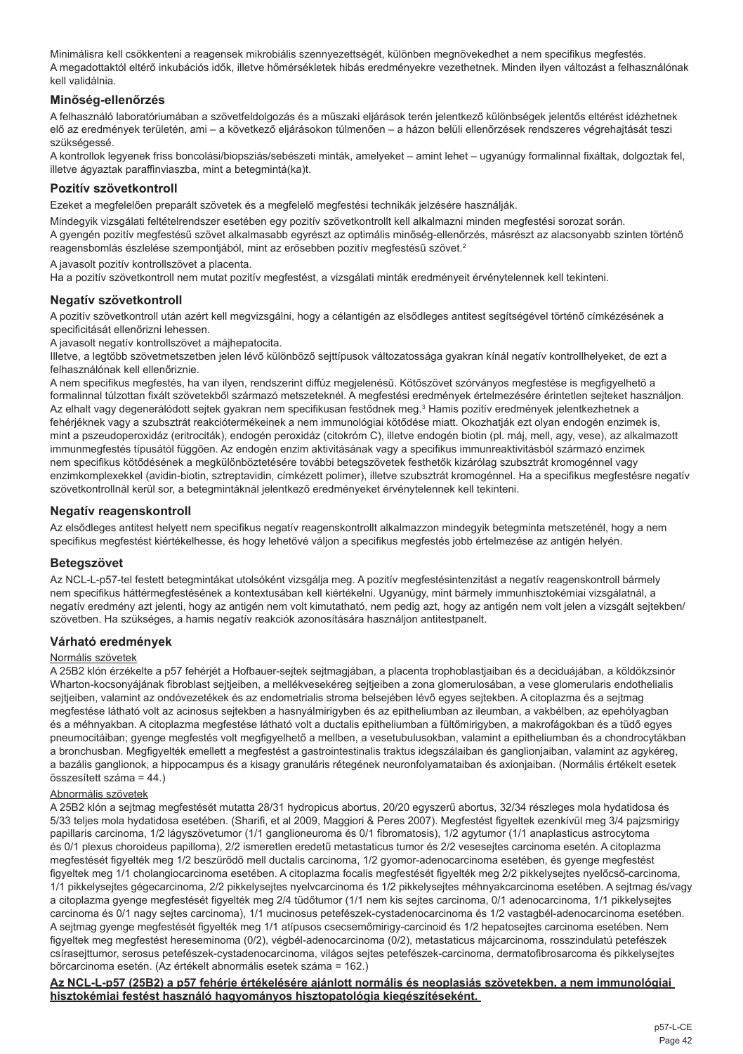Minimálisra kell csökkenteni a reagensek mikrobiális szennyezettségét, különben megnövekedhet a nem specifikus megfestés.
A megadottaktól eltérő inkubációs idők, illetve hőmérsékletek hibás eredményekre vezethetnek. Minden ilyen változást a felhasználónak kell validálnia.

### Minőség-ellenőrzés

A felhasználó laboratóriumában a szövetfeldolgozás és a műszaki eljárások terén jelentkező különbségek jelentős eltérést idézhetnek elő az eredmények területén, ami – a következő eljárásokon túlmenően – a házon belüli ellenőrzések rendszeres végrehajtását teszi szükségessé.
A kontrollok legyenek friss boncolási/biopsziás/sebészeti minták, amelyeket – amint lehet – ugyanúgy formalinnal fixáltak, dolgoztak fel, illetve ágyaztak paraffinviaszba, mint a betegmintá(ka)t.

### Pozitív szövetkontroll

Ezeket a megfelelően preparált szövetek és a megfelelő megfestési technikák jelzésére használják.

Mindegyik vizsgálati feltételrendszer esetében egy pozitív szövetkontrollt kell alkalmazni minden megfestési sorozat során.
A gyengén pozitív megfestésű szövet alkalmasabb egyrészt az optimális minőség-ellenőrzés, másrészt az alacsonyabb szinten történő reagensbomlás észlelése szempontjából, mint az erősebben pozitív megfestésű szövet.[2]

A javasolt pozitív kontrollszövet a placenta.

Ha a pozitív szövetkontroll nem mutat pozitív megfestést, a vizsgálati minták eredményeit érvénytelennek kell tekinteni.

### Negatív szövetkontroll

A pozitív szövetkontroll után azért kell megvizsgálni, hogy a célantigén az elsődleges antitest segítségével történő címkézésének a specificitását ellenőrizni lehessen.
A javasolt negatív kontrollszövet a májhepatocita.
Illetve, a legtöbb szövetmetszetben jelen lévő különböző sejttípusok változatossága gyakran kínál negatív kontrollhelyeket, de ezt a felhasználónak kell ellenőriznie.
A nem specifikus megfestés, ha van ilyen, rendszerint diffúz megjelenésű. Kötőszövet szórványos megfestése is megfigyelhető a formalinnal túlzottan fixált szövetekből származó metszeteknél. A megfestési eredmények értelmezésére érintetlen sejteket használjon. Az elhalt vagy degenerálódott sejtek gyakran nem specifikusan festődnek meg.[3] Hamis pozitív eredmények jelentkezhetnek a fehérjéknek vagy a szubsztrát reakciótermékeinek a nem immunológiai kötődése miatt. Okozhatják ezt olyan endogén enzimek is, mint a pszeudoperoxidáz (eritrociták), endogén peroxidáz (citokróm C), illetve endogén biotin (pl. máj, mell, agy, vese), az alkalmazott immunmegfestés típusától függően. Az endogén enzim aktivitásának vagy a specifikus immunreaktivitásból származó enzimek nem specifikus kötődésének a megkülönböztetésére további betegszövetek festhetők kizárólag szubsztrát kromogénnel vagy enzimkomplexekkel (avidin-biotin, sztreptavidin, címkézett polimer), illetve szubsztrát kromogénnel. Ha a specifikus megfestésre negatív szövetkontrollnál kerül sor, a betegmintáknál jelentkező eredményeket érvénytelennek kell tekinteni.

### Negatív reagenskontroll

Az elsődleges antitest helyett nem specifikus negatív reagenskontrollt alkalmazzon mindegyik betegminta metszeténél, hogy a nem specifikus megfestést kiértékelhesse, és hogy lehetővé váljon a specifikus megfestés jobb értelmezése az antigén helyén.

### Betegszövet

Az NCL-L-p57-tel festett betegmintákat utolsóként vizsgálja meg. A pozitív megfestésintenzitást a negatív reagenskontroll bármely nem specifikus háttérmegfestésének a kontextusában kell kiértékelni. Ugyanúgy, mint bármely immunhisztokémiai vizsgálatnál, a negatív eredmény azt jelenti, hogy az antigén nem volt kimutatható, nem pedig azt, hogy az antigén nem volt jelen a vizsgált sejtekben/szövetben. Ha szükséges, a hamis negatív reakciók azonosítására használjon antitestpanelt.

### Várható eredmények

Normális szövetek

A 25B2 klón érzékelte a p57 fehérjét a Hofbauer-sejtek sejtmagjában, a placenta trophoblastjaiban és a deciduájában, a köldökzsinór Wharton-kocsonyájának fibroblast sejtjeiben, a mellékvesekéreg sejtjeiben a zona glomerulosában, a vese glomerularis endothelialis sejtjeiben, valamint az ondóvezetékek és az endometrialis stroma belsejében lévő egyes sejtekben. A citoplazma és a sejtmag megfestése látható volt az acinosus sejtekben a hasnyálmirigyben és az epitheliumban az ileumban, a vakbélben, az epehólyagban és a méhnyakban. A citoplazma megfestése látható volt a ductalis epitheliumban a fültőmirigyben, a makrofágokban és a tüdő egyes pneumocitáiban; gyenge megfestés volt megfigyelhető a mellben, a vesetubulusokban, valamint a epitheliumban és a chondrocytákban a bronchusban. Megfigyelték emellett a megfestést a gastrointestinalis traktus idegszálaiban és ganglionjaiban, valamint az agykéreg, a bazális ganglionok, a hippocampus és a kisagy granuláris rétegének neuronfolyamataiban és axionjaiban. (Normális értékelt esetek összesített száma = 44.)

Abnormális szövetek

A 25B2 klón a sejtmag megfestését mutatta 28/31 hydropicus abortus, 20/20 egyszerű abortus, 32/34 részleges mola hydatidosa és 5/33 teljes mola hydatidosa esetében. (Sharifi, et al 2009, Maggiori & Peres 2007). Megfestést figyeltek ezenkívül meg 3/4 pajzsmirigy papillaris carcinoma, 1/2 lágyszövetumor (1/1 ganglioneuroma és 0/1 fibromatosis), 1/2 agytumor (1/1 anaplasticus astrocytoma és 0/1 plexus choroideus papilloma), 2/2 ismeretlen eredetű metastaticus tumor és 2/2 vesesejtes carcinoma esetén. A citoplazma megfestését figyelték meg 1/2 beszűrődő mell ductalis carcinoma, 1/2 gyomor-adenocarcinoma esetében, és gyenge megfestést figyeltek meg 1/1 cholangiocarcinoma esetében. A citoplazma focalis megfestését figyelték meg 2/2 pikkelysejtes nyelőcső-carcinoma, 1/1 pikkelysejtes gégecarcinoma, 2/2 pikkelysejtes nyelvcarcinoma és 1/2 pikkelysejtes méhnyakcarcinoma esetében. A sejtmag és/vagy a citoplazma gyenge megfestését figyelték meg 2/4 tüdőtumor (1/1 nem kis sejtes carcinoma, 0/1 adenocarcinoma, 1/1 pikkelysejtes carcinoma és 0/1 nagy sejtes carcinoma), 1/1 mucinosus petefészek-cystadenocarcinoma és 1/2 vastagbél-adenocarcinoma esetében. A sejtmag gyenge megfestését figyelték meg 1/1 atípusos csecsemőmirigy-carcinoid és 1/2 hepatosejtes carcinoma esetében. Nem figyeltek meg megfestést hereseminoma (0/2), végbél-adenocarcinoma (0/2), metastaticus májcarcinoma, rosszindulatú petefészek csírasejttumor, serosus petefészek-cystadenocarcinoma, világos sejtes petefészek-carcinoma, dermatofibrosarcoma és pikkelysejtes bőrcarcinoma esetén. (Az értékelt abnormális esetek száma = 162.)

**Az NCL-L-p57 (25B2) a p57 fehérje értékelésére ajánlott normális és neoplasiás szövetekben, a nem immunológiai hisztokémiai festést használó hagyományos hisztopatológia kiegészítéseként.**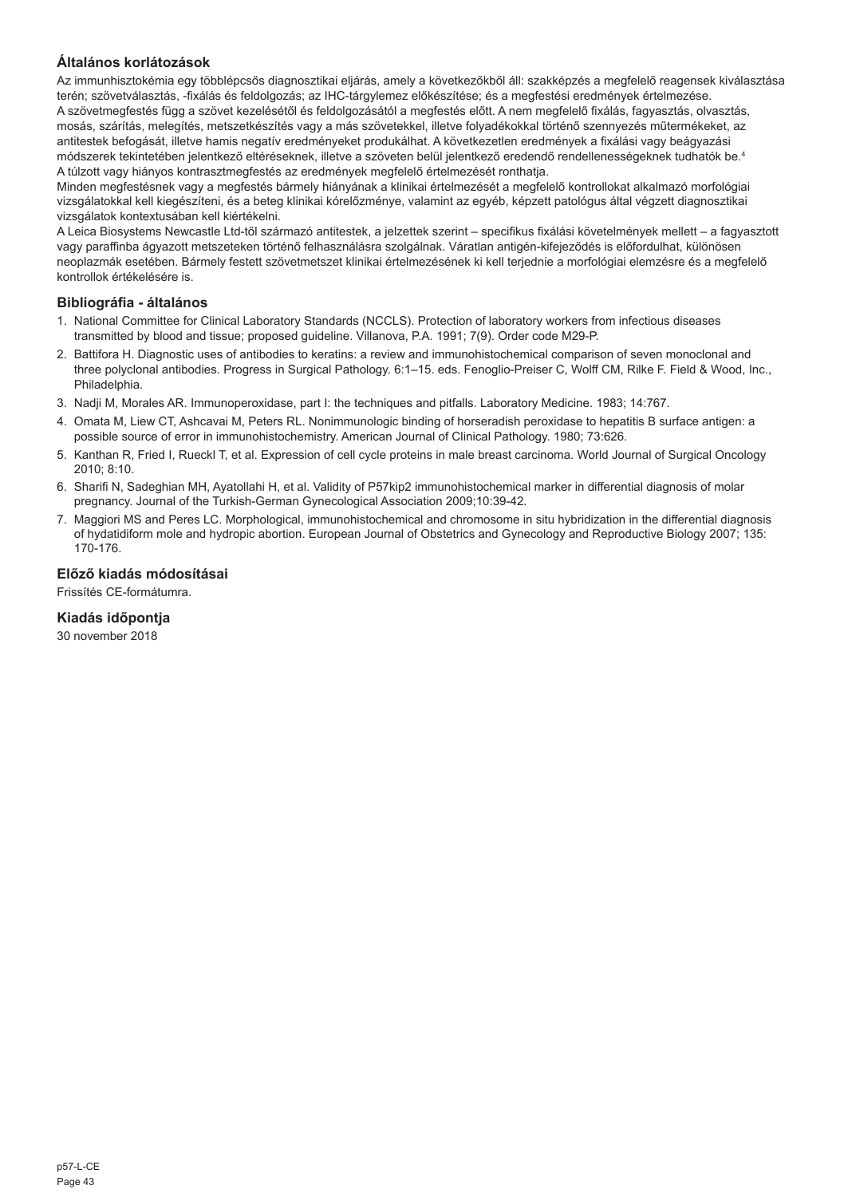## Általános korlátozások

Az immunhisztokémia egy többlépcsős diagnosztikai eljárás, amely a következőkből áll: szakképzés a megfelelő reagensek kiválasztása terén; szövetválasztás, -fixálás és feldolgozás; az IHC-tárgylemez előkészítése; és a megfestési eredmények értelmezése.

A szövetmegfestés függ a szövet kezelésétől és feldolgozásától a megfestés előtt. A nem megfelelő fixálás, fagyasztás, olvasztás, mosás, szárítás, melegítés, metszetkészítés vagy a más szövetekkel, illetve folyadékokkal történő szennyezés műtermékeket, az antitestek befogását, illetve hamis negatív eredményeket produkálhat. A következetlen eredmények a fixálási vagy beágyazási módszerek tekintetében jelentkező eltéréseknek, illetve a szöveten belül jelentkező eredendő rendellenességeknek tudhatók be.[4]

A túlzott vagy hiányos kontrasztmegfestés az eredmények megfelelő értelmezését ronthatja.

Minden megfestésnek vagy a megfestés bármely hiányának a klinikai értelmezését a megfelelő kontrollokat alkalmazó morfológiai vizsgálatokkal kell kiegészíteni, és a beteg klinikai kórelőzménye, valamint az egyéb, képzett patológus által végzett diagnosztikai vizsgálatok kontextusában kell kiértékelni.

A Leica Biosystems Newcastle Ltd-től származó antitestek, a jelzettek szerint – specifikus fixálási követelmények mellett – a fagyasztott vagy paraffinba ágyazott metszeteken történő felhasználásra szolgálnak. Váratlan antigén-kifejeződés is előfordulhat, különösen neoplazmák esetében. Bármely festett szövetmetszet klinikai értelmezésének ki kell terjednie a morfológiai elemzésre és a megfelelő kontrollok értékelésére is.

## Bibliográfia - általános

1. National Committee for Clinical Laboratory Standards (NCCLS). Protection of laboratory workers from infectious diseases transmitted by blood and tissue; proposed guideline. Villanova, P.A. 1991; 7(9). Order code M29-P.
2. Battifora H. Diagnostic uses of antibodies to keratins: a review and immunohistochemical comparison of seven monoclonal and three polyclonal antibodies. Progress in Surgical Pathology. 6:1–15. eds. Fenoglio-Preiser C, Wolff CM, Rilke F. Field & Wood, Inc., Philadelphia.
3. Nadji M, Morales AR. Immunoperoxidase, part I: the techniques and pitfalls. Laboratory Medicine. 1983; 14:767.
4. Omata M, Liew CT, Ashcavai M, Peters RL. Nonimmunologic binding of horseradish peroxidase to hepatitis B surface antigen: a possible source of error in immunohistochemistry. American Journal of Clinical Pathology. 1980; 73:626.
5. Kanthan R, Fried I, Rueckl T, et al. Expression of cell cycle proteins in male breast carcinoma. World Journal of Surgical Oncology 2010; 8:10.
6. Sharifi N, Sadeghian MH, Ayatollahi H, et al. Validity of P57kip2 immunohistochemical marker in differential diagnosis of molar pregnancy. Journal of the Turkish-German Gynecological Association 2009;10:39-42.
7. Maggiori MS and Peres LC. Morphological, immunohistochemical and chromosome in situ hybridization in the differential diagnosis of hydatidiform mole and hydropic abortion. European Journal of Obstetrics and Gynecology and Reproductive Biology 2007; 135: 170-176.

## Előző kiadás módosításai

Frissítés CE-formátumra.

## Kiadás időpontja

30 november 2018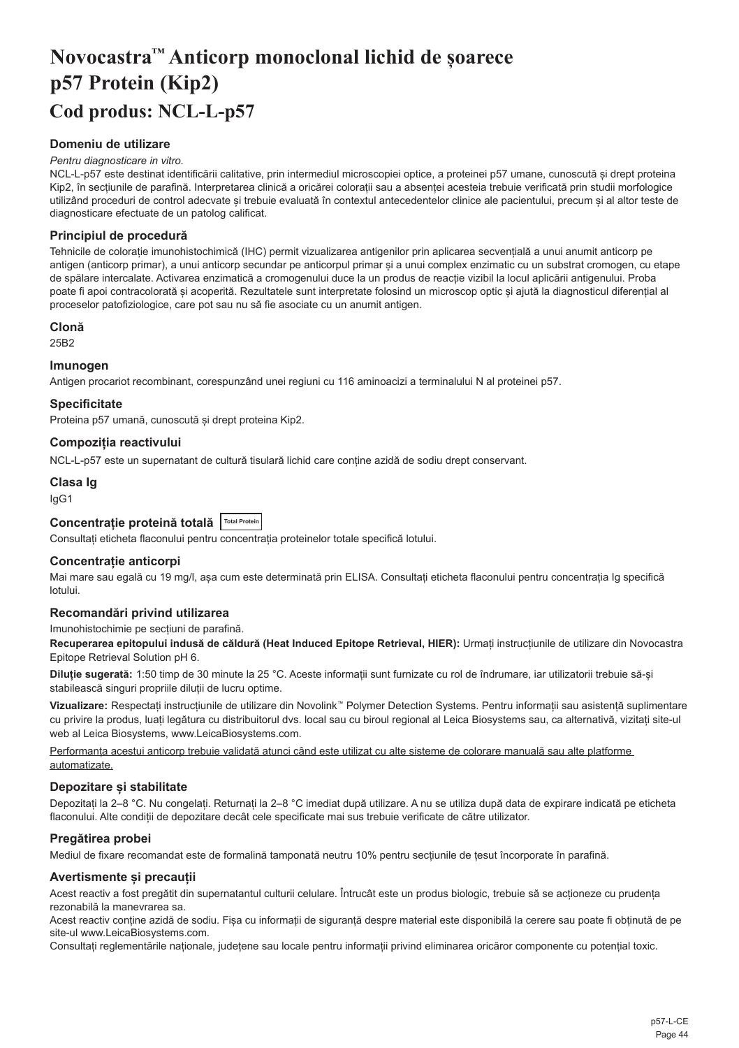# Novocastra™ Anticorp monoclonal lichid de șoarece p57 Protein (Kip2)

## Cod produs: NCL-L-p57

### Domeniu de utilizare

*Pentru diagnosticare in vitro.*

NCL-L-p57 este destinat identificării calitative, prin intermediul microscopiei optice, a proteinei p57 umane, cunoscută și drept proteina Kip2, în secțiunile de parafină. Interpretarea clinică a oricărei colorații sau a absenței acesteia trebuie verificată prin studii morfologice utilizând proceduri de control adecvate și trebuie evaluată în contextul antecedentelor clinice ale pacientului, precum și al altor teste de diagnosticare efectuate de un patolog calificat.

### Principiul de procedură

Tehnicile de colorație imunohistochimică (IHC) permit vizualizarea antigenilor prin aplicarea secvențială a unui anumit anticorp pe antigen (anticorp primar), a unui anticorp secundar pe anticorpul primar și a unui complex enzimatic cu un substrat cromogen, cu etape de spălare intercalate. Activarea enzimatică a cromogenului duce la un produs de reacție vizibil la locul aplicării antigenului. Proba poate fi apoi contracolorată și acoperită. Rezultatele sunt interpretate folosind un microscop optic și ajută la diagnosticul diferențial al proceselor patofiziologice, care pot sau nu să fie asociate cu un anumit antigen.

### Clonă

25B2

### Imunogen

Antigen procariot recombinant, corespunzând unei regiuni cu 116 aminoacizi a terminalului N al proteinei p57.

### Specificitate

Proteina p57 umană, cunoscută și drept proteina Kip2.

### Compoziția reactivului

NCL-L-p57 este un supernatant de cultură tisulară lichid care conține azidă de sodiu drept conservant.

### Clasa Ig

IgG1

### Concentrație proteină totală Total Protein

Consultați eticheta flaconului pentru concentrația proteinelor totale specifică lotului.

### Concentrație anticorpi

Mai mare sau egală cu 19 mg/l, așa cum este determinată prin ELISA. Consultați eticheta flaconului pentru concentrația Ig specifică lotului.

### Recomandări privind utilizarea

Imunohistochimie pe secțiuni de parafină.

**Recuperarea epitopului indusă de căldură (Heat Induced Epitope Retrieval, HIER):** Urmați instrucțiunile de utilizare din Novocastra Epitope Retrieval Solution pH 6.

**Diluție sugerată:** 1:50 timp de 30 minute la 25 °C. Aceste informații sunt furnizate cu rol de îndrumare, iar utilizatorii trebuie să-și stabilească singuri propriile diluții de lucru optime.

**Vizualizare:** Respectați instrucțiunile de utilizare din Novolink™ Polymer Detection Systems. Pentru informații sau asistență suplimentare cu privire la produs, luați legătura cu distribuitorul dvs. local sau cu biroul regional al Leica Biosystems sau, ca alternativă, vizitați site-ul web al Leica Biosystems, www.LeicaBiosystems.com.

Performanța acestui anticorp trebuie validată atunci când este utilizat cu alte sisteme de colorare manuală sau alte platforme automatizate.

### Depozitare și stabilitate

Depozitați la 2–8 °C. Nu congelați. Returnați la 2–8 °C imediat după utilizare. A nu se utiliza după data de expirare indicată pe eticheta flaconului. Alte condiții de depozitare decât cele specificate mai sus trebuie verificate de către utilizator.

### Pregătirea probei

Mediul de fixare recomandat este de formalină tamponată neutru 10% pentru secțiunile de țesut încorporate în parafină.

### Avertismente și precauții

Acest reactiv a fost pregătit din supernatantul culturii celulare. Întrucât este un produs biologic, trebuie să se acționeze cu prudența rezonabilă la manevrarea sa.

Acest reactiv conține azidă de sodiu. Fișa cu informații de siguranță despre material este disponibilă la cerere sau poate fi obținută de pe site-ul www.LeicaBiosystems.com.

Consultați reglementările naționale, județene sau locale pentru informații privind eliminarea oricăror componente cu potențial toxic.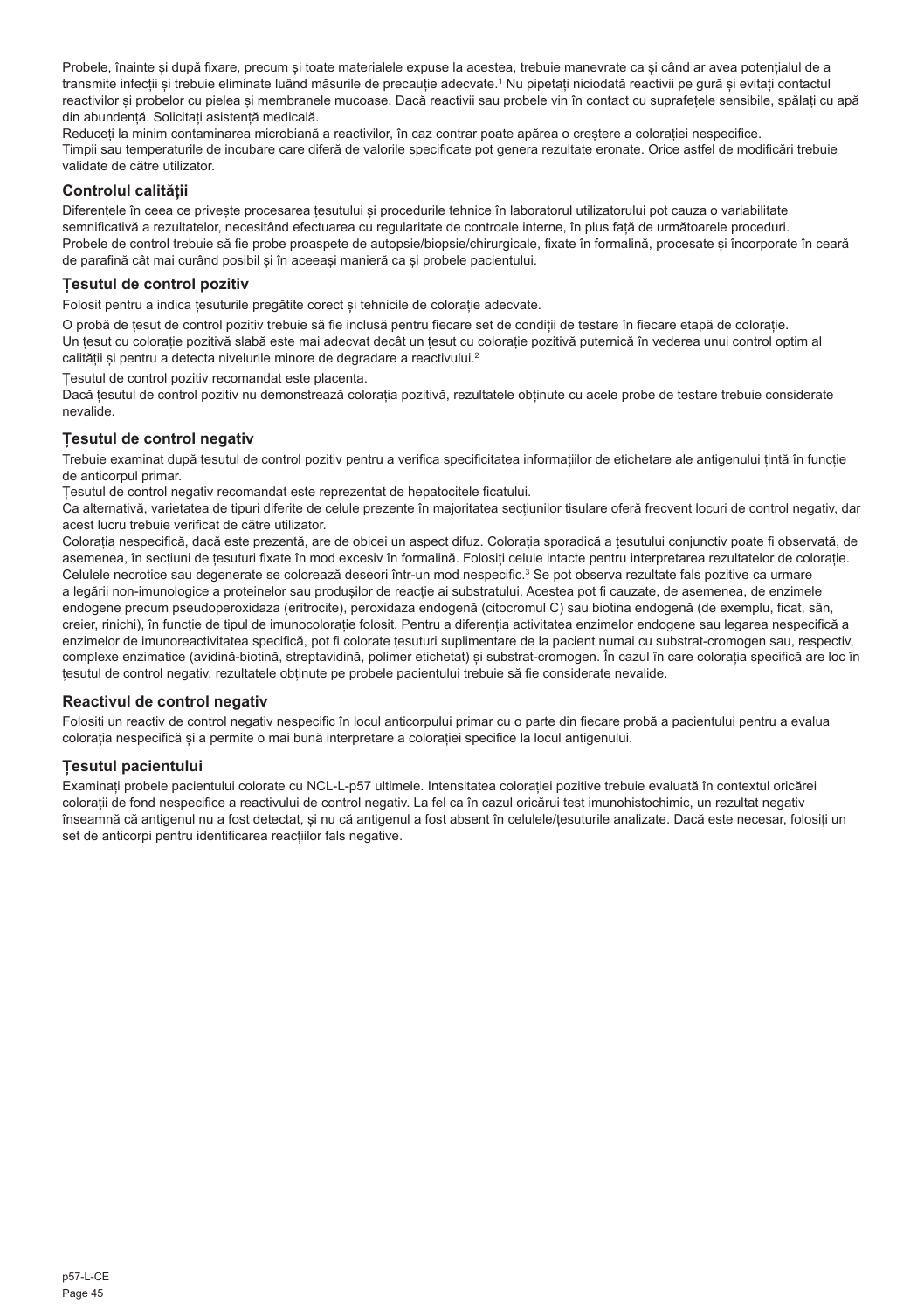Probele, înainte și după fixare, precum și toate materialele expuse la acestea, trebuie manevrate ca și când ar avea potențialul de a transmite infecții și trebuie eliminate luând măsurile de precauție adecvate.[1] Nu pipetați niciodată reactivii pe gură și evitați contactul reactivilor și probelor cu pielea și membranele mucoase. Dacă reactivii sau probele vin în contact cu suprafețele sensibile, spălați cu apă din abundență. Solicitați asistență medicală.

Reduceți la minim contaminarea microbiană a reactivilor, în caz contrar poate apărea o creștere a colorației nespecifice.

Timpii sau temperaturile de incubare care diferă de valorile specificate pot genera rezultate eronate. Orice astfel de modificări trebuie validate de către utilizator.

## Controlul calității

Diferențele în ceea ce privește procesarea țesutului și procedurile tehnice în laboratorul utilizatorului pot cauza o variabilitate semnificativă a rezultatelor, necesitând efectuarea cu regularitate de controale interne, în plus față de următoarele proceduri.

Probele de control trebuie să fie probe proaspete de autopsie/biopsie/chirurgicale, fixate în formalină, procesate și încorporate în ceară de parafină cât mai curând posibil și în aceeași manieră ca și probele pacientului.

## Țesutul de control pozitiv

Folosit pentru a indica țesuturile pregătite corect și tehnicile de colorație adecvate.

O probă de țesut de control pozitiv trebuie să fie inclusă pentru fiecare set de condiții de testare în fiecare etapă de colorație.

Un țesut cu colorație pozitivă slabă este mai adecvat decât un țesut cu colorație pozitivă puternică în vederea unui control optim al calității și pentru a detecta nivelurile minore de degradare a reactivului.[2]

Țesutul de control pozitiv recomandat este placenta.

Dacă țesutul de control pozitiv nu demonstrează colorația pozitivă, rezultatele obținute cu acele probe de testare trebuie considerate nevalide.

## Țesutul de control negativ

Trebuie examinat după țesutul de control pozitiv pentru a verifica specificitatea informațiilor de etichetare ale antigenului țintă în funcție de anticorpul primar.

Țesutul de control negativ recomandat este reprezentat de hepatocitele ficatului.

Ca alternativă, varietatea de tipuri diferite de celule prezente în majoritatea secțiunilor tisulare oferă frecvent locuri de control negativ, dar acest lucru trebuie verificat de către utilizator.

Colorația nespecifică, dacă este prezentă, are de obicei un aspect difuz. Colorația sporadică a țesutului conjunctiv poate fi observată, de asemenea, în secțiuni de țesuturi fixate în mod excesiv în formalină. Folosiți celule intacte pentru interpretarea rezultatelor de colorație. Celulele necrotice sau degenerate se colorează deseori într-un mod nespecific.[3] Se pot observa rezultate fals pozitive ca urmare a legării non-imunologice a proteinelor sau produșilor de reacție ai substratului. Acestea pot fi cauzate, de asemenea, de enzimele endogene precum pseudoperoxidaza (eritrocite), peroxidaza endogenă (citocromul C) sau biotina endogenă (de exemplu, ficat, sân, creier, rinichi), în funcție de tipul de imunocolorație folosit. Pentru a diferenția activitatea enzimelor endogene sau legarea nespecifică a enzimelor de imunoreactivitatea specifică, pot fi colorate țesuturi suplimentare de la pacient numai cu substrat-cromogen sau, respectiv, complexe enzimatice (avidină-biotină, streptavidină, polimer etichetat) și substrat-cromogen. În cazul în care colorația specifică are loc în țesutul de control negativ, rezultatele obținute pe probele pacientului trebuie să fie considerate nevalide.

## Reactivul de control negativ

Folosiți un reactiv de control negativ nespecific în locul anticorpului primar cu o parte din fiecare probă a pacientului pentru a evalua colorația nespecifică și a permite o mai bună interpretare a colorației specifice la locul antigenului.

## Țesutul pacientului

Examinați probele pacientului colorate cu NCL-L-p57 ultimele. Intensitatea colorației pozitive trebuie evaluată în contextul oricărei colorații de fond nespecifice a reactivului de control negativ. La fel ca în cazul oricărui test imunohistochimic, un rezultat negativ înseamnă că antigenul nu a fost detectat, și nu că antigenul a fost absent în celulele/țesuturile analizate. Dacă este necesar, folosiți un set de anticorpi pentru identificarea reacțiilor fals negative.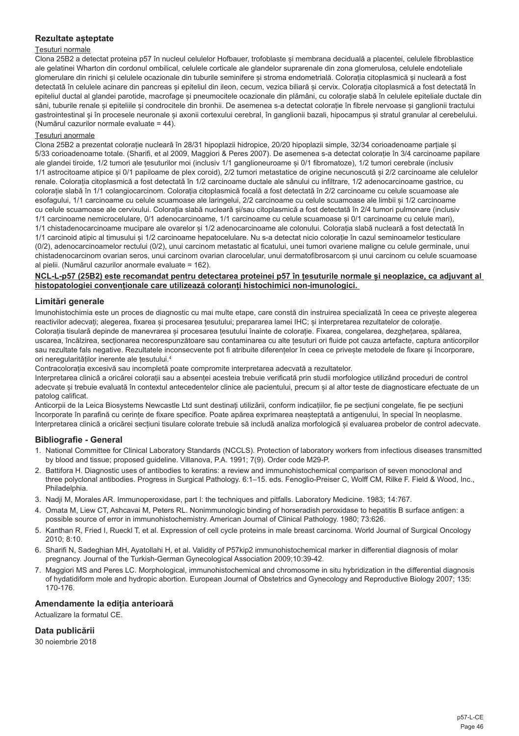## Rezultate așteptate

Țesuturi normale

Clona 25B2 a detectat proteina p57 în nucleul celulelor Hofbauer, trofoblaste și membrana deciduală a placentei, celulele fibroblastice ale gelatinei Wharton din cordonul ombilical, celulele corticale ale glandelor suprarenale din zona glomerulosa, celulele endoteliale glomerulare din rinichi și celulele ocazionale din tubulile seminifere și stroma endometrială. Colorația citoplasmică și nucleară a fost detectată în celulele acinare din pancreas și epiteliul din ileon, cecum, vezica biliară și cervix. Colorația citoplasmică a fost detectată în epiteliul ductal al glandei parotide, macrofage și pneumocitele ocazionale din plămâni, cu colorație slabă în celulele epiteliale ductale din sâni, tubulile renale și epiteliile și condrocitele din bronhii. De asemenea s-a detectat colorație în fibrele nervoase și ganglionii tractului gastrointestinal și în procesele neuronale și axonii cortexului cerebral, în ganglionii bazali, hipocampus și stratul granular al cerebelului. (Numărul cazurilor normale evaluate = 44).

Țesuturi anormale

Clona 25B2 a prezentat colorație nucleară în 28/31 hipoplazii hidropice, 20/20 hipoplazii simple, 32/34 corioadenoame parțiale și 5/33 corioadenoame totale. (Sharifi, et al 2009, Maggiori & Peres 2007). De asemenea s-a detectat colorație în 3/4 carcinoame papilare ale glandei tiroide, 1/2 tumori ale țesuturilor moi (inclusiv 1/1 ganglioneuroame și 0/1 fibromatoze), 1/2 tumori cerebrale (inclusiv 1/1 astrocitoame atipice și 0/1 papiloame de plex coroid), 2/2 tumori metastatice de origine necunoscută și 2/2 carcinoame ale celulelor renale. Colorația citoplasmică a fost detectată în 1/2 carcinoame ductale ale sânului cu infiltrare, 1/2 adenocarcinoame gastrice, cu colorație slabă în 1/1 colangiocarcinom. Colorația citoplasmică focală a fost detectată în 2/2 carcinoame cu celule scuamoase ale esofagului, 1/1 carcinoame cu celule scuamoase ale laringelui, 2/2 carcinoame cu celule scuamoase ale limbii și 1/2 carcinoame cu celule scuamoase ale cervixului. Colorația slabă nucleară și/sau citoplasmică a fost detectată în 2/4 tumori pulmonare (inclusiv 1/1 carcinoame nemicrocelulare, 0/1 adenocarcinoame, 1/1 carcinoame cu celule scuamoase și 0/1 carcinoame cu celule mari), 1/1 chistadenocarcinoame mucipare ale ovarelor și 1/2 adenocarcinoame ale colonului. Colorația slabă nucleară a fost detectată în 1/1 carcinoid atipic al timusului și 1/2 carcinoame hepatocelulare. Nu s-a detectat nicio colorație în cazul seminoamelor testiculare (0/2), adenocarcinoamelor rectului (0/2), unui carcinom metastatic al ficatului, unei tumori ovariene maligne cu celule germinale, unui chistadenocarcinom ovarian seros, unui carcinom ovarian clarocelular, unui dermatofibrosarcom și unui carcinom cu celule scuamoase al pielii. (Numărul cazurilor anormale evaluate = 162).

**NCL-L-p57 (25B2) este recomandat pentru detectarea proteinei p57 în țesuturile normale și neoplazice, ca adjuvant al histopatologiei convenționale care utilizează coloranți histochimici non-imunologici.**

## Limitări generale

Imunohistochimia este un proces de diagnostic cu mai multe etape, care constă din instruirea specializată în ceea ce privește alegerea reactivilor adecvați; alegerea, fixarea și procesarea țesutului; prepararea lamei IHC; și interpretarea rezultatelor de colorație.
Colorația tisulară depinde de manevrarea și procesarea țesutului înainte de colorație. Fixarea, congelarea, dezghețarea, spălarea, uscarea, încălzirea, secționarea necorespunzătoare sau contaminarea cu alte țesuturi ori fluide pot cauza artefacte, captura anticorpilor sau rezultate fals negative. Rezultatele inconsecvente pot fi atribuite diferențelor în ceea ce privește metodele de fixare și încorporare, ori neregularităților inerente ale țesutului.[4]

Contracolorația excesivă sau incompletă poate compromite interpretarea adecvată a rezultatelor.

Interpretarea clinică a oricărei colorații sau a absenței acesteia trebuie verificată prin studii morfologice utilizând proceduri de control adecvate și trebuie evaluată în contextul antecedentelor clinice ale pacientului, precum și al altor teste de diagnosticare efectuate de un patolog calificat.

Anticorpii de la Leica Biosystems Newcastle Ltd sunt destinați utilizării, conform indicațiilor, fie pe secțiuni congelate, fie pe secțiuni încorporate în parafină cu cerințe de fixare specifice. Poate apărea exprimarea neașteptată a antigenului, în special în neoplasme. Interpretarea clinică a oricărei secțiuni tisulare colorate trebuie să includă analiza morfologică și evaluarea probelor de control adecvate.

## Bibliografie - General

1. National Committee for Clinical Laboratory Standards (NCCLS). Protection of laboratory workers from infectious diseases transmitted by blood and tissue; proposed guideline. Villanova, P.A. 1991; 7(9). Order code M29-P.
2. Battifora H. Diagnostic uses of antibodies to keratins: a review and immunohistochemical comparison of seven monoclonal and three polyclonal antibodies. Progress in Surgical Pathology. 6:1–15. eds. Fenoglio-Preiser C, Wolff CM, Rilke F. Field & Wood, Inc., Philadelphia.
3. Nadji M, Morales AR. Immunoperoxidase, part I: the techniques and pitfalls. Laboratory Medicine. 1983; 14:767.
4. Omata M, Liew CT, Ashcavai M, Peters RL. Nonimmunologic binding of horseradish peroxidase to hepatitis B surface antigen: a possible source of error in immunohistochemistry. American Journal of Clinical Pathology. 1980; 73:626.
5. Kanthan R, Fried I, Rueckl T, et al. Expression of cell cycle proteins in male breast carcinoma. World Journal of Surgical Oncology 2010; 8:10.
6. Sharifi N, Sadeghian MH, Ayatollahi H, et al. Validity of P57kip2 immunohistochemical marker in differential diagnosis of molar pregnancy. Journal of the Turkish-German Gynecological Association 2009;10:39-42.
7. Maggiori MS and Peres LC. Morphological, immunohistochemical and chromosome in situ hybridization in the differential diagnosis of hydatidiform mole and hydropic abortion. European Journal of Obstetrics and Gynecology and Reproductive Biology 2007; 135: 170-176.

## Amendamente la ediția anterioară

Actualizare la formatul CE.

## Data publicării

30 noiembrie 2018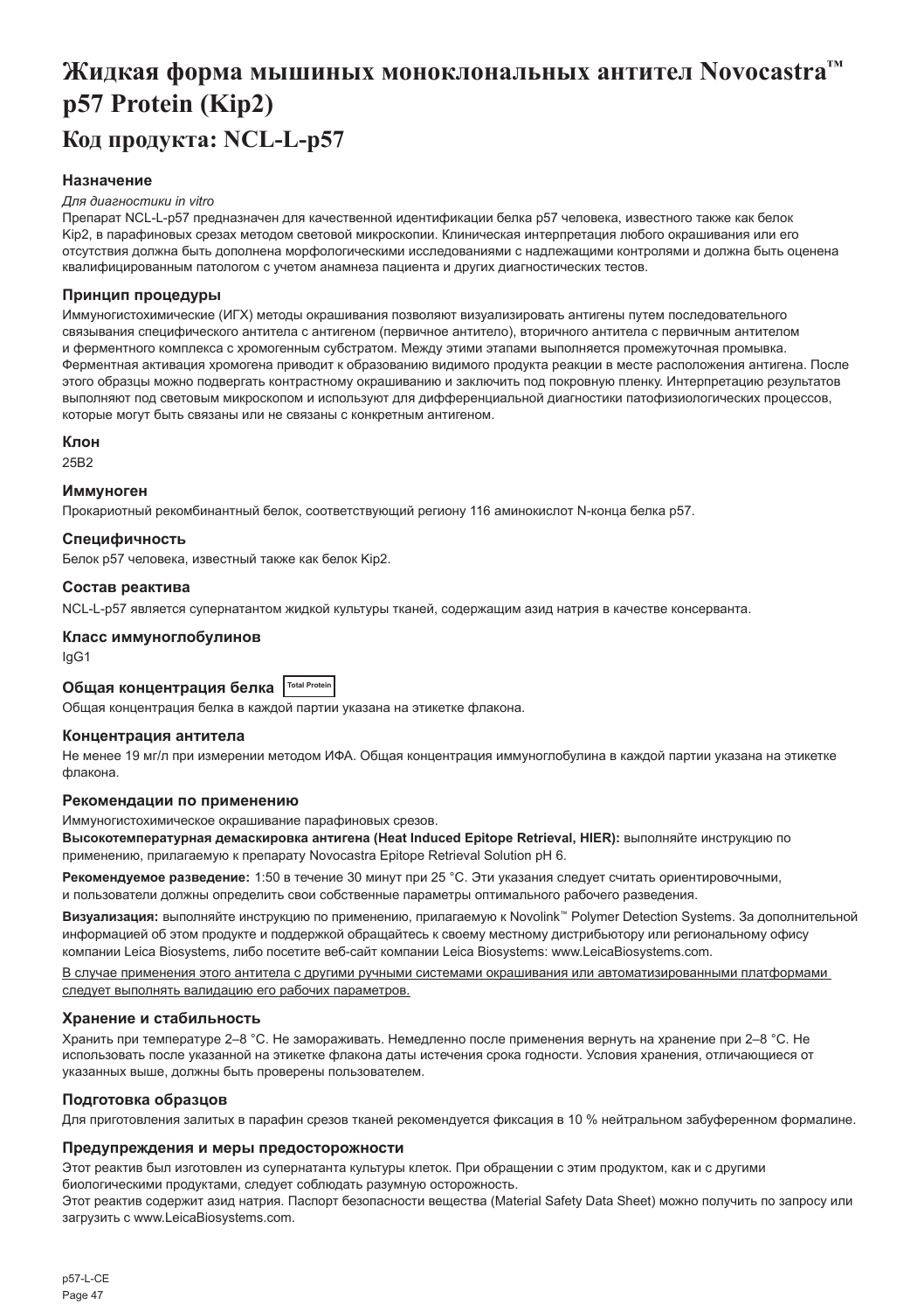# Жидкая форма мышиных моноклональных антител Novocastra™ p57 Protein (Kip2)

## Код продукта: NCL-L-p57

### Назначение

*Для диагностики in vitro*

Препарат NCL-L-p57 предназначен для качественной идентификации белка p57 человека, известного также как белок Kip2, в парафиновых срезах методом световой микроскопии. Клиническая интерпретация любого окрашивания или его отсутствия должна быть дополнена морфологическими исследованиями с надлежащими контролями и должна быть оценена квалифицированным патологом с учетом анамнеза пациента и других диагностических тестов.

### Принцип процедуры

Иммуногистохимические (ИГХ) методы окрашивания позволяют визуализировать антигены путем последовательного связывания специфического антитела с антигеном (первичное антитело), вторичного антитела с первичным антителом и ферментного комплекса с хромогенным субстратом. Между этими этапами выполняется промежуточная промывка. Ферментная активация хромогена приводит к образованию видимого продукта реакции в месте расположения антигена. После этого образцы можно подвергать контрастному окрашиванию и заключить под покровную пленку. Интерпретацию результатов выполняют под световым микроскопом и используют для дифференциальной диагностики патофизиологических процессов, которые могут быть связаны или не связаны с конкретным антигеном.

### Клон

25B2

### Иммуноген

Прокариотный рекомбинантный белок, соответствующий региону 116 аминокислот N-конца белка p57.

### Специфичность

Белок p57 человека, известный также как белок Kip2.

### Состав реактива

NCL-L-p57 является супернатантом жидкой культуры тканей, содержащим азид натрия в качестве консерванта.

### Класс иммуноглобулинов

IgG1

### Общая концентрация белка Total Protein

Общая концентрация белка в каждой партии указана на этикетке флакона.

### Концентрация антитела

Не менее 19 мг/л при измерении методом ИФА. Общая концентрация иммуноглобулина в каждой партии указана на этикетке флакона.

### Рекомендации по применению

Иммуногистохимическое окрашивание парафиновых срезов.

**Высокотемпературная демаскировка антигена (Heat Induced Epitope Retrieval, HIER):** выполняйте инструкцию по применению, прилагаемую к препарату Novocastra Epitope Retrieval Solution pH 6.

**Рекомендуемое разведение:** 1:50 в течение 30 минут при 25 °C. Эти указания следует считать ориентировочными, и пользователи должны определить свои собственные параметры оптимального рабочего разведения.

**Визуализация:** выполняйте инструкцию по применению, прилагаемую к Novolink™ Polymer Detection Systems. За дополнительной информацией об этом продукте и поддержкой обращайтесь к своему местному дистрибьютору или региональному офису компании Leica Biosystems, либо посетите веб-сайт компании Leica Biosystems: www.LeicaBiosystems.com.

В случае применения этого антитела с другими ручными системами окрашивания или автоматизированными платформами следует выполнять валидацию его рабочих параметров.

### Хранение и стабильность

Хранить при температуре 2–8 °C. Не замораживать. Немедленно после применения вернуть на хранение при 2–8 °C. Не использовать после указанной на этикетке флакона даты истечения срока годности. Условия хранения, отличающиеся от указанных выше, должны быть проверены пользователем.

### Подготовка образцов

Для приготовления залитых в парафин срезов тканей рекомендуется фиксация в 10 % нейтральном забуференном формалине.

### Предупреждения и меры предосторожности

Этот реактив был изготовлен из супернатанта культуры клеток. При обращении с этим продуктом, как и с другими биологическими продуктами, следует соблюдать разумную осторожность.

Этот реактив содержит азид натрия. Паспорт безопасности вещества (Material Safety Data Sheet) можно получить по запросу или загрузить с www.LeicaBiosystems.com.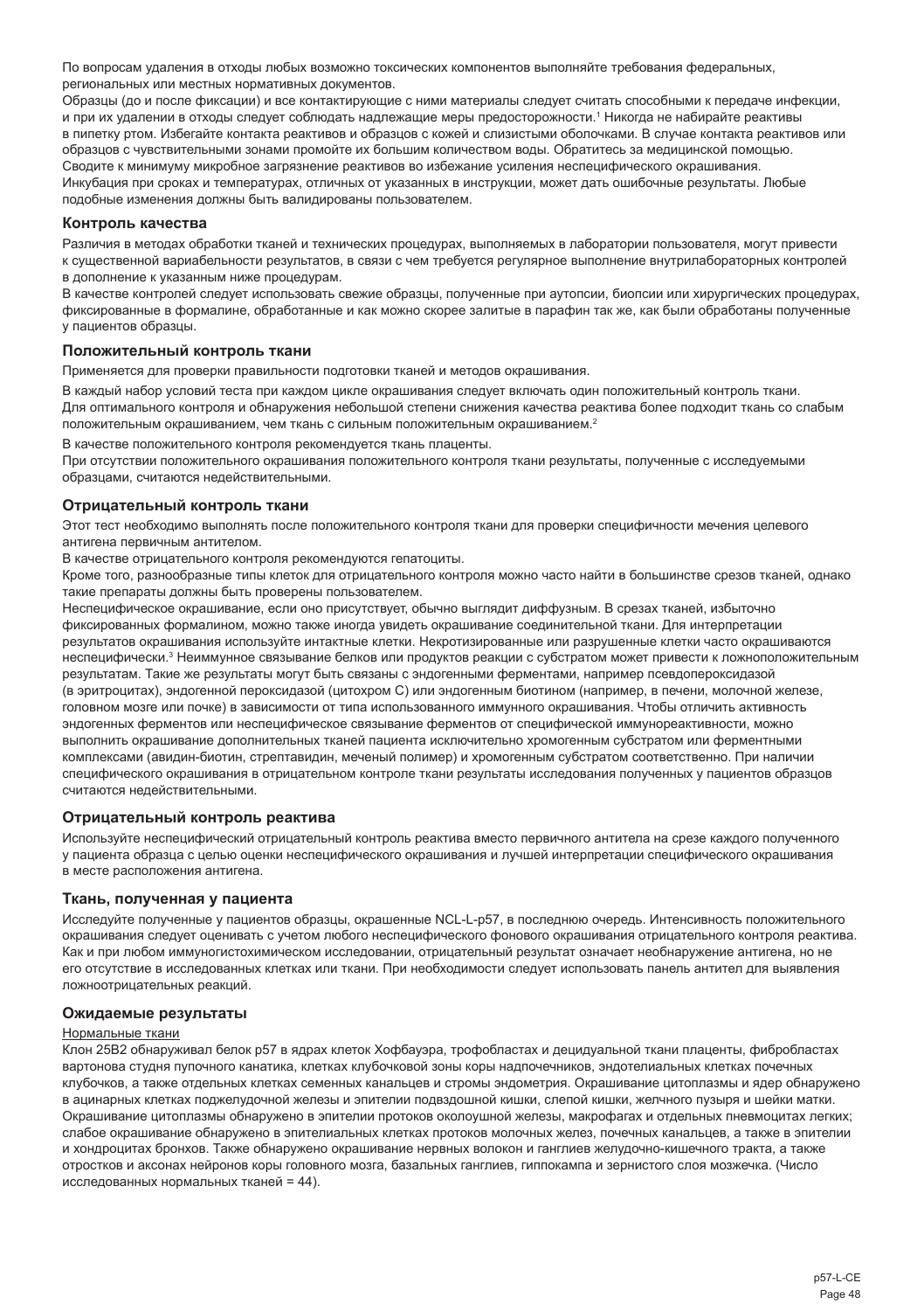По вопросам удаления в отходы любых возможно токсических компонентов выполняйте требования федеральных, региональных или местных нормативных документов.

Образцы (до и после фиксации) и все контактирующие с ними материалы следует считать способными к передаче инфекции, и при их удалении в отходы следует соблюдать надлежащие меры предосторожности.[1] Никогда не набирайте реактивы в пипетку ртом. Избегайте контакта реактивов и образцов с кожей и слизистыми оболочками. В случае контакта реактивов или образцов с чувствительными зонами промойте их большим количеством воды. Обратитесь за медицинской помощью.

Сводите к минимуму микробное загрязнение реактивов во избежание усиления неспецифического окрашивания.

Инкубация при сроках и температурах, отличных от указанных в инструкции, может дать ошибочные результаты. Любые подобные изменения должны быть валидированы пользователем.

### Контроль качества

Различия в методах обработки тканей и технических процедурах, выполняемых в лаборатории пользователя, могут привести к существенной вариабельности результатов, в связи с чем требуется регулярное выполнение внутрилабораторных контролей в дополнение к указанным ниже процедурам.

В качестве контролей следует использовать свежие образцы, полученные при аутопсии, биопсии или хирургических процедурах, фиксированные в формалине, обработанные и как можно скорее залитые в парафин так же, как были обработаны полученные у пациентов образцы.

### Положительный контроль ткани

Применяется для проверки правильности подготовки тканей и методов окрашивания.

В каждый набор условий теста при каждом цикле окрашивания следует включать один положительный контроль ткани. Для оптимального контроля и обнаружения небольшой степени снижения качества реактива более подходит ткань со слабым положительным окрашиванием, чем ткань с сильным положительным окрашиванием.[2]

В качестве положительного контроля рекомендуется ткань плаценты.

При отсутствии положительного окрашивания положительного контроля ткани результаты, полученные с исследуемыми образцами, считаются недействительными.

### Отрицательный контроль ткани

Этот тест необходимо выполнять после положительного контроля ткани для проверки специфичности мечения целевого антигена первичным антителом.

В качестве отрицательного контроля рекомендуются гепатоциты.

Кроме того, разнообразные типы клеток для отрицательного контроля можно часто найти в большинстве срезов тканей, однако такие препараты должны быть проверены пользователем.

Неспецифическое окрашивание, если оно присутствует, обычно выглядит диффузным. В срезах тканей, избыточно фиксированных формалином, можно также иногда увидеть окрашивание соединительной ткани. Для интерпретации результатов окрашивания используйте интактные клетки. Некротизированные или разрушенные клетки часто окрашиваются неспецифически.[3] Неиммунное связывание белков или продуктов реакции с субстратом может привести к ложноположительным результатам. Такие же результаты могут быть связаны с эндогенными ферментами, например псевдопероксидазой (в эритроцитах), эндогенной пероксидазой (цитохром С) или эндогенным биотином (например, в печени, молочной железе, головном мозге или почке) в зависимости от типа использованного иммунного окрашивания. Чтобы отличить активность эндогенных ферментов или неспецифическое связывание ферментов от специфической иммунореактивности, можно выполнить окрашивание дополнительных тканей пациента исключительно хромогенным субстратом или ферментными комплексами (авидин-биотин, стрептавидин, меченый полимер) и хромогенным субстратом соответственно. При наличии специфического окрашивания в отрицательном контроле ткани результаты исследования полученных у пациентов образцов считаются недействительными.

### Отрицательный контроль реактива

Используйте неспецифический отрицательный контроль реактива вместо первичного антитела на срезе каждого полученного у пациента образца с целью оценки неспецифического окрашивания и лучшей интерпретации специфического окрашивания в месте расположения антигена.

### Ткань, полученная у пациента

Исследуйте полученные у пациентов образцы, окрашенные NCL-L-p57, в последнюю очередь. Интенсивность положительного окрашивания следует оценивать с учетом любого неспецифического фонового окрашивания отрицательного контроля реактива. Как и при любом иммуногистохимическом исследовании, отрицательный результат означает необнаружение антигена, но не его отсутствие в исследованных клетках или ткани. При необходимости следует использовать панель антител для выявления ложноотрицательных реакций.

### Ожидаемые результаты

Нормальные ткани

Клон 25B2 обнаруживал белок p57 в ядрах клеток Хофбауэра, трофобластах и децидуальной ткани плаценты, фибробластах вартонова студня пупочного канатика, клетках клубочковой зоны коры надпочечников, эндотелиальных клетках почечных клубочков, а также отдельных клетках семенных канальцев и стромы эндометрия. Окрашивание цитоплазмы и ядер обнаружено в ацинарных клетках поджелудочной железы и эпителии подвздошной кишки, слепой кишки, желчного пузыря и шейки матки. Окрашивание цитоплазмы обнаружено в эпителии протоков околоушной железы, макрофагах и отдельных пневмоцитах легких; слабое окрашивание обнаружено в эпителиальных клетках протоков молочных желез, почечных канальцев, а также в эпителии и хондроцитах бронхов. Также обнаружено окрашивание нервных волокон и ганглиев желудочно-кишечного тракта, а также отростков и аксонах нейронов коры головного мозга, базальных ганглиев, гиппокампа и зернистого слоя мозжечка. (Число исследованных нормальных тканей = 44).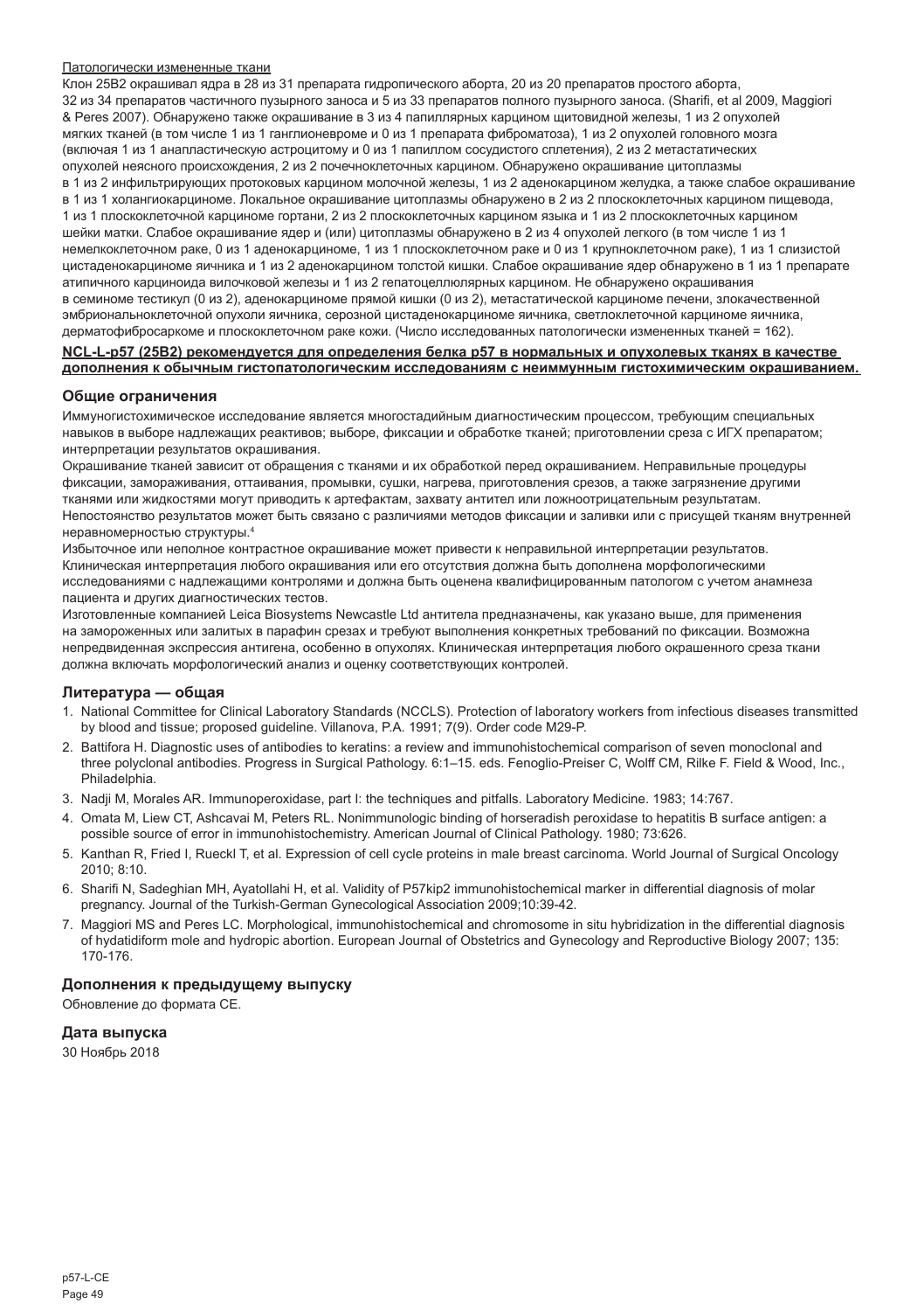Патологически измененные ткани

Клон 25B2 окрашивал ядра в 28 из 31 препарата гидропического аборта, 20 из 20 препаратов простого аборта, 32 из 34 препаратов частичного пузырного заноса и 5 из 33 препаратов полного пузырного заноса. (Sharifi, et al 2009, Maggiori & Peres 2007). Обнаружено также окрашивание в 3 из 4 папиллярных карцином щитовидной железы, 1 из 2 опухолей мягких тканей (в том числе 1 из 1 ганглионевроме и 0 из 1 препарата фиброматоза), 1 из 2 опухолей головного мозга (включая 1 из 1 анапластическую астроцитому и 0 из 1 папиллом сосудистого сплетения), 2 из 2 метастатических опухолей неясного происхождения, 2 из 2 почечноклеточных карцином. Обнаружено окрашивание цитоплазмы в 1 из 2 инфильтрирующих протоковых карцином молочной железы, 1 из 2 аденокарцином желудка, а также слабое окрашивание в 1 из 1 холангиокарциноме. Локальное окрашивание цитоплазмы обнаружено в 2 из 2 плоскоклеточных карцином пищевода, 1 из 1 плоскоклеточной карциноме гортани, 2 из 2 плоскоклеточных карцином языка и 1 из 2 плоскоклеточных карцином шейки матки. Слабое окрашивание ядер и (или) цитоплазмы обнаружено в 2 из 4 опухолей легкого (в том числе 1 из 1 немелкоклеточном раке, 0 из 1 аденокарциноме, 1 из 1 плоскоклеточном раке и 0 из 1 крупноклеточном раке), 1 из 1 слизистой цистаденокарциноме яичника и 1 из 2 аденокарцином толстой кишки. Слабое окрашивание ядер обнаружено в 1 из 1 препарате атипичного карциноида вилочковой железы и 1 из 2 гепатоцеллюлярных карцином. Не обнаружено окрашивания в семиноме тестикул (0 из 2), аденокарциноме прямой кишки (0 из 2), метастатической карциноме печени, злокачественной эмбриональноклеточной опухоли яичника, серозной цистаденокарциноме яичника, светлоклеточной карциноме яичника, дерматофибросаркоме и плоскоклеточном раке кожи. (Число исследованных патологически измененных тканей = 162).

**NCL-L-p57 (25B2) рекомендуется для определения белка p57 в нормальных и опухолевых тканях в качестве дополнения к обычным гистопатологическим исследованиям с неиммунным гистохимическим окрашиванием.**

## Общие ограничения

Иммуногистохимическое исследование является многостадийным диагностическим процессом, требующим специальных навыков в выборе надлежащих реактивов; выборе, фиксации и обработке тканей; приготовлении среза с ИГХ препаратом; интерпретации результатов окрашивания.

Окрашивание тканей зависит от обращения с тканями и их обработкой перед окрашиванием. Неправильные процедуры фиксации, замораживания, оттаивания, промывки, сушки, нагрева, приготовления срезов, а также загрязнение другими тканями или жидкостями могут приводить к артефактам, захвату антител или ложноотрицательным результатам. Непостоянство результатов может быть связано с различиями методов фиксации и заливки или с присущей тканям внутренней неравномерностью структуры.[4]

Избыточное или неполное контрастное окрашивание может привести к неправильной интерпретации результатов. Клиническая интерпретация любого окрашивания или его отсутствия должна быть дополнена морфологическими исследованиями с надлежащими контролями и должна быть оценена квалифицированным патологом с учетом анамнеза пациента и других диагностических тестов.

Изготовленные компанией Leica Biosystems Newcastle Ltd антитела предназначены, как указано выше, для применения на замороженных или залитых в парафин срезах и требуют выполнения конкретных требований по фиксации. Возможна непредвиденная экспрессия антигена, особенно в опухолях. Клиническая интерпретация любого окрашенного среза ткани должна включать морфологический анализ и оценку соответствующих контролей.

## Литература — общая

1. National Committee for Clinical Laboratory Standards (NCCLS). Protection of laboratory workers from infectious diseases transmitted by blood and tissue; proposed guideline. Villanova, P.A. 1991; 7(9). Order code M29-P.
2. Battifora H. Diagnostic uses of antibodies to keratins: a review and immunohistochemical comparison of seven monoclonal and three polyclonal antibodies. Progress in Surgical Pathology. 6:1–15. eds. Fenoglio-Preiser C, Wolff CM, Rilke F. Field & Wood, Inc., Philadelphia.
3. Nadji M, Morales AR. Immunoperoxidase, part I: the techniques and pitfalls. Laboratory Medicine. 1983; 14:767.
4. Omata M, Liew CT, Ashcavai M, Peters RL. Nonimmunologic binding of horseradish peroxidase to hepatitis B surface antigen: a possible source of error in immunohistochemistry. American Journal of Clinical Pathology. 1980; 73:626.
5. Kanthan R, Fried I, Rueckl T, et al. Expression of cell cycle proteins in male breast carcinoma. World Journal of Surgical Oncology 2010; 8:10.
6. Sharifi N, Sadeghian MH, Ayatollahi H, et al. Validity of P57kip2 immunohistochemical marker in differential diagnosis of molar pregnancy. Journal of the Turkish-German Gynecological Association 2009;10:39-42.
7. Maggiori MS and Peres LC. Morphological, immunohistochemical and chromosome in situ hybridization in the differential diagnosis of hydatidiform mole and hydropic abortion. European Journal of Obstetrics and Gynecology and Reproductive Biology 2007; 135: 170-176.

## Дополнения к предыдущему выпуску

Обновление до формата CE.

## Дата выпуска

30 Ноябрь 2018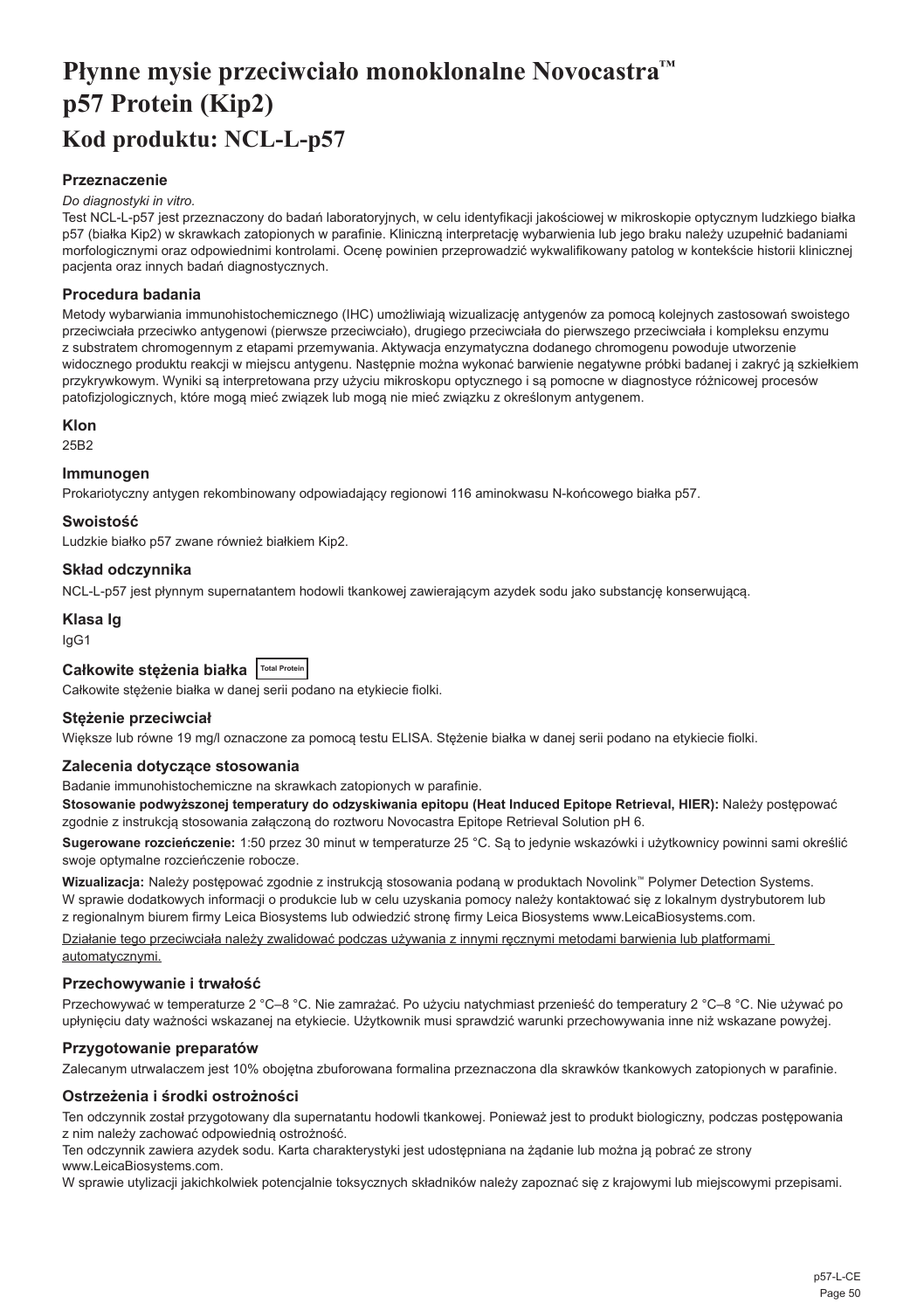# Płynne mysie przeciwciało monoklonalne Novocastra™ p57 Protein (Kip2)

## Kod produktu: NCL-L-p57

### Przeznaczenie

*Do diagnostyki in vitro.*

Test NCL-L-p57 jest przeznaczony do badań laboratoryjnych, w celu identyfikacji jakościowej w mikroskopie optycznym ludzkiego białka p57 (białka Kip2) w skrawkach zatopionych w parafinie. Kliniczną interpretację wybarwienia lub jego braku należy uzupełnić badaniami morfologicznymi oraz odpowiednimi kontrolami. Ocenę powinien przeprowadzić wykwalifikowany patolog w kontekście historii klinicznej pacjenta oraz innych badań diagnostycznych.

### Procedura badania

Metody wybarwiania immunohistochemicznego (IHC) umożliwiają wizualizację antygenów za pomocą kolejnych zastosowań swoistego przeciwciała przeciwko antygenowi (pierwsze przeciwciało), drugiego przeciwciała do pierwszego przeciwciała i kompleksu enzymu z substratem chromogennym z etapami przemywania. Aktywacja enzymatyczna dodanego chromogenu powoduje utworzenie widocznego produktu reakcji w miejscu antygenu. Następnie można wykonać barwienie negatywne próbki badanej i zakryć ją szkiełkiem przykrywkowym. Wyniki są interpretowana przy użyciu mikroskopu optycznego i są pomocne w diagnostyce różnicowej procesów patofizjologicznych, które mogą mieć związek lub mogą nie mieć związku z określonym antygenem.

### Klon

25B2

### Immunogen

Prokariotyczny antygen rekombinowany odpowiadający regionowi 116 aminokwasu N-końcowego białka p57.

### Swoistość

Ludzkie białko p57 zwane również białkiem Kip2.

### Skład odczynnika

NCL-L-p57 jest płynnym supernatantem hodowli tkankowej zawierającym azydek sodu jako substancję konserwującą.

### Klasa Ig

IgG1

### Całkowite stężenia białka Total Protein

Całkowite stężenie białka w danej serii podano na etykiecie fiolki.

### Stężenie przeciwciał

Większe lub równe 19 mg/l oznaczone za pomocą testu ELISA. Stężenie białka w danej serii podano na etykiecie fiolki.

### Zalecenia dotyczące stosowania

Badanie immunohistochemiczne na skrawkach zatopionych w parafinie.

**Stosowanie podwyższonej temperatury do odzyskiwania epitopu (Heat Induced Epitope Retrieval, HIER):** Należy postępować zgodnie z instrukcją stosowania załączoną do roztworu Novocastra Epitope Retrieval Solution pH 6.

**Sugerowane rozcieńczenie:** 1:50 przez 30 minut w temperaturze 25 °C. Są to jedynie wskazówki i użytkownicy powinni sami określić swoje optymalne rozcieńczenie robocze.

**Wizualizacja:** Należy postępować zgodnie z instrukcją stosowania podaną w produktach Novolink™ Polymer Detection Systems. W sprawie dodatkowych informacji o produkcie lub w celu uzyskania pomocy należy kontaktować się z lokalnym dystrybutorem lub z regionalnym biurem firmy Leica Biosystems lub odwiedzić stronę firmy Leica Biosystems www.LeicaBiosystems.com.

Działanie tego przeciwciała należy zwalidować podczas używania z innymi ręcznymi metodami barwienia lub platformami automatycznymi.

### Przechowywanie i trwałość

Przechowywać w temperaturze 2 °C–8 °C. Nie zamrażać. Po użyciu natychmiast przenieść do temperatury 2 °C–8 °C. Nie używać po upłynięciu daty ważności wskazanej na etykiecie. Użytkownik musi sprawdzić warunki przechowywania inne niż wskazane powyżej.

### Przygotowanie preparatów

Zalecanym utrwalaczem jest 10% obojętna zbuforowana formalina przeznaczona dla skrawków tkankowych zatopionych w parafinie.

### Ostrzeżenia i środki ostrożności

Ten odczynnik został przygotowany dla supernatantu hodowli tkankowej. Ponieważ jest to produkt biologiczny, podczas postępowania z nim należy zachować odpowiednią ostrożność.

Ten odczynnik zawiera azydek sodu. Karta charakterystyki jest udostępniana na żądanie lub można ją pobrać ze strony www.LeicaBiosystems.com.

W sprawie utylizacji jakichkolwiek potencjalnie toksycznych składników należy zapoznać się z krajowymi lub miejscowymi przepisami.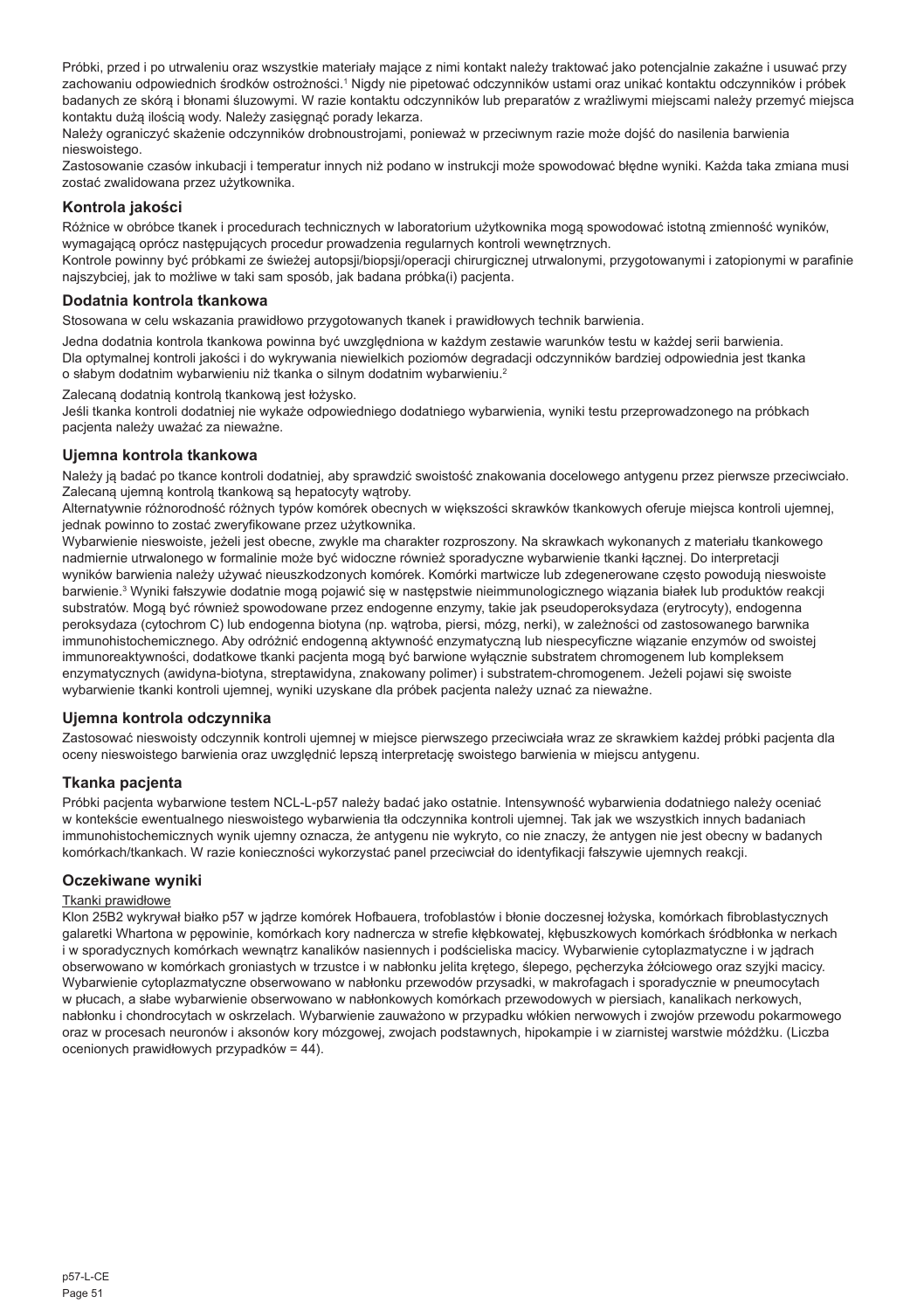Próbki, przed i po utrwaleniu oraz wszystkie materiały mające z nimi kontakt należy traktować jako potencjalnie zakaźne i usuwać przy zachowaniu odpowiednich środków ostrożności.[1] Nigdy nie pipetować odczynników ustami oraz unikać kontaktu odczynników i próbek badanych ze skórą i błonami śluzowymi. W razie kontaktu odczynników lub preparatów z wrażliwymi miejscami należy przemyć miejsca kontaktu dużą ilością wody. Należy zasięgnąć porady lekarza.

Należy ograniczyć skażenie odczynników drobnoustrojami, ponieważ w przeciwnym razie może dojść do nasilenia barwienia nieswoistego.

Zastosowanie czasów inkubacji i temperatur innych niż podano w instrukcji może spowodować błędne wyniki. Każda taka zmiana musi zostać zwalidowana przez użytkownika.

## Kontrola jakości

Różnice w obróbce tkanek i procedurach technicznych w laboratorium użytkownika mogą spowodować istotną zmienność wyników, wymagającą oprócz następujących procedur prowadzenia regularnych kontroli wewnętrznych.

Kontrole powinny być próbkami ze świeżej autopsji/biopsji/operacji chirurgicznej utrwalonymi, przygotowanymi i zatopionymi w parafinie najszybciej, jak to możliwe w taki sam sposób, jak badana próbka(i) pacjenta.

## Dodatnia kontrola tkankowa

Stosowana w celu wskazania prawidłowo przygotowanych tkanek i prawidłowych technik barwienia.

Jedna dodatnia kontrola tkankowa powinna być uwzględniona w każdym zestawie warunków testu w każdej serii barwienia. Dla optymalnej kontroli jakości i do wykrywania niewielkich poziomów degradacji odczynników bardziej odpowiednia jest tkanka o słabym dodatnim wybarwieniu niż tkanka o silnym dodatnim wybarwieniu.[2]

Zalecaną dodatnią kontrolą tkankową jest łożysko.

Jeśli tkanka kontroli dodatniej nie wykaże odpowiedniego dodatniego wybarwienia, wyniki testu przeprowadzonego na próbkach pacjenta należy uważać za nieważne.

## Ujemna kontrola tkankowa

Należy ją badać po tkance kontroli dodatniej, aby sprawdzić swoistość znakowania docelowego antygenu przez pierwsze przeciwciało. Zalecaną ujemną kontrolą tkankową są hepatocyty wątroby.

Alternatywnie różnorodność różnych typów komórek obecnych w większości skrawków tkankowych oferuje miejsca kontroli ujemnej, jednak powinno to zostać zweryfikowane przez użytkownika.

Wybarwienie nieswoiste, jeżeli jest obecne, zwykle ma charakter rozproszony. Na skrawkach wykonanych z materiału tkankowego nadmiernie utrwalonego w formalinie może być widoczne również sporadyczne wybarwienie tkanki łącznej. Do interpretacji wyników barwienia należy używać nieuszkodzonych komórek. Komórki martwicze lub zdegenerowane często powodują nieswoiste barwienie.[3] Wyniki fałszywie dodatnie mogą pojawić się w następstwie nieimmunologicznego wiązania białek lub produktów reakcji substratów. Mogą być również spowodowane przez endogenne enzymy, takie jak pseudoperoksydaza (erytrocyty), endogenna peroksydaza (cytochrom C) lub endogenna biotyna (np. wątroba, piersi, mózg, nerki), w zależności od zastosowanego barwnika immunohistochemicznego. Aby odróżnić endogenną aktywność enzymatyczną lub niespecyficzne wiązanie enzymów od swoistej immunoreaktywności, dodatkowe tkanki pacjenta mogą być barwione wyłącznie substratem chromogenem lub kompleksem enzymatycznych (awidyna-biotyna, streptawidyna, znakowany polimer) i substratem-chromogenem. Jeżeli pojawi się swoiste wybarwienie tkanki kontroli ujemnej, wyniki uzyskane dla próbek pacjenta należy uznać za nieważne.

## Ujemna kontrola odczynnika

Zastosować nieswoisty odczynnik kontroli ujemnej w miejsce pierwszego przeciwciała wraz ze skrawkiem każdej próbki pacjenta dla oceny nieswoistego barwienia oraz uwzględnić lepszą interpretację swoistego barwienia w miejscu antygenu.

## Tkanka pacjenta

Próbki pacjenta wybarwione testem NCL-L-p57 należy badać jako ostatnie. Intensywność wybarwienia dodatniego należy oceniać w kontekście ewentualnego nieswoistego wybarwienia tła odczynnika kontroli ujemnej. Tak jak we wszystkich innych badaniach immunohistochemicznych wynik ujemny oznacza, że antygenu nie wykryto, co nie znaczy, że antygen nie jest obecny w badanych komórkach/tkankach. W razie konieczności wykorzystać panel przeciwciał do identyfikacji fałszywie ujemnych reakcji.

## Oczekiwane wyniki

Tkanki prawidłowe

Klon 25B2 wykrywał białko p57 w jądrze komórek Hofbauera, trofoblastów i błonie doczesnej łożyska, komórkach fibroblastycznych galaretki Whartona w pępowinie, komórkach kory nadnercza w strefie kłębkowatej, kłębuszkowych komórkach śródbłonka w nerkach i w sporadycznych komórkach wewnątrz kanalików nasiennych i podścieliska macicy. Wybarwienie cytoplazmatyczne i w jądrach obserwowano w komórkach groniastych w trzustce i w nabłonku jelita krętego, ślepego, pęcherzyka żółciowego oraz szyjki macicy. Wybarwienie cytoplazmatyczne obserwowano w nabłonku przewodów przysadki, w makrofagach i sporadycznie w pneumocytach w płucach, a słabe wybarwienie obserwowano w nabłonkowych komórkach przewodowych w piersiach, kanalikach nerkowych, nabłonku i chondrocytach w oskrzelach. Wybarwienie zauważono w przypadku włókien nerwowych i zwojów przewodu pokarmowego oraz w procesach neuronów i aksonów kory mózgowej, zwojach podstawnych, hipokampie i w ziarnistej warstwie móżdżku. (Liczba ocenionych prawidłowych przypadków = 44).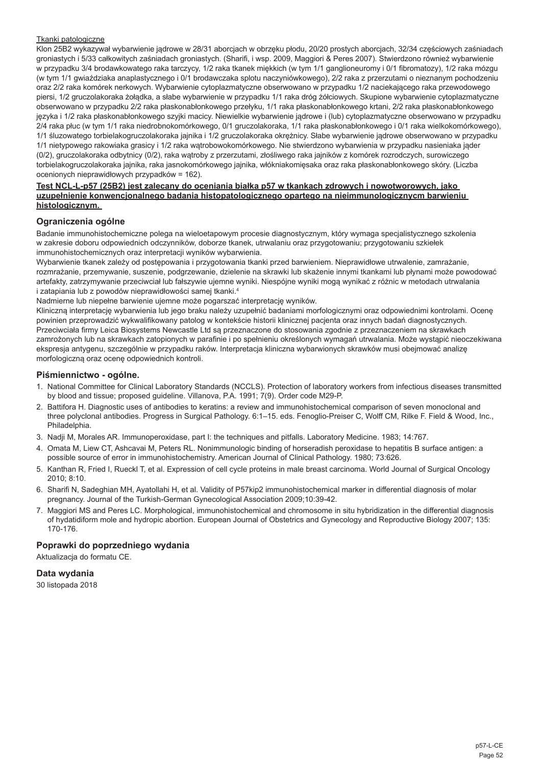Tkanki patologiczne

Klon 25B2 wykazywał wybarwienie jądrowe w 28/31 aborcjach w obrzęku płodu, 20/20 prostych aborcjach, 32/34 częściowych zaśniadach groniastych i 5/33 całkowitych zaśniadach groniastych. (Sharifi, i wsp. 2009, Maggiori & Peres 2007). Stwierdzono również wybarwienie w przypadku 3/4 brodawkowatego raka tarczycy, 1/2 raka tkanek miękkich (w tym 1/1 ganglioneuromy i 0/1 fibromatozy), 1/2 raka mózgu (w tym 1/1 gwiaździaka anaplastycznego i 0/1 brodawczaka splotu naczyniówkowego), 2/2 raka z przerzutami o nieznanym pochodzeniu oraz 2/2 raka komórek nerkowych. Wybarwienie cytoplazmatyczne obserwowano w przypadku 1/2 naciekającego raka przewodowego piersi, 1/2 gruczolakoraka żołądka, a słabe wybarwienie w przypadku 1/1 raka dróg żółciowych. Skupione wybarwienie cytoplazmatyczne obserwowano w przypadku 2/2 raka płaskonabłonkowego przełyku, 1/1 raka płaskonabłonkowego krtani, 2/2 raka płaskonabłonkowego języka i 1/2 raka płaskonabłonkowego szyjki macicy. Niewielkie wybarwienie jądrowe i (lub) cytoplazmatyczne obserwowano w przypadku 2/4 raka płuc (w tym 1/1 raka niedrobnokomórkowego, 0/1 gruczolakoraka, 1/1 raka płaskonabłonkowego i 0/1 raka wielkokomórkowego), 1/1 śluzowatego torbielakogruczolakoraka jajnika i 1/2 gruczolakoraka okrężnicy. Słabe wybarwienie jądrowe obserwowano w przypadku 1/1 nietypowego rakowiaka grasicy i 1/2 raka wątrobowokomórkowego. Nie stwierdzono wybarwienia w przypadku nasieniaka jąder (0/2), gruczolakoraka odbytnicy (0/2), raka wątroby z przerzutami, złośliwego raka jajników z komórek rozrodczych, surowiczego torbielakogruczolakoraka jajnika, raka jasnokomórkowego jajnika, włókniakomięsaka oraz raka płaskonabłonkowego skóry. (Liczba ocenionych nieprawidłowych przypadków = 162).

**Test NCL-L-p57 (25B2) jest zalecany do oceniania białka p57 w tkankach zdrowych i nowotworowych, jako uzupełnienie konwencjonalnego badania histopatologicznego opartego na nieimmunologicznym barwieniu histologicznym.**

## Ograniczenia ogólne

Badanie immunohistochemiczne polega na wieloetapowym procesie diagnostycznym, który wymaga specjalistycznego szkolenia w zakresie doboru odpowiednich odczynników, doborze tkanek, utrwalaniu oraz przygotowaniu; przygotowaniu szkiełek immunohistochemicznych oraz interpretacji wyników wybarwienia.

Wybarwienie tkanek zależy od postępowania i przygotowania tkanki przed barwieniem. Nieprawidłowe utrwalenie, zamrażanie, rozmrażanie, przemywanie, suszenie, podgrzewanie, dzielenie na skrawki lub skażenie innymi tkankami lub płynami może powodować artefakty, zatrzymywanie przeciwciał lub fałszywie ujemne wyniki. Niespójne wyniki mogą wynikać z różnic w metodach utrwalania i zatapiania lub z powodów nieprawidłowości samej tkanki.[4]

Nadmierne lub niepełne barwienie ujemne może pogarszać interpretację wyników.

Kliniczną interpretację wybarwienia lub jego braku należy uzupełnić badaniami morfologicznymi oraz odpowiednimi kontrolami. Ocenę powinien przeprowadzić wykwalifikowany patolog w kontekście historii klinicznej pacjenta oraz innych badań diagnostycznych. Przeciwciała firmy Leica Biosystems Newcastle Ltd są przeznaczone do stosowania zgodnie z przeznaczeniem na skrawkach zamrożonych lub na skrawkach zatopionych w parafinie i po spełnieniu określonych wymagań utrwalania. Może wystąpić nieoczekiwana ekspresja antygenu, szczególnie w przypadku raków. Interpretacja kliniczna wybarwionych skrawków musi obejmować analizę morfologiczną oraz ocenę odpowiednich kontroli.

## Piśmiennictwo - ogólne.

1. National Committee for Clinical Laboratory Standards (NCCLS). Protection of laboratory workers from infectious diseases transmitted by blood and tissue; proposed guideline. Villanova, P.A. 1991; 7(9). Order code M29-P.
2. Battifora H. Diagnostic uses of antibodies to keratins: a review and immunohistochemical comparison of seven monoclonal and three polyclonal antibodies. Progress in Surgical Pathology. 6:1–15. eds. Fenoglio-Preiser C, Wolff CM, Rilke F. Field & Wood, Inc., Philadelphia.
3. Nadji M, Morales AR. Immunoperoxidase, part I: the techniques and pitfalls. Laboratory Medicine. 1983; 14:767.
4. Omata M, Liew CT, Ashcavai M, Peters RL. Nonimmunologic binding of horseradish peroxidase to hepatitis B surface antigen: a possible source of error in immunohistochemistry. American Journal of Clinical Pathology. 1980; 73:626.
5. Kanthan R, Fried I, Rueckl T, et al. Expression of cell cycle proteins in male breast carcinoma. World Journal of Surgical Oncology 2010; 8:10.
6. Sharifi N, Sadeghian MH, Ayatollahi H, et al. Validity of P57kip2 immunohistochemical marker in differential diagnosis of molar pregnancy. Journal of the Turkish-German Gynecological Association 2009;10:39-42.
7. Maggiori MS and Peres LC. Morphological, immunohistochemical and chromosome in situ hybridization in the differential diagnosis of hydatidiform mole and hydropic abortion. European Journal of Obstetrics and Gynecology and Reproductive Biology 2007; 135: 170-176.

## Poprawki do poprzedniego wydania

Aktualizacja do formatu CE.

## Data wydania

30 listopada 2018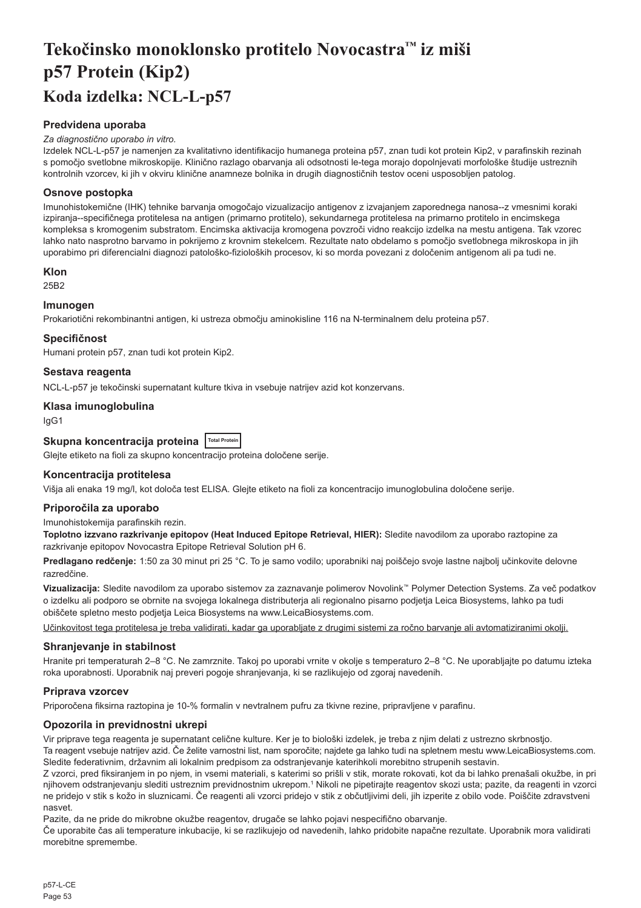# Tekočinsko monoklonsko protitelo Novocastra™ iz miši p57 Protein (Kip2)

## Koda izdelka: NCL-L-p57

### Predvidena uporaba

*Za diagnostično uporabo in vitro.*

Izdelek NCL-L-p57 je namenjen za kvalitativno identifikacijo humanega proteina p57, znan tudi kot protein Kip2, v parafinskih rezinah s pomočjo svetlobne mikroskopije. Klinično razlago obarvanja ali odsotnosti le-tega morajo dopolnjevati morfološke študije ustreznih kontrolnih vzorcev, ki jih v okviru klinične anamneze bolnika in drugih diagnostičnih testov oceni usposobljen patolog.

### Osnove postopka

Imunohistokemične (IHK) tehnike barvanja omogočajo vizualizacijo antigenov z izvajanjem zaporednega nanosa--z vmesnimi koraki izpiranja--specifičnega protitelesa na antigen (primarno protitelo), sekundarnega protitelesa na primarno protitelo in encimskega kompleksa s kromogenim substratom. Encimska aktivacija kromogena povzroči vidno reakcijo izdelka na mestu antigena. Tak vzorec lahko nato nasprotno barvamo in pokrijemo z krovnim stekelcem. Rezultate nato obdelamo s pomočjo svetlobnega mikroskopa in jih uporabimo pri diferencialni diagnozi patološko-fizioloških procesov, ki so morda povezani z določenim antigenom ali pa tudi ne.

### Klon

25B2

### Imunogen

Prokariotični rekombinantni antigen, ki ustreza območju aminokisline 116 na N-terminalnem delu proteina p57.

### Specifičnost

Humani protein p57, znan tudi kot protein Kip2.

### Sestava reagenta

NCL-L-p57 je tekočinski supernatant kulture tkiva in vsebuje natrijev azid kot konzervans.

### Klasa imunoglobulina

IgG1

### Skupna koncentracija proteina Total Protein

Glejte etiketo na fioli za skupno koncentracijo proteina določene serije.

### Koncentracija protitelesa

Višja ali enaka 19 mg/l, kot določa test ELISA. Glejte etiketo na fioli za koncentracijo imunoglobulina določene serije.

### Priporočila za uporabo

Imunohistokemija parafinskih rezin.

**Toplotno izzvano razkrivanje epitopov (Heat Induced Epitope Retrieval, HIER):** Sledite navodilom za uporabo raztopine za razkrivanje epitopov Novocastra Epitope Retrieval Solution pH 6.

**Predlagano redčenje:** 1:50 za 30 minut pri 25 °C. To je samo vodilo; uporabniki naj poiščejo svoje lastne najbolj učinkovite delovne razredčine.

**Vizualizacija:** Sledite navodilom za uporabo sistemov za zaznavanje polimerov Novolink™ Polymer Detection Systems. Za več podatkov o izdelku ali podporo se obrnite na svojega lokalnega distributerja ali regionalno pisarno podjetja Leica Biosystems, lahko pa tudi obiščete spletno mesto podjetja Leica Biosystems na www.LeicaBiosystems.com.

Učinkovitost tega protitelesa je treba validirati, kadar ga uporabljate z drugimi sistemi za ročno barvanje ali avtomatiziranimi okolji.

### Shranjevanje in stabilnost

Hranite pri temperaturah 2–8 °C. Ne zamrznite. Takoj po uporabi vrnite v okolje s temperaturo 2–8 °C. Ne uporabljajte po datumu izteka roka uporabnosti. Uporabnik naj preveri pogoje shranjevanja, ki se razlikujejo od zgoraj navedenih.

### Priprava vzorcev

Priporočena fiksirna raztopina je 10-% formalin v nevtralnem pufru za tkivne rezine, pripravljene v parafinu.

### Opozorila in previdnostni ukrepi

Vir priprave tega reagenta je supernatant celične kulture. Ker je to biološki izdelek, je treba z njim delati z ustrezno skrbnostjo.

Ta reagent vsebuje natrijev azid. Če želite varnostni list, nam sporočite; najdete ga lahko tudi na spletnem mestu www.LeicaBiosystems.com. Sledite federativnim, državnim ali lokalnim predpisom za odstranjevanje katerihkoli morebitno strupenih sestavin.

Z vzorci, pred fiksiranjem in po njem, in vsemi materiali, s katerimi so prišli v stik, morate rokovati, kot da bi lahko prenašali okužbe, in pri njihovem odstranjevanju slediti ustreznim previdnostnim ukrepom.[1] Nikoli ne pipetirajte reagentov skozi usta; pazite, da reagenti in vzorci ne pridejo v stik s kožo in sluznicami. Če reagenti ali vzorci pridejo v stik z občutljivimi deli, jih izperite z obilo vode. Poiščite zdravstveni nasvet.

Pazite, da ne pride do mikrobne okužbe reagentov, drugače se lahko pojavi nespecifično obarvanje.

Če uporabite čas ali temperature inkubacije, ki se razlikujejo od navedenih, lahko pridobite napačne rezultate. Uporabnik mora validirati morebitne spremembe.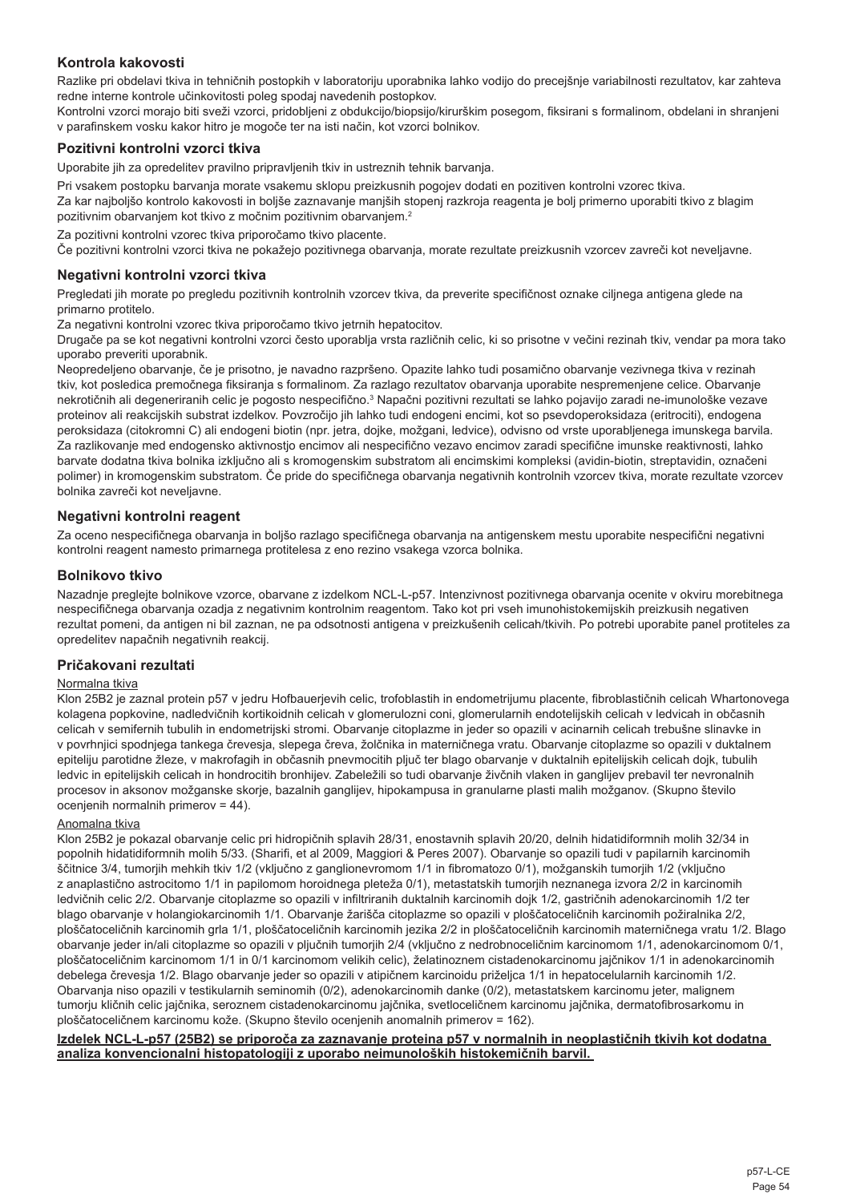## Kontrola kakovosti

Razlike pri obdelavi tkiva in tehničnih postopkih v laboratoriju uporabnika lahko vodijo do precejšnje variabilnosti rezultatov, kar zahteva redne interne kontrole učinkovitosti poleg spodaj navedenih postopkov.

Kontrolni vzorci morajo biti sveži vzorci, pridobljeni z obdukcijo/biopsijo/kirurškim posegom, fiksirani s formalinom, obdelani in shranjeni v parafinskem vosku kakor hitro je mogoče ter na isti način, kot vzorci bolnikov.

### Pozitivni kontrolni vzorci tkiva

Uporabite jih za opredelitev pravilno pripravljenih tkiv in ustreznih tehnik barvanja.

Pri vsakem postopku barvanja morate vsakemu sklopu preizkusnih pogojev dodati en pozitiven kontrolni vzorec tkiva.

Za kar najboljšo kontrolo kakovosti in boljše zaznavanje manjših stopenj razkroja reagenta je bolj primerno uporabiti tkivo z blagim pozitivnim obarvanjem kot tkivo z močnim pozitivnim obarvanjem.[2]

Za pozitivni kontrolni vzorec tkiva priporočamo tkivo placente.

Če pozitivni kontrolni vzorci tkiva ne pokažejo pozitivnega obarvanja, morate rezultate preizkusnih vzorcev zavreči kot neveljavne.

### Negativni kontrolni vzorci tkiva

Pregledati jih morate po pregledu pozitivnih kontrolnih vzorcev tkiva, da preverite specifičnost oznake ciljnega antigena glede na primarno protitelo.

Za negativni kontrolni vzorec tkiva priporočamo tkivo jetrnih hepatocitov.

Drugače pa se kot negativni kontrolni vzorci često uporablja vrsta različnih celic, ki so prisotne v večini rezinah tkiv, vendar pa mora tako uporabo preveriti uporabnik.

Neopredeljeno obarvanje, če je prisotno, je navadno razpršeno. Opazite lahko tudi posamično obarvanje vezivnega tkiva v rezinah tkiv, kot posledica premočnega fiksiranja s formalinom. Za razlago rezultatov obarvanja uporabite nespremenjene celice. Obarvanje nekrotičnih ali degeneriranih celic je pogosto nespecifično.[3] Napačni pozitivni rezultati se lahko pojavijo zaradi ne-imunološke vezave proteinov ali reakcijskih substrat izdelkov. Povzročijo jih lahko tudi endogeni encimi, kot so psevdoperoksidaza (eritrociti), endogena peroksidaza (citokromni C) ali endogeni biotin (npr. jetra, dojke, možgani, ledvice), odvisno od vrste uporabljenega imunskega barvila. Za razlikovanje med endogensko aktivnostjo encimov ali nespecifično vezavo encimov zaradi specifične imunske reaktivnosti, lahko barvate dodatna tkiva bolnika izključno ali s kromogenskim substratom ali encimskimi kompleksi (avidin-biotin, streptavidin, označeni polimer) in kromogenskim substratom. Če pride do specifičnega obarvanja negativnih kontrolnih vzorcev tkiva, morate rezultate vzorcev bolnika zavreči kot neveljavne.

### Negativni kontrolni reagent

Za oceno nespecifičnega obarvanja in boljšo razlago specifičnega obarvanja na antigenskem mestu uporabite nespecifični negativni kontrolni reagent namesto primarnega protitelesa z eno rezino vsakega vzorca bolnika.

### Bolnikovo tkivo

Nazadnje preglejte bolnikove vzorce, obarvane z izdelkom NCL-L-p57. Intenzivnost pozitivnega obarvanja ocenite v okviru morebitnega nespecifičnega obarvanja ozadja z negativnim kontrolnim reagentom. Tako kot pri vseh imunohistokemijskih preizkusih negativen rezultat pomeni, da antigen ni bil zaznan, ne pa odsotnosti antigena v preizkušenih celicah/tkivih. Po potrebi uporabite panel protiteles za opredelitev napačnih negativnih reakcij.

### Pričakovani rezultati

Normalna tkiva

Klon 25B2 je zaznal protein p57 v jedru Hofbauerjevih celic, trofoblastih in endometrijumu placente, fibroblastičnih celicah Whartonovega kolagena popkovine, nadledvičnih kortikoidnih celicah v glomerulozni coni, glomerularnih endotelijskih celicah v ledvicah in občasnih celicah v semifernih tubulih in endometrijski stromi. Obarvanje citoplazme in jeder so opazili v acinarnih celicah trebušne slinavke in v površinjici spodnjega tankega črevesja, slepega čreva, žolčnika in materničnega vratu. Obarvanje citoplazme so opazili v duktalnem epiteliju parotidne žleze, v makrofagih in občasnih pnevmocitih pljuč ter blago obarvanje v duktalnih epitelijskih celicah dojk, tubulih ledvic in epitelijskih celicah in hondrocitih bronhijev. Zabeležili so tudi obarvanje živčnih vlaken in ganglijev prebavil ter nevronalnih procesov in aksonov možganske skorje, bazalnih ganglijev, hipokampusa in granularne plasti malih možganov. (Skupno število ocenjenih normalnih primerov = 44).

Anomalna tkiva

Klon 25B2 je pokazal obarvanje celic pri hidropičnih splavih 28/31, enostavnih splavih 20/20, delnih hidatidiformnih molih 32/34 in popolnih hidatidiformnih molih 5/33. (Sharifi, et al 2009, Maggiori & Peres 2007). Obarvanje so opazili tudi v papilarnih karcinomih ščitnice 3/4, tumorjih mehkih tkiv 1/2 (vključno z ganglionevromom 1/1 in fibromatozo 0/1), možganskih tumorjih 1/2 (vključno z anaplastično astrocitomo 1/1 in papilomom horoidnega pleteža 0/1), metastatskih tumorjih neznanega izvora 2/2 in karcinomih ledvičnih celic 2/2. Obarvanje citoplazme so opazili v infiltriranih duktalnih karcinomih dojk 1/2, gastričnih adenokarcinomih 1/2 ter blago obarvanje v holangiokarcinomih 1/1. Obarvanje žarišča citoplazme so opazili v ploščatoceličnih karcinomih požiralnika 2/2, ploščatoceličnih karcinomih grla 1/1, ploščatoceličnih karcinomih jezika 2/2 in ploščatoceličnih karcinomih materničnega vratu 1/2. Blago obarvanje jeder in/ali citoplazme so opazili v pljučnih tumorjih 2/4 (vključno z nedrobnoceličnim karcinomom 1/1, adenokarcinomom 0/1, ploščatoceličnim karcinomom 1/1 in 0/1 karcinomom velikih celic), želatinoznem cistadenokarcinomu jajčnikov 1/1 in adenokarcinomih debelega črevesja 1/2. Blago obarvanje jeder so opazili v atipičnem karcinoidu priželjca 1/1 in hepatocelularnih karcinomih 1/2. Obarvanja niso opazili v testikularnih seminomih (0/2), adenokarcinomih danke (0/2), metastatskem karcinomu jeter, malignem tumorju kličnih celic jajčnika, seroznem cistadenokarcinomu jajčnika, svetloceličnem karcinomu jajčnika, dermatofibrosarkomu in ploščatoceličnem karcinomu kože. (Skupno število ocenjenih anomalnih primerov = 162).

**Izdelek NCL-L-p57 (25B2) se priporoča za zaznavanje proteina p57 v normalnih in neoplastičnih tkivih kot dodatna analiza konvencionalni histopatologiji z uporabo neimunoloških histokemičnih barvil.**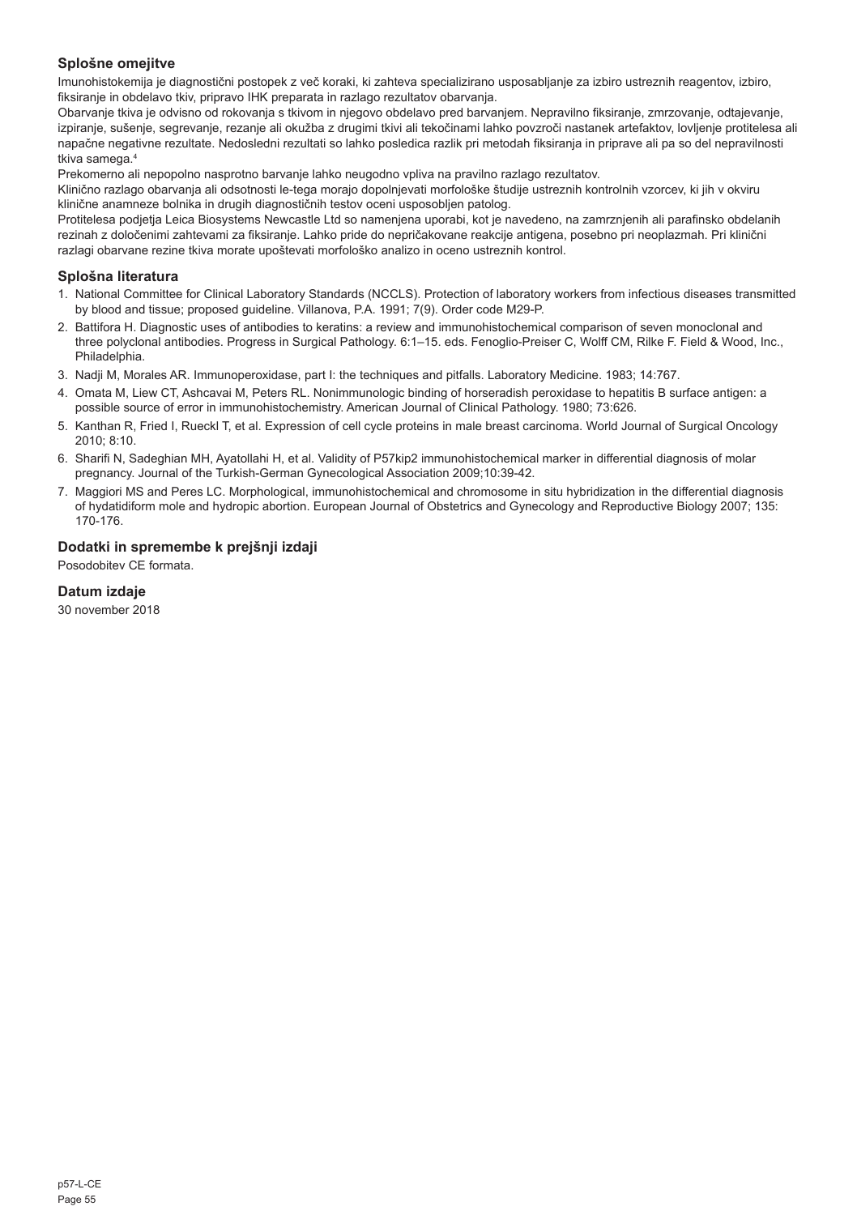## Splošne omejitve

Imunohistokemija je diagnostični postopek z več koraki, ki zahteva specializirano usposabljanje za izbiro ustreznih reagentov, izbiro, fiksiranje in obdelavo tkiv, pripravo IHK preparata in razlago rezultatov obarvanja.

Obarvanje tkiva je odvisno od rokovanja s tkivom in njegovo obdelavo pred barvanjem. Nepravilno fiksiranje, zmrzovanje, odtajevanje, izpiranje, sušenje, segrevanje, rezanje ali okužba z drugimi tkivi ali tekočinami lahko povzroči nastanek artefaktov, lovljenje protitelesa ali napačne negativne rezultate. Nedosledni rezultati so lahko posledica razlik pri metodah fiksiranja in priprave ali pa so del nepravilnosti tkiva samega.[4]

Prekomerno ali nepopolno nasprotno barvanje lahko neugodno vpliva na pravilno razlago rezultatov.

Klinično razlago obarvanja ali odsotnosti le-tega morajo dopolnjevati morfološke študije ustreznih kontrolnih vzorcev, ki jih v okviru klinične anamneze bolnika in drugih diagnostičnih testov oceni usposobljen patolog.

Protitelesa podjetja Leica Biosystems Newcastle Ltd so namenjena uporabi, kot je navedeno, na zamrznjenih ali parafinsko obdelanih rezinah z določenimi zahtevami za fiksiranje. Lahko pride do nepričakovane reakcije antigena, posebno pri neoplazmah. Pri klinični razlagi obarvane rezine tkiva morate upoštevati morfološko analizo in oceno ustreznih kontrol.

## Splošna literatura

1. National Committee for Clinical Laboratory Standards (NCCLS). Protection of laboratory workers from infectious diseases transmitted by blood and tissue; proposed guideline. Villanova, P.A. 1991; 7(9). Order code M29-P.
2. Battifora H. Diagnostic uses of antibodies to keratins: a review and immunohistochemical comparison of seven monoclonal and three polyclonal antibodies. Progress in Surgical Pathology. 6:1–15. eds. Fenoglio-Preiser C, Wolff CM, Rilke F. Field & Wood, Inc., Philadelphia.
3. Nadji M, Morales AR. Immunoperoxidase, part I: the techniques and pitfalls. Laboratory Medicine. 1983; 14:767.
4. Omata M, Liew CT, Ashcavai M, Peters RL. Nonimmunologic binding of horseradish peroxidase to hepatitis B surface antigen: a possible source of error in immunohistochemistry. American Journal of Clinical Pathology. 1980; 73:626.
5. Kanthan R, Fried I, Rueckl T, et al. Expression of cell cycle proteins in male breast carcinoma. World Journal of Surgical Oncology 2010; 8:10.
6. Sharifi N, Sadeghian MH, Ayatollahi H, et al. Validity of P57kip2 immunohistochemical marker in differential diagnosis of molar pregnancy. Journal of the Turkish-German Gynecological Association 2009;10:39-42.
7. Maggiori MS and Peres LC. Morphological, immunohistochemical and chromosome in situ hybridization in the differential diagnosis of hydatidiform mole and hydropic abortion. European Journal of Obstetrics and Gynecology and Reproductive Biology 2007; 135: 170-176.

## Dodatki in spremembe k prejšnji izdaji

Posodobitev CE formata.

## Datum izdaje

30 november 2018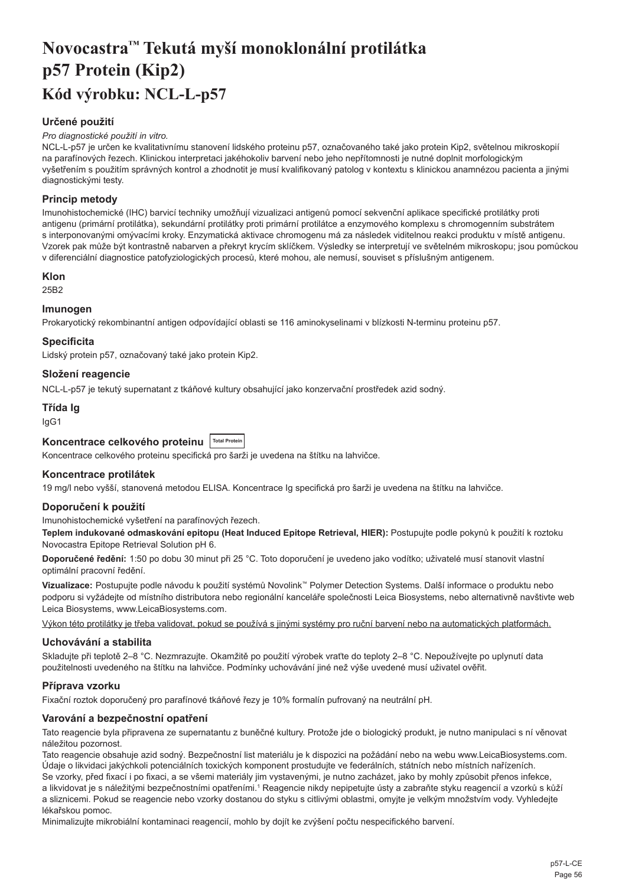# Novocastra™ Tekutá myší monoklonální protilátka p57 Protein (Kip2)

# Kód výrobku: NCL-L-p57

### Určené použití

*Pro diagnostické použití in vitro.*

NCL-L-p57 je určen ke kvalitativnímu stanovení lidského proteinu p57, označovaného také jako protein Kip2, světelnou mikroskopií na parafínových řezech. Klinickou interpretaci jakéhokoliv barvení nebo jeho nepřítomnosti je nutné doplnit morfologickým vyšetřením s použitím správných kontrol a zhodnotit je musí kvalifikovaný patolog v kontextu s klinickou anamnézou pacienta a jinými diagnostickými testy.

### Princip metody

Imunohistochemické (IHC) barvicí techniky umožňují vizualizaci antigenů pomocí sekvenční aplikace specifické protilátky proti antigenu (primární protilátka), sekundární protilátky proti primární protilátce a enzymového komplexu s chromogenním substrátem s interponovanými omývacími kroky. Enzymatická aktivace chromogenu má za následek viditelnou reakci produktu v místě antigenu. Vzorek pak může být kontrastně nabarven a překryt krycím sklíčkem. Výsledky se interpretují ve světelném mikroskopu; jsou pomůckou v diferenciální diagnostice patofyziologických procesů, které mohou, ale nemusí, souviset s příslušným antigenem.

### Klon

25B2

### Imunogen

Prokaryotický rekombinantní antigen odpovídající oblasti se 116 aminokyselinami v blízkosti N-terminu proteinu p57.

### Specificita

Lidský protein p57, označovaný také jako protein Kip2.

### Složení reagencie

NCL-L-p57 je tekutý supernatant z tkáňové kultury obsahující jako konzervační prostředek azid sodný.

### Třída Ig

IgG1

### Koncentrace celkového proteinu Total Protein

Koncentrace celkového proteinu specifická pro šarži je uvedena na štítku na lahvičce.

### Koncentrace protilátek

19 mg/l nebo vyšší, stanovená metodou ELISA. Koncentrace Ig specifická pro šarži je uvedena na štítku na lahvičce.

### Doporučení k použití

Imunohistochemické vyšetření na parafínových řezech.

**Teplem indukované odmaskování epitopu (Heat Induced Epitope Retrieval, HIER):** Postupujte podle pokynů k použití k roztoku Novocastra Epitope Retrieval Solution pH 6.

**Doporučené ředění:** 1:50 po dobu 30 minut při 25 °C. Toto doporučení je uvedeno jako vodítko; uživatelé musí stanovit vlastní optimální pracovní ředění.

**Vizualizace:** Postupujte podle návodu k použití systémů Novolink™ Polymer Detection Systems. Další informace o produktu nebo podporu si vyžádejte od místního distributora nebo regionální kanceláře společnosti Leica Biosystems, nebo alternativně navštivte web Leica Biosystems, www.LeicaBiosystems.com.

Výkon této protilátky je třeba validovat, pokud se používá s jinými systémy pro ruční barvení nebo na automatických platformách.

### Uchovávání a stabilita

Skladujte při teplotě 2–8 °C. Nezmrazujte. Okamžitě po použití výrobek vraťte do teploty 2–8 °C. Nepoužívejte po uplynutí data použitelnosti uvedeného na štítku na lahvičce. Podmínky uchovávání jiné než výše uvedené musí uživatel ověřit.

### Příprava vzorku

Fixační roztok doporučený pro parafínové tkáňové řezy je 10% formalín pufrovaný na neutrální pH.

### Varování a bezpečnostní opatření

Tato reagencie byla připravena ze supernatantu z buněčné kultury. Protože jde o biologický produkt, je nutno manipulaci s ní věnovat náležitou pozornost.

Tato reagencie obsahuje azid sodný. Bezpečnostní list materiálu je k dispozici na požádání nebo na webu www.LeicaBiosystems.com.

Údaje o likvidaci jakýchkoli potenciálních toxických komponent prostudujte ve federálních, státních nebo místních nařízeních.

Se vzorky, před fixací i po fixaci, a se všemi materiály jim vystavenými, je nutno zacházet, jako by mohly způsobit přenos infekce, a likvidovat je s náležitými bezpečnostními opatřeními.[1] Reagencie nikdy nepipetujte ústy a zabraňte styku reagencií a vzorků s kůží a sliznicemi. Pokud se reagencie nebo vzorky dostanou do styku s citlivými oblastmi, omyjte je velkým množstvím vody. Vyhledejte lékařskou pomoc.

Minimalizujte mikrobiální kontaminaci reagencií, mohlo by dojít ke zvýšení počtu nespecifického barvení.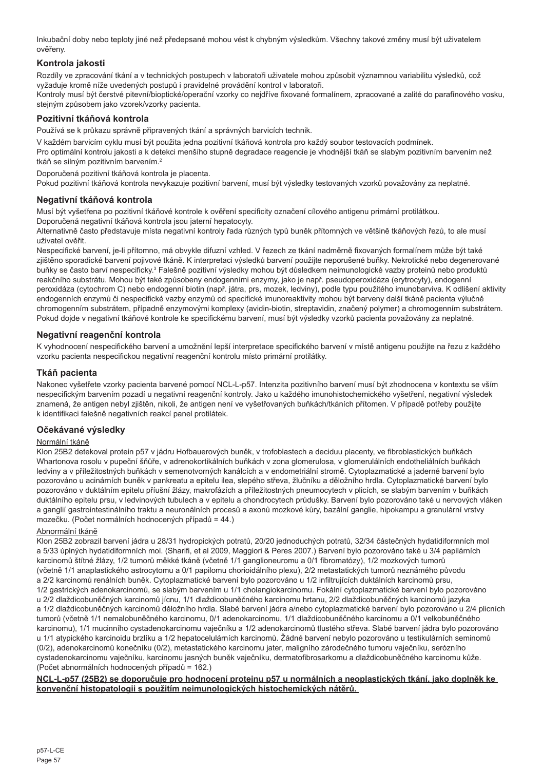Inkubační doby nebo teploty jiné než předepsané mohou vést k chybným výsledkům. Všechny takové změny musí být uživatelem ověřeny.

## Kontrola jakosti

Rozdíly ve zpracování tkání a v technických postupech v laboratoři uživatele mohou způsobit významnou variabilitu výsledků, což vyžaduje kromě níže uvedených postupů i pravidelné provádění kontrol v laboratoři.
Kontroly musí být čerstvé pitevní/bioptické/operační vzorky co nejdříve fixované formalínem, zpracované a zalité do parafínového vosku, stejným způsobem jako vzorek/vzorky pacienta.

## Pozitivní tkáňová kontrola

Používá se k průkazu správně připravených tkání a správných barvicích technik.

V každém barvicím cyklu musí být použita jedna pozitivní tkáňová kontrola pro každý soubor testovacích podmínek.
Pro optimální kontrolu jakosti a k detekci menšího stupně degradace reagencie je vhodnější tkáň se slabým pozitivním barvením než tkáň se silným pozitivním barvením.[2]

Doporučená pozitivní tkáňová kontrola je placenta.
Pokud pozitivní tkáňová kontrola nevykazuje pozitivní barvení, musí být výsledky testovaných vzorků považovány za neplatné.

## Negativní tkáňová kontrola

Musí být vyšetřena po pozitivní tkáňové kontrole k ověření specificity označení cílového antigenu primární protilátkou.
Doporučená negativní tkáňová kontrola jsou jaterní hepatocyty.
Alternativně často představuje místa negativní kontroly řada různých typů buněk přítomných ve většině tkáňových řezů, to ale musí uživatel ověřit.
Nespecifické barvení, je-li přítomno, má obvykle difuzní vzhled. V řezech ze tkání nadměrně fixovaných formalínem může být také zjištěno sporadické barvení pojivové tkáně. K interpretaci výsledků barvení použijte neporušené buňky. Nekrotické nebo degenerované buňky se často barví nespecificky.[3] Falešně pozitivní výsledky mohou být důsledkem neimunologické vazby proteinů nebo produktů reakčního substrátu. Mohou být také způsobeny endogenními enzymy, jako je např. pseudoperoxidáza (erytrocyty), endogenní peroxidáza (cytochrom C) nebo endogenní biotin (např. játra, prs, mozek, ledviny), podle typu použitého imunobarviva. K odlišení aktivity endogenních enzymů či nespecifické vazby enzymů od specifické imunoreaktivity mohou být barveny další tkáně pacienta výlučně chromogenním substrátem, případně enzymovými komplexy (avidin-biotin, streptavidin, značený polymer) a chromogenním substrátem. Pokud dojde v negativní tkáňové kontrole ke specifickému barvení, musí být výsledky vzorků pacienta považovány za neplatné.

## Negativní reagenční kontrola

K vyhodnocení nespecifického barvení a umožnění lepší interpretace specifického barvení v místě antigenu použijte na řezu z každého vzorku pacienta nespecifickou negativní reagenční kontrolu místo primární protilátky.

## Tkáň pacienta

Nakonec vyšetřete vzorky pacienta barvené pomocí NCL-L-p57. Intenzita pozitivního barvení musí být zhodnocena v kontextu se vším nespecifickým barvením pozadí u negativní reagenční kontroly. Jako u každého imunohistochemického vyšetření, negativní výsledek znamená, že antigen nebyl zjištěn, nikoli, že antigen není ve vyšetřovaných buňkách/tkáních přítomen. V případě potřeby použijte k identifikaci falešně negativních reakcí panel protilátek.

## Očekávané výsledky

Normální tkáně

Klon 25B2 detekoval protein p57 v jádru Hofbauerových buněk, v trofoblastech a deciduu placenty, ve fibroblastických buňkách Whartonova rosolu v pupeční šňůře, v adrenokortikálních buňkách v zona glomerulosa, v glomerulárních endotheliálních buňkách ledviny a v příležitostných buňkách v semenotvorných kanálcích a v endometriální stromě. Cytoplazmatické a jaderné barvení bylo pozorováno u acinárních buněk v pankreatu a epitelu ilea, slepého střeva, žlučníku a děložního hrdla. Cytoplazmatické barvení bylo pozorováno v duktálním epitelu příušní žlázy, makrofázích a příležitostných pneumocytech v plicích, se slabým barvením v buňkách duktálního epitelu prsu, v ledvinových tubulech a v epitelu a chondrocytech průdušky. Barvení bylo pozorováno také u nervových vláken a ganglií gastrointestinálního traktu a neuronálních procesů a axonů mozkové kůry, bazální ganglie, hipokampu a granulární vrstvy mozečku. (Počet normálních hodnocených případů = 44.)

Abnormální tkáně

Klon 25B2 zobrazil barvení jádra u 28/31 hydropických potratů, 20/20 jednoduchých potratů, 32/34 částečných hydatidiformních mol a 5/33 úplných hydatidiformních mol. (Sharifi, et al 2009, Maggiori & Peres 2007.) Barvení bylo pozorováno také u 3/4 papilárních karcinomů štítné žlázy, 1/2 tumorů měkké tkáně (včetně 1/1 ganglioneuromu a 0/1 fibromatózy), 1/2 mozkových tumorů (včetně 1/1 anaplastického astrocytomu a 0/1 papilomu chorioidálního plexu), 2/2 metastatických tumorů neznámého původu a 2/2 karcinomů renálních buněk. Cytoplazmatické barvení bylo pozorováno u 1/2 infiltrujících duktálních karcinomů prsu, 1/2 gastrických adenokarcinomů, se slabým barvením u 1/1 cholangiokarcinomu. Fokální cytoplazmatické barvení bylo pozorováno u 2/2 dlaždicobuněčných karcinomů jícnu, 1/1 dlaždicobuněčného karcinomu hrtanu, 2/2 dlaždicobuněčných karcinomů jazyka a 1/2 dlaždicobuněčných karcinomů děložního hrdla. Slabé barvení jádra a/nebo cytoplazmatické barvení bylo pozorováno u 2/4 plicních tumorů (včetně 1/1 nemalobuněčného karcinomu, 0/1 adenokarcinomu, 1/1 dlaždicobuněčného karcinomu a 0/1 velkobuněčného karcinomu), 1/1 mucinního cystadenokarcinomu vaječníku a 1/2 adenokarcinomů tlustého střeva. Slabé barvení jádra bylo pozorováno u 1/1 atypického karcinoidu brzlíku a 1/2 hepatocelulárních karcinomů. Žádné barvení nebylo pozorováno u testikulárních seminomů (0/2), adenokarcinomů konečníku (0/2), metastatického karcinomu jater, maligního zárodečného tumoru vaječníku, serózního cystadenokarcinomu vaječníku, karcinomu jasných buněk vaječníku, dermatofibrosarkomu a dlaždicobuněčného karcinomu kůže. (Počet abnormálních hodnocených případů = 162.)

**NCL-L-p57 (25B2) se doporučuje pro hodnocení proteinu p57 u normálních a neoplastických tkání, jako doplněk ke konvenční histopatologii s použitím neimunologických histochemických nátěrů.**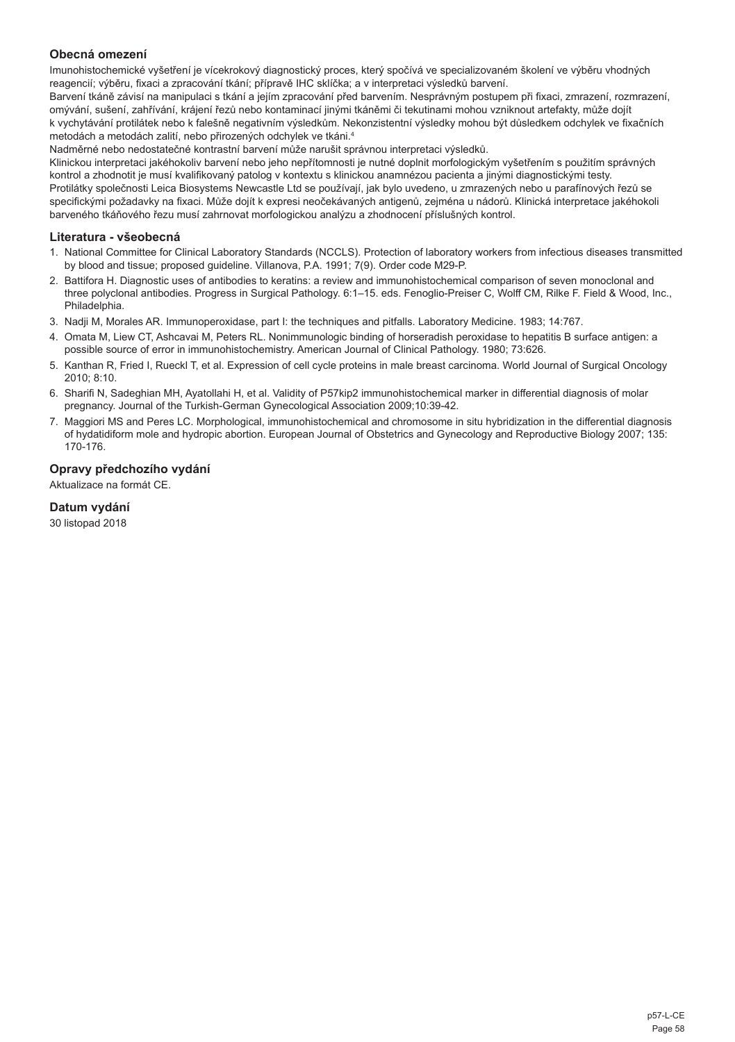## Obecná omezení

Imunohistochemické vyšetření je vícekrokový diagnostický proces, který spočívá ve specializovaném školení ve výběru vhodných reagencií; výběru, fixaci a zpracování tkání; přípravě IHC sklíčka; a v interpretaci výsledků barvení.

Barvení tkáně závisí na manipulaci s tkání a jejím zpracování před barvením. Nesprávným postupem při fixaci, zmrazení, rozmrazení, omývání, sušení, zahřívání, krájení řezů nebo kontaminací jinými tkáněmi či tekutinami mohou vzniknout artefakty, může dojít k vychytávání protilátek nebo k falešně negativním výsledkům. Nekonzistentní výsledky mohou být důsledkem odchylek ve fixačních metodách a metodách zalití, nebo přirozených odchylek ve tkáni.[4]

Nadměrné nebo nedostatečné kontrastní barvení může narušit správnou interpretaci výsledků.

Klinickou interpretaci jakéhokoliv barvení nebo jeho nepřítomnosti je nutné doplnit morfologickým vyšetřením s použitím správných kontrol a zhodnotit je musí kvalifikovaný patolog v kontextu s klinickou anamnézou pacienta a jinými diagnostickými testy.

Protilátky společnosti Leica Biosystems Newcastle Ltd se používají, jak bylo uvedeno, u zmrazených nebo u parafínových řezů se specifickými požadavky na fixaci. Může dojít k expresi neočekávaných antigenů, zejména u nádorů. Klinická interpretace jakéhokoli barveného tkáňového řezu musí zahrnovat morfologickou analýzu a zhodnocení příslušných kontrol.

## Literatura - všeobecná

1. National Committee for Clinical Laboratory Standards (NCCLS). Protection of laboratory workers from infectious diseases transmitted by blood and tissue; proposed guideline. Villanova, P.A. 1991; 7(9). Order code M29-P.
2. Battifora H. Diagnostic uses of antibodies to keratins: a review and immunohistochemical comparison of seven monoclonal and three polyclonal antibodies. Progress in Surgical Pathology. 6:1–15. eds. Fenoglio-Preiser C, Wolff CM, Rilke F. Field & Wood, Inc., Philadelphia.
3. Nadji M, Morales AR. Immunoperoxidase, part I: the techniques and pitfalls. Laboratory Medicine. 1983; 14:767.
4. Omata M, Liew CT, Ashcavai M, Peters RL. Nonimmunologic binding of horseradish peroxidase to hepatitis B surface antigen: a possible source of error in immunohistochemistry. American Journal of Clinical Pathology. 1980; 73:626.
5. Kanthan R, Fried I, Rueckl T, et al. Expression of cell cycle proteins in male breast carcinoma. World Journal of Surgical Oncology 2010; 8:10.
6. Sharifi N, Sadeghian MH, Ayatollahi H, et al. Validity of P57kip2 immunohistochemical marker in differential diagnosis of molar pregnancy. Journal of the Turkish-German Gynecological Association 2009;10:39-42.
7. Maggiori MS and Peres LC. Morphological, immunohistochemical and chromosome in situ hybridization in the differential diagnosis of hydatidiform mole and hydropic abortion. European Journal of Obstetrics and Gynecology and Reproductive Biology 2007; 135: 170-176.

## Opravy předchozího vydání

Aktualizace na formát CE.

## Datum vydání

30 listopad 2018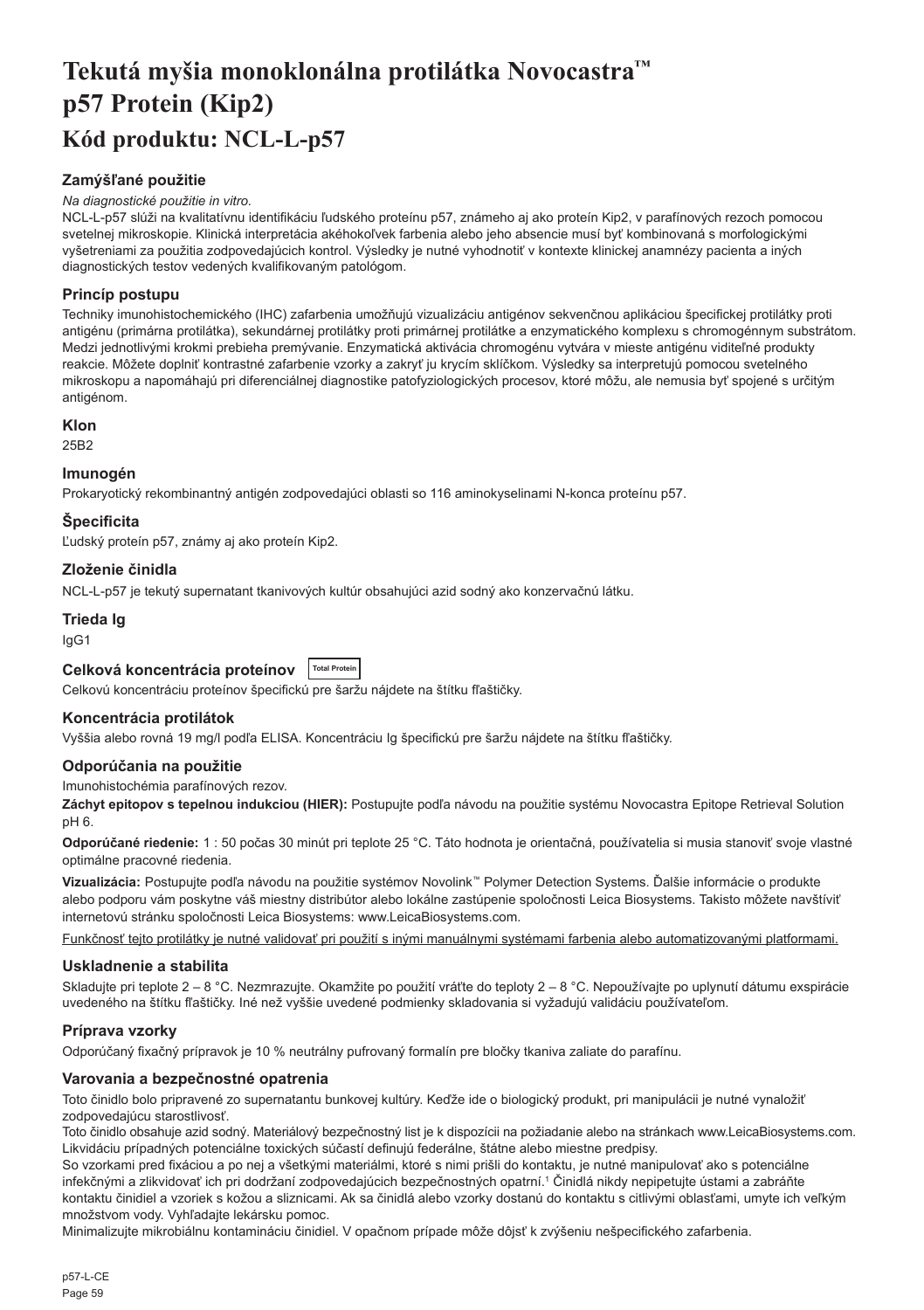# Tekutá myšia monoklonálna protilátka Novocastra™ p57 Protein (Kip2)

## Kód produktu: NCL-L-p57

### Zamýšľané použitie

*Na diagnostické použitie in vitro.*

NCL-L-p57 slúži na kvalitatívnu identifikáciu ľudského proteínu p57, známeho aj ako proteín Kip2, v parafínových rezoch pomocou svetelnej mikroskopie. Klinická interpretácia akéhokoľvek farbenia alebo jeho absencie musí byť kombinovaná s morfologickými vyšetreniami za použitia zodpovedajúcich kontrol. Výsledky je nutné vyhodnotiť v kontexte klinickej anamnézy pacienta a iných diagnostických testov vedených kvalifikovaným patológom.

### Princíp postupu

Techniky imunohistochemického (IHC) zafarbenia umožňujú vizualizáciu antigénov sekvenčnou aplikáciou špecifickej protilátky proti antigénu (primárna protilátka), sekundárnej protilátky proti primárnej protilátke a enzymatického komplexu s chromogénnym substrátom. Medzi jednotlivými krokmi prebieha premývanie. Enzymatická aktivácia chromogénu vytvára v mieste antigénu viditeľné produkty reakcie. Môžete doplniť kontrastné zafarbenie vzorky a zakryť ju krycím sklíčkom. Výsledky sa interpretujú pomocou svetelného mikroskopu a napomáhajú pri diferenciálnej diagnostike patofyziologických procesov, ktoré môžu, ale nemusia byť spojené s určitým antigénom.

### Klon

25B2

### Imunogén

Prokaryotický rekombinantný antigén zodpovedajúci oblasti so 116 aminokyselinami N-konca proteínu p57.

### Špecificita

Ľudský proteín p57, známy aj ako proteín Kip2.

### Zloženie činidla

NCL-L-p57 je tekutý supernatant tkanivových kultúr obsahujúci azid sodný ako konzervačnú látku.

### Trieda Ig

IgG1

### Celková koncentrácia proteínov Total Protein

Celkovú koncentráciu proteínov špecifickú pre šaržu nájdete na štítku fľaštičky.

### Koncentrácia protilátok

Vyššia alebo rovná 19 mg/l podľa ELISA. Koncentráciu Ig špecifickú pre šaržu nájdete na štítku fľaštičky.

### Odporúčania na použitie

Imunohistochémia parafínových rezov.

**Záchyt epitopov s tepelnou indukciou (HIER):** Postupujte podľa návodu na použitie systému Novocastra Epitope Retrieval Solution pH 6.

**Odporúčané riedenie:** 1 : 50 počas 30 minút pri teplote 25 °C. Táto hodnota je orientačná, používatelia si musia stanoviť svoje vlastné optimálne pracovné riedenia.

**Vizualizácia:** Postupujte podľa návodu na použitie systémov Novolink™ Polymer Detection Systems. Ďalšie informácie o produkte alebo podporu vám poskytne váš miestny distribútor alebo lokálne zastúpenie spoločnosti Leica Biosystems. Takisto môžete navštíviť internetovú stránku spoločnosti Leica Biosystems: www.LeicaBiosystems.com.

Funkčnosť tejto protilátky je nutné validovať pri použití s inými manuálnymi systémami farbenia alebo automatizovanými platformami.

### Uskladnenie a stabilita

Skladujte pri teplote 2 – 8 °C. Nezmrazujte. Okamžite po použití vráťte do teploty 2 – 8 °C. Nepoužívajte po uplynutí dátumu exspirácie uvedeného na štítku fľaštičky. Iné než vyššie uvedené podmienky skladovania si vyžadujú validáciu používateľom.

### Príprava vzorky

Odporúčaný fixačný prípravok je 10 % neutrálny pufrovaný formalín pre bločky tkaniva zaliate do parafínu.

### Varovania a bezpečnostné opatrenia

Toto činidlo bolo pripravené zo supernatantu bunkovej kultúry. Keďže ide o biologický produkt, pri manipulácii je nutné vynaložiť zodpovedajúcu starostlivosť.

Toto činidlo obsahuje azid sodný. Materiálový bezpečnostný list je k dispozícii na požiadanie alebo na stránkach www.LeicaBiosystems.com. Likvidáciu prípadných potenciálne toxických súčastí definujú federálne, štátne alebo miestne predpisy.

So vzorkami pred fixáciou a po nej a všetkými materiálmi, ktoré s nimi prišli do kontaktu, je nutné manipulovať ako s potenciálne infekčnými a zlikvidovať ich pri dodržaní zodpovedajúcich bezpečnostných opatrení.[1] Činidlá nikdy nepipetujte ústami a zabráňte kontaktu činidiel a vzoriek s kožou a sliznicami. Ak sa činidlá alebo vzorky dostanú do kontaktu s citlivými oblasťami, umyte ich veľkým množstvom vody. Vyhľadajte lekársku pomoc.

Minimalizujte mikrobiálnu kontamináciu činidiel. V opačnom prípade môže dôjsť k zvýšeniu nešpecifického zafarbenia.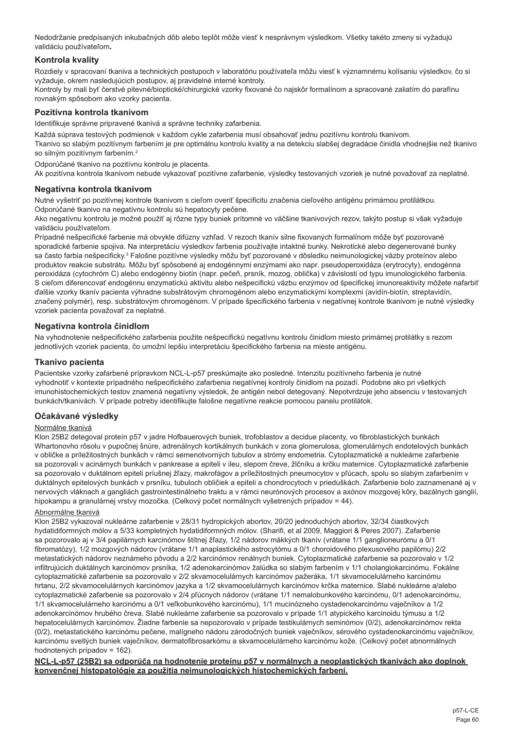Nedodržanie predpísaných inkubačných dôb alebo teplôt môže viesť k nesprávnym výsledkom. Všetky takéto zmeny si vyžadujú validáciu používateľom**.**

## Kontrola kvality

Rozdiely v spracovaní tkaniva a technických postupoch v laboratóriu používateľa môžu viesť k významnému kolísaniu výsledkov, čo si vyžaduje, okrem nasledujúcich postupov, aj pravidelné interné kontroly.
Kontroly by mali byť čerstvé pitevné/bioptické/chirurgické vzorky fixované čo najskôr formalínom a spracované zaliatím do parafínu rovnakým spôsobom ako vzorky pacienta.

## Pozitívna kontrola tkanivom

Identifikuje správne pripravené tkanivá a správne techniky zafarbenia.

Každá súprava testových podmienok v každom cykle zafarbenia musí obsahovať jednu pozitívnu kontrolu tkanivom.
Tkanivo so slabým pozitívnym farbením je pre optimálnu kontrolu kvality a na detekciu slabšej degradácie činidla vhodnejšie než tkanivo so silným pozitívnym farbením.[2]

Odporúčané tkanivo na pozitívnu kontrolu je placenta.
Ak pozitívna kontrola tkanivom nebude vykazovať pozitívne zafarbenie, výsledky testovaných vzoriek je nutné považovať za neplatné.

## Negatívna kontrola tkanivom

Nutné vyšetriť po pozitívnej kontrole tkanivom s cieľom overiť špecificitu značenia cieľového antigénu primárnou protilátkou.
Odporúčané tkanivo na negatívnu kontrolu sú hepatocyty pečene.
Ako negatívnu kontrolu je možné použiť aj rôzne typy buniek prítomné vo väčšine tkanivových rezov, takýto postup si však vyžaduje validáciu používateľom.
Prípadné nešpecifické farbenie má obvykle difúzny vzhľad. V rezoch tkanív silne fixovaných formalínom môže byť pozorované sporadické farbenie spojiva. Na interpretáciu výsledkov farbenia používajte intaktné bunky. Nekrotické alebo degenerované bunky sa často farbia nešpecificky.[3] Falošne pozitívne výsledky môžu byť pozorované v dôsledku neimunologickej väzby proteínov alebo produktov reakcie substrátu. Môžu byť spôsobené aj endogénnymi enzýmami ako napr. pseudoperoxidáza (erytrocyty), endogénna peroxidáza (cytochróm C) alebo endogénny biotín (napr. pečeň, prsník, mozog, oblička) v závislosti od typu imunologického farbenia. S cieľom diferencovať endogénnu enzymatickú aktivitu alebo nešpecifickú väzbu enzýmov od špecifickej imunoreaktivity môžete nafarbiť ďalšie vzorky tkanív pacienta výhradne substrátovým chromogénom alebo enzymatickými komplexmi (avidín-biotín, streptavidín, značený polymér), resp. substrátovým chromogénom. V prípade špecifického farbenia v negatívnej kontrole tkanivom je nutné výsledky vzoriek pacienta považovať za neplatné.

## Negatívna kontrola činidlom

Na vyhodnotenie nešpecifického zafarbenia použite nešpecifickú negatívnu kontrolu činidlom miesto primárnej protilátky s rezom jednotlivých vzoriek pacienta, čo umožní lepšiu interpretáciu špecifického farbenia na mieste antigénu.

## Tkanivo pacienta

Pacientske vzorky zafarbené prípravkom NCL-L-p57 preskúmajte ako posledné. Intenzitu pozitívneho farbenia je nutné vyhodnotiť v kontexte prípadného nešpecifického zafarbenia negatívnej kontroly činidlom na pozadí. Podobne ako pri všetkých imunohistochemických testov znamená negatívny výsledok, že antigén nebol detegovaný. Nepotvrdzuje jeho absenciu v testovaných bunkách/tkanivách. V prípade potreby identifikujte falošne negatívne reakcie pomocou panelu protilátok.

## Očakávané výsledky

Normálne tkanivá

Klon 25B2 detegoval proteín p57 v jadre Hofbauerových buniek, trofoblastov a decidue placenty, vo fibroblastických bunkách Whartonovho rôsolu v pupočnej šnúre, adrenálnych kortikálnych bunkách v zona glomerulosa, glomerulárnych endotelových bunkách v obličke a príležitostných bunkách v rámci semenotvorných tubulov a stróme endometria. Cytoplazmatické a nukleárne zafarbenie sa pozorovali v acinárnych bunkách v pankrease a epiteli v ileu, slepom čreve, žlčníku a krčku maternice. Cytoplazmatické zafarbenie sa pozorovalo v duktálnom epiteli príušnej žľazy, makrofágov a príležitostných pneumocytov v pľúcach, spolu so slabým zafarbením v duktálnych epitelových bunkách v prsníku, tubuloch obličiek a epiteli a chondrocytoch v prieduškách. Zafarbenie bolo zaznamenané aj v nervových vláknach a gangliách gastrointestinálneho traktu a v rámci neurónových procesov a axónov mozgovej kôry, bazálnych ganglií, hipokampu a granulárnej vrstvy mozočka. (Celkový počet normálnych vyšetrených prípadov = 44).

Abnormálne tkanivá

Klon 25B2 vykazoval nukleárne zafarbenie v 28/31 hydropických abortov, 20/20 jednoduchých abortov, 32/34 čiastkových hydatidiformných mól a 5/33 kompletných hydatidiformných mól. (Sharifi, et al 2009, Maggiori & Peres 2007). Zafarbenie sa pozorovalo aj v 3/4 papilárnych karcinómov štítnej žľazy, 1/2 nádorov mäkkých tkanív (vrátane 1/1 ganglioneurómu a 0/1 fibromatózy), 1/2 mozgových nádorov (vrátane 1/1 anaplastického astrocytómu a 0/1 choroidového plexusového papilómu) 2/2 metastatických nádorov neznámeho pôvodu a 2/2 karcinómov renálnych buniek. Cytoplazmatické zafarbenie sa pozorovalo v 1/2 infiltrujúcich duktálnych karcinómov prsníka, 1/2 adenokarcinómov žalúdka so slabým farbením v 1/1 cholangiokarcinómu. Fokálne cytoplazmatické zafarbenie sa pozorovalo v 2/2 skvamocelulárnych karcinómov pažeráka, 1/1 skvamocelulárneho karcinómu hrtanu, 2/2 skvamocelulárnych karcinómov jazyka a 1/2 skvamocelulárnych karcinómov krčka maternice. Slabé nukleárne a/alebo cytoplazmatické zafarbenie sa pozorovalo v 2/4 pľúcnych nádorov (vrátane 1/1 nemalobunkového karcinómu, 0/1 adenokarcinómu, 1/1 skvamocelulárneho karcinómu a 0/1 veľkobunkového karcinómu), 1/1 mucinózneho cystadenokarcinómu vaječníkov a 1/2 adenokarcinómov hrubého čreva. Slabé nukleárne zafarbenie sa pozorovalo v prípade 1/1 atypického karcinoidu týmusu a 1/2 hepatocelulárnych karcinómov. Žiadne farbenie sa nepozorovalo v prípade testikulárnych seminómov (0/2), adenokarcinómov rekta (0/2), metastatického karcinómu pečene, malígneho nádoru zárodočných buniek vaječníkov, sérového cystadenokarcinómu vaječníkov, karcinómu svetlých buniek vaječníkov, dermatofibrosarkómu a skvamocelulárneho karcinómu kože. (Celkový počet abnormálnych hodnotených prípadov = 162).

**NCL-L-p57 (25B2) sa odporúča na hodnotenie proteínu p57 v normálnych a neoplastických tkanivách ako doplnok konvenčnej histopatológie za použitia neimunologických histochemických farbení.**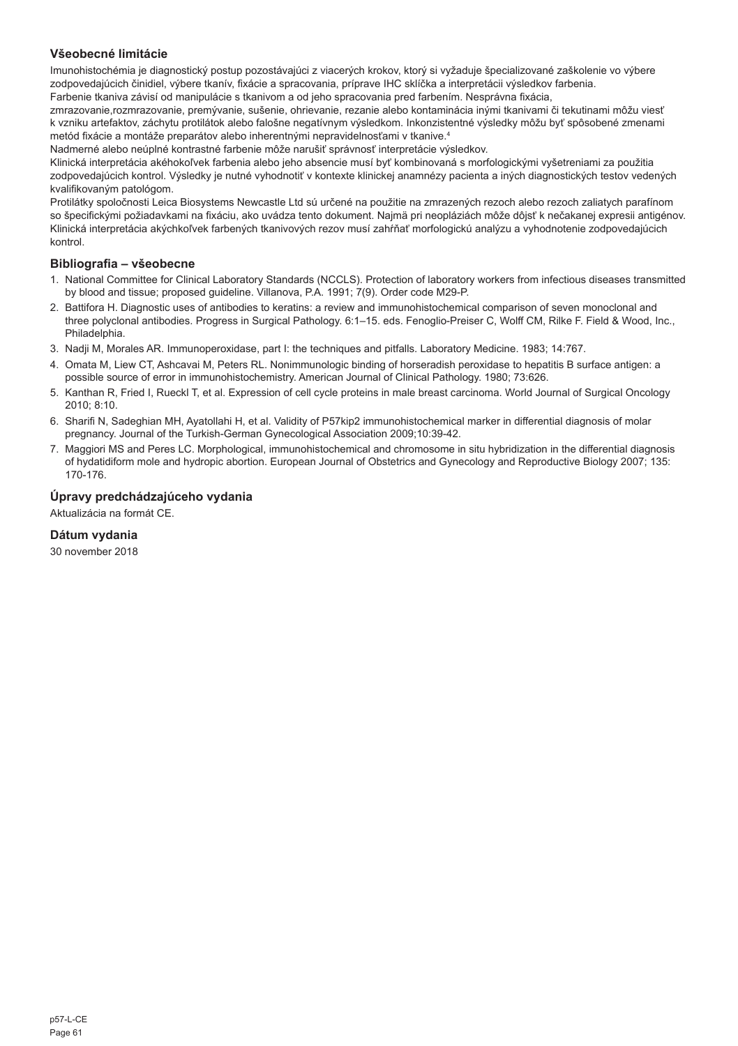## Všeobecné limitácie

Imunohistochémia je diagnostický postup pozostávajúci z viacerých krokov, ktorý si vyžaduje špecializované zaškolenie vo výbere zodpovedajúcich činidiel, výbere tkanív, fixácie a spracovania, príprave IHC sklíčka a interpretácii výsledkov farbenia.

Farbenie tkaniva závisí od manipulácie s tkanivom a od jeho spracovania pred farbením. Nesprávna fixácia, zmrazovanie,rozmrazovanie, premývanie, sušenie, ohrievanie, rezanie alebo kontaminácia inými tkanivami či tekutinami môžu viesť k vzniku artefaktov, záchytu protilátok alebo falošne negatívnym výsledkom. Inkonzistentné výsledky môžu byť spôsobené zmenami metód fixácie a montáže preparátov alebo inherentnými nepravidelnosťami v tkanive.[4]

Nadmerné alebo neúplné kontrastné farbenie môže narušiť správnosť interpretácie výsledkov.

Klinická interpretácia akéhokoľvek farbenia alebo jeho absencie musí byť kombinovaná s morfologickými vyšetreniami za použitia zodpovedajúcich kontrol. Výsledky je nutné vyhodnotiť v kontexte klinickej anamnézy pacienta a iných diagnostických testov vedených kvalifikovaným patológom.

Protilátky spoločnosti Leica Biosystems Newcastle Ltd sú určené na použitie na zmrazených rezoch alebo rezoch zaliatych parafínom so špecifickými požiadavkami na fixáciu, ako uvádza tento dokument. Najmä pri neopláziách môže dôjsť k nečakanej expresii antigénov. Klinická interpretácia akýchkoľvek farbených tkanivových rezov musí zahŕňať morfologickú analýzu a vyhodnotenie zodpovedajúcich kontrol.

## Bibliografia – všeobecne

1. National Committee for Clinical Laboratory Standards (NCCLS). Protection of laboratory workers from infectious diseases transmitted by blood and tissue; proposed guideline. Villanova, P.A. 1991; 7(9). Order code M29-P.
2. Battifora H. Diagnostic uses of antibodies to keratins: a review and immunohistochemical comparison of seven monoclonal and three polyclonal antibodies. Progress in Surgical Pathology. 6:1–15. eds. Fenoglio-Preiser C, Wolff CM, Rilke F. Field & Wood, Inc., Philadelphia.
3. Nadji M, Morales AR. Immunoperoxidase, part I: the techniques and pitfalls. Laboratory Medicine. 1983; 14:767.
4. Omata M, Liew CT, Ashcavai M, Peters RL. Nonimmunologic binding of horseradish peroxidase to hepatitis B surface antigen: a possible source of error in immunohistochemistry. American Journal of Clinical Pathology. 1980; 73:626.
5. Kanthan R, Fried I, Rueckl T, et al. Expression of cell cycle proteins in male breast carcinoma. World Journal of Surgical Oncology 2010; 8:10.
6. Sharifi N, Sadeghian MH, Ayatollahi H, et al. Validity of P57kip2 immunohistochemical marker in differential diagnosis of molar pregnancy. Journal of the Turkish-German Gynecological Association 2009;10:39-42.
7. Maggiori MS and Peres LC. Morphological, immunohistochemical and chromosome in situ hybridization in the differential diagnosis of hydatidiform mole and hydropic abortion. European Journal of Obstetrics and Gynecology and Reproductive Biology 2007; 135: 170-176.

## Úpravy predchádzajúceho vydania

Aktualizácia na formát CE.

## Dátum vydania

30 november 2018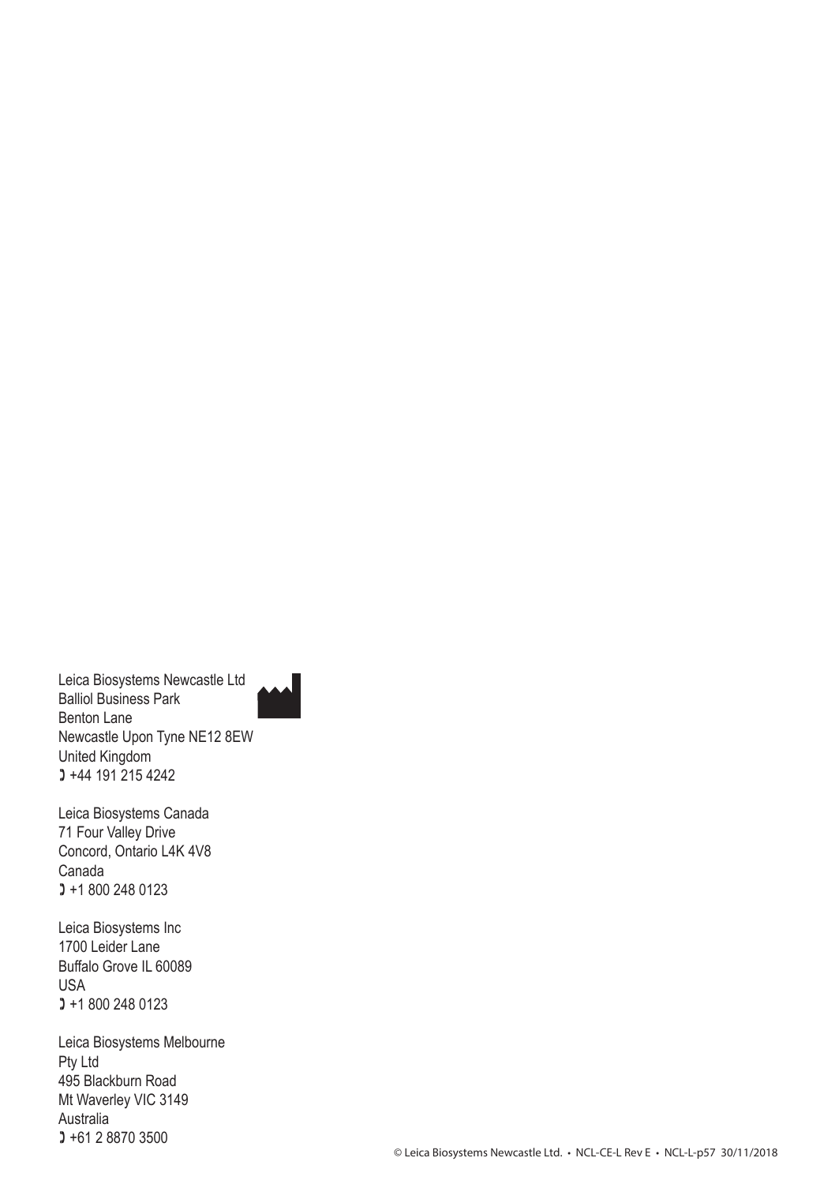Leica Biosystems Newcastle Ltd
Balliol Business Park
Benton Lane
Newcastle Upon Tyne NE12 8EW
United Kingdom
+44 191 215 4242

Leica Biosystems Canada
71 Four Valley Drive
Concord, Ontario L4K 4V8
Canada
+1 800 248 0123

Leica Biosystems Inc
1700 Leider Lane
Buffalo Grove IL 60089
USA
+1 800 248 0123

Leica Biosystems Melbourne
Pty Ltd
495 Blackburn Road
Mt Waverley VIC 3149
Australia
+61 2 8870 3500

© Leica Biosystems Newcastle Ltd. • NCL-CE-L Rev E • NCL-L-p57 30/11/2018